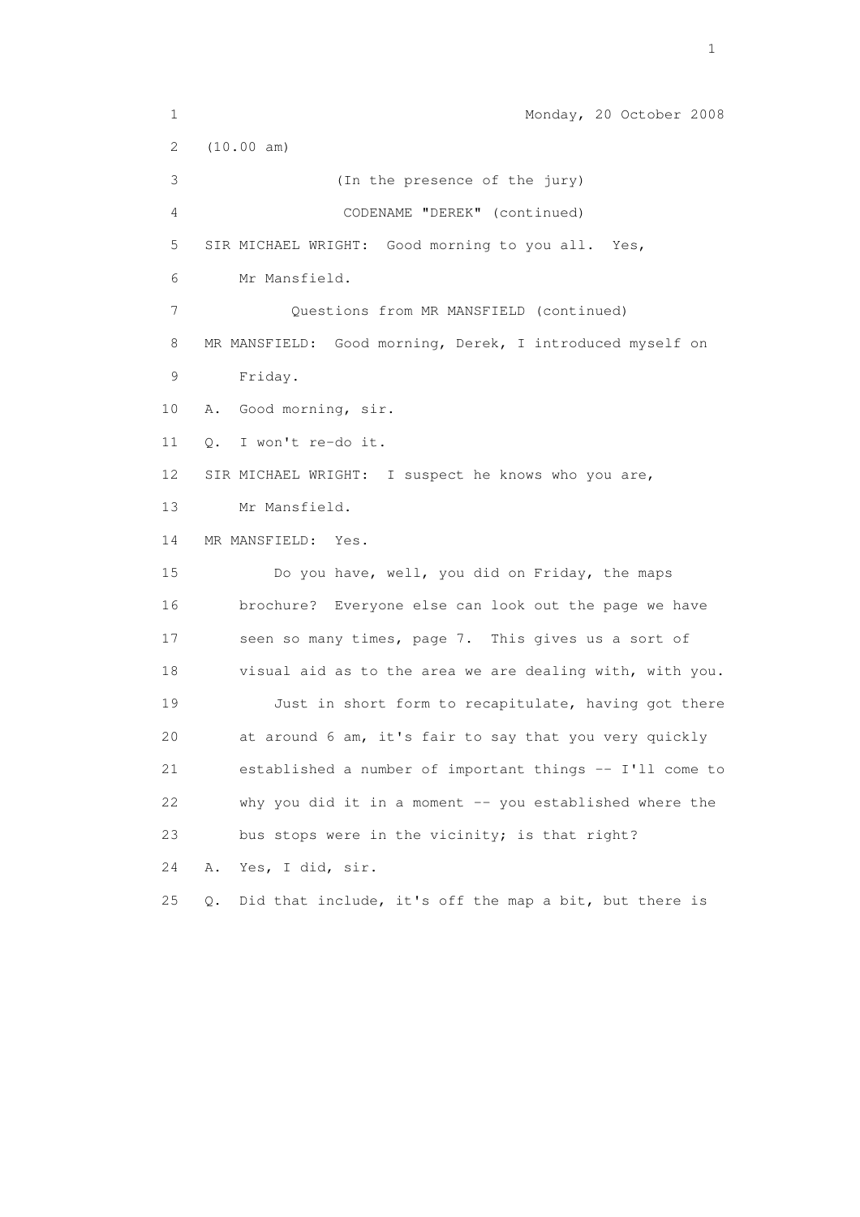Monday, 20 October 2008

(10.00 am)

(In the presence of the jury)

CODENAME "DEREK" (continued)

SIR MICHAEL WRIGHT: Good morning to you all. Yes, Mr Mansfield.

Questions from MR MANSFIELD (continued)

MR MANSFIELD: Good morning, Derek, I introduced myself on Friday.

A. Good morning, sir.

Q. I won't re-do it.

SIR MICHAEL WRIGHT: I suspect he knows who you are, Mr Mansfield.

MR MANSFIELD: Yes.

Do you have, well, you did on Friday, the maps brochure? Everyone else can look out the page we have seen so many times, page 7. This gives us a sort of visual aid as to the area we are dealing with, with you.

Just in short form to recapitulate, having got there at around 6 am, it's fair to say that you very quickly established a number of important things -- I'll come to why you did it in a moment -- you established where the bus stops were in the vicinity; is that right?

A. Yes, I did, sir.

Q. Did that include, it's off the map a bit, but there is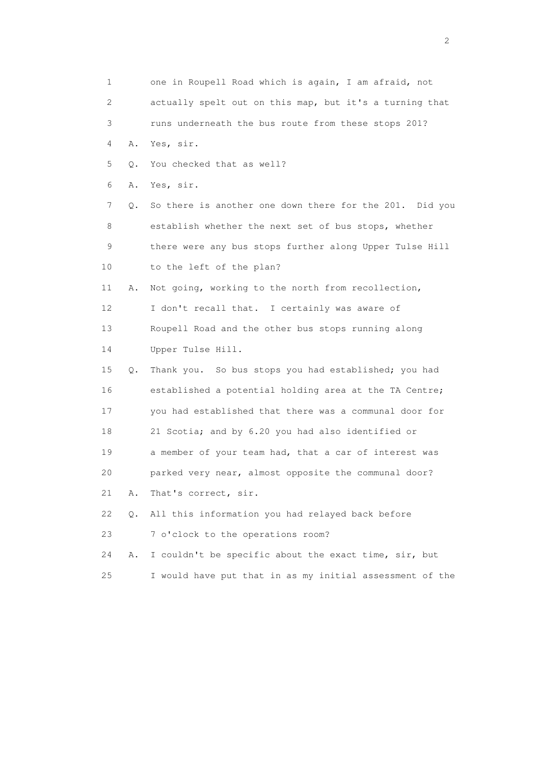1 one in Roupell Road which is again, I am afraid, not
2 actually spelt out on this map, but it's a turning that
3 runs underneath the bus route from these stops 201?
4 A. Yes, sir.
5 Q. You checked that as well?
6 A. Yes, sir.
7 Q. So there is another one down there for the 201. Did you
8 establish whether the next set of bus stops, whether
9 there were any bus stops further along Upper Tulse Hill
10 to the left of the plan?
11 A. Not going, working to the north from recollection,
12 I don't recall that. I certainly was aware of
13 Roupell Road and the other bus stops running along
14 Upper Tulse Hill.
15 Q. Thank you. So bus stops you had established; you had
16 established a potential holding area at the TA Centre;
17 you had established that there was a communal door for
18 21 Scotia; and by 6.20 you had also identified or
19 a member of your team had, that a car of interest was
20 parked very near, almost opposite the communal door?
21 A. That's correct, sir.
22 Q. All this information you had relayed back before
23 7 o'clock to the operations room?
24 A. I couldn't be specific about the exact time, sir, but
25 I would have put that in as my initial assessment of the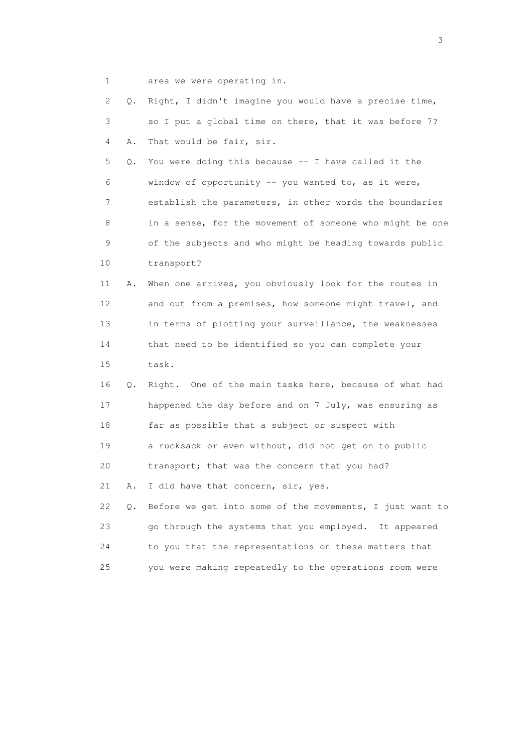1 area we were operating in.

2 Q. Right, I didn't imagine you would have a precise time,

3 so I put a global time on there, that it was before 7?

4 A. That would be fair, sir.

5 Q. You were doing this because -- I have called it the

6 window of opportunity -- you wanted to, as it were,

7 establish the parameters, in other words the boundaries

8 in a sense, for the movement of someone who might be one

9 of the subjects and who might be heading towards public

10 transport?

11 A. When one arrives, you obviously look for the routes in

12 and out from a premises, how someone might travel, and

13 in terms of plotting your surveillance, the weaknesses

14 that need to be identified so you can complete your

15 task.

16 Q. Right. One of the main tasks here, because of what had

17 happened the day before and on 7 July, was ensuring as

18 far as possible that a subject or suspect with

19 a rucksack or even without, did not get on to public

20 transport; that was the concern that you had?

21 A. I did have that concern, sir, yes.

22 Q. Before we get into some of the movements, I just want to

23 go through the systems that you employed. It appeared

24 to you that the representations on these matters that

25 you were making repeatedly to the operations room were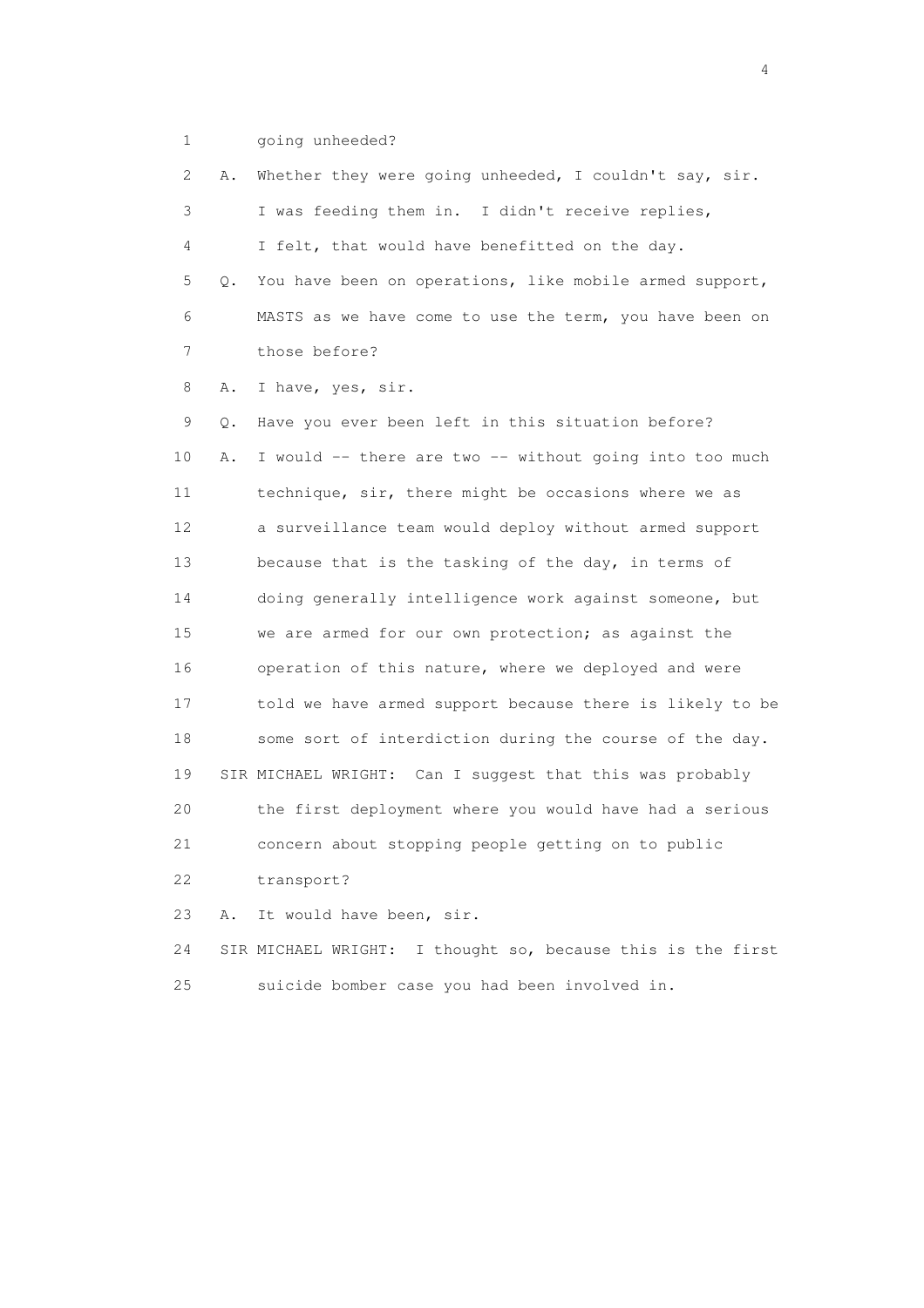1 going unheeded?

2 A. Whether they were going unheeded, I couldn't say, sir.

3 I was feeding them in. I didn't receive replies,

4 I felt, that would have benefitted on the day.

5 Q. You have been on operations, like mobile armed support,

6 MASTS as we have come to use the term, you have been on

7 those before?

8 A. I have, yes, sir.

9 Q. Have you ever been left in this situation before?

10 A. I would -- there are two -- without going into too much

11 technique, sir, there might be occasions where we as

12 a surveillance team would deploy without armed support

13 because that is the tasking of the day, in terms of

14 doing generally intelligence work against someone, but

15 we are armed for our own protection; as against the

16 operation of this nature, where we deployed and were

17 told we have armed support because there is likely to be

18 some sort of interdiction during the course of the day.

19 SIR MICHAEL WRIGHT: Can I suggest that this was probably

20 the first deployment where you would have had a serious

21 concern about stopping people getting on to public

22 transport?

23 A. It would have been, sir.

24 SIR MICHAEL WRIGHT: I thought so, because this is the first

25 suicide bomber case you had been involved in.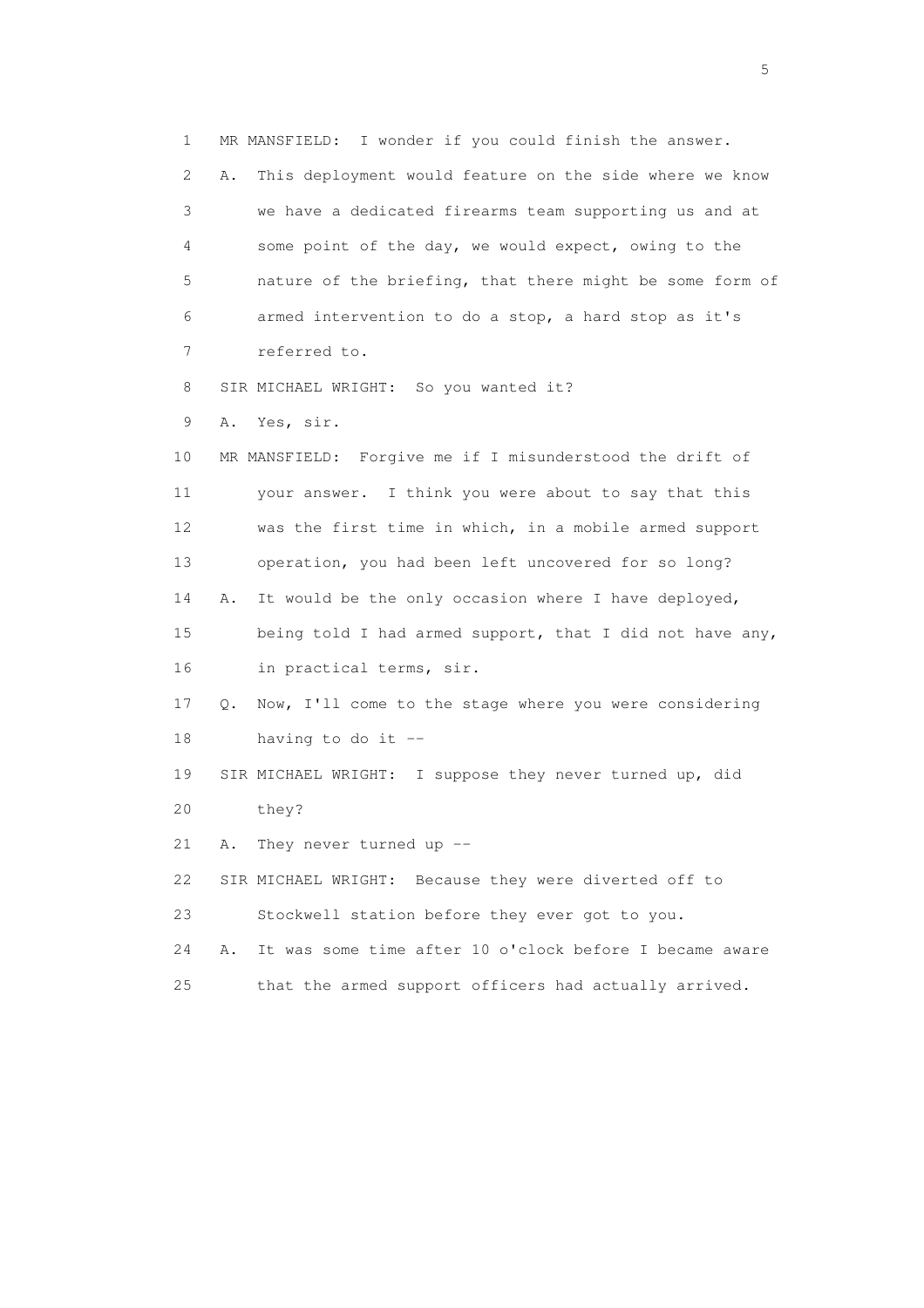1 MR MANSFIELD: I wonder if you could finish the answer.

2 A. This deployment would feature on the side where we know

3 we have a dedicated firearms team supporting us and at

4 some point of the day, we would expect, owing to the

5 nature of the briefing, that there might be some form of

6 armed intervention to do a stop, a hard stop as it's

7 referred to.

8 SIR MICHAEL WRIGHT: So you wanted it?

9 A. Yes, sir.

10 MR MANSFIELD: Forgive me if I misunderstood the drift of

11 your answer. I think you were about to say that this

12 was the first time in which, in a mobile armed support

13 operation, you had been left uncovered for so long?

14 A. It would be the only occasion where I have deployed,

15 being told I had armed support, that I did not have any,

16 in practical terms, sir.

17 Q. Now, I'll come to the stage where you were considering

18 having to do it --

19 SIR MICHAEL WRIGHT: I suppose they never turned up, did

20 they?

21 A. They never turned up --

22 SIR MICHAEL WRIGHT: Because they were diverted off to

23 Stockwell station before they ever got to you.

24 A. It was some time after 10 o'clock before I became aware

25 that the armed support officers had actually arrived.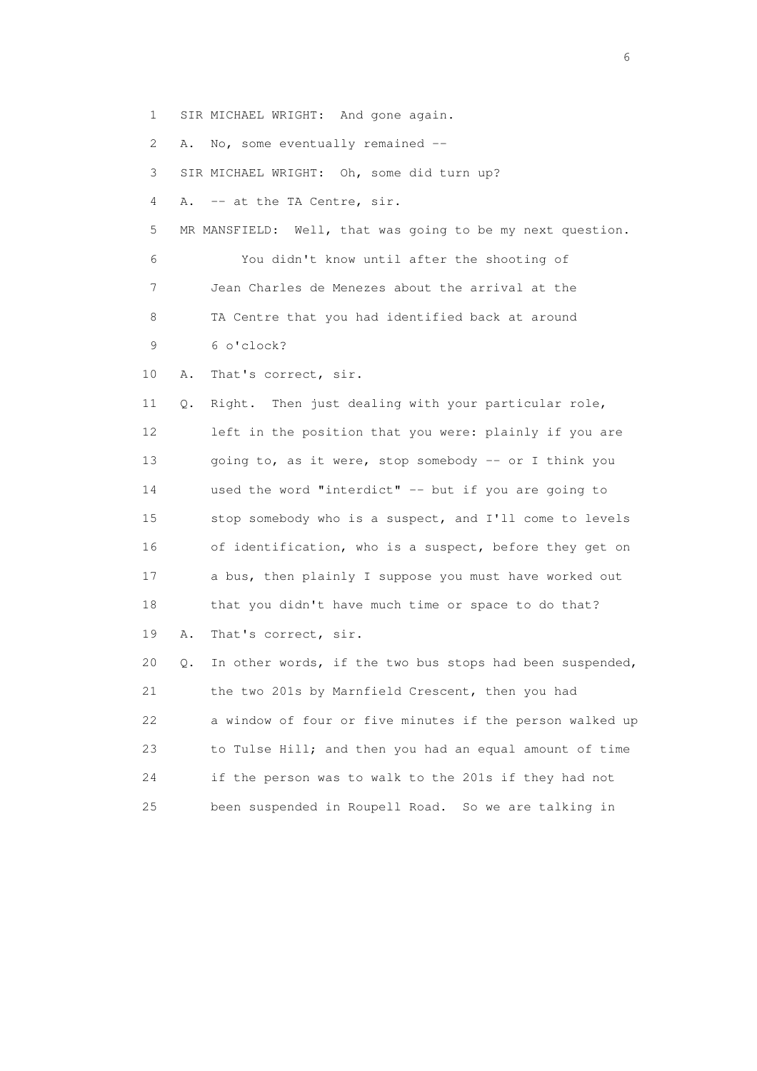1 SIR MICHAEL WRIGHT: And gone again.

2 A. No, some eventually remained --

3 SIR MICHAEL WRIGHT: Oh, some did turn up?

4 A. -- at the TA Centre, sir.

5 MR MANSFIELD: Well, that was going to be my next question.

6 You didn't know until after the shooting of

7 Jean Charles de Menezes about the arrival at the

8 TA Centre that you had identified back at around

9 6 o'clock?

10 A. That's correct, sir.

11 Q. Right. Then just dealing with your particular role,

12 left in the position that you were: plainly if you are

13 going to, as it were, stop somebody -- or I think you

14 used the word "interdict" -- but if you are going to

15 stop somebody who is a suspect, and I'll come to levels

16 of identification, who is a suspect, before they get on

17 a bus, then plainly I suppose you must have worked out

18 that you didn't have much time or space to do that?

19 A. That's correct, sir.

20 Q. In other words, if the two bus stops had been suspended,

21 the two 201s by Marnfield Crescent, then you had

22 a window of four or five minutes if the person walked up

23 to Tulse Hill; and then you had an equal amount of time

24 if the person was to walk to the 201s if they had not

25 been suspended in Roupell Road. So we are talking in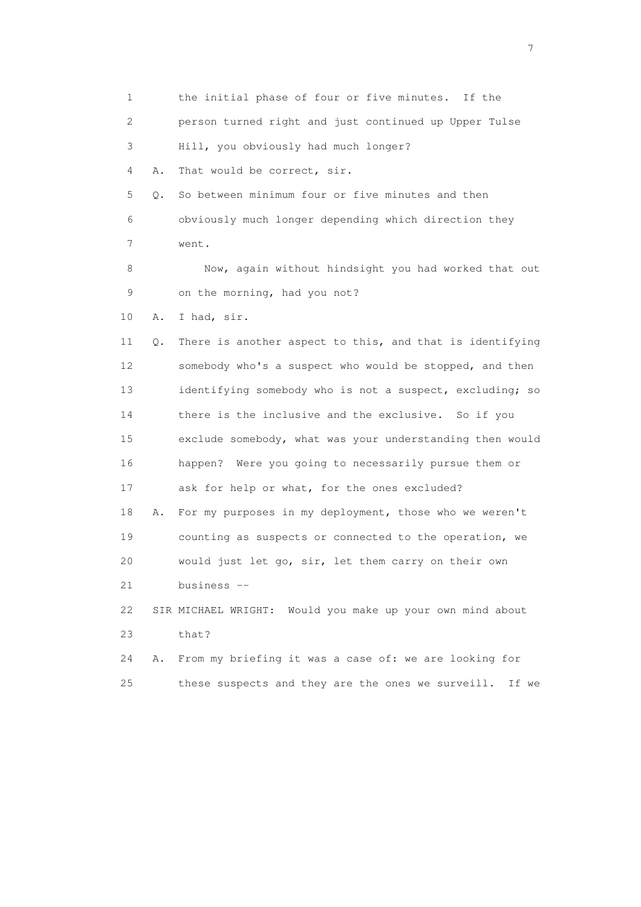1 the initial phase of four or five minutes. If the
2 person turned right and just continued up Upper Tulse
3 Hill, you obviously had much longer?

4 A. That would be correct, sir.

5 Q. So between minimum four or five minutes and then
6 obviously much longer depending which direction they
7 went.

8 Now, again without hindsight you had worked that out
9 on the morning, had you not?

10 A. I had, sir.

11 Q. There is another aspect to this, and that is identifying
12 somebody who's a suspect who would be stopped, and then
13 identifying somebody who is not a suspect, excluding; so
14 there is the inclusive and the exclusive. So if you
15 exclude somebody, what was your understanding then would
16 happen? Were you going to necessarily pursue them or
17 ask for help or what, for the ones excluded?

18 A. For my purposes in my deployment, those who we weren't
19 counting as suspects or connected to the operation, we
20 would just let go, sir, let them carry on their own
21 business --

22 SIR MICHAEL WRIGHT: Would you make up your own mind about
23 that?

24 A. From my briefing it was a case of: we are looking for
25 these suspects and they are the ones we surveill. If we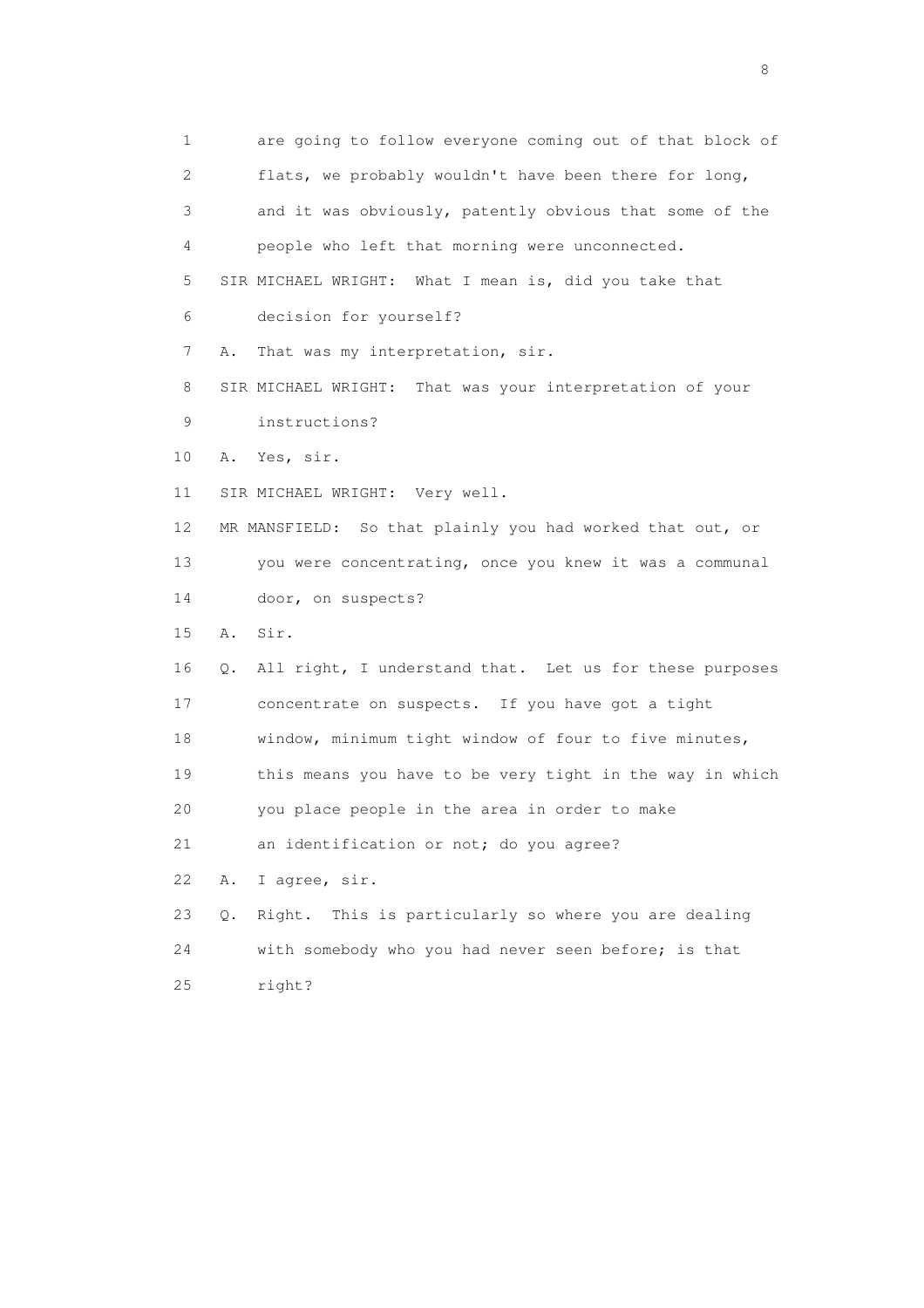1 are going to follow everyone coming out of that block of
2 flats, we probably wouldn't have been there for long,
3 and it was obviously, patently obvious that some of the
4 people who left that morning were unconnected.
5 SIR MICHAEL WRIGHT: What I mean is, did you take that
6 decision for yourself?
7 A. That was my interpretation, sir.
8 SIR MICHAEL WRIGHT: That was your interpretation of your
9 instructions?
10 A. Yes, sir.
11 SIR MICHAEL WRIGHT: Very well.
12 MR MANSFIELD: So that plainly you had worked that out, or
13 you were concentrating, once you knew it was a communal
14 door, on suspects?
15 A. Sir.
16 Q. All right, I understand that. Let us for these purposes
17 concentrate on suspects. If you have got a tight
18 window, minimum tight window of four to five minutes,
19 this means you have to be very tight in the way in which
20 you place people in the area in order to make
21 an identification or not; do you agree?
22 A. I agree, sir.
23 Q. Right. This is particularly so where you are dealing
24 with somebody who you had never seen before; is that
25 right?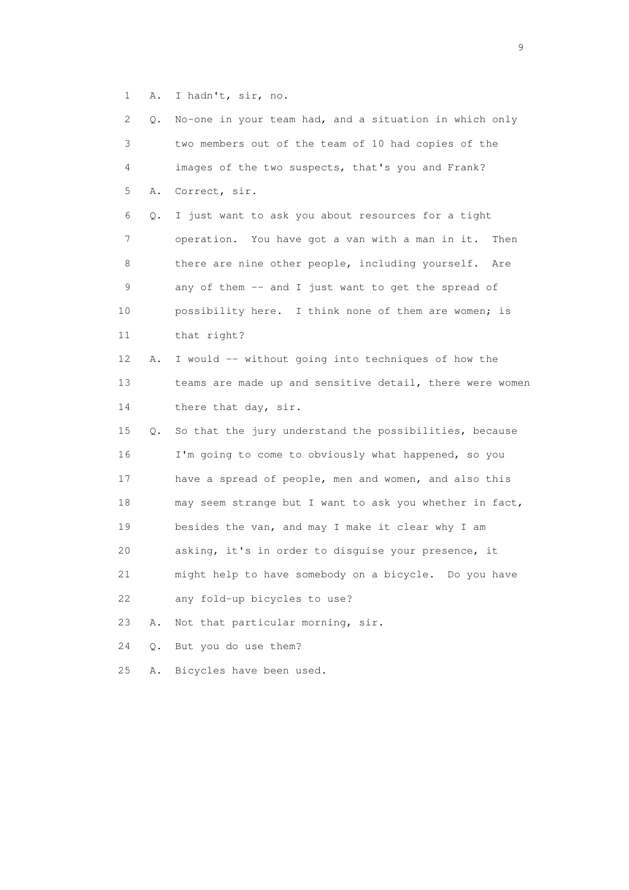1 A. I hadn't, sir, no.

2 Q. No-one in your team had, and a situation in which only
3 two members out of the team of 10 had copies of the
4 images of the two suspects, that's you and Frank?

5 A. Correct, sir.

6 Q. I just want to ask you about resources for a tight
7 operation. You have got a van with a man in it. Then
8 there are nine other people, including yourself. Are
9 any of them -- and I just want to get the spread of
10 possibility here. I think none of them are women; is
11 that right?

12 A. I would -- without going into techniques of how the
13 teams are made up and sensitive detail, there were women
14 there that day, sir.

15 Q. So that the jury understand the possibilities, because
16 I'm going to come to obviously what happened, so you
17 have a spread of people, men and women, and also this
18 may seem strange but I want to ask you whether in fact,
19 besides the van, and may I make it clear why I am
20 asking, it's in order to disguise your presence, it
21 might help to have somebody on a bicycle. Do you have
22 any fold-up bicycles to use?

23 A. Not that particular morning, sir.

24 Q. But you do use them?

25 A. Bicycles have been used.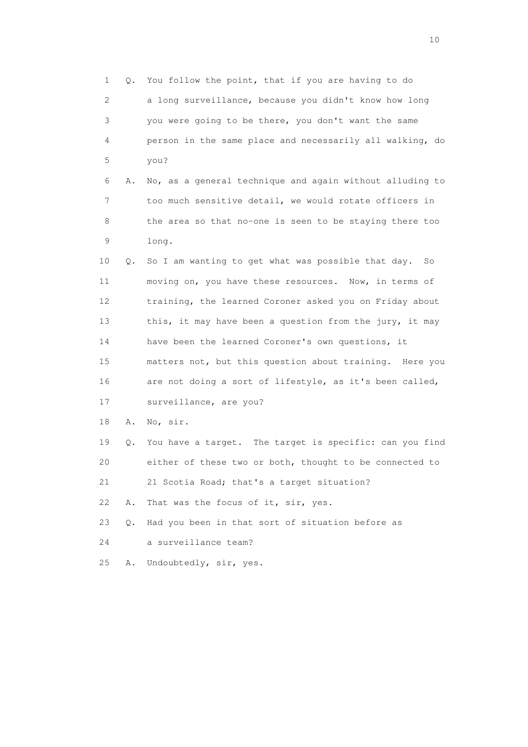1 Q. You follow the point, that if you are having to do
2 a long surveillance, because you didn't know how long
3 you were going to be there, you don't want the same
4 person in the same place and necessarily all walking, do
5 you?

6 A. No, as a general technique and again without alluding to
7 too much sensitive detail, we would rotate officers in
8 the area so that no-one is seen to be staying there too
9 long.

10 Q. So I am wanting to get what was possible that day. So
11 moving on, you have these resources. Now, in terms of
12 training, the learned Coroner asked you on Friday about
13 this, it may have been a question from the jury, it may
14 have been the learned Coroner's own questions, it
15 matters not, but this question about training. Here you
16 are not doing a sort of lifestyle, as it's been called,
17 surveillance, are you?

18 A. No, sir.

19 Q. You have a target. The target is specific: can you find
20 either of these two or both, thought to be connected to
21 21 Scotia Road; that's a target situation?

22 A. That was the focus of it, sir, yes.

23 Q. Had you been in that sort of situation before as
24 a surveillance team?

25 A. Undoubtedly, sir, yes.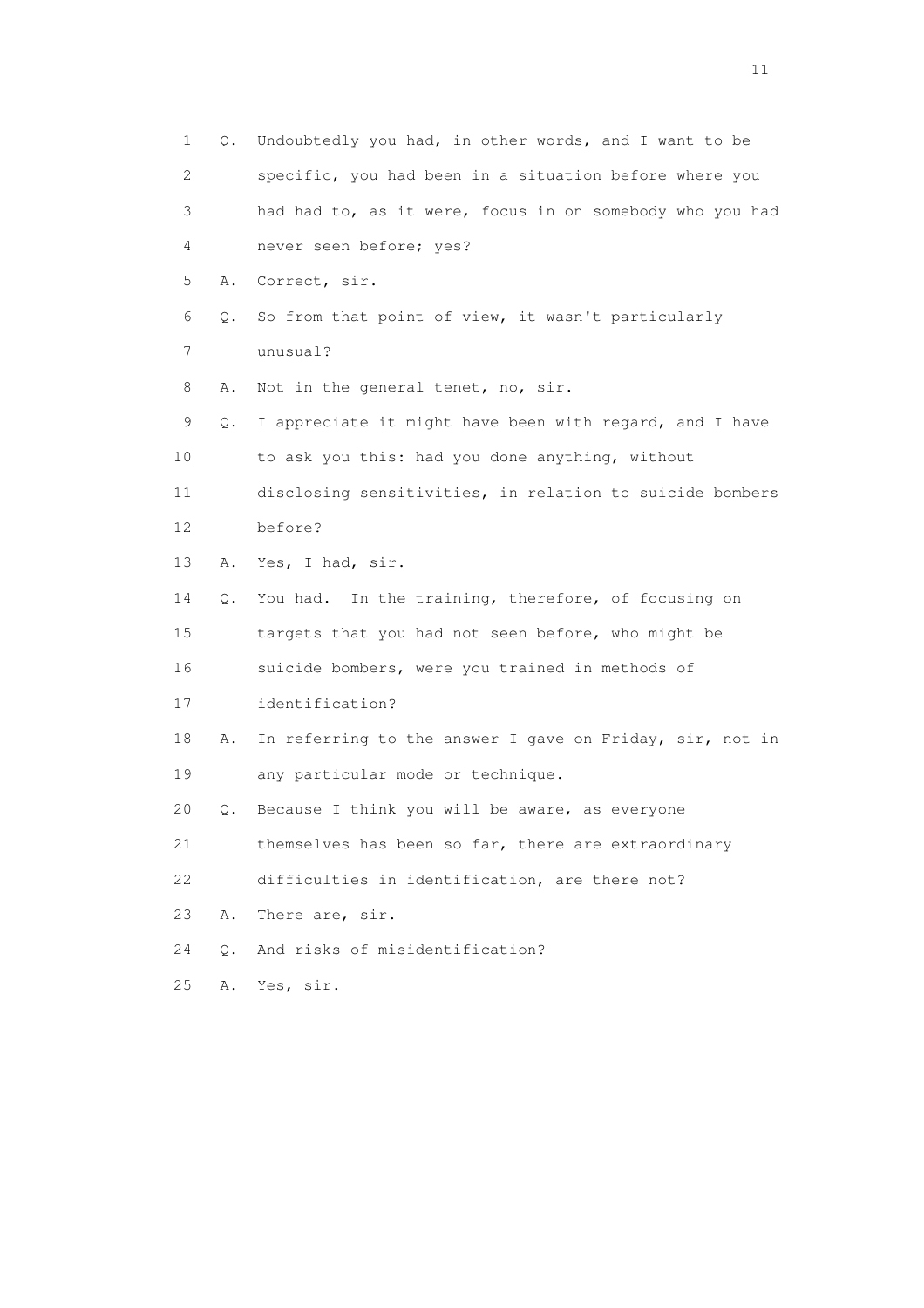1 Q. Undoubtedly you had, in other words, and I want to be
2 specific, you had been in a situation before where you
3 had had to, as it were, focus in on somebody who you had
4 never seen before; yes?
5 A. Correct, sir.
6 Q. So from that point of view, it wasn't particularly
7 unusual?
8 A. Not in the general tenet, no, sir.
9 Q. I appreciate it might have been with regard, and I have
10 to ask you this: had you done anything, without
11 disclosing sensitivities, in relation to suicide bombers
12 before?
13 A. Yes, I had, sir.
14 Q. You had. In the training, therefore, of focusing on
15 targets that you had not seen before, who might be
16 suicide bombers, were you trained in methods of
17 identification?
18 A. In referring to the answer I gave on Friday, sir, not in
19 any particular mode or technique.
20 Q. Because I think you will be aware, as everyone
21 themselves has been so far, there are extraordinary
22 difficulties in identification, are there not?
23 A. There are, sir.
24 Q. And risks of misidentification?
25 A. Yes, sir.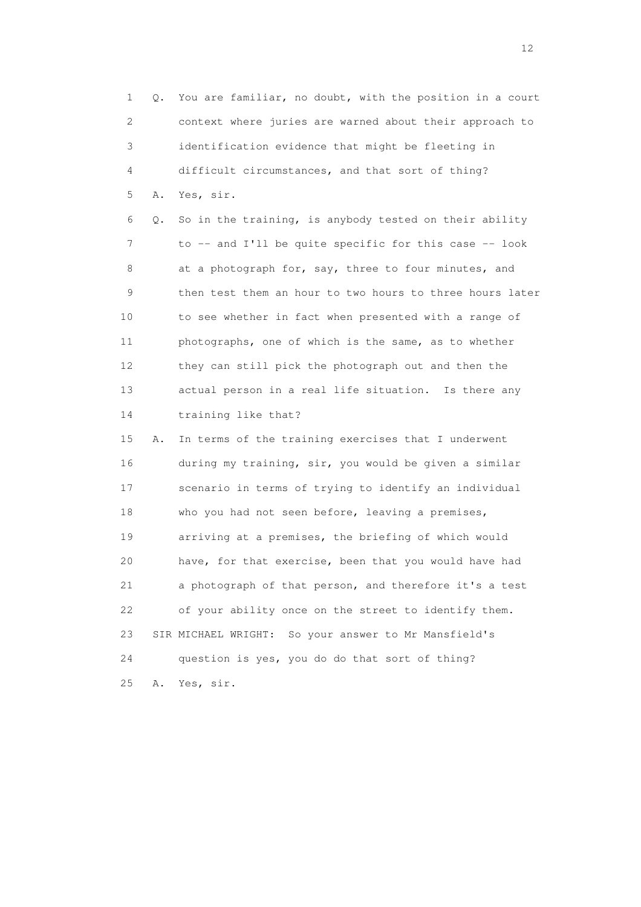1 Q. You are familiar, no doubt, with the position in a court
2 context where juries are warned about their approach to
3 identification evidence that might be fleeting in
4 difficult circumstances, and that sort of thing?
5 A. Yes, sir.
6 Q. So in the training, is anybody tested on their ability
7 to -- and I'll be quite specific for this case -- look
8 at a photograph for, say, three to four minutes, and
9 then test them an hour to two hours to three hours later
10 to see whether in fact when presented with a range of
11 photographs, one of which is the same, as to whether
12 they can still pick the photograph out and then the
13 actual person in a real life situation. Is there any
14 training like that?
15 A. In terms of the training exercises that I underwent
16 during my training, sir, you would be given a similar
17 scenario in terms of trying to identify an individual
18 who you had not seen before, leaving a premises,
19 arriving at a premises, the briefing of which would
20 have, for that exercise, been that you would have had
21 a photograph of that person, and therefore it's a test
22 of your ability once on the street to identify them.
23 SIR MICHAEL WRIGHT: So your answer to Mr Mansfield's
24 question is yes, you do do that sort of thing?
25 A. Yes, sir.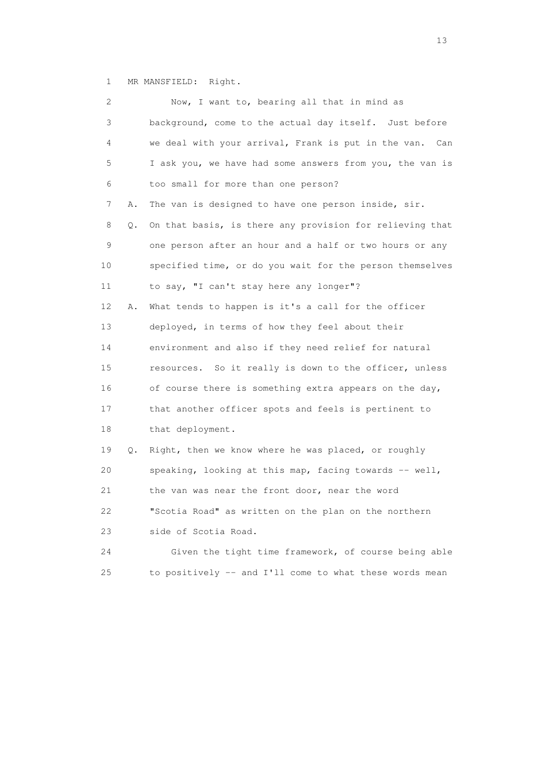1 MR MANSFIELD: Right.

2 Now, I want to, bearing all that in mind as
3 background, come to the actual day itself. Just before
4 we deal with your arrival, Frank is put in the van. Can
5 I ask you, we have had some answers from you, the van is
6 too small for more than one person?

7 A. The van is designed to have one person inside, sir.

8 Q. On that basis, is there any provision for relieving that
9 one person after an hour and a half or two hours or any
10 specified time, or do you wait for the person themselves
11 to say, "I can't stay here any longer"?

12 A. What tends to happen is it's a call for the officer
13 deployed, in terms of how they feel about their
14 environment and also if they need relief for natural
15 resources. So it really is down to the officer, unless
16 of course there is something extra appears on the day,
17 that another officer spots and feels is pertinent to
18 that deployment.

19 Q. Right, then we know where he was placed, or roughly
20 speaking, looking at this map, facing towards -- well,
21 the van was near the front door, near the word
22 "Scotia Road" as written on the plan on the northern
23 side of Scotia Road.

24 Given the tight time framework, of course being able
25 to positively -- and I'll come to what these words mean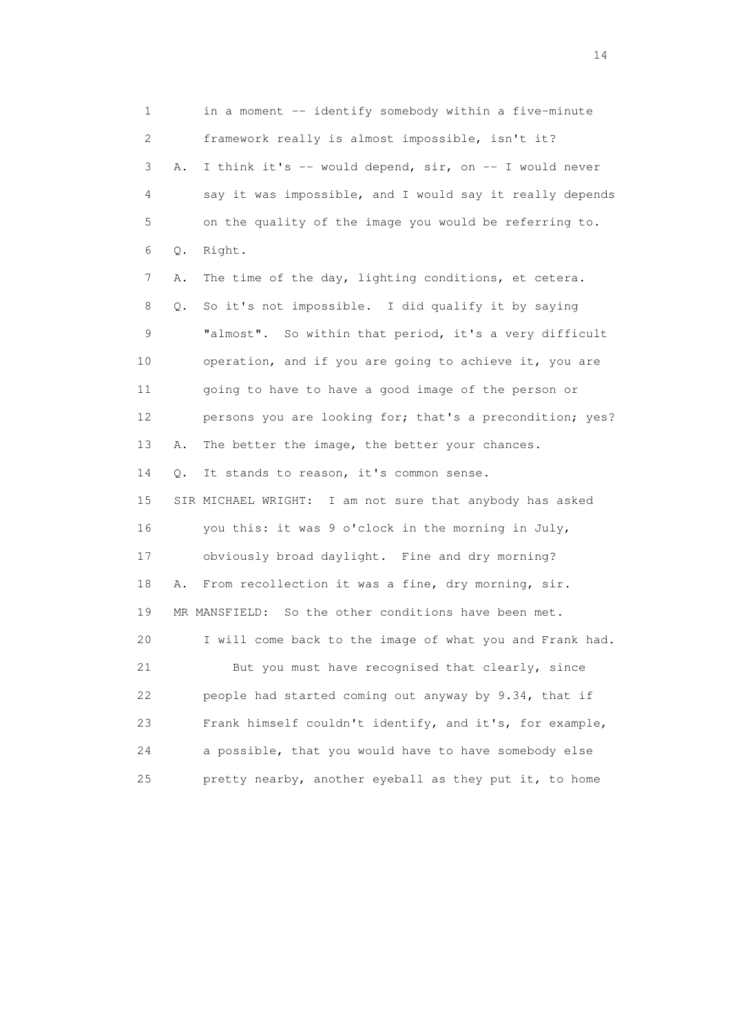1 in a moment -- identify somebody within a five-minute
2 framework really is almost impossible, isn't it?
3 A. I think it's -- would depend, sir, on -- I would never
4 say it was impossible, and I would say it really depends
5 on the quality of the image you would be referring to.
6 Q. Right.
7 A. The time of the day, lighting conditions, et cetera.
8 Q. So it's not impossible. I did qualify it by saying
9 "almost". So within that period, it's a very difficult
10 operation, and if you are going to achieve it, you are
11 going to have to have a good image of the person or
12 persons you are looking for; that's a precondition; yes?
13 A. The better the image, the better your chances.
14 Q. It stands to reason, it's common sense.
15 SIR MICHAEL WRIGHT: I am not sure that anybody has asked
16 you this: it was 9 o'clock in the morning in July,
17 obviously broad daylight. Fine and dry morning?
18 A. From recollection it was a fine, dry morning, sir.
19 MR MANSFIELD: So the other conditions have been met.
20 I will come back to the image of what you and Frank had.
21 But you must have recognised that clearly, since
22 people had started coming out anyway by 9.34, that if
23 Frank himself couldn't identify, and it's, for example,
24 a possible, that you would have to have somebody else
25 pretty nearby, another eyeball as they put it, to home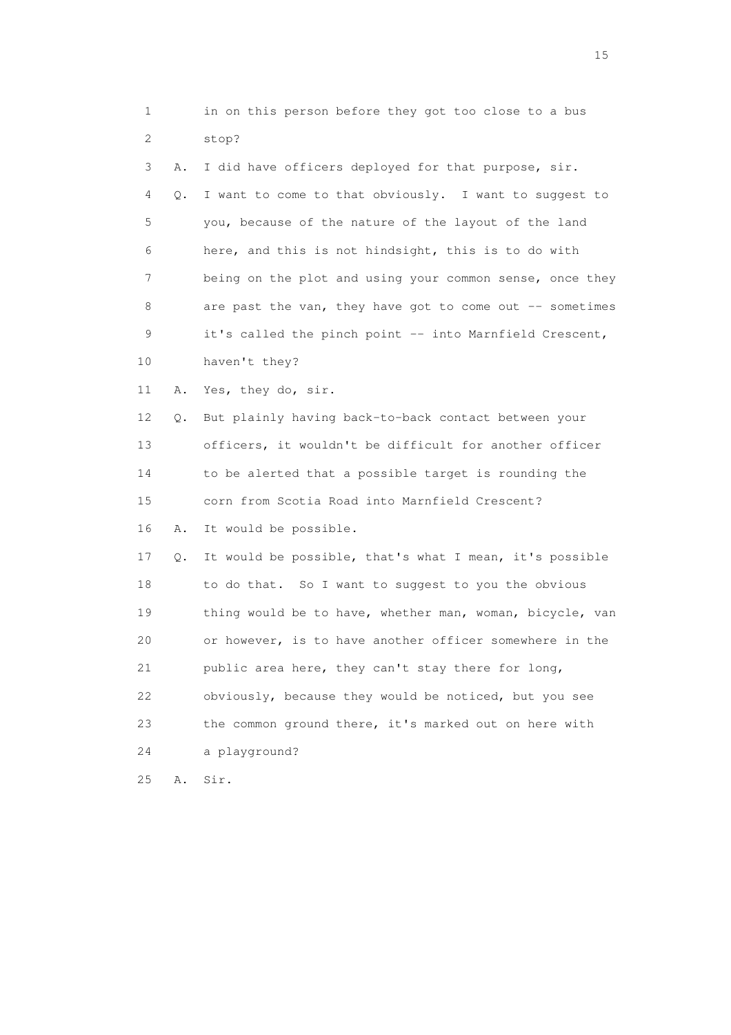1 in on this person before they got too close to a bus
2 stop?

3 A. I did have officers deployed for that purpose, sir.

4 Q. I want to come to that obviously. I want to suggest to
5 you, because of the nature of the layout of the land
6 here, and this is not hindsight, this is to do with
7 being on the plot and using your common sense, once they
8 are past the van, they have got to come out -- sometimes
9 it's called the pinch point -- into Marnfield Crescent,
10 haven't they?

11 A. Yes, they do, sir.

12 Q. But plainly having back-to-back contact between your
13 officers, it wouldn't be difficult for another officer
14 to be alerted that a possible target is rounding the
15 corn from Scotia Road into Marnfield Crescent?

16 A. It would be possible.

17 Q. It would be possible, that's what I mean, it's possible
18 to do that. So I want to suggest to you the obvious
19 thing would be to have, whether man, woman, bicycle, van
20 or however, is to have another officer somewhere in the
21 public area here, they can't stay there for long,
22 obviously, because they would be noticed, but you see
23 the common ground there, it's marked out on here with
24 a playground?

25 A. Sir.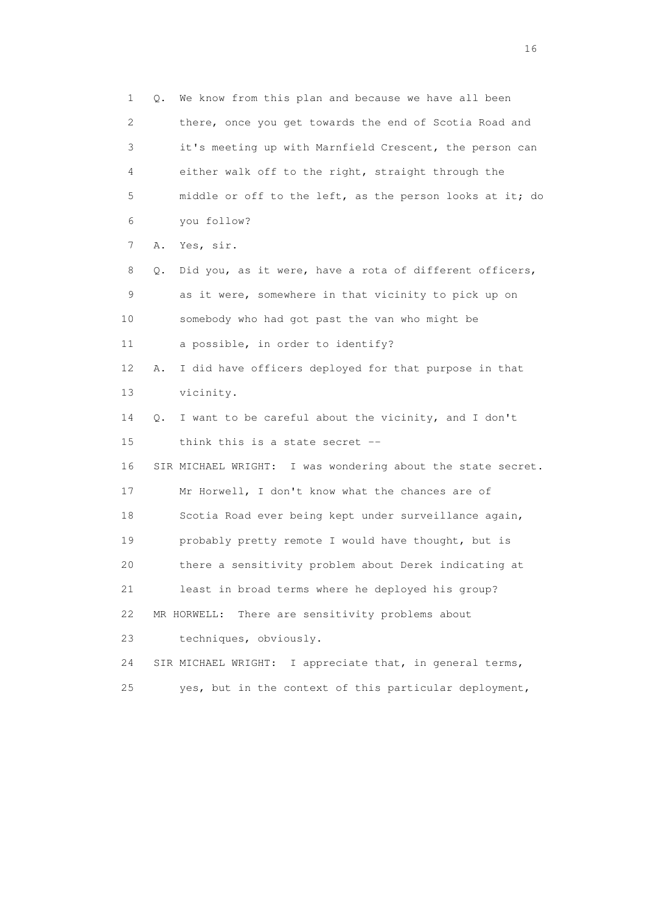1 Q. We know from this plan and because we have all been
2 there, once you get towards the end of Scotia Road and
3 it's meeting up with Marnfield Crescent, the person can
4 either walk off to the right, straight through the
5 middle or off to the left, as the person looks at it; do
6 you follow?
7 A. Yes, sir.
8 Q. Did you, as it were, have a rota of different officers,
9 as it were, somewhere in that vicinity to pick up on
10 somebody who had got past the van who might be
11 a possible, in order to identify?
12 A. I did have officers deployed for that purpose in that
13 vicinity.
14 Q. I want to be careful about the vicinity, and I don't
15 think this is a state secret --
16 SIR MICHAEL WRIGHT: I was wondering about the state secret.
17 Mr Horwell, I don't know what the chances are of
18 Scotia Road ever being kept under surveillance again,
19 probably pretty remote I would have thought, but is
20 there a sensitivity problem about Derek indicating at
21 least in broad terms where he deployed his group?
22 MR HORWELL: There are sensitivity problems about
23 techniques, obviously.
24 SIR MICHAEL WRIGHT: I appreciate that, in general terms,
25 yes, but in the context of this particular deployment,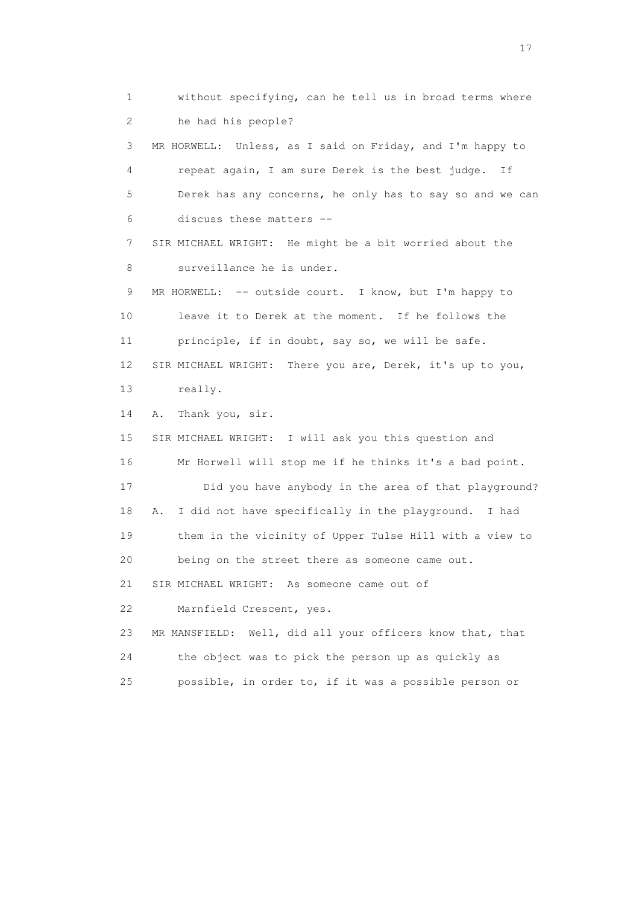1 without specifying, can he tell us in broad terms where
2 he had his people?

3 MR HORWELL: Unless, as I said on Friday, and I'm happy to
4 repeat again, I am sure Derek is the best judge. If
5 Derek has any concerns, he only has to say so and we can
6 discuss these matters --

7 SIR MICHAEL WRIGHT: He might be a bit worried about the
8 surveillance he is under.

9 MR HORWELL: -- outside court. I know, but I'm happy to
10 leave it to Derek at the moment. If he follows the
11 principle, if in doubt, say so, we will be safe.

12 SIR MICHAEL WRIGHT: There you are, Derek, it's up to you,
13 really.

14 A. Thank you, sir.

15 SIR MICHAEL WRIGHT: I will ask you this question and
16 Mr Horwell will stop me if he thinks it's a bad point.
17 Did you have anybody in the area of that playground?

18 A. I did not have specifically in the playground. I had
19 them in the vicinity of Upper Tulse Hill with a view to
20 being on the street there as someone came out.

21 SIR MICHAEL WRIGHT: As someone came out of
22 Marnfield Crescent, yes.

23 MR MANSFIELD: Well, did all your officers know that, that
24 the object was to pick the person up as quickly as
25 possible, in order to, if it was a possible person or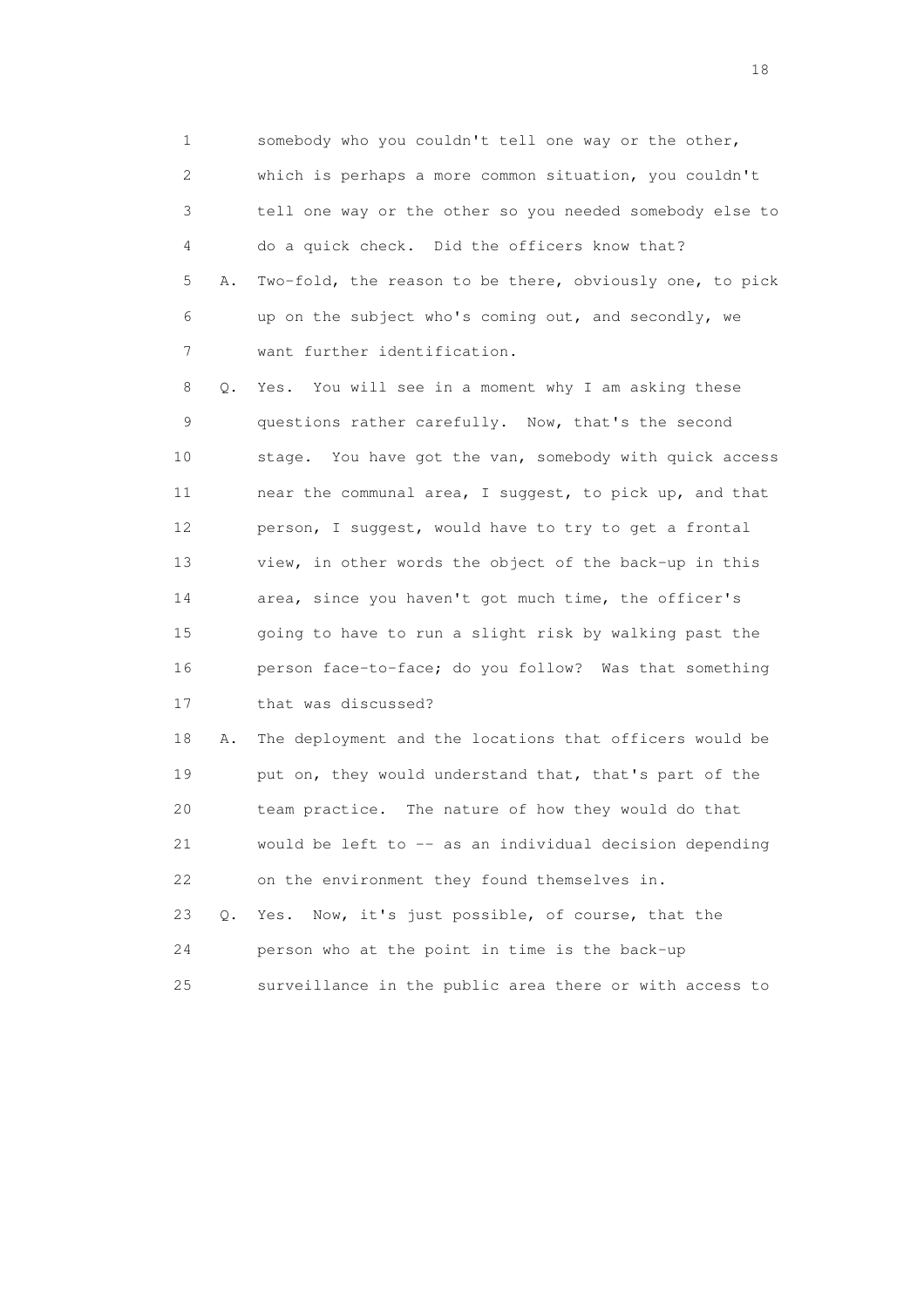1 somebody who you couldn't tell one way or the other,
2 which is perhaps a more common situation, you couldn't
3 tell one way or the other so you needed somebody else to
4 do a quick check. Did the officers know that?
5 A. Two-fold, the reason to be there, obviously one, to pick
6 up on the subject who's coming out, and secondly, we
7 want further identification.
8 Q. Yes. You will see in a moment why I am asking these
9 questions rather carefully. Now, that's the second
10 stage. You have got the van, somebody with quick access
11 near the communal area, I suggest, to pick up, and that
12 person, I suggest, would have to try to get a frontal
13 view, in other words the object of the back-up in this
14 area, since you haven't got much time, the officer's
15 going to have to run a slight risk by walking past the
16 person face-to-face; do you follow? Was that something
17 that was discussed?
18 A. The deployment and the locations that officers would be
19 put on, they would understand that, that's part of the
20 team practice. The nature of how they would do that
21 would be left to -- as an individual decision depending
22 on the environment they found themselves in.
23 Q. Yes. Now, it's just possible, of course, that the
24 person who at the point in time is the back-up
25 surveillance in the public area there or with access to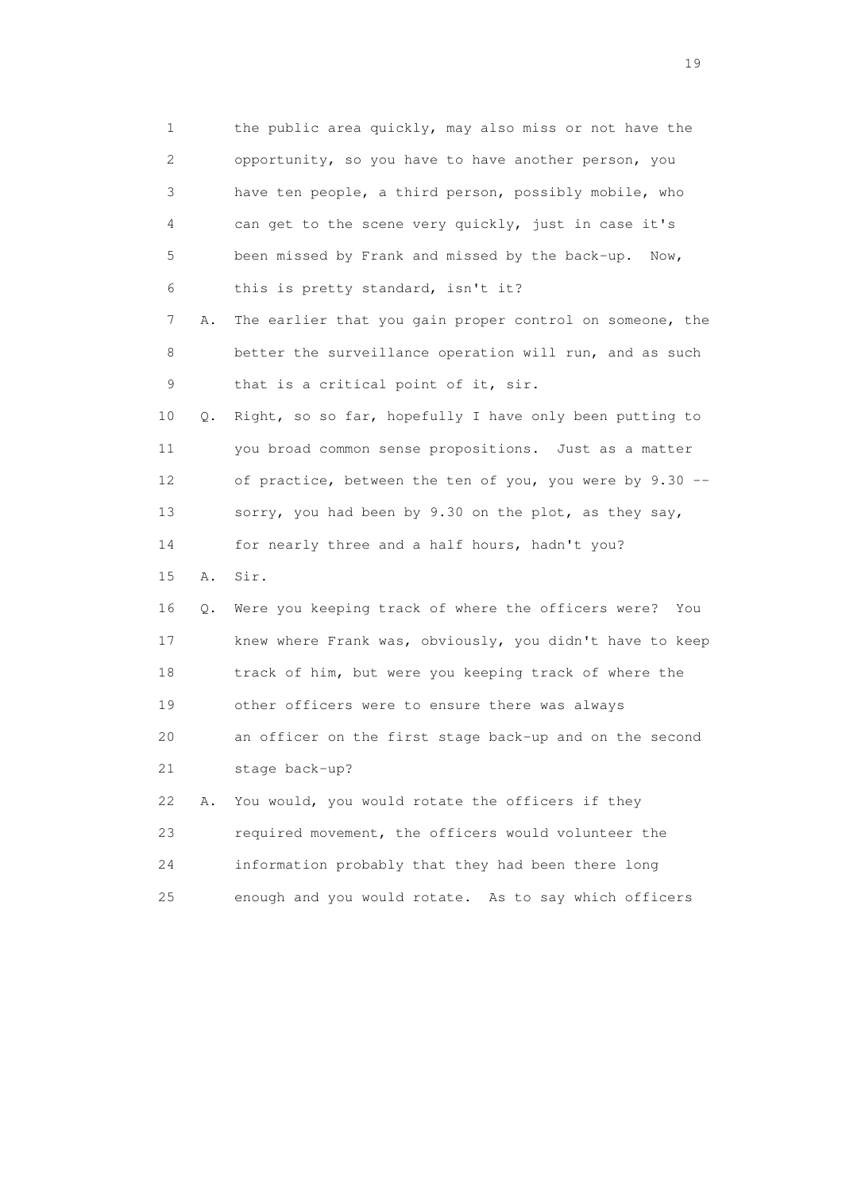1 the public area quickly, may also miss or not have the
2 opportunity, so you have to have another person, you
3 have ten people, a third person, possibly mobile, who
4 can get to the scene very quickly, just in case it's
5 been missed by Frank and missed by the back-up. Now,
6 this is pretty standard, isn't it?

7 A. The earlier that you gain proper control on someone, the
8 better the surveillance operation will run, and as such
9 that is a critical point of it, sir.

10 Q. Right, so so far, hopefully I have only been putting to
11 you broad common sense propositions. Just as a matter
12 of practice, between the ten of you, you were by 9.30 --
13 sorry, you had been by 9.30 on the plot, as they say,
14 for nearly three and a half hours, hadn't you?

15 A. Sir.

16 Q. Were you keeping track of where the officers were? You
17 knew where Frank was, obviously, you didn't have to keep
18 track of him, but were you keeping track of where the
19 other officers were to ensure there was always
20 an officer on the first stage back-up and on the second
21 stage back-up?

22 A. You would, you would rotate the officers if they
23 required movement, the officers would volunteer the
24 information probably that they had been there long
25 enough and you would rotate. As to say which officers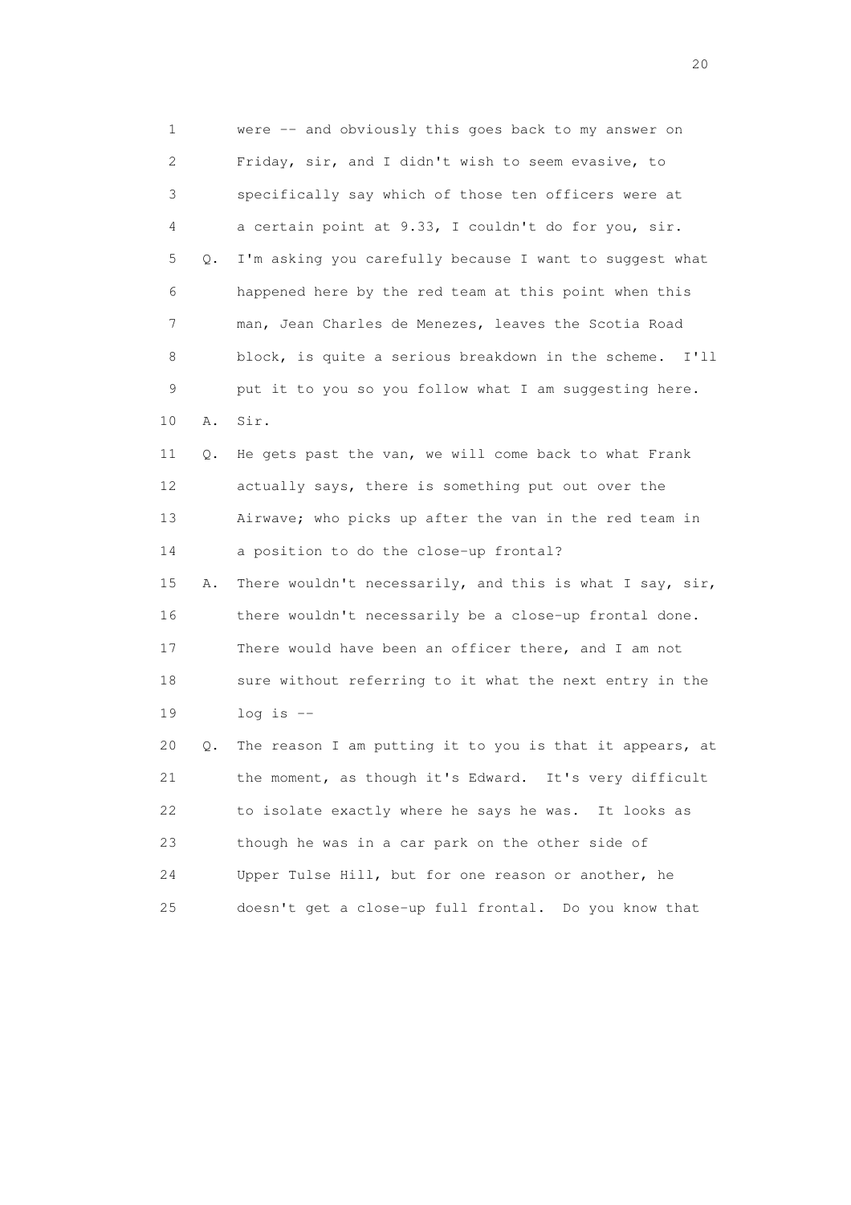1 were -- and obviously this goes back to my answer on
2 Friday, sir, and I didn't wish to seem evasive, to
3 specifically say which of those ten officers were at
4 a certain point at 9.33, I couldn't do for you, sir.
5 Q. I'm asking you carefully because I want to suggest what
6 happened here by the red team at this point when this
7 man, Jean Charles de Menezes, leaves the Scotia Road
8 block, is quite a serious breakdown in the scheme. I'll
9 put it to you so you follow what I am suggesting here.
10 A. Sir.
11 Q. He gets past the van, we will come back to what Frank
12 actually says, there is something put out over the
13 Airwave; who picks up after the van in the red team in
14 a position to do the close-up frontal?
15 A. There wouldn't necessarily, and this is what I say, sir,
16 there wouldn't necessarily be a close-up frontal done.
17 There would have been an officer there, and I am not
18 sure without referring to it what the next entry in the
19 log is --
20 Q. The reason I am putting it to you is that it appears, at
21 the moment, as though it's Edward. It's very difficult
22 to isolate exactly where he says he was. It looks as
23 though he was in a car park on the other side of
24 Upper Tulse Hill, but for one reason or another, he
25 doesn't get a close-up full frontal. Do you know that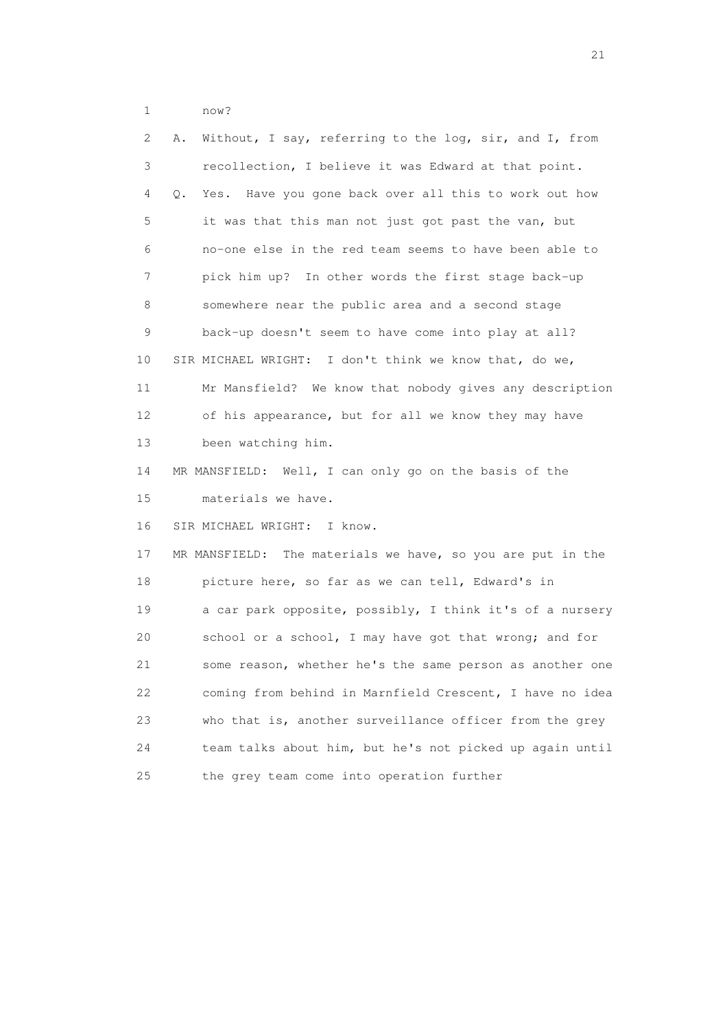1 now?

2 A. Without, I say, referring to the log, sir, and I, from

3 recollection, I believe it was Edward at that point.

4 Q. Yes. Have you gone back over all this to work out how

5 it was that this man not just got past the van, but

6 no-one else in the red team seems to have been able to

7 pick him up? In other words the first stage back-up

8 somewhere near the public area and a second stage

9 back-up doesn't seem to have come into play at all?

10 SIR MICHAEL WRIGHT: I don't think we know that, do we,

11 Mr Mansfield? We know that nobody gives any description

12 of his appearance, but for all we know they may have

13 been watching him.

14 MR MANSFIELD: Well, I can only go on the basis of the

15 materials we have.

16 SIR MICHAEL WRIGHT: I know.

17 MR MANSFIELD: The materials we have, so you are put in the

18 picture here, so far as we can tell, Edward's in

19 a car park opposite, possibly, I think it's of a nursery

20 school or a school, I may have got that wrong; and for

21 some reason, whether he's the same person as another one

22 coming from behind in Marnfield Crescent, I have no idea

23 who that is, another surveillance officer from the grey

24 team talks about him, but he's not picked up again until

25 the grey team come into operation further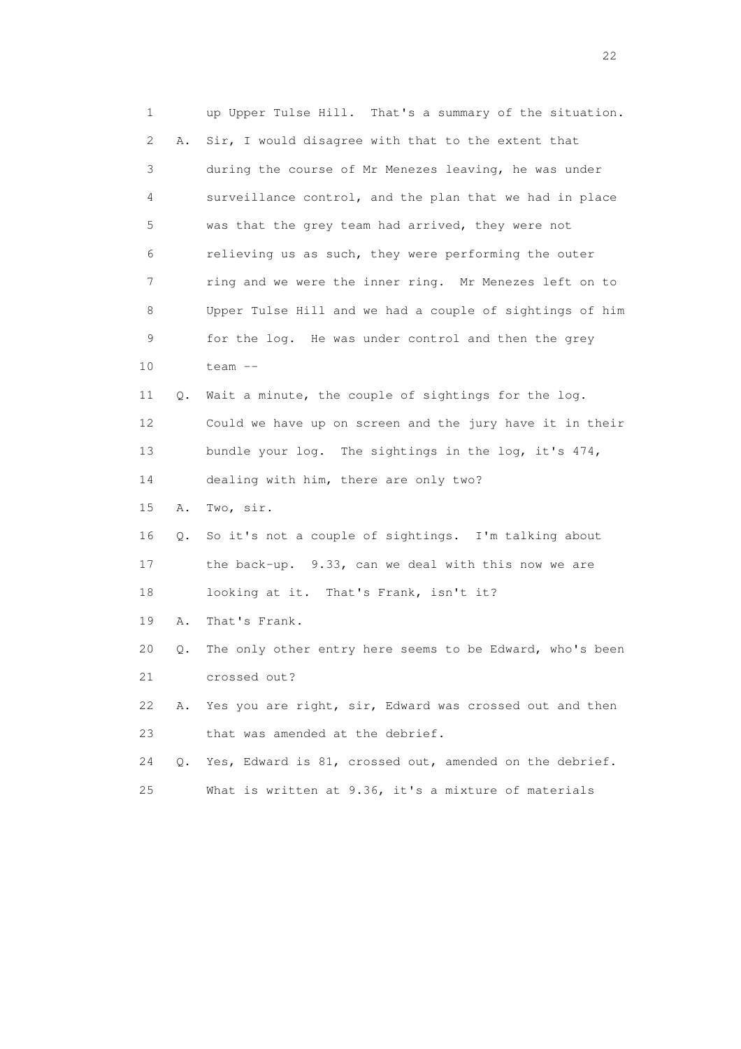1 up Upper Tulse Hill. That's a summary of the situation.

2 A. Sir, I would disagree with that to the extent that

3 during the course of Mr Menezes leaving, he was under

4 surveillance control, and the plan that we had in place

5 was that the grey team had arrived, they were not

6 relieving us as such, they were performing the outer

7 ring and we were the inner ring. Mr Menezes left on to

8 Upper Tulse Hill and we had a couple of sightings of him

9 for the log. He was under control and then the grey

10 team --

11 Q. Wait a minute, the couple of sightings for the log.

12 Could we have up on screen and the jury have it in their

13 bundle your log. The sightings in the log, it's 474,

14 dealing with him, there are only two?

15 A. Two, sir.

16 Q. So it's not a couple of sightings. I'm talking about

17 the back-up. 9.33, can we deal with this now we are

18 looking at it. That's Frank, isn't it?

19 A. That's Frank.

20 Q. The only other entry here seems to be Edward, who's been

21 crossed out?

22 A. Yes you are right, sir, Edward was crossed out and then

23 that was amended at the debrief.

24 Q. Yes, Edward is 81, crossed out, amended on the debrief.

25 What is written at 9.36, it's a mixture of materials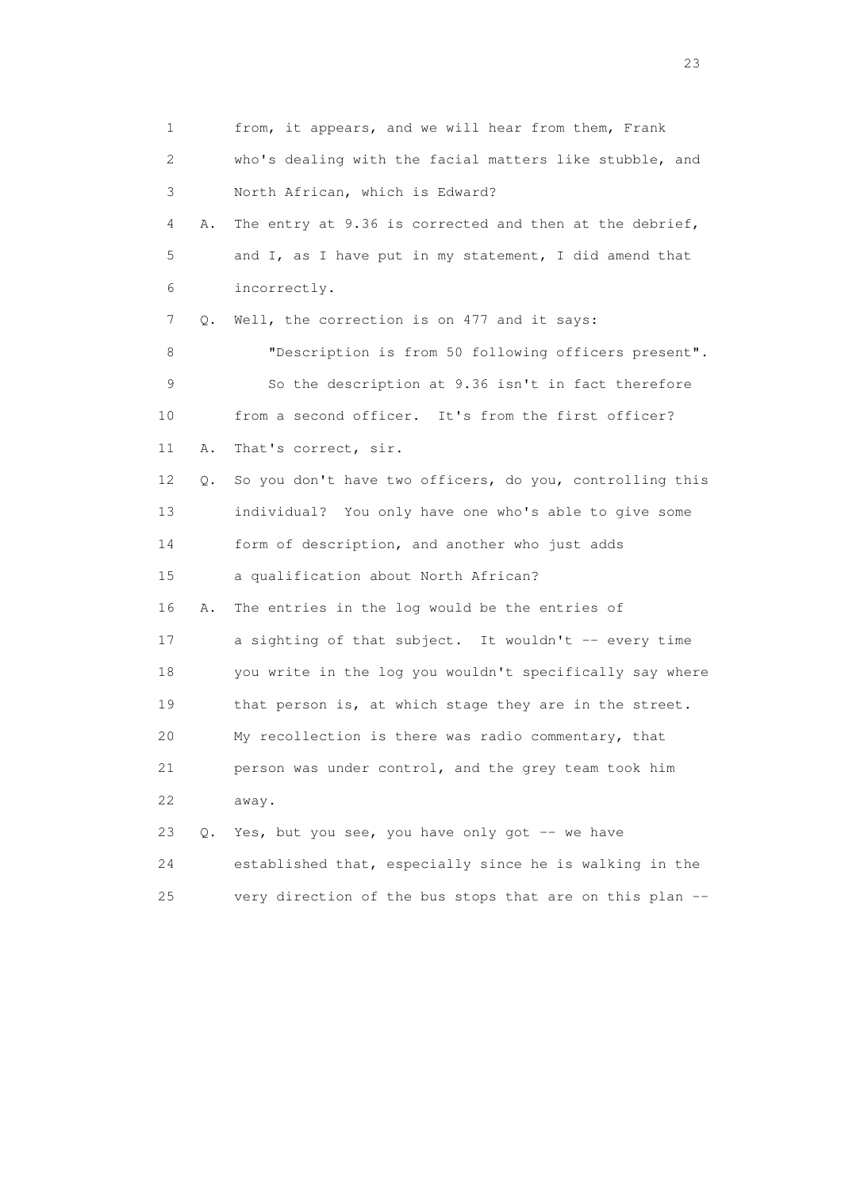1 from, it appears, and we will hear from them, Frank
2 who's dealing with the facial matters like stubble, and
3 North African, which is Edward?
4 A. The entry at 9.36 is corrected and then at the debrief,
5 and I, as I have put in my statement, I did amend that
6 incorrectly.
7 Q. Well, the correction is on 477 and it says:
8 "Description is from 50 following officers present".
9 So the description at 9.36 isn't in fact therefore
10 from a second officer. It's from the first officer?
11 A. That's correct, sir.
12 Q. So you don't have two officers, do you, controlling this
13 individual? You only have one who's able to give some
14 form of description, and another who just adds
15 a qualification about North African?
16 A. The entries in the log would be the entries of
17 a sighting of that subject. It wouldn't -- every time
18 you write in the log you wouldn't specifically say where
19 that person is, at which stage they are in the street.
20 My recollection is there was radio commentary, that
21 person was under control, and the grey team took him
22 away.
23 Q. Yes, but you see, you have only got -- we have
24 established that, especially since he is walking in the
25 very direction of the bus stops that are on this plan --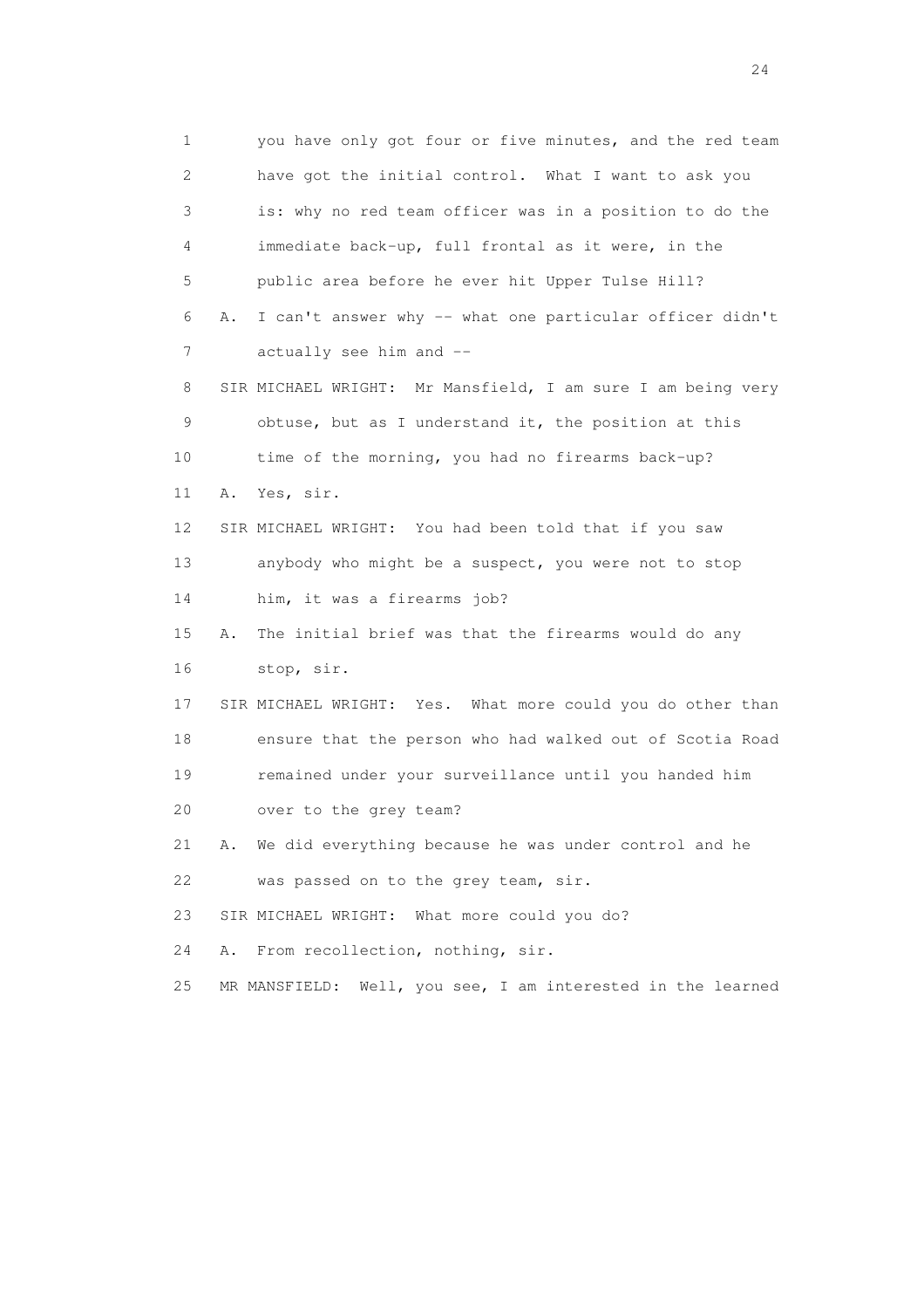1 you have only got four or five minutes, and the red team
2 have got the initial control. What I want to ask you
3 is: why no red team officer was in a position to do the
4 immediate back-up, full frontal as it were, in the
5 public area before he ever hit Upper Tulse Hill?
6 A. I can't answer why -- what one particular officer didn't
7 actually see him and --
8 SIR MICHAEL WRIGHT: Mr Mansfield, I am sure I am being very
9 obtuse, but as I understand it, the position at this
10 time of the morning, you had no firearms back-up?
11 A. Yes, sir.
12 SIR MICHAEL WRIGHT: You had been told that if you saw
13 anybody who might be a suspect, you were not to stop
14 him, it was a firearms job?
15 A. The initial brief was that the firearms would do any
16 stop, sir.
17 SIR MICHAEL WRIGHT: Yes. What more could you do other than
18 ensure that the person who had walked out of Scotia Road
19 remained under your surveillance until you handed him
20 over to the grey team?
21 A. We did everything because he was under control and he
22 was passed on to the grey team, sir.
23 SIR MICHAEL WRIGHT: What more could you do?
24 A. From recollection, nothing, sir.
25 MR MANSFIELD: Well, you see, I am interested in the learned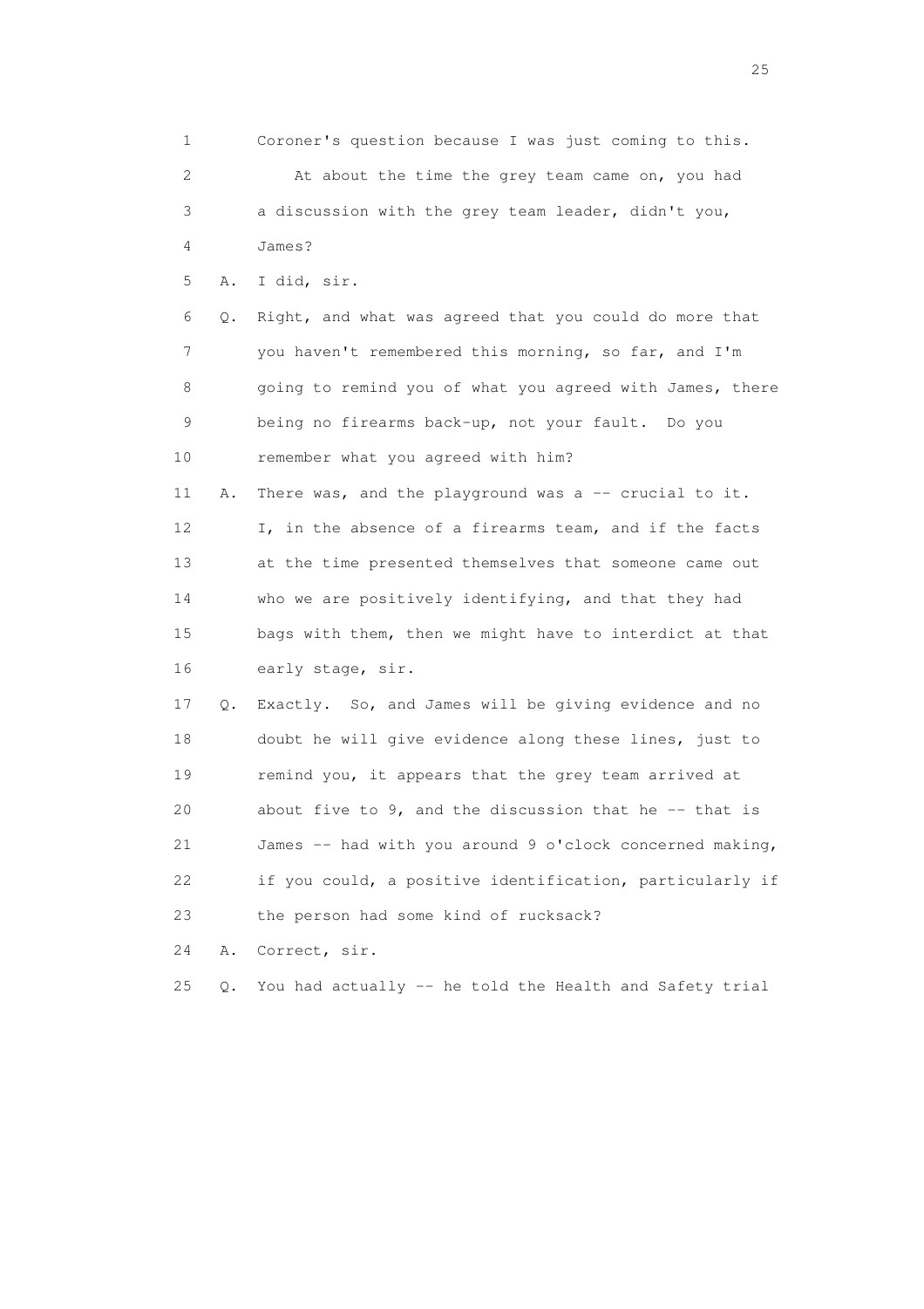1 Coroner's question because I was just coming to this.

2 At about the time the grey team came on, you had

3 a discussion with the grey team leader, didn't you,

4 James?

5 A. I did, sir.

6 Q. Right, and what was agreed that you could do more that

7 you haven't remembered this morning, so far, and I'm

8 going to remind you of what you agreed with James, there

9 being no firearms back-up, not your fault. Do you

10 remember what you agreed with him?

11 A. There was, and the playground was a -- crucial to it.

12 I, in the absence of a firearms team, and if the facts

13 at the time presented themselves that someone came out

14 who we are positively identifying, and that they had

15 bags with them, then we might have to interdict at that

16 early stage, sir.

17 Q. Exactly. So, and James will be giving evidence and no

18 doubt he will give evidence along these lines, just to

19 remind you, it appears that the grey team arrived at

20 about five to 9, and the discussion that he -- that is

21 James -- had with you around 9 o'clock concerned making,

22 if you could, a positive identification, particularly if

23 the person had some kind of rucksack?

24 A. Correct, sir.

25 Q. You had actually -- he told the Health and Safety trial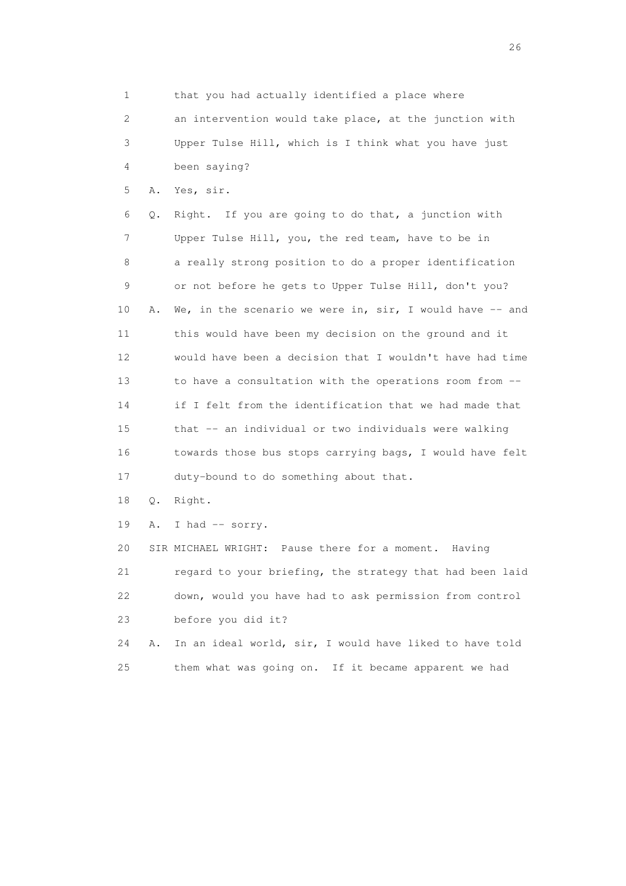1 that you had actually identified a place where
2 an intervention would take place, at the junction with
3 Upper Tulse Hill, which is I think what you have just
4 been saying?

5 A. Yes, sir.

6 Q. Right. If you are going to do that, a junction with
7 Upper Tulse Hill, you, the red team, have to be in
8 a really strong position to do a proper identification
9 or not before he gets to Upper Tulse Hill, don't you?

10 A. We, in the scenario we were in, sir, I would have -- and
11 this would have been my decision on the ground and it
12 would have been a decision that I wouldn't have had time
13 to have a consultation with the operations room from --
14 if I felt from the identification that we had made that
15 that -- an individual or two individuals were walking
16 towards those bus stops carrying bags, I would have felt
17 duty-bound to do something about that.

18 Q. Right.

19 A. I had -- sorry.

20 SIR MICHAEL WRIGHT: Pause there for a moment. Having
21 regard to your briefing, the strategy that had been laid
22 down, would you have had to ask permission from control
23 before you did it?

24 A. In an ideal world, sir, I would have liked to have told
25 them what was going on. If it became apparent we had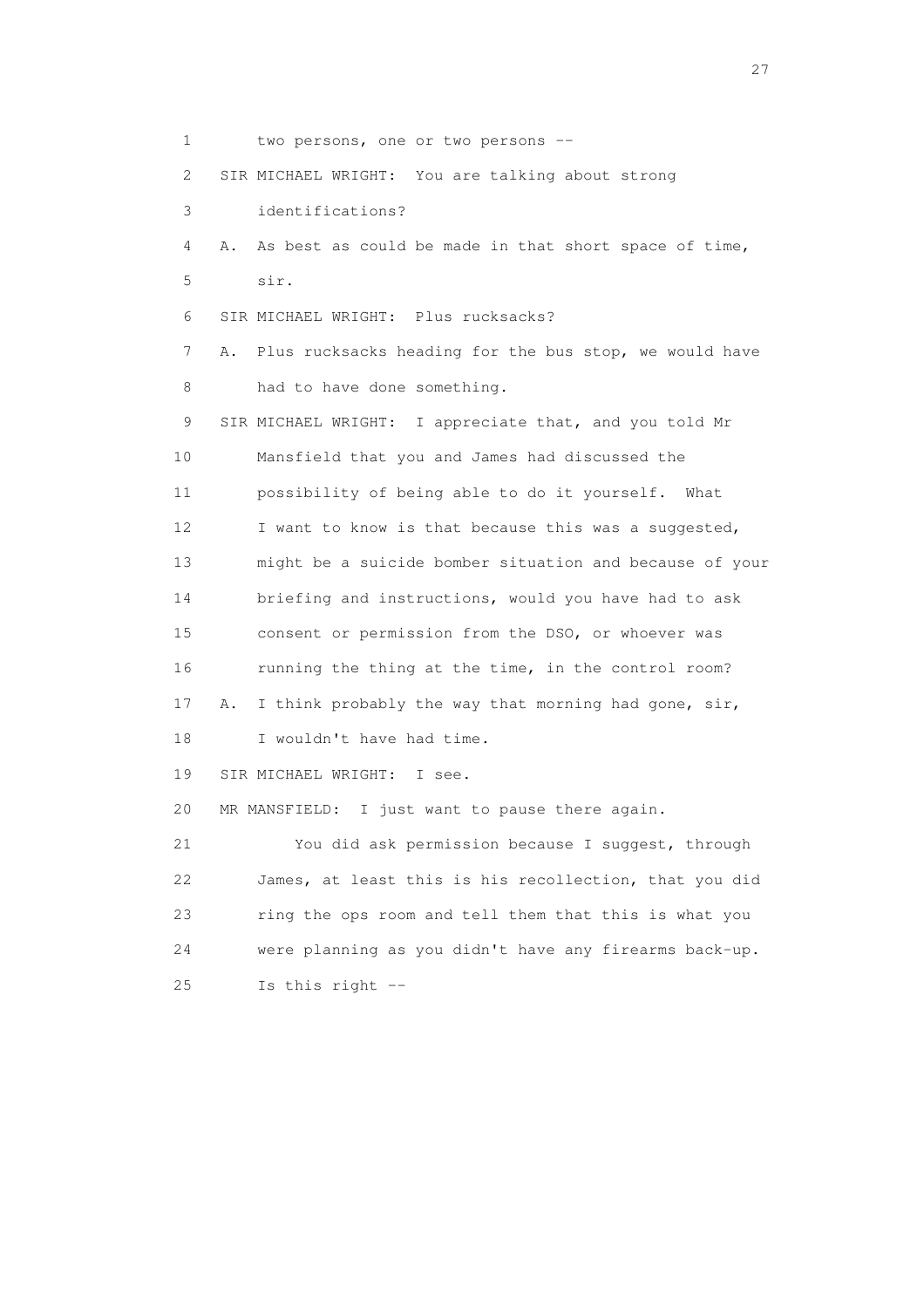1 two persons, one or two persons --

2 SIR MICHAEL WRIGHT: You are talking about strong

3 identifications?

4 A. As best as could be made in that short space of time,

5 sir.

6 SIR MICHAEL WRIGHT: Plus rucksacks?

7 A. Plus rucksacks heading for the bus stop, we would have

8 had to have done something.

9 SIR MICHAEL WRIGHT: I appreciate that, and you told Mr

10 Mansfield that you and James had discussed the

11 possibility of being able to do it yourself. What

12 I want to know is that because this was a suggested,

13 might be a suicide bomber situation and because of your

14 briefing and instructions, would you have had to ask

15 consent or permission from the DSO, or whoever was

16 running the thing at the time, in the control room?

17 A. I think probably the way that morning had gone, sir,

18 I wouldn't have had time.

19 SIR MICHAEL WRIGHT: I see.

20 MR MANSFIELD: I just want to pause there again.

21 You did ask permission because I suggest, through

22 James, at least this is his recollection, that you did

23 ring the ops room and tell them that this is what you

24 were planning as you didn't have any firearms back-up.

25 Is this right --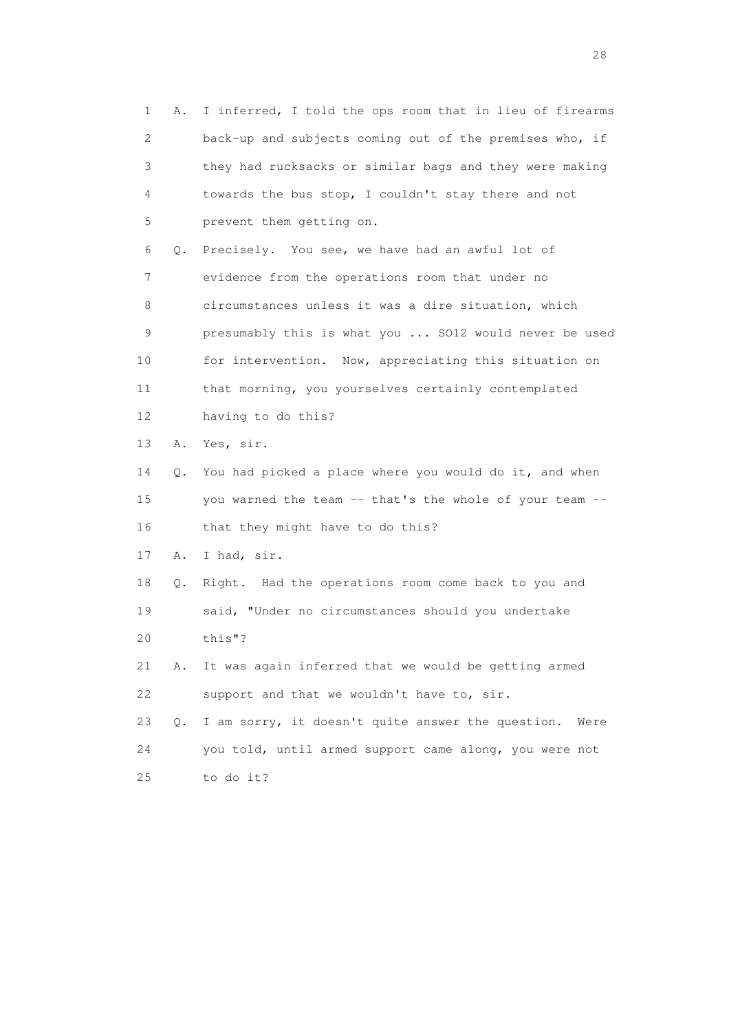1 A. I inferred, I told the ops room that in lieu of firearms
2 back-up and subjects coming out of the premises who, if
3 they had rucksacks or similar bags and they were making
4 towards the bus stop, I couldn't stay there and not
5 prevent them getting on.

6 Q. Precisely. You see, we have had an awful lot of
7 evidence from the operations room that under no
8 circumstances unless it was a dire situation, which
9 presumably this is what you ... SO12 would never be used
10 for intervention. Now, appreciating this situation on
11 that morning, you yourselves certainly contemplated
12 having to do this?

13 A. Yes, sir.

14 Q. You had picked a place where you would do it, and when
15 you warned the team -- that's the whole of your team --
16 that they might have to do this?

17 A. I had, sir.

18 Q. Right. Had the operations room come back to you and
19 said, "Under no circumstances should you undertake
20 this"?

21 A. It was again inferred that we would be getting armed
22 support and that we wouldn't have to, sir.

23 Q. I am sorry, it doesn't quite answer the question. Were
24 you told, until armed support came along, you were not
25 to do it?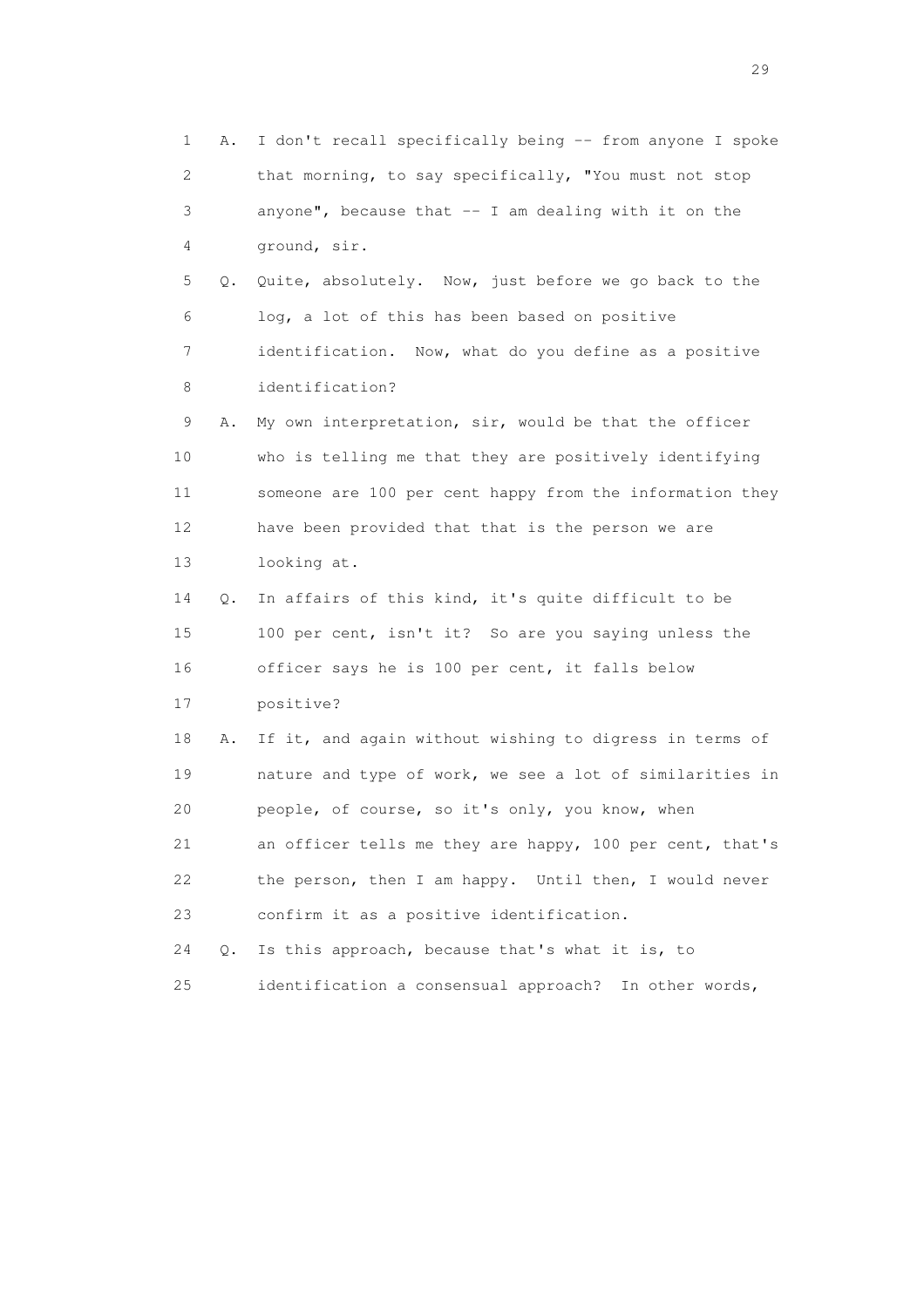1 A. I don't recall specifically being -- from anyone I spoke
2 that morning, to say specifically, "You must not stop
3 anyone", because that -- I am dealing with it on the
4 ground, sir.
5 Q. Quite, absolutely. Now, just before we go back to the
6 log, a lot of this has been based on positive
7 identification. Now, what do you define as a positive
8 identification?
9 A. My own interpretation, sir, would be that the officer
10 who is telling me that they are positively identifying
11 someone are 100 per cent happy from the information they
12 have been provided that that is the person we are
13 looking at.
14 Q. In affairs of this kind, it's quite difficult to be
15 100 per cent, isn't it? So are you saying unless the
16 officer says he is 100 per cent, it falls below
17 positive?
18 A. If it, and again without wishing to digress in terms of
19 nature and type of work, we see a lot of similarities in
20 people, of course, so it's only, you know, when
21 an officer tells me they are happy, 100 per cent, that's
22 the person, then I am happy. Until then, I would never
23 confirm it as a positive identification.
24 Q. Is this approach, because that's what it is, to
25 identification a consensual approach? In other words,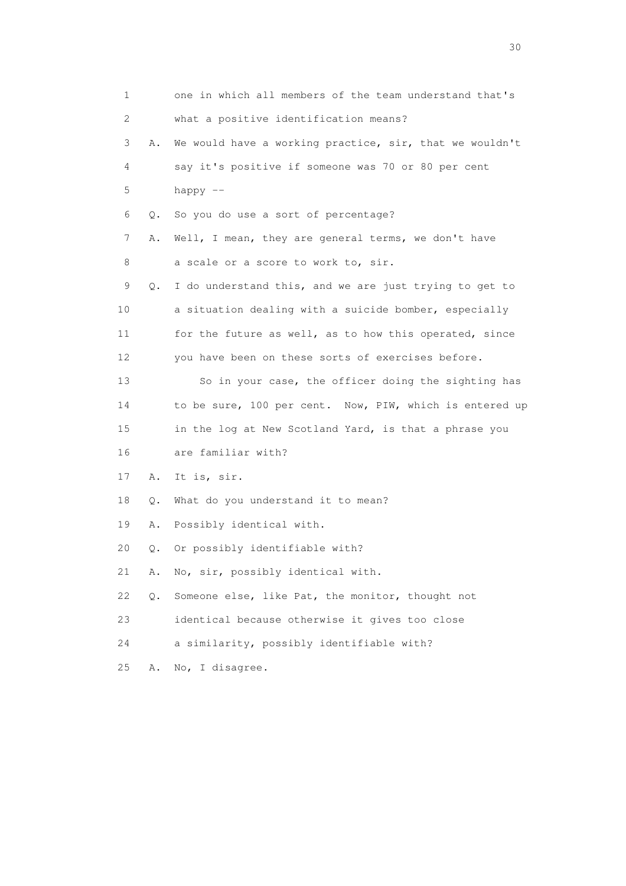1 one in which all members of the team understand that's
2 what a positive identification means?
3 A. We would have a working practice, sir, that we wouldn't
4 say it's positive if someone was 70 or 80 per cent
5 happy --
6 Q. So you do use a sort of percentage?
7 A. Well, I mean, they are general terms, we don't have
8 a scale or a score to work to, sir.
9 Q. I do understand this, and we are just trying to get to
10 a situation dealing with a suicide bomber, especially
11 for the future as well, as to how this operated, since
12 you have been on these sorts of exercises before.
13 So in your case, the officer doing the sighting has
14 to be sure, 100 per cent. Now, PIW, which is entered up
15 in the log at New Scotland Yard, is that a phrase you
16 are familiar with?
17 A. It is, sir.
18 Q. What do you understand it to mean?
19 A. Possibly identical with.
20 Q. Or possibly identifiable with?
21 A. No, sir, possibly identical with.
22 Q. Someone else, like Pat, the monitor, thought not
23 identical because otherwise it gives too close
24 a similarity, possibly identifiable with?
25 A. No, I disagree.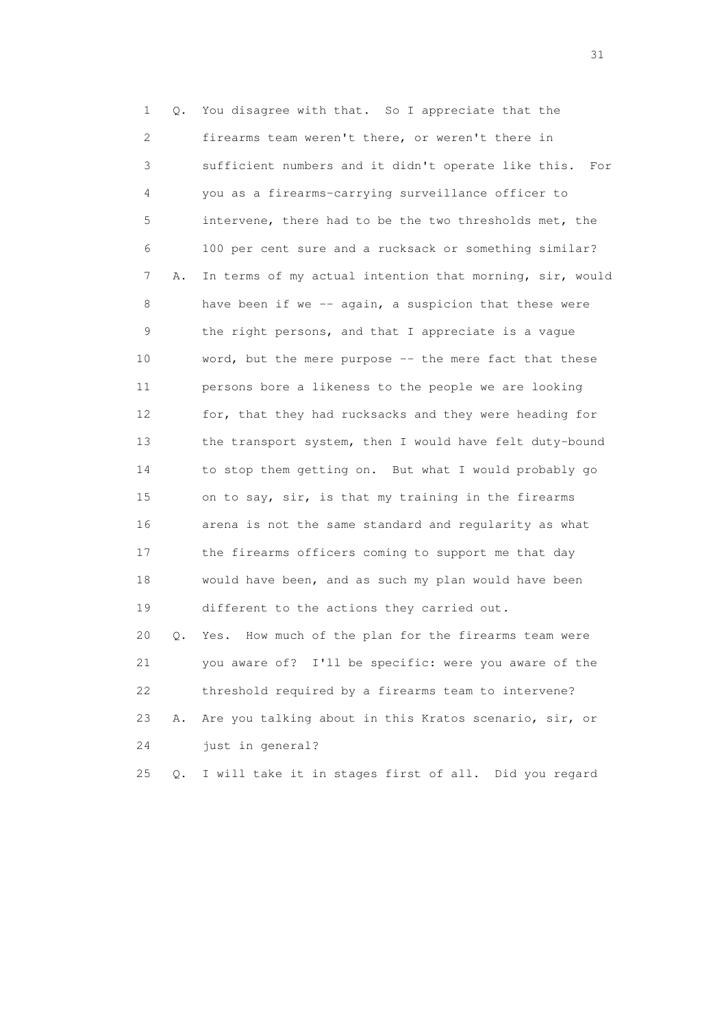1 Q. You disagree with that. So I appreciate that the
2 firearms team weren't there, or weren't there in
3 sufficient numbers and it didn't operate like this. For
4 you as a firearms-carrying surveillance officer to
5 intervene, there had to be the two thresholds met, the
6 100 per cent sure and a rucksack or something similar?
7 A. In terms of my actual intention that morning, sir, would
8 have been if we -- again, a suspicion that these were
9 the right persons, and that I appreciate is a vague
10 word, but the mere purpose -- the mere fact that these
11 persons bore a likeness to the people we are looking
12 for, that they had rucksacks and they were heading for
13 the transport system, then I would have felt duty-bound
14 to stop them getting on. But what I would probably go
15 on to say, sir, is that my training in the firearms
16 arena is not the same standard and regularity as what
17 the firearms officers coming to support me that day
18 would have been, and as such my plan would have been
19 different to the actions they carried out.
20 Q. Yes. How much of the plan for the firearms team were
21 you aware of? I'll be specific: were you aware of the
22 threshold required by a firearms team to intervene?
23 A. Are you talking about in this Kratos scenario, sir, or
24 just in general?
25 Q. I will take it in stages first of all. Did you regard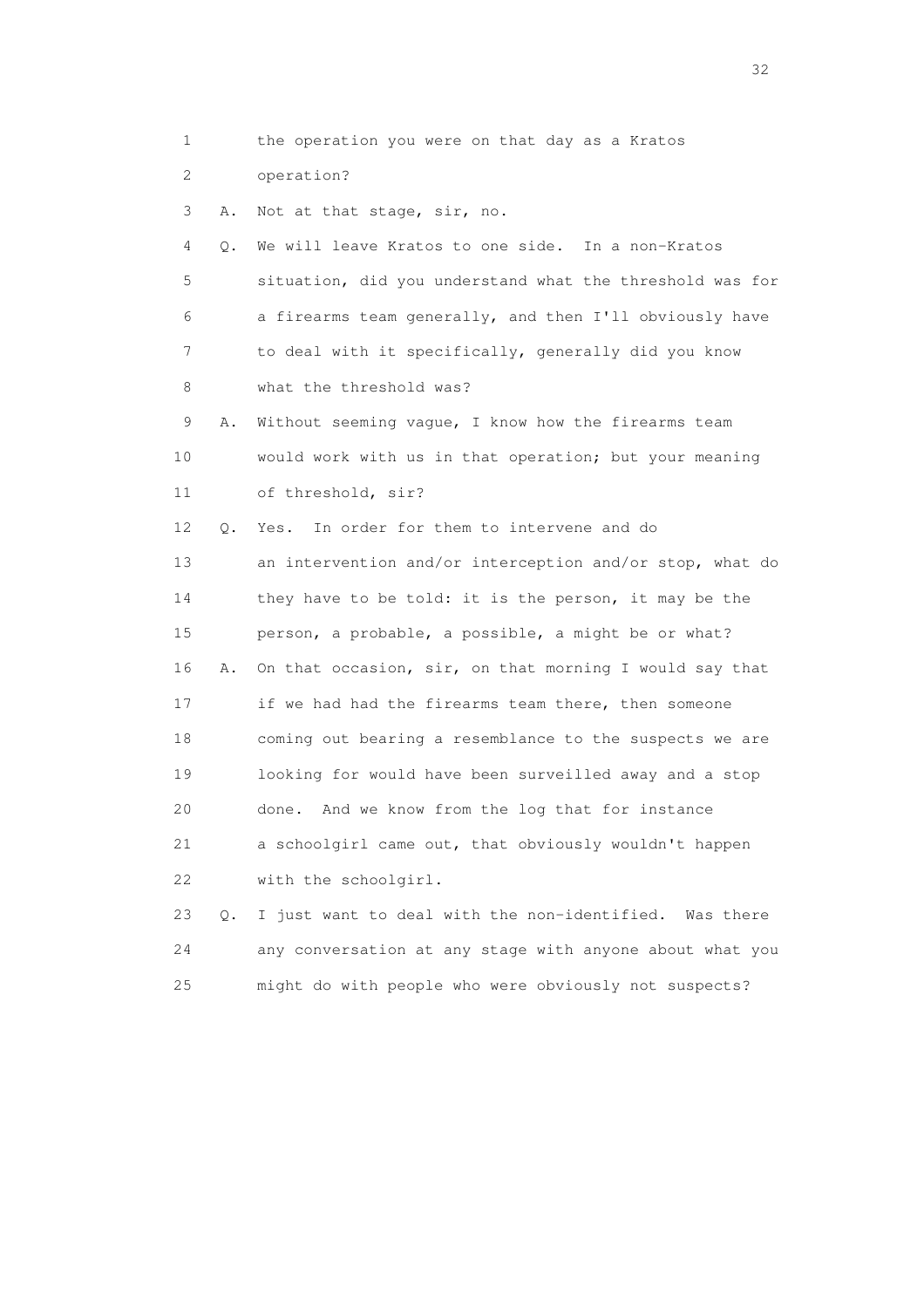1 the operation you were on that day as a Kratos
2 operation?
3 A. Not at that stage, sir, no.
4 Q. We will leave Kratos to one side. In a non-Kratos
5 situation, did you understand what the threshold was for
6 a firearms team generally, and then I'll obviously have
7 to deal with it specifically, generally did you know
8 what the threshold was?
9 A. Without seeming vague, I know how the firearms team
10 would work with us in that operation; but your meaning
11 of threshold, sir?
12 Q. Yes. In order for them to intervene and do
13 an intervention and/or interception and/or stop, what do
14 they have to be told: it is the person, it may be the
15 person, a probable, a possible, a might be or what?
16 A. On that occasion, sir, on that morning I would say that
17 if we had had the firearms team there, then someone
18 coming out bearing a resemblance to the suspects we are
19 looking for would have been surveilled away and a stop
20 done. And we know from the log that for instance
21 a schoolgirl came out, that obviously wouldn't happen
22 with the schoolgirl.
23 Q. I just want to deal with the non-identified. Was there
24 any conversation at any stage with anyone about what you
25 might do with people who were obviously not suspects?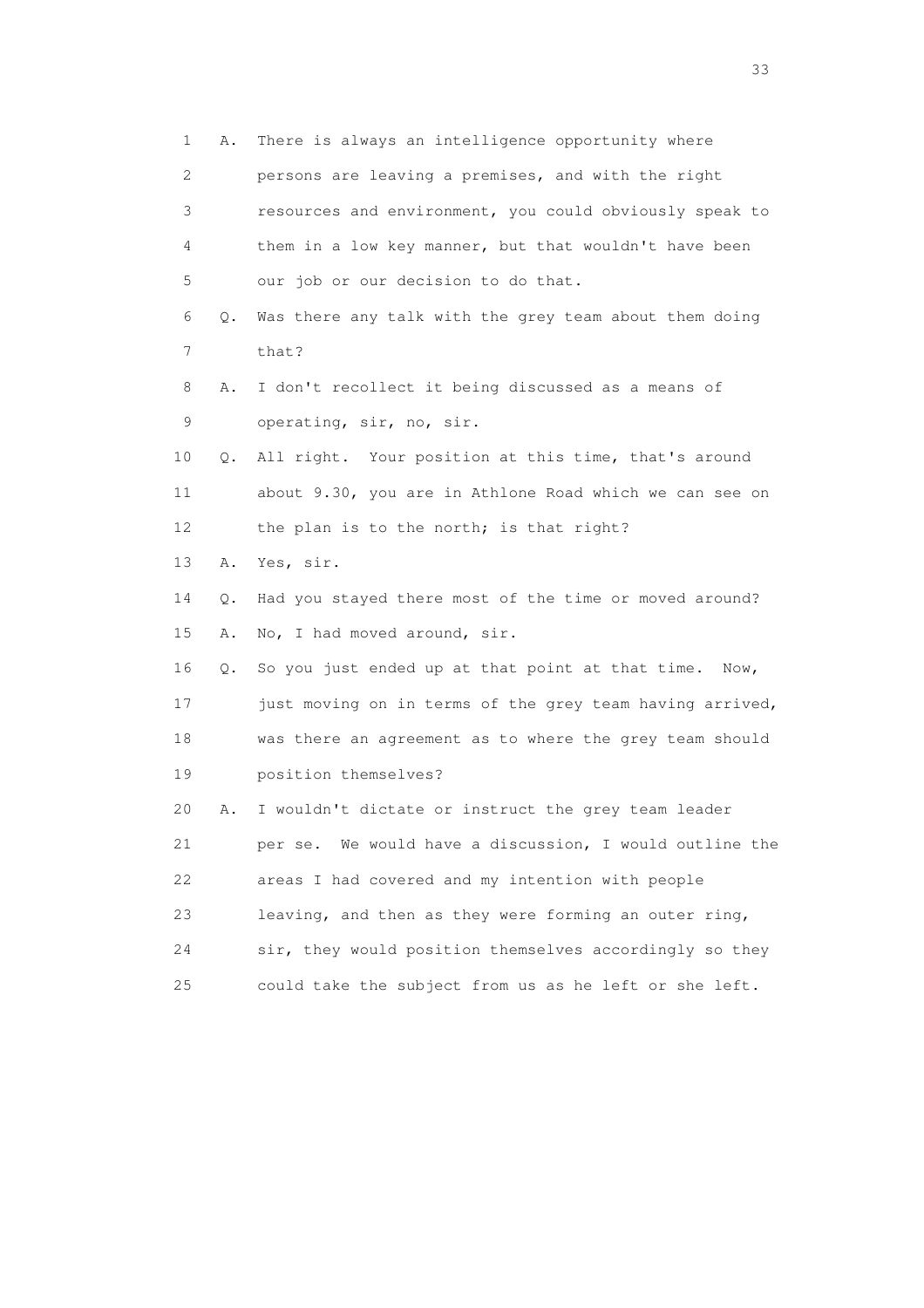1 A. There is always an intelligence opportunity where
2 persons are leaving a premises, and with the right
3 resources and environment, you could obviously speak to
4 them in a low key manner, but that wouldn't have been
5 our job or our decision to do that.
6 Q. Was there any talk with the grey team about them doing
7 that?
8 A. I don't recollect it being discussed as a means of
9 operating, sir, no, sir.
10 Q. All right. Your position at this time, that's around
11 about 9.30, you are in Athlone Road which we can see on
12 the plan is to the north; is that right?
13 A. Yes, sir.
14 Q. Had you stayed there most of the time or moved around?
15 A. No, I had moved around, sir.
16 Q. So you just ended up at that point at that time. Now,
17 just moving on in terms of the grey team having arrived,
18 was there an agreement as to where the grey team should
19 position themselves?
20 A. I wouldn't dictate or instruct the grey team leader
21 per se. We would have a discussion, I would outline the
22 areas I had covered and my intention with people
23 leaving, and then as they were forming an outer ring,
24 sir, they would position themselves accordingly so they
25 could take the subject from us as he left or she left.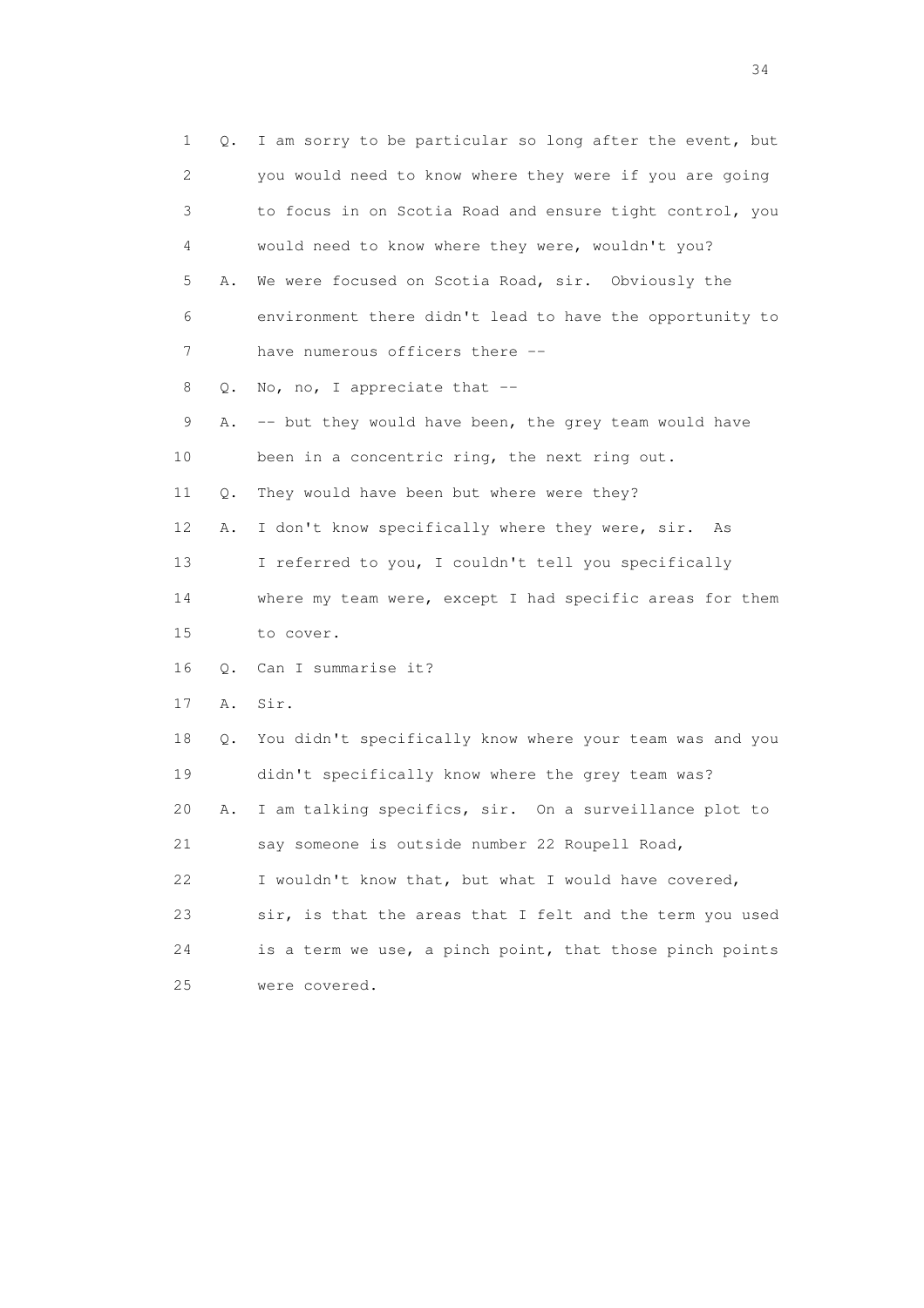1 Q. I am sorry to be particular so long after the event, but
2 you would need to know where they were if you are going
3 to focus in on Scotia Road and ensure tight control, you
4 would need to know where they were, wouldn't you?
5 A. We were focused on Scotia Road, sir. Obviously the
6 environment there didn't lead to have the opportunity to
7 have numerous officers there --
8 Q. No, no, I appreciate that --
9 A. -- but they would have been, the grey team would have
10 been in a concentric ring, the next ring out.
11 Q. They would have been but where were they?
12 A. I don't know specifically where they were, sir. As
13 I referred to you, I couldn't tell you specifically
14 where my team were, except I had specific areas for them
15 to cover.
16 Q. Can I summarise it?
17 A. Sir.
18 Q. You didn't specifically know where your team was and you
19 didn't specifically know where the grey team was?
20 A. I am talking specifics, sir. On a surveillance plot to
21 say someone is outside number 22 Roupell Road,
22 I wouldn't know that, but what I would have covered,
23 sir, is that the areas that I felt and the term you used
24 is a term we use, a pinch point, that those pinch points
25 were covered.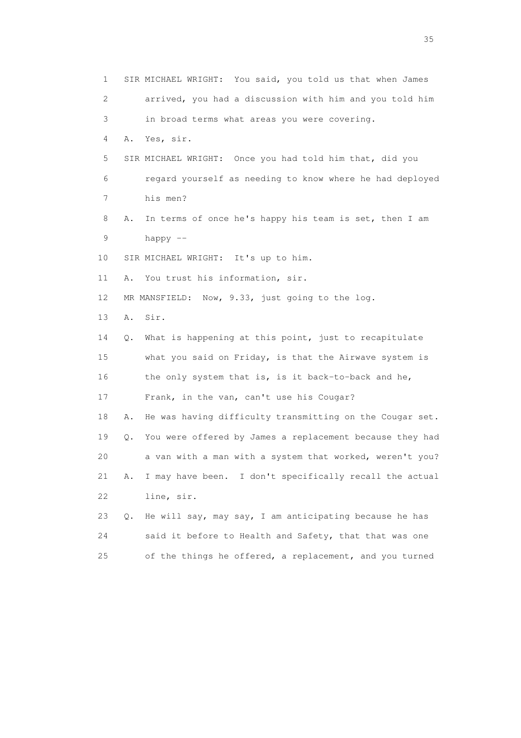1 SIR MICHAEL WRIGHT: You said, you told us that when James
2 arrived, you had a discussion with him and you told him
3 in broad terms what areas you were covering.
4 A. Yes, sir.
5 SIR MICHAEL WRIGHT: Once you had told him that, did you
6 regard yourself as needing to know where he had deployed
7 his men?
8 A. In terms of once he's happy his team is set, then I am
9 happy --
10 SIR MICHAEL WRIGHT: It's up to him.
11 A. You trust his information, sir.
12 MR MANSFIELD: Now, 9.33, just going to the log.
13 A. Sir.
14 Q. What is happening at this point, just to recapitulate
15 what you said on Friday, is that the Airwave system is
16 the only system that is, is it back-to-back and he,
17 Frank, in the van, can't use his Cougar?
18 A. He was having difficulty transmitting on the Cougar set.
19 Q. You were offered by James a replacement because they had
20 a van with a man with a system that worked, weren't you?
21 A. I may have been. I don't specifically recall the actual
22 line, sir.
23 Q. He will say, may say, I am anticipating because he has
24 said it before to Health and Safety, that that was one
25 of the things he offered, a replacement, and you turned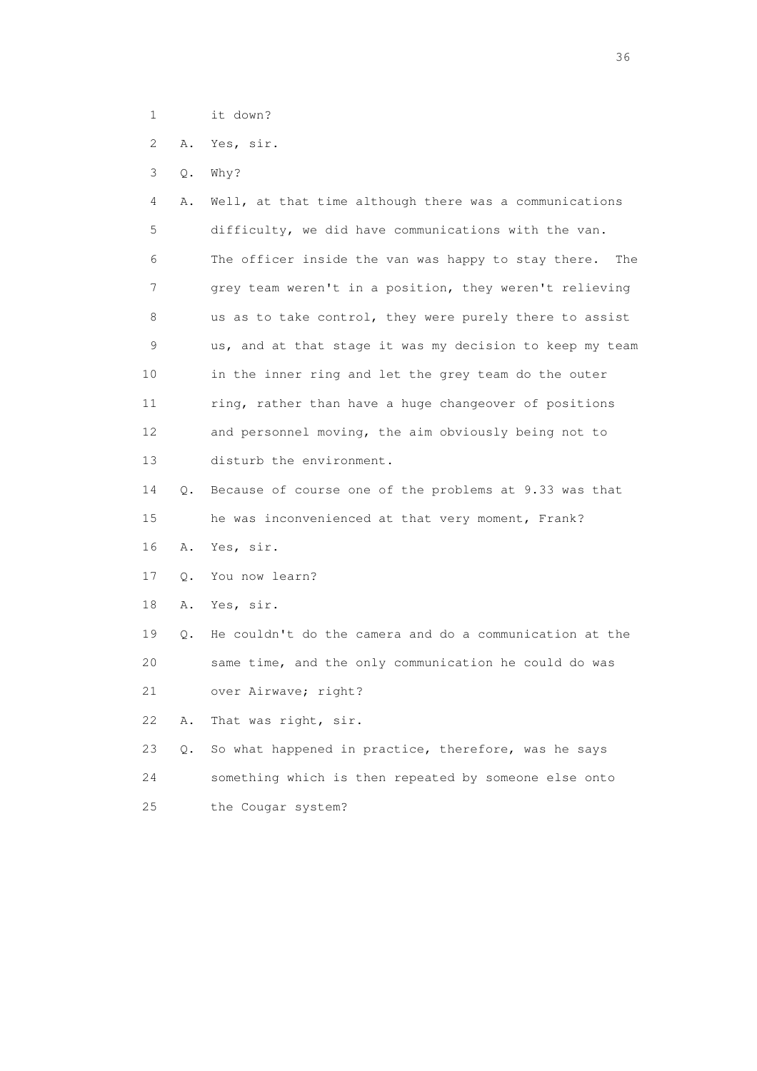1 it down?

2 A. Yes, sir.

3 Q. Why?

4 A. Well, at that time although there was a communications
5 difficulty, we did have communications with the van.
6 The officer inside the van was happy to stay there. The
7 grey team weren't in a position, they weren't relieving
8 us as to take control, they were purely there to assist
9 us, and at that stage it was my decision to keep my team
10 in the inner ring and let the grey team do the outer
11 ring, rather than have a huge changeover of positions
12 and personnel moving, the aim obviously being not to
13 disturb the environment.

14 Q. Because of course one of the problems at 9.33 was that
15 he was inconvenienced at that very moment, Frank?

16 A. Yes, sir.

17 Q. You now learn?

18 A. Yes, sir.

19 Q. He couldn't do the camera and do a communication at the
20 same time, and the only communication he could do was
21 over Airwave; right?

22 A. That was right, sir.

23 Q. So what happened in practice, therefore, was he says
24 something which is then repeated by someone else onto
25 the Cougar system?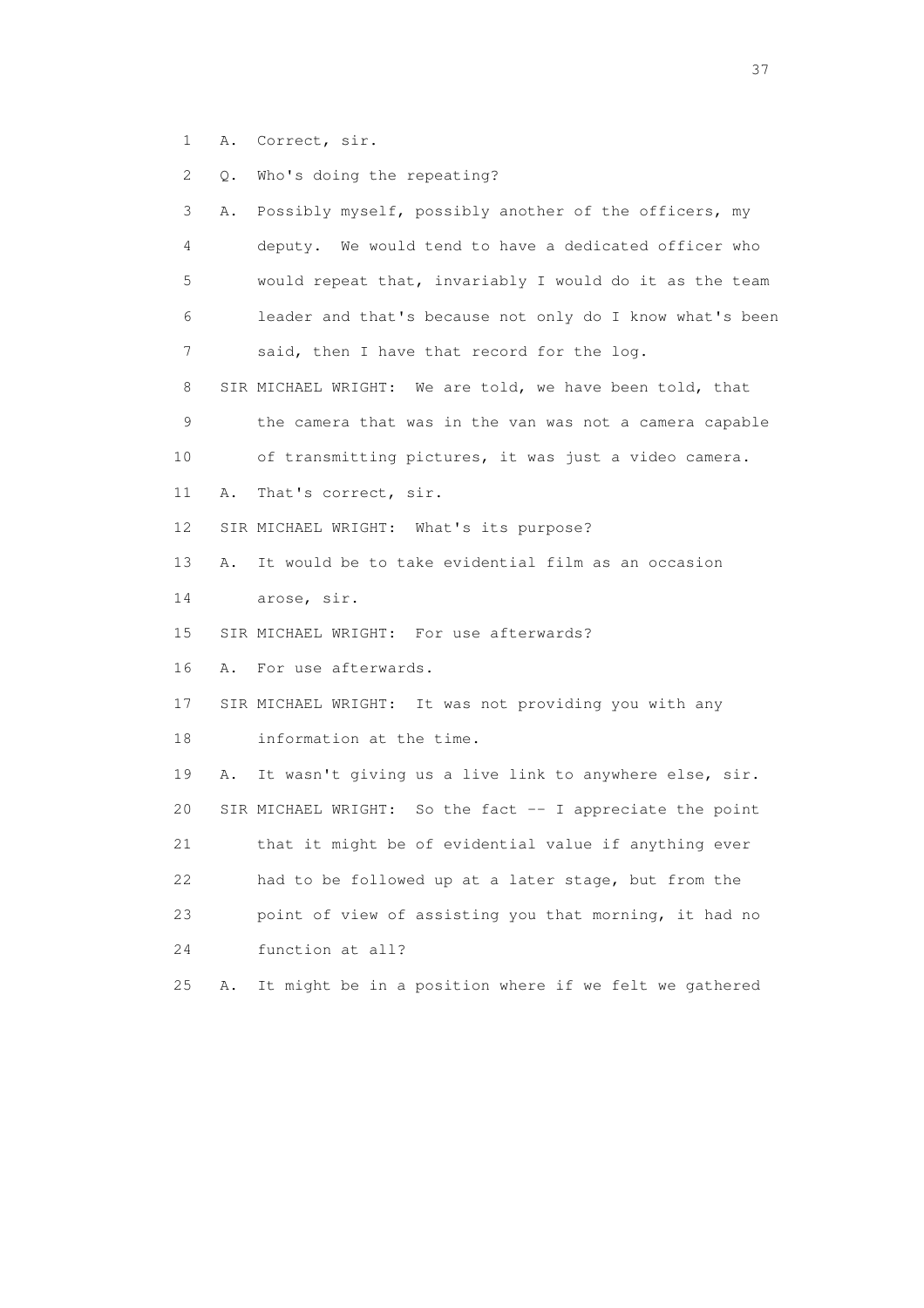1 A. Correct, sir.

2 Q. Who's doing the repeating?

3 A. Possibly myself, possibly another of the officers, my
4 deputy. We would tend to have a dedicated officer who
5 would repeat that, invariably I would do it as the team
6 leader and that's because not only do I know what's been
7 said, then I have that record for the log.

8 SIR MICHAEL WRIGHT: We are told, we have been told, that
9 the camera that was in the van was not a camera capable
10 of transmitting pictures, it was just a video camera.

11 A. That's correct, sir.

12 SIR MICHAEL WRIGHT: What's its purpose?

13 A. It would be to take evidential film as an occasion
14 arose, sir.

15 SIR MICHAEL WRIGHT: For use afterwards?

16 A. For use afterwards.

17 SIR MICHAEL WRIGHT: It was not providing you with any
18 information at the time.

19 A. It wasn't giving us a live link to anywhere else, sir.

20 SIR MICHAEL WRIGHT: So the fact -- I appreciate the point
21 that it might be of evidential value if anything ever
22 had to be followed up at a later stage, but from the
23 point of view of assisting you that morning, it had no
24 function at all?

25 A. It might be in a position where if we felt we gathered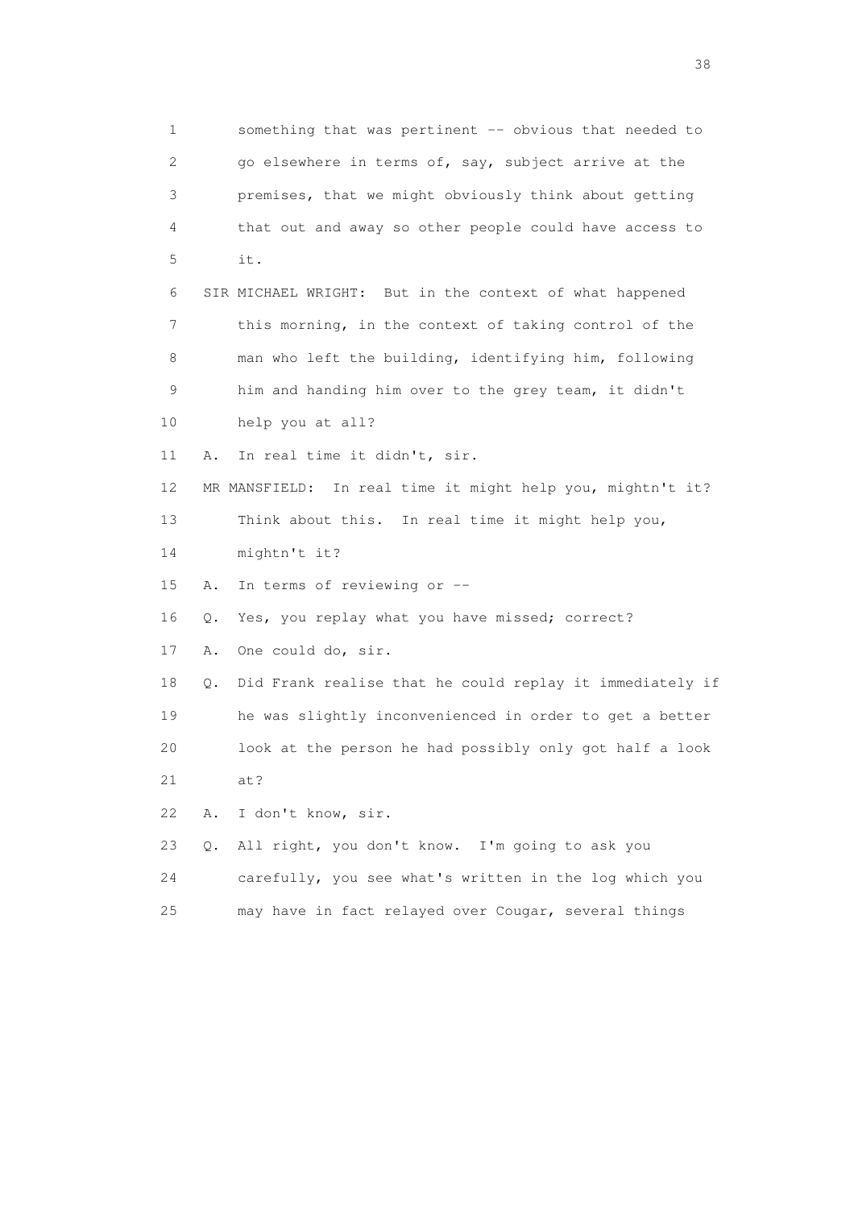1 something that was pertinent -- obvious that needed to
2 go elsewhere in terms of, say, subject arrive at the
3 premises, that we might obviously think about getting
4 that out and away so other people could have access to
5 it.

6 SIR MICHAEL WRIGHT: But in the context of what happened
7 this morning, in the context of taking control of the
8 man who left the building, identifying him, following
9 him and handing him over to the grey team, it didn't
10 help you at all?

11 A. In real time it didn't, sir.

12 MR MANSFIELD: In real time it might help you, mightn't it?
13 Think about this. In real time it might help you,
14 mightn't it?

15 A. In terms of reviewing or --

16 Q. Yes, you replay what you have missed; correct?

17 A. One could do, sir.

18 Q. Did Frank realise that he could replay it immediately if
19 he was slightly inconvenienced in order to get a better
20 look at the person he had possibly only got half a look
21 at?

22 A. I don't know, sir.

23 Q. All right, you don't know. I'm going to ask you
24 carefully, you see what's written in the log which you
25 may have in fact relayed over Cougar, several things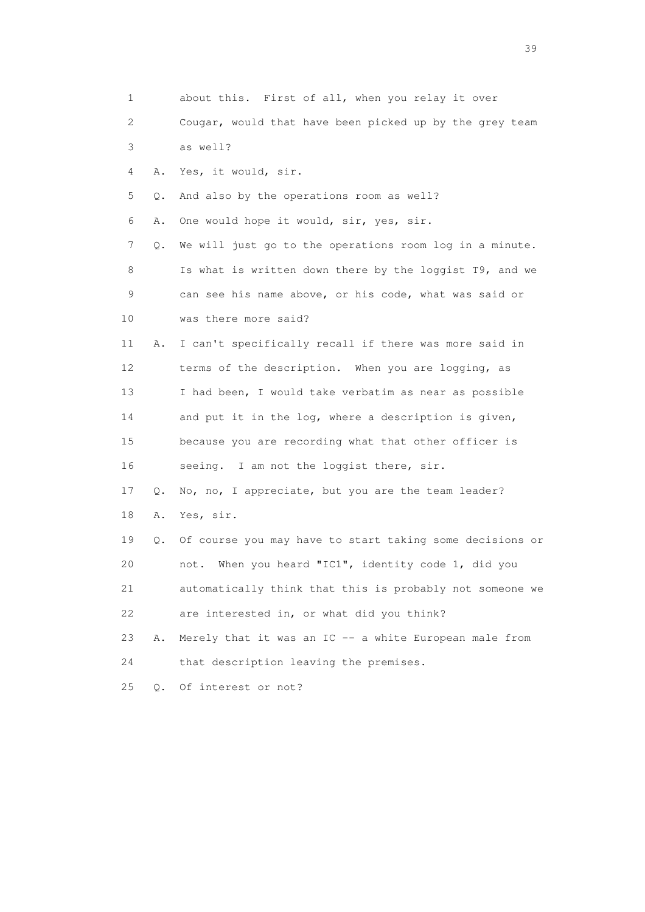1 about this. First of all, when you relay it over
2 Cougar, would that have been picked up by the grey team
3 as well?
4 A. Yes, it would, sir.
5 Q. And also by the operations room as well?
6 A. One would hope it would, sir, yes, sir.
7 Q. We will just go to the operations room log in a minute.
8 Is what is written down there by the loggist T9, and we
9 can see his name above, or his code, what was said or
10 was there more said?
11 A. I can't specifically recall if there was more said in
12 terms of the description. When you are logging, as
13 I had been, I would take verbatim as near as possible
14 and put it in the log, where a description is given,
15 because you are recording what that other officer is
16 seeing. I am not the loggist there, sir.
17 Q. No, no, I appreciate, but you are the team leader?
18 A. Yes, sir.
19 Q. Of course you may have to start taking some decisions or
20 not. When you heard "IC1", identity code 1, did you
21 automatically think that this is probably not someone we
22 are interested in, or what did you think?
23 A. Merely that it was an IC -- a white European male from
24 that description leaving the premises.
25 Q. Of interest or not?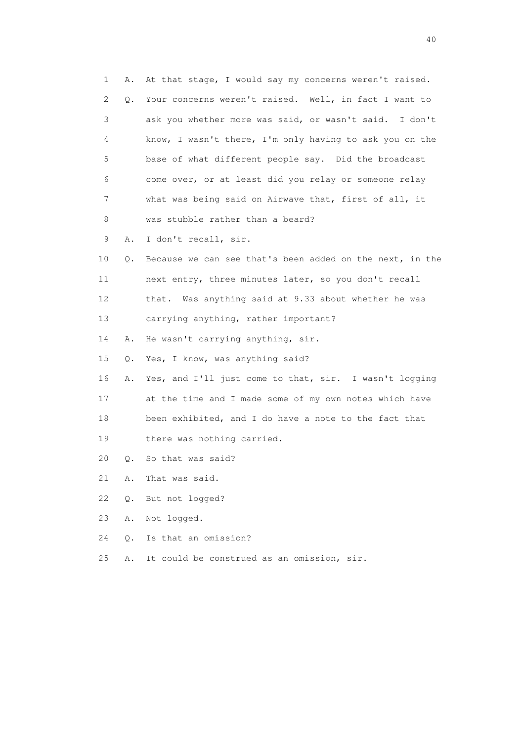1 A. At that stage, I would say my concerns weren't raised.

2 Q. Your concerns weren't raised. Well, in fact I want to

3 ask you whether more was said, or wasn't said. I don't

4 know, I wasn't there, I'm only having to ask you on the

5 base of what different people say. Did the broadcast

6 come over, or at least did you relay or someone relay

7 what was being said on Airwave that, first of all, it

8 was stubble rather than a beard?

9 A. I don't recall, sir.

10 Q. Because we can see that's been added on the next, in the

11 next entry, three minutes later, so you don't recall

12 that. Was anything said at 9.33 about whether he was

13 carrying anything, rather important?

14 A. He wasn't carrying anything, sir.

15 Q. Yes, I know, was anything said?

16 A. Yes, and I'll just come to that, sir. I wasn't logging

17 at the time and I made some of my own notes which have

18 been exhibited, and I do have a note to the fact that

19 there was nothing carried.

20 Q. So that was said?

21 A. That was said.

22 Q. But not logged?

23 A. Not logged.

24 Q. Is that an omission?

25 A. It could be construed as an omission, sir.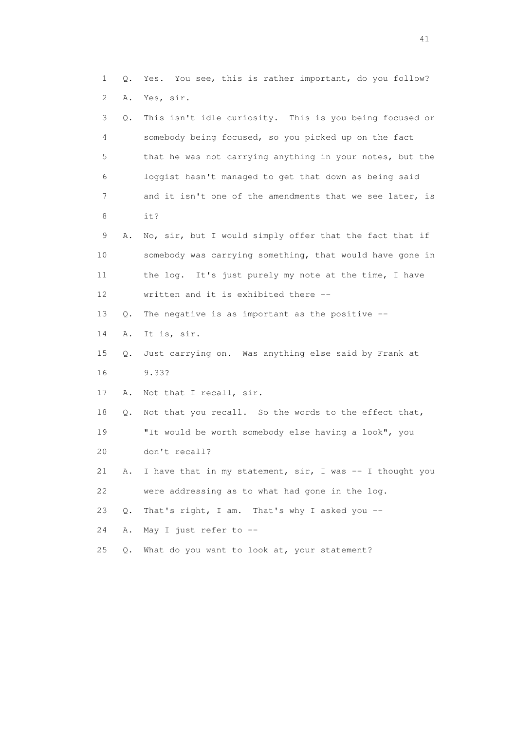1 Q. Yes. You see, this is rather important, do you follow?

2 A. Yes, sir.

3 Q. This isn't idle curiosity. This is you being focused or

4 somebody being focused, so you picked up on the fact

5 that he was not carrying anything in your notes, but the

6 loggist hasn't managed to get that down as being said

7 and it isn't one of the amendments that we see later, is

8 it?

9 A. No, sir, but I would simply offer that the fact that if

10 somebody was carrying something, that would have gone in

11 the log. It's just purely my note at the time, I have

12 written and it is exhibited there --

13 Q. The negative is as important as the positive --

14 A. It is, sir.

15 Q. Just carrying on. Was anything else said by Frank at

16 9.33?

17 A. Not that I recall, sir.

18 Q. Not that you recall. So the words to the effect that,

19 "It would be worth somebody else having a look", you

20 don't recall?

21 A. I have that in my statement, sir, I was -- I thought you

22 were addressing as to what had gone in the log.

23 Q. That's right, I am. That's why I asked you --

24 A. May I just refer to --

25 Q. What do you want to look at, your statement?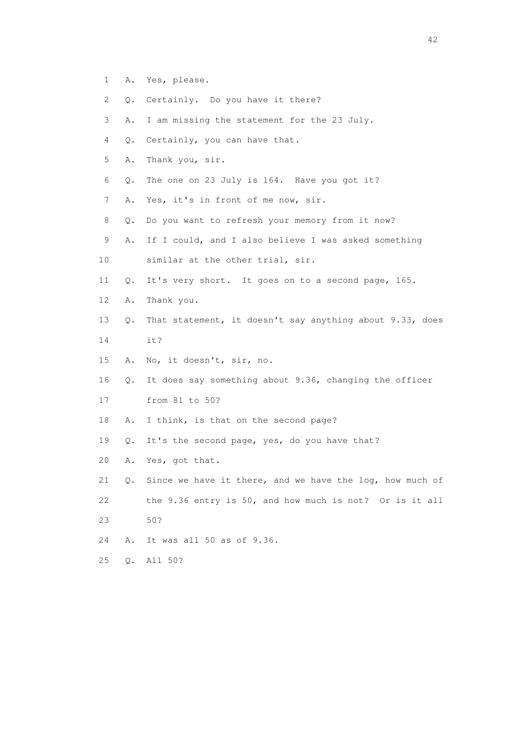1 A. Yes, please.

2 Q. Certainly. Do you have it there?

3 A. I am missing the statement for the 23 July.

4 Q. Certainly, you can have that.

5 A. Thank you, sir.

6 Q. The one on 23 July is 164. Have you got it?

7 A. Yes, it's in front of me now, sir.

8 Q. Do you want to refresh your memory from it now?

9 A. If I could, and I also believe I was asked something

10 similar at the other trial, sir.

11 Q. It's very short. It goes on to a second page, 165.

12 A. Thank you.

13 Q. That statement, it doesn't say anything about 9.33, does

14 it?

15 A. No, it doesn't, sir, no.

16 Q. It does say something about 9.36, changing the officer

17 from 81 to 50?

18 A. I think, is that on the second page?

19 Q. It's the second page, yes, do you have that?

20 A. Yes, got that.

21 Q. Since we have it there, and we have the log, how much of

22 the 9.36 entry is 50, and how much is not? Or is it all

23 50?

24 A. It was all 50 as of 9.36.

25 Q. All 50?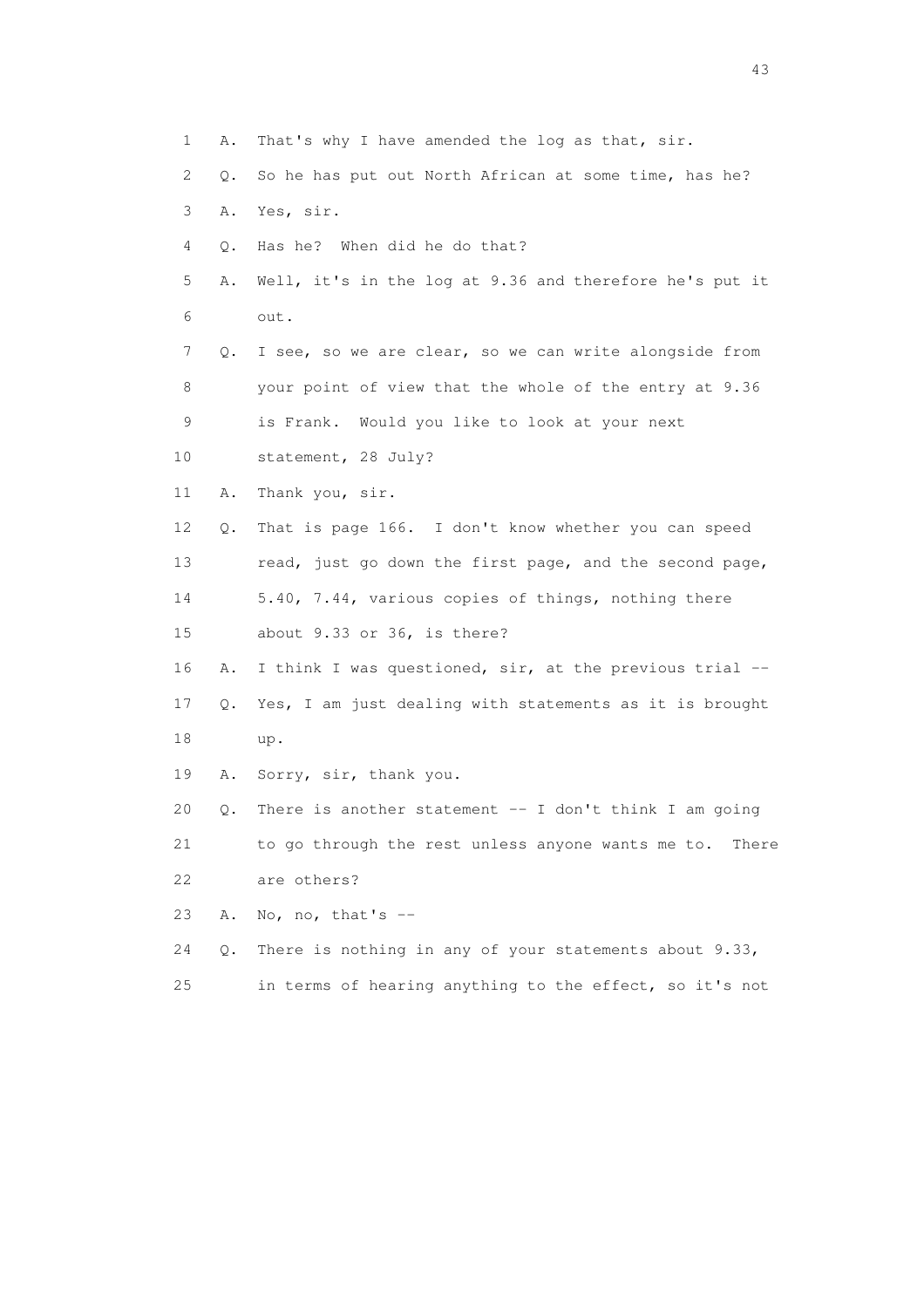1 A. That's why I have amended the log as that, sir.

2 Q. So he has put out North African at some time, has he?

3 A. Yes, sir.

4 Q. Has he? When did he do that?

5 A. Well, it's in the log at 9.36 and therefore he's put it
6 out.

7 Q. I see, so we are clear, so we can write alongside from
8 your point of view that the whole of the entry at 9.36
9 is Frank. Would you like to look at your next
10 statement, 28 July?

11 A. Thank you, sir.

12 Q. That is page 166. I don't know whether you can speed
13 read, just go down the first page, and the second page,
14 5.40, 7.44, various copies of things, nothing there
15 about 9.33 or 36, is there?

16 A. I think I was questioned, sir, at the previous trial --

17 Q. Yes, I am just dealing with statements as it is brought
18 up.

19 A. Sorry, sir, thank you.

20 Q. There is another statement -- I don't think I am going
21 to go through the rest unless anyone wants me to. There
22 are others?

23 A. No, no, that's --

24 Q. There is nothing in any of your statements about 9.33,
25 in terms of hearing anything to the effect, so it's not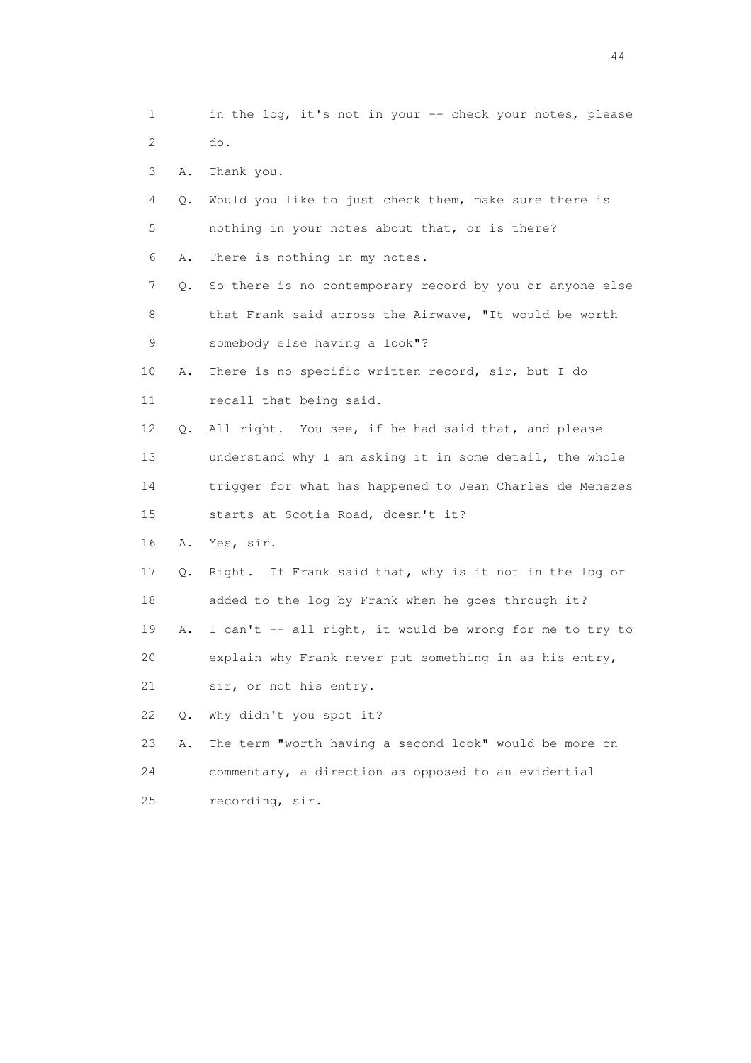1 in the log, it's not in your -- check your notes, please
2 do.
3 A. Thank you.
4 Q. Would you like to just check them, make sure there is
5 nothing in your notes about that, or is there?
6 A. There is nothing in my notes.
7 Q. So there is no contemporary record by you or anyone else
8 that Frank said across the Airwave, "It would be worth
9 somebody else having a look"?
10 A. There is no specific written record, sir, but I do
11 recall that being said.
12 Q. All right. You see, if he had said that, and please
13 understand why I am asking it in some detail, the whole
14 trigger for what has happened to Jean Charles de Menezes
15 starts at Scotia Road, doesn't it?
16 A. Yes, sir.
17 Q. Right. If Frank said that, why is it not in the log or
18 added to the log by Frank when he goes through it?
19 A. I can't -- all right, it would be wrong for me to try to
20 explain why Frank never put something in as his entry,
21 sir, or not his entry.
22 Q. Why didn't you spot it?
23 A. The term "worth having a second look" would be more on
24 commentary, a direction as opposed to an evidential
25 recording, sir.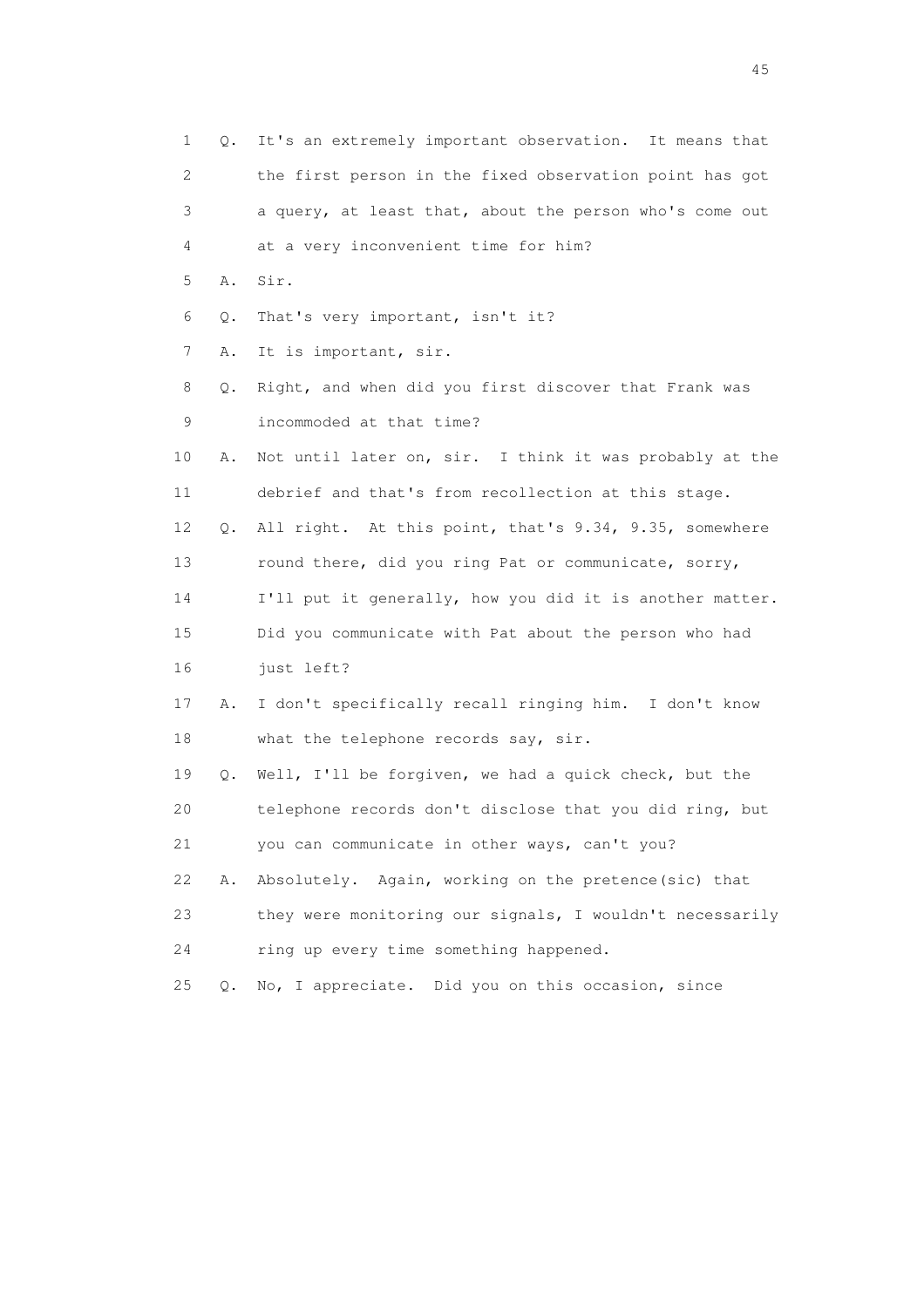1 Q. It's an extremely important observation. It means that
2 the first person in the fixed observation point has got
3 a query, at least that, about the person who's come out
4 at a very inconvenient time for him?

5 A. Sir.

6 Q. That's very important, isn't it?

7 A. It is important, sir.

8 Q. Right, and when did you first discover that Frank was
9 incommoded at that time?

10 A. Not until later on, sir. I think it was probably at the
11 debrief and that's from recollection at this stage.

12 Q. All right. At this point, that's 9.34, 9.35, somewhere
13 round there, did you ring Pat or communicate, sorry,
14 I'll put it generally, how you did it is another matter.
15 Did you communicate with Pat about the person who had
16 just left?

17 A. I don't specifically recall ringing him. I don't know
18 what the telephone records say, sir.

19 Q. Well, I'll be forgiven, we had a quick check, but the
20 telephone records don't disclose that you did ring, but
21 you can communicate in other ways, can't you?

22 A. Absolutely. Again, working on the pretence(sic) that
23 they were monitoring our signals, I wouldn't necessarily
24 ring up every time something happened.

25 Q. No, I appreciate. Did you on this occasion, since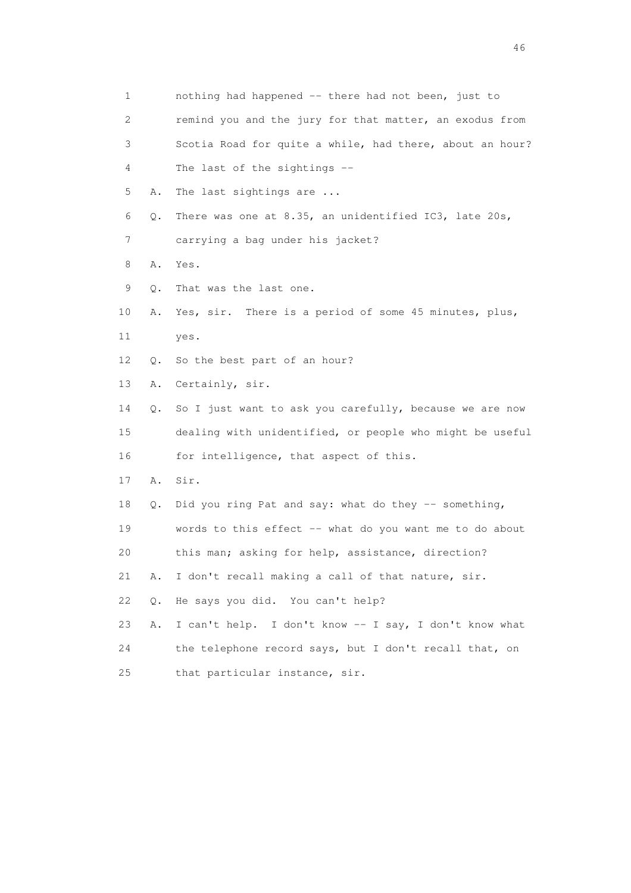1 nothing had happened -- there had not been, just to
2 remind you and the jury for that matter, an exodus from
3 Scotia Road for quite a while, had there, about an hour?
4 The last of the sightings --
5 A. The last sightings are ...
6 Q. There was one at 8.35, an unidentified IC3, late 20s,
7 carrying a bag under his jacket?
8 A. Yes.
9 Q. That was the last one.
10 A. Yes, sir. There is a period of some 45 minutes, plus,
11 yes.
12 Q. So the best part of an hour?
13 A. Certainly, sir.
14 Q. So I just want to ask you carefully, because we are now
15 dealing with unidentified, or people who might be useful
16 for intelligence, that aspect of this.
17 A. Sir.
18 Q. Did you ring Pat and say: what do they -- something,
19 words to this effect -- what do you want me to do about
20 this man; asking for help, assistance, direction?
21 A. I don't recall making a call of that nature, sir.
22 Q. He says you did. You can't help?
23 A. I can't help. I don't know -- I say, I don't know what
24 the telephone record says, but I don't recall that, on
25 that particular instance, sir.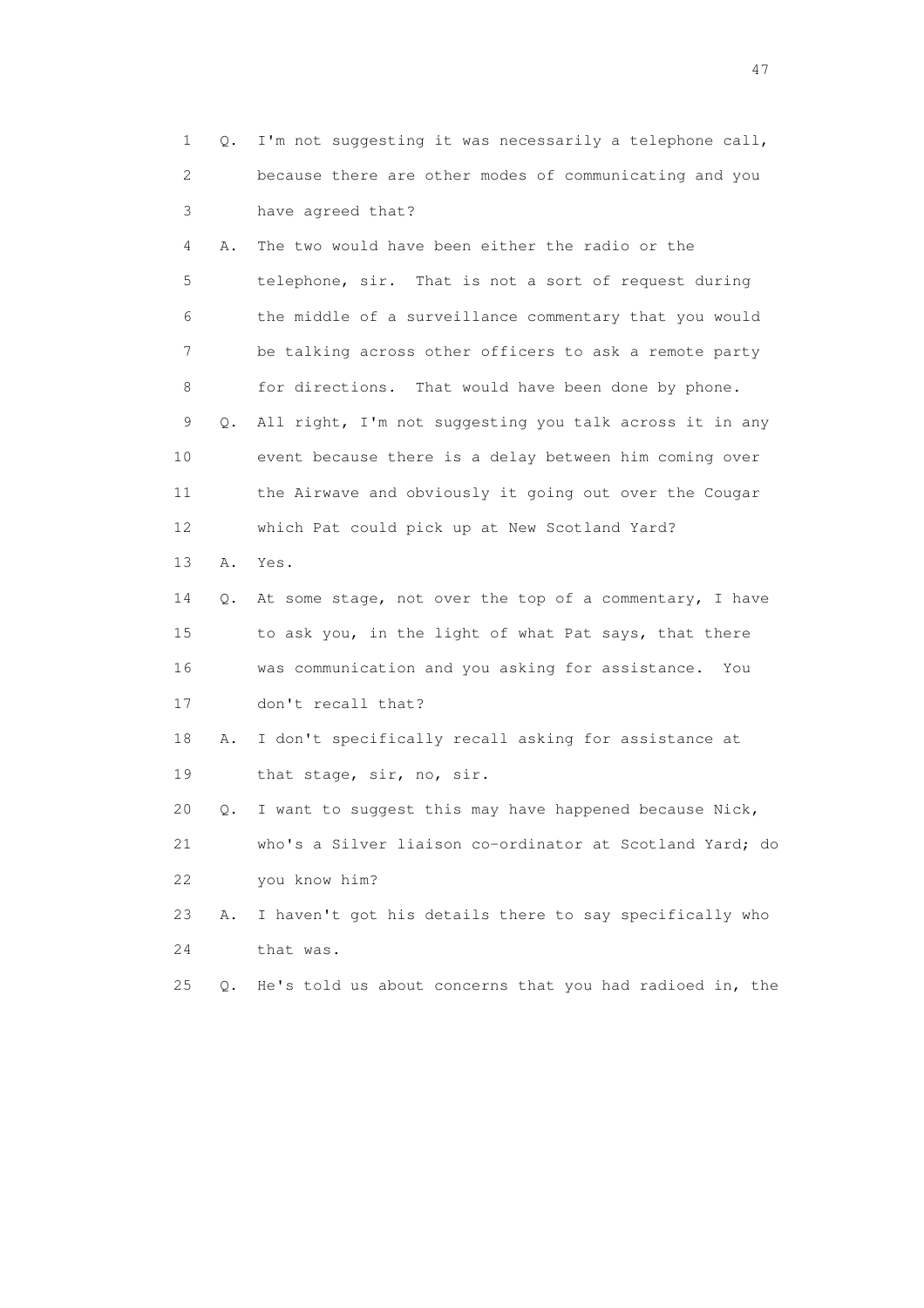1 Q. I'm not suggesting it was necessarily a telephone call,
2 because there are other modes of communicating and you
3 have agreed that?
4 A. The two would have been either the radio or the
5 telephone, sir. That is not a sort of request during
6 the middle of a surveillance commentary that you would
7 be talking across other officers to ask a remote party
8 for directions. That would have been done by phone.
9 Q. All right, I'm not suggesting you talk across it in any
10 event because there is a delay between him coming over
11 the Airwave and obviously it going out over the Cougar
12 which Pat could pick up at New Scotland Yard?
13 A. Yes.
14 Q. At some stage, not over the top of a commentary, I have
15 to ask you, in the light of what Pat says, that there
16 was communication and you asking for assistance. You
17 don't recall that?
18 A. I don't specifically recall asking for assistance at
19 that stage, sir, no, sir.
20 Q. I want to suggest this may have happened because Nick,
21 who's a Silver liaison co-ordinator at Scotland Yard; do
22 you know him?
23 A. I haven't got his details there to say specifically who
24 that was.
25 Q. He's told us about concerns that you had radioed in, the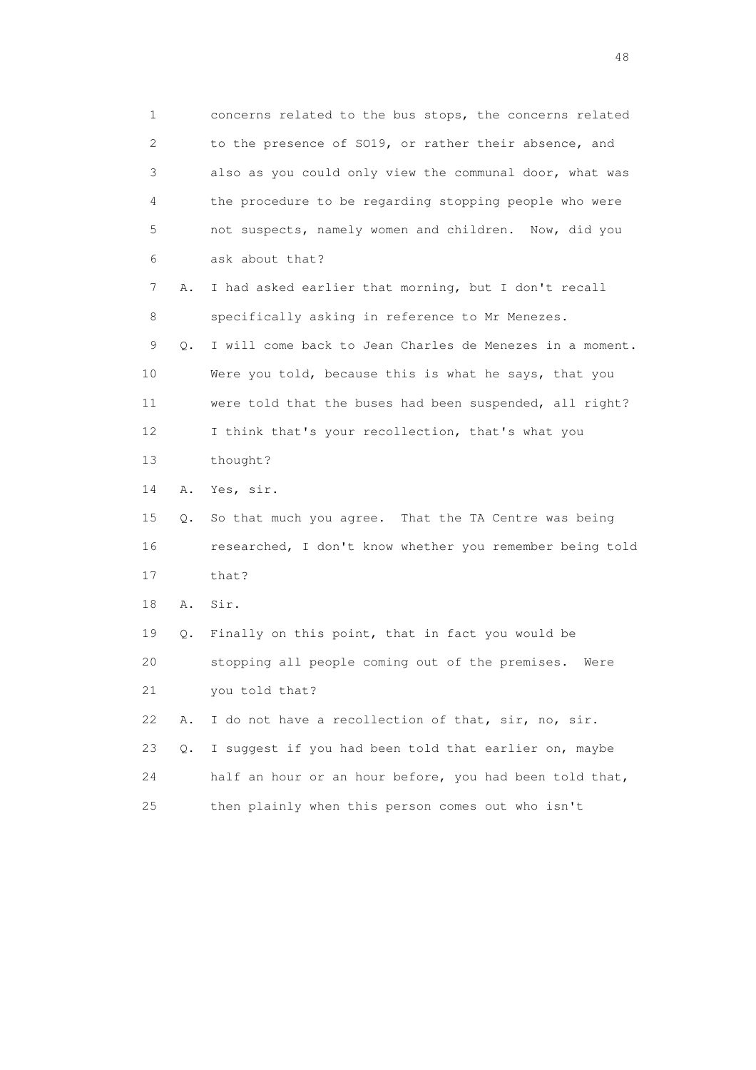1 concerns related to the bus stops, the concerns related
2 to the presence of SO19, or rather their absence, and
3 also as you could only view the communal door, what was
4 the procedure to be regarding stopping people who were
5 not suspects, namely women and children. Now, did you
6 ask about that?

7 A. I had asked earlier that morning, but I don't recall
8 specifically asking in reference to Mr Menezes.

9 Q. I will come back to Jean Charles de Menezes in a moment.
10 Were you told, because this is what he says, that you
11 were told that the buses had been suspended, all right?
12 I think that's your recollection, that's what you
13 thought?

14 A. Yes, sir.

15 Q. So that much you agree. That the TA Centre was being
16 researched, I don't know whether you remember being told
17 that?

18 A. Sir.

19 Q. Finally on this point, that in fact you would be
20 stopping all people coming out of the premises. Were
21 you told that?

22 A. I do not have a recollection of that, sir, no, sir.

23 Q. I suggest if you had been told that earlier on, maybe
24 half an hour or an hour before, you had been told that,
25 then plainly when this person comes out who isn't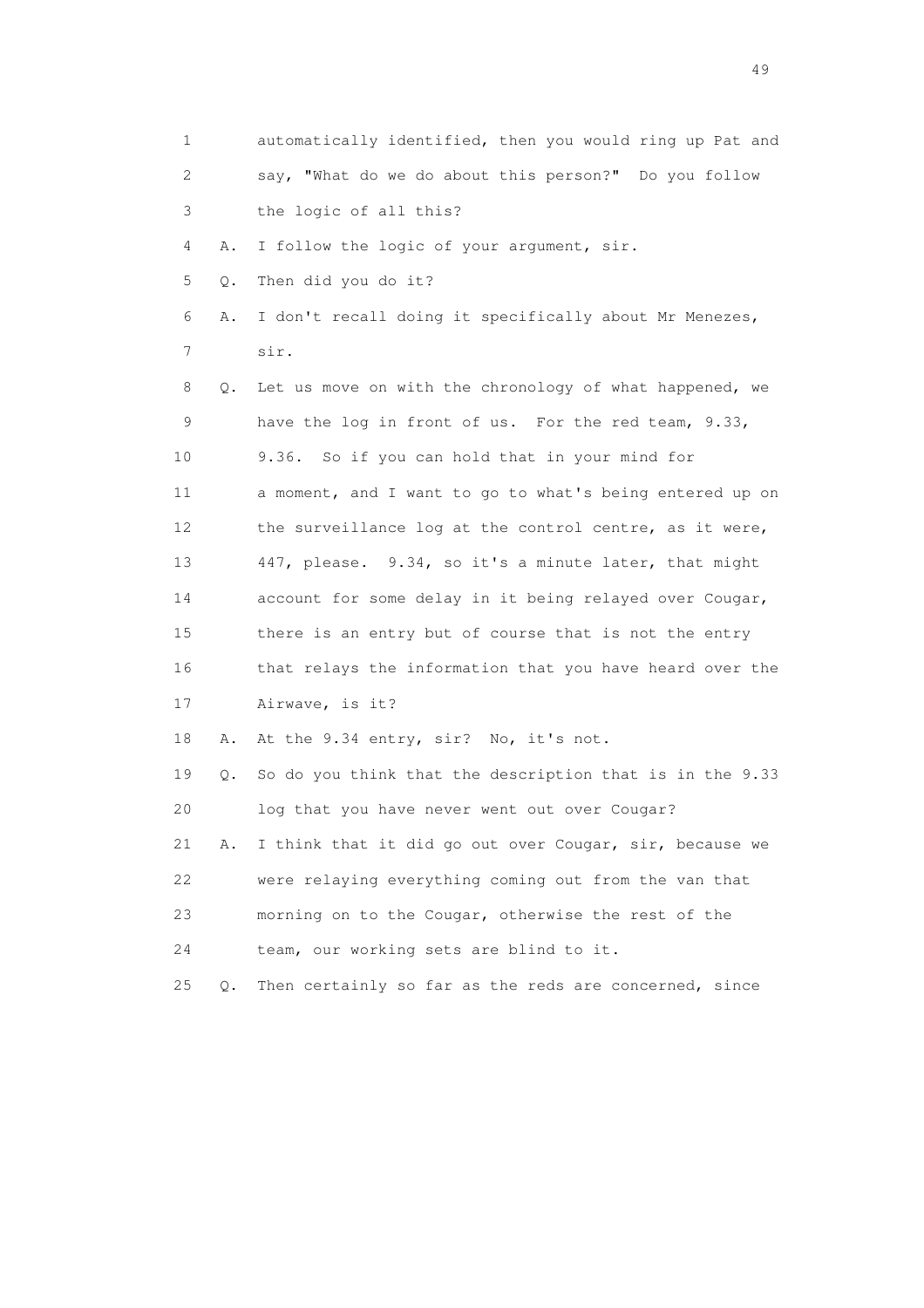1 automatically identified, then you would ring up Pat and
2 say, "What do we do about this person?" Do you follow
3 the logic of all this?

4 A. I follow the logic of your argument, sir.

5 Q. Then did you do it?

6 A. I don't recall doing it specifically about Mr Menezes,
7 sir.

8 Q. Let us move on with the chronology of what happened, we
9 have the log in front of us. For the red team, 9.33,
10 9.36. So if you can hold that in your mind for
11 a moment, and I want to go to what's being entered up on
12 the surveillance log at the control centre, as it were,
13 447, please. 9.34, so it's a minute later, that might
14 account for some delay in it being relayed over Cougar,
15 there is an entry but of course that is not the entry
16 that relays the information that you have heard over the
17 Airwave, is it?

18 A. At the 9.34 entry, sir? No, it's not.

19 Q. So do you think that the description that is in the 9.33
20 log that you have never went out over Cougar?

21 A. I think that it did go out over Cougar, sir, because we
22 were relaying everything coming out from the van that
23 morning on to the Cougar, otherwise the rest of the
24 team, our working sets are blind to it.

25 Q. Then certainly so far as the reds are concerned, since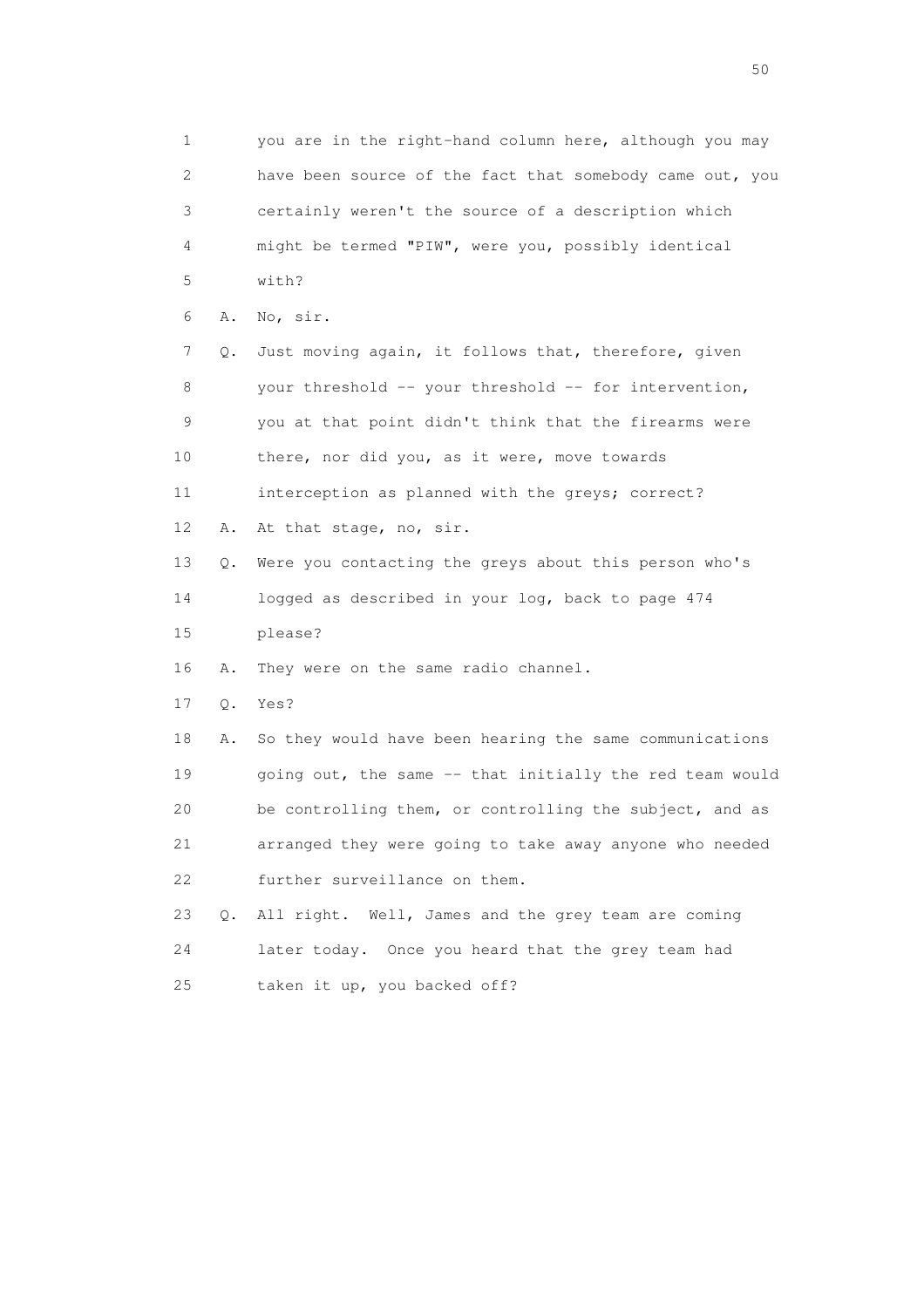1 you are in the right-hand column here, although you may
2 have been source of the fact that somebody came out, you
3 certainly weren't the source of a description which
4 might be termed "PIW", were you, possibly identical
5 with?

6 A. No, sir.

7 Q. Just moving again, it follows that, therefore, given
8 your threshold -- your threshold -- for intervention,
9 you at that point didn't think that the firearms were
10 there, nor did you, as it were, move towards
11 interception as planned with the greys; correct?

12 A. At that stage, no, sir.

13 Q. Were you contacting the greys about this person who's
14 logged as described in your log, back to page 474
15 please?

16 A. They were on the same radio channel.

17 Q. Yes?

18 A. So they would have been hearing the same communications
19 going out, the same -- that initially the red team would
20 be controlling them, or controlling the subject, and as
21 arranged they were going to take away anyone who needed
22 further surveillance on them.

23 Q. All right. Well, James and the grey team are coming
24 later today. Once you heard that the grey team had
25 taken it up, you backed off?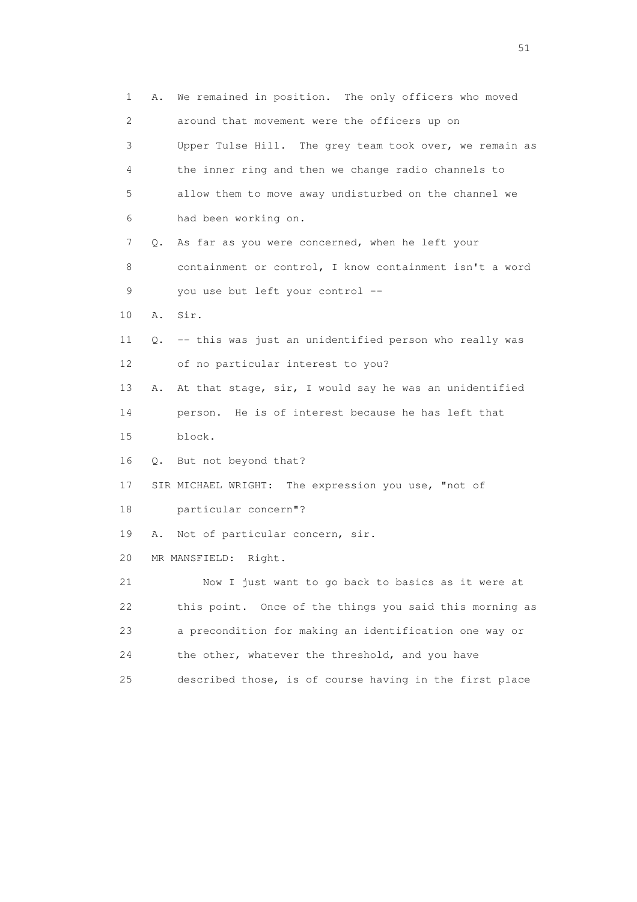1 A. We remained in position. The only officers who moved
2 around that movement were the officers up on
3 Upper Tulse Hill. The grey team took over, we remain as
4 the inner ring and then we change radio channels to
5 allow them to move away undisturbed on the channel we
6 had been working on.
7 Q. As far as you were concerned, when he left your
8 containment or control, I know containment isn't a word
9 you use but left your control --
10 A. Sir.
11 Q. -- this was just an unidentified person who really was
12 of no particular interest to you?
13 A. At that stage, sir, I would say he was an unidentified
14 person. He is of interest because he has left that
15 block.
16 Q. But not beyond that?
17 SIR MICHAEL WRIGHT: The expression you use, "not of
18 particular concern"?
19 A. Not of particular concern, sir.
20 MR MANSFIELD: Right.
21 Now I just want to go back to basics as it were at
22 this point. Once of the things you said this morning as
23 a precondition for making an identification one way or
24 the other, whatever the threshold, and you have
25 described those, is of course having in the first place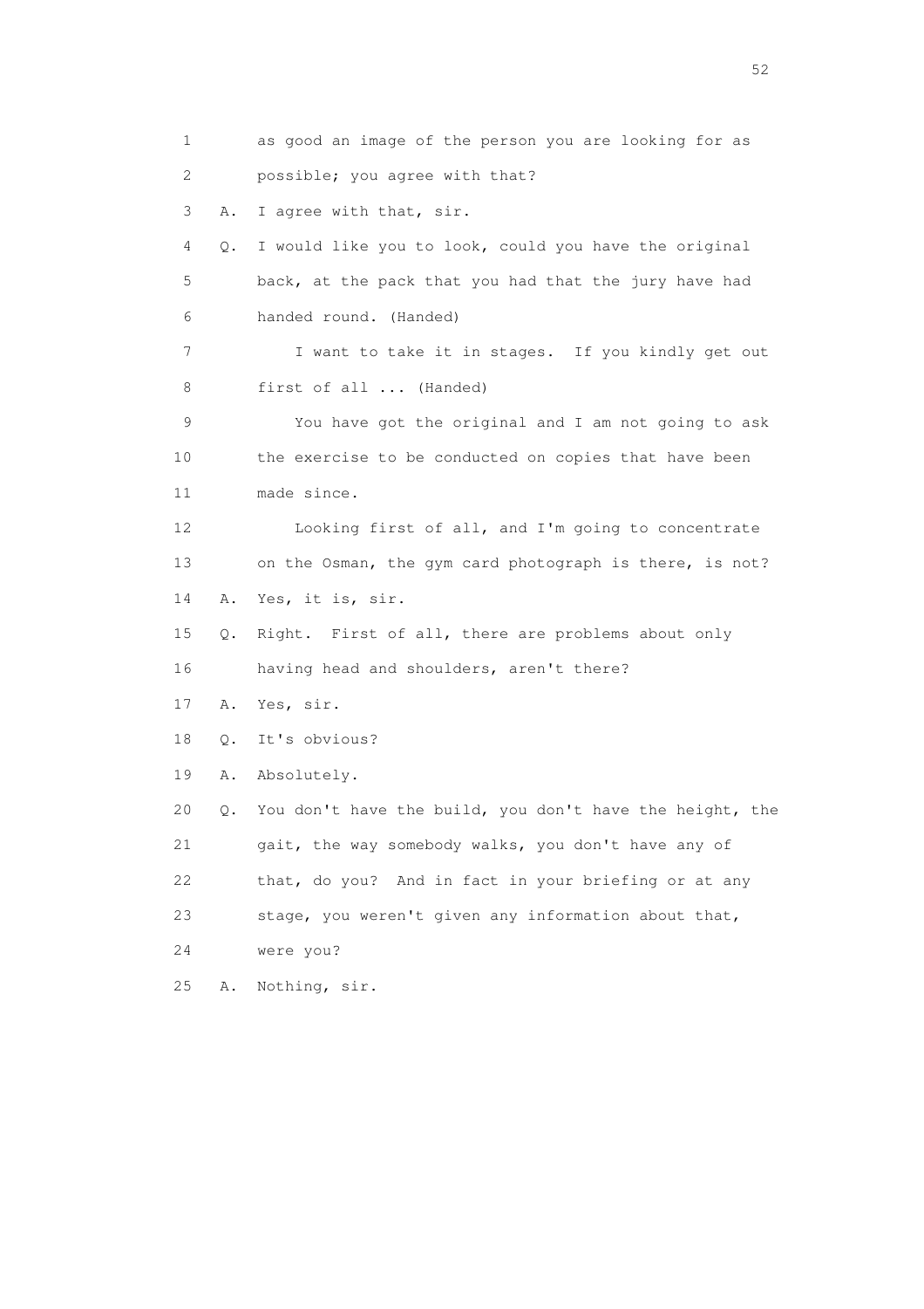1 as good an image of the person you are looking for as
2 possible; you agree with that?
3 A. I agree with that, sir.
4 Q. I would like you to look, could you have the original
5 back, at the pack that you had that the jury have had
6 handed round. (Handed)
7 I want to take it in stages. If you kindly get out
8 first of all ... (Handed)
9 You have got the original and I am not going to ask
10 the exercise to be conducted on copies that have been
11 made since.
12 Looking first of all, and I'm going to concentrate
13 on the Osman, the gym card photograph is there, is not?
14 A. Yes, it is, sir.
15 Q. Right. First of all, there are problems about only
16 having head and shoulders, aren't there?
17 A. Yes, sir.
18 Q. It's obvious?
19 A. Absolutely.
20 Q. You don't have the build, you don't have the height, the
21 gait, the way somebody walks, you don't have any of
22 that, do you? And in fact in your briefing or at any
23 stage, you weren't given any information about that,
24 were you?
25 A. Nothing, sir.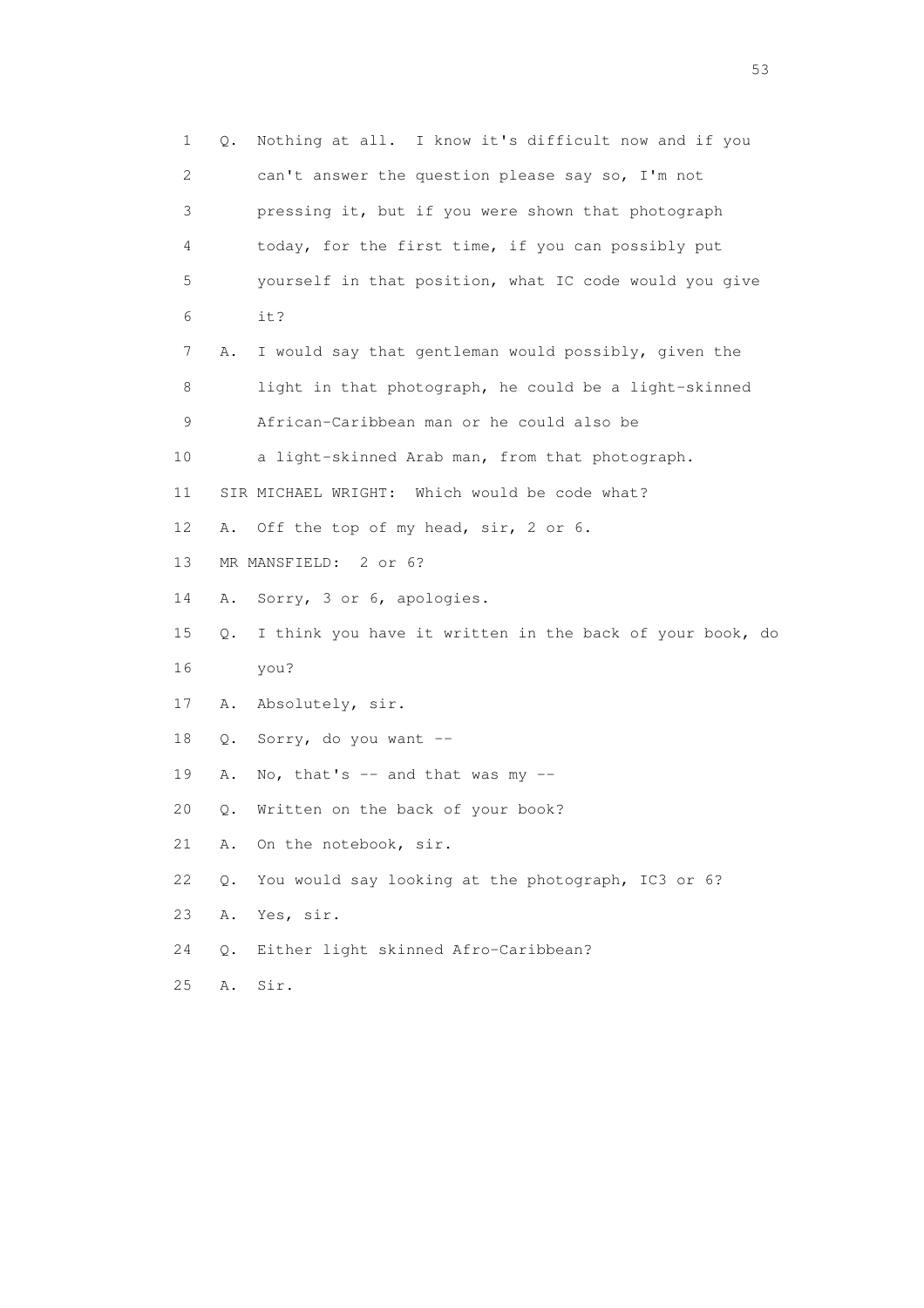1 Q. Nothing at all. I know it's difficult now and if you
2 can't answer the question please say so, I'm not
3 pressing it, but if you were shown that photograph
4 today, for the first time, if you can possibly put
5 yourself in that position, what IC code would you give
6 it?
7 A. I would say that gentleman would possibly, given the
8 light in that photograph, he could be a light-skinned
9 African-Caribbean man or he could also be
10 a light-skinned Arab man, from that photograph.
11 SIR MICHAEL WRIGHT: Which would be code what?
12 A. Off the top of my head, sir, 2 or 6.
13 MR MANSFIELD: 2 or 6?
14 A. Sorry, 3 or 6, apologies.
15 Q. I think you have it written in the back of your book, do
16 you?
17 A. Absolutely, sir.
18 Q. Sorry, do you want --
19 A. No, that's -- and that was my --
20 Q. Written on the back of your book?
21 A. On the notebook, sir.
22 Q. You would say looking at the photograph, IC3 or 6?
23 A. Yes, sir.
24 Q. Either light skinned Afro-Caribbean?
25 A. Sir.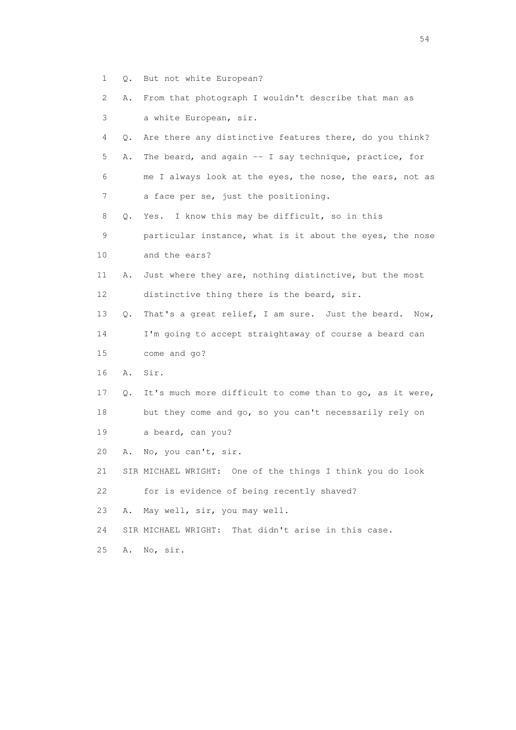1 Q. But not white European?

2 A. From that photograph I wouldn't describe that man as

3 a white European, sir.

4 Q. Are there any distinctive features there, do you think?

5 A. The beard, and again -- I say technique, practice, for

6 me I always look at the eyes, the nose, the ears, not as

7 a face per se, just the positioning.

8 Q. Yes. I know this may be difficult, so in this

9 particular instance, what is it about the eyes, the nose

10 and the ears?

11 A. Just where they are, nothing distinctive, but the most

12 distinctive thing there is the beard, sir.

13 Q. That's a great relief, I am sure. Just the beard. Now,

14 I'm going to accept straightaway of course a beard can

15 come and go?

16 A. Sir.

17 Q. It's much more difficult to come than to go, as it were,

18 but they come and go, so you can't necessarily rely on

19 a beard, can you?

20 A. No, you can't, sir.

21 SIR MICHAEL WRIGHT: One of the things I think you do look

22 for is evidence of being recently shaved?

23 A. May well, sir, you may well.

24 SIR MICHAEL WRIGHT: That didn't arise in this case.

25 A. No, sir.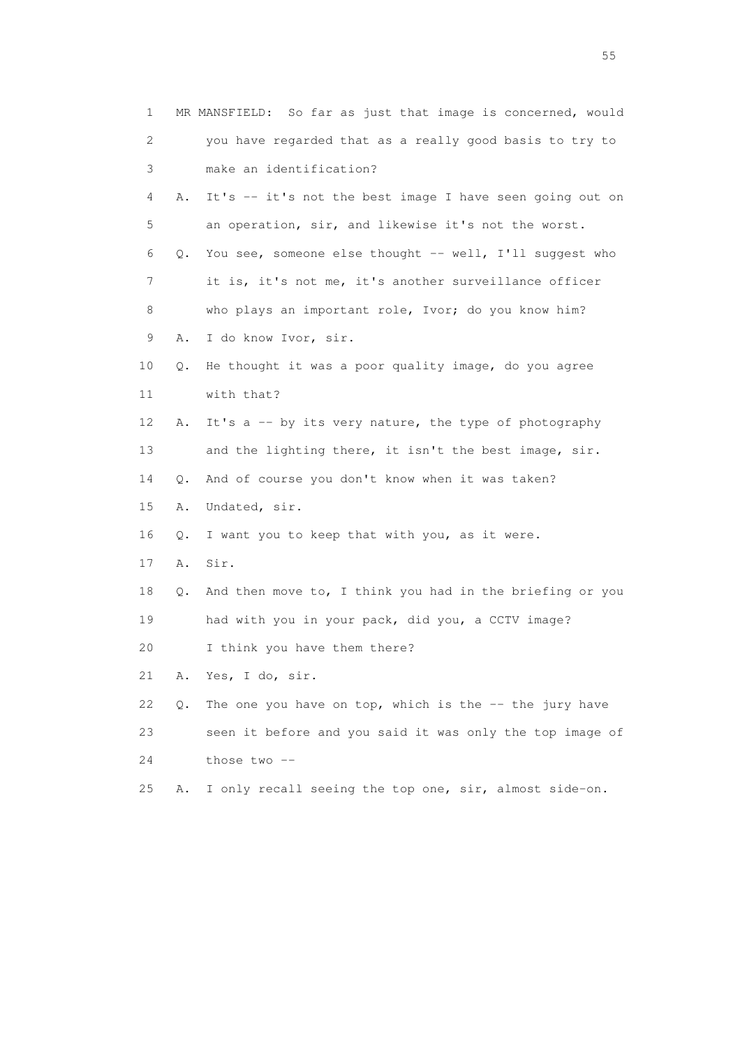1 MR MANSFIELD: So far as just that image is concerned, would
2 you have regarded that as a really good basis to try to
3 make an identification?

4 A. It's -- it's not the best image I have seen going out on
5 an operation, sir, and likewise it's not the worst.

6 Q. You see, someone else thought -- well, I'll suggest who
7 it is, it's not me, it's another surveillance officer
8 who plays an important role, Ivor; do you know him?

9 A. I do know Ivor, sir.

10 Q. He thought it was a poor quality image, do you agree
11 with that?

12 A. It's a -- by its very nature, the type of photography
13 and the lighting there, it isn't the best image, sir.

14 Q. And of course you don't know when it was taken?

15 A. Undated, sir.

16 Q. I want you to keep that with you, as it were.

17 A. Sir.

18 Q. And then move to, I think you had in the briefing or you
19 had with you in your pack, did you, a CCTV image?
20 I think you have them there?

21 A. Yes, I do, sir.

22 Q. The one you have on top, which is the -- the jury have
23 seen it before and you said it was only the top image of
24 those two --

25 A. I only recall seeing the top one, sir, almost side-on.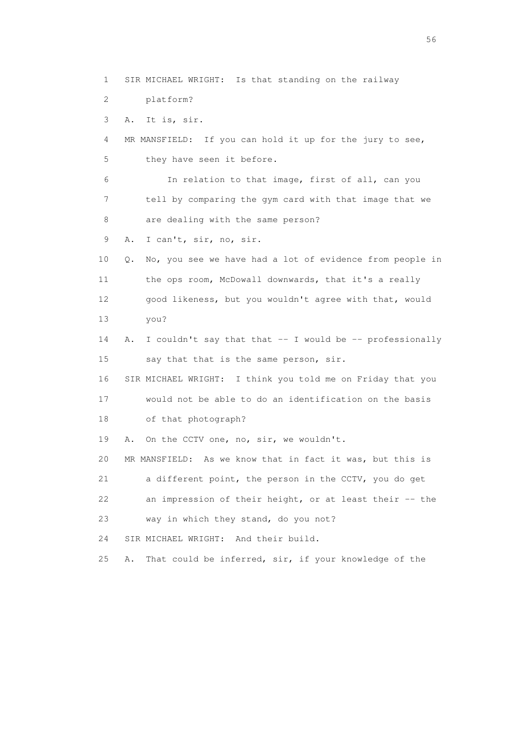1 SIR MICHAEL WRIGHT: Is that standing on the railway
2 platform?
3 A. It is, sir.
4 MR MANSFIELD: If you can hold it up for the jury to see,
5 they have seen it before.
6 In relation to that image, first of all, can you
7 tell by comparing the gym card with that image that we
8 are dealing with the same person?
9 A. I can't, sir, no, sir.
10 Q. No, you see we have had a lot of evidence from people in
11 the ops room, McDowall downwards, that it's a really
12 good likeness, but you wouldn't agree with that, would
13 you?
14 A. I couldn't say that that -- I would be -- professionally
15 say that that is the same person, sir.
16 SIR MICHAEL WRIGHT: I think you told me on Friday that you
17 would not be able to do an identification on the basis
18 of that photograph?
19 A. On the CCTV one, no, sir, we wouldn't.
20 MR MANSFIELD: As we know that in fact it was, but this is
21 a different point, the person in the CCTV, you do get
22 an impression of their height, or at least their -- the
23 way in which they stand, do you not?
24 SIR MICHAEL WRIGHT: And their build.
25 A. That could be inferred, sir, if your knowledge of the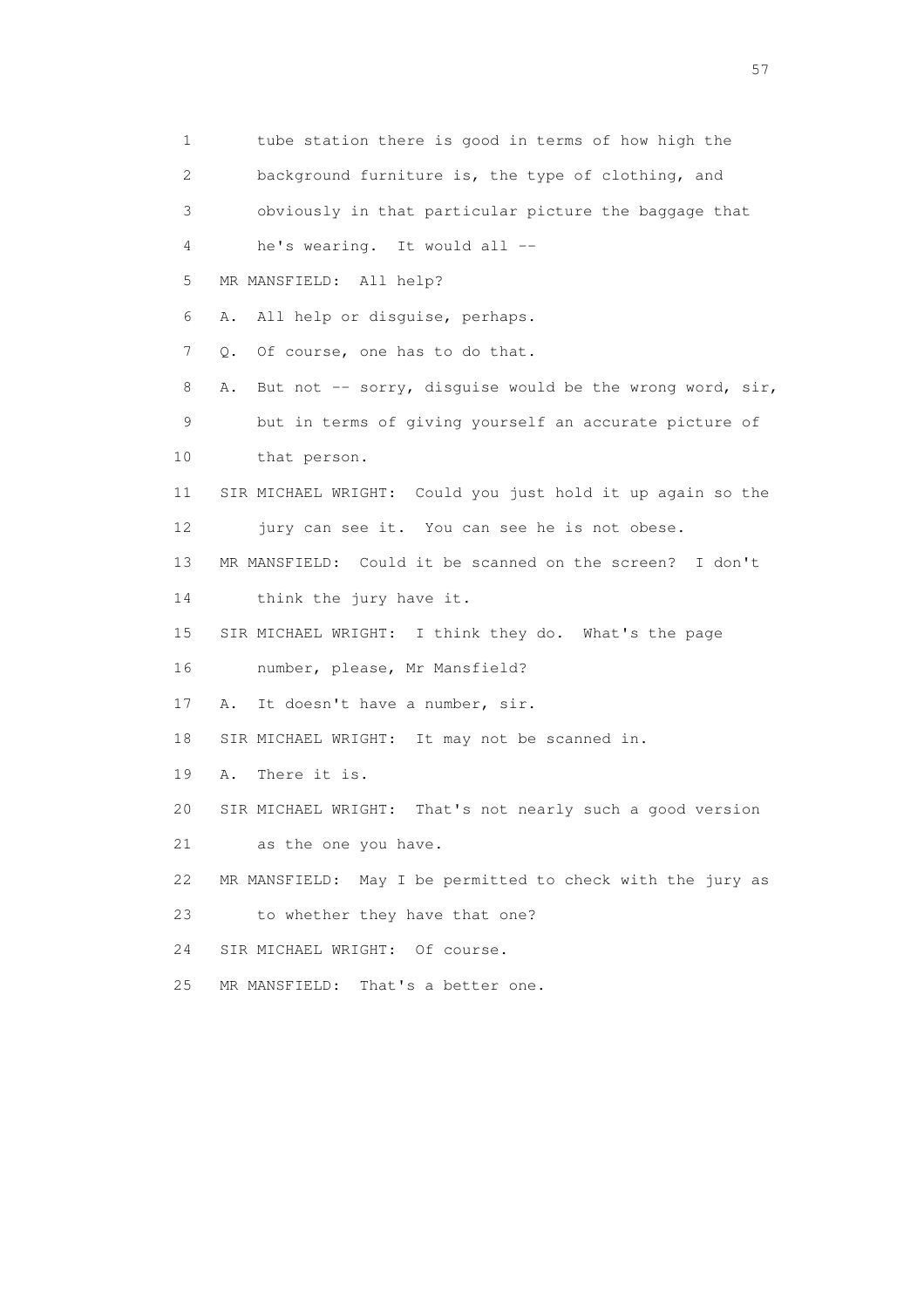1 tube station there is good in terms of how high the
2 background furniture is, the type of clothing, and
3 obviously in that particular picture the baggage that
4 he's wearing. It would all --
5 MR MANSFIELD: All help?
6 A. All help or disguise, perhaps.
7 Q. Of course, one has to do that.
8 A. But not -- sorry, disguise would be the wrong word, sir,
9 but in terms of giving yourself an accurate picture of
10 that person.
11 SIR MICHAEL WRIGHT: Could you just hold it up again so the
12 jury can see it. You can see he is not obese.
13 MR MANSFIELD: Could it be scanned on the screen? I don't
14 think the jury have it.
15 SIR MICHAEL WRIGHT: I think they do. What's the page
16 number, please, Mr Mansfield?
17 A. It doesn't have a number, sir.
18 SIR MICHAEL WRIGHT: It may not be scanned in.
19 A. There it is.
20 SIR MICHAEL WRIGHT: That's not nearly such a good version
21 as the one you have.
22 MR MANSFIELD: May I be permitted to check with the jury as
23 to whether they have that one?
24 SIR MICHAEL WRIGHT: Of course.
25 MR MANSFIELD: That's a better one.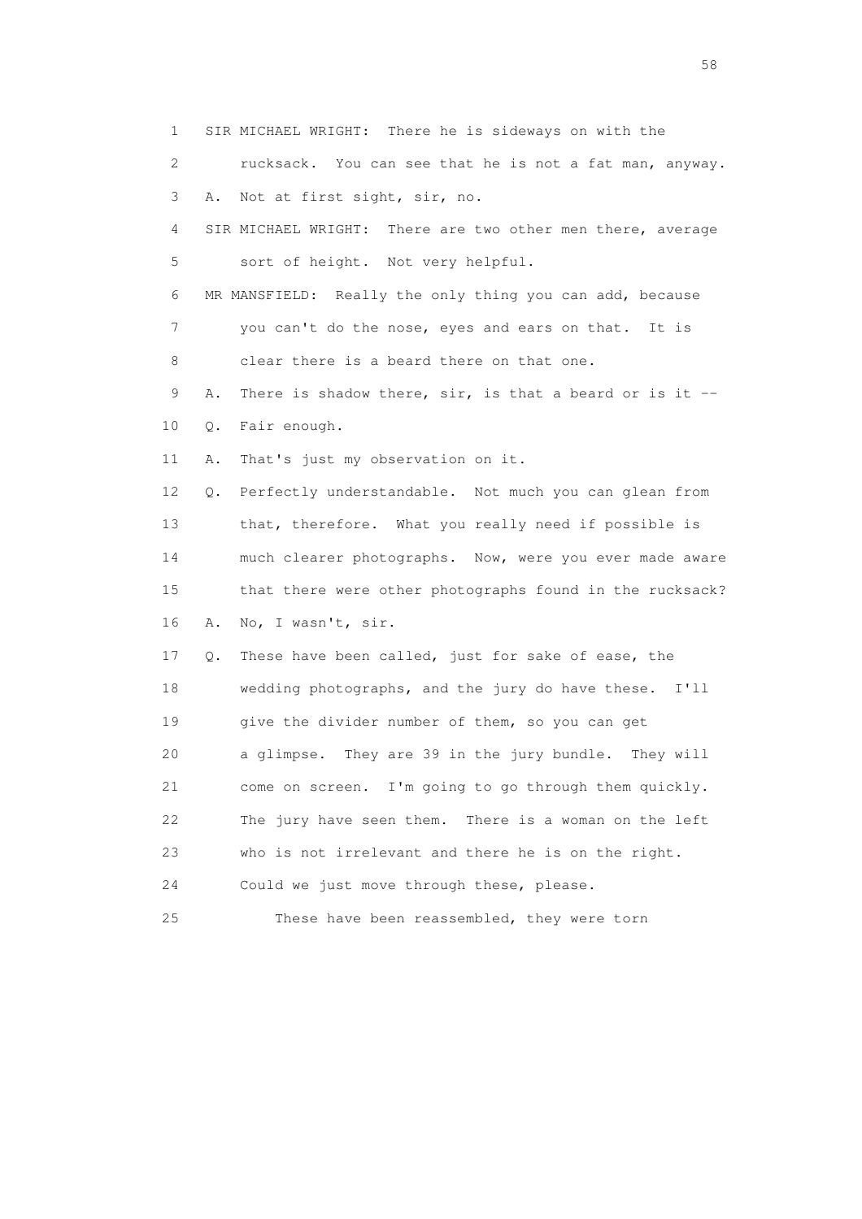1 SIR MICHAEL WRIGHT: There he is sideways on with the
2 rucksack. You can see that he is not a fat man, anyway.
3 A. Not at first sight, sir, no.
4 SIR MICHAEL WRIGHT: There are two other men there, average
5 sort of height. Not very helpful.
6 MR MANSFIELD: Really the only thing you can add, because
7 you can't do the nose, eyes and ears on that. It is
8 clear there is a beard there on that one.
9 A. There is shadow there, sir, is that a beard or is it --
10 Q. Fair enough.
11 A. That's just my observation on it.
12 Q. Perfectly understandable. Not much you can glean from
13 that, therefore. What you really need if possible is
14 much clearer photographs. Now, were you ever made aware
15 that there were other photographs found in the rucksack?
16 A. No, I wasn't, sir.
17 Q. These have been called, just for sake of ease, the
18 wedding photographs, and the jury do have these. I'll
19 give the divider number of them, so you can get
20 a glimpse. They are 39 in the jury bundle. They will
21 come on screen. I'm going to go through them quickly.
22 The jury have seen them. There is a woman on the left
23 who is not irrelevant and there he is on the right.
24 Could we just move through these, please.
25 These have been reassembled, they were torn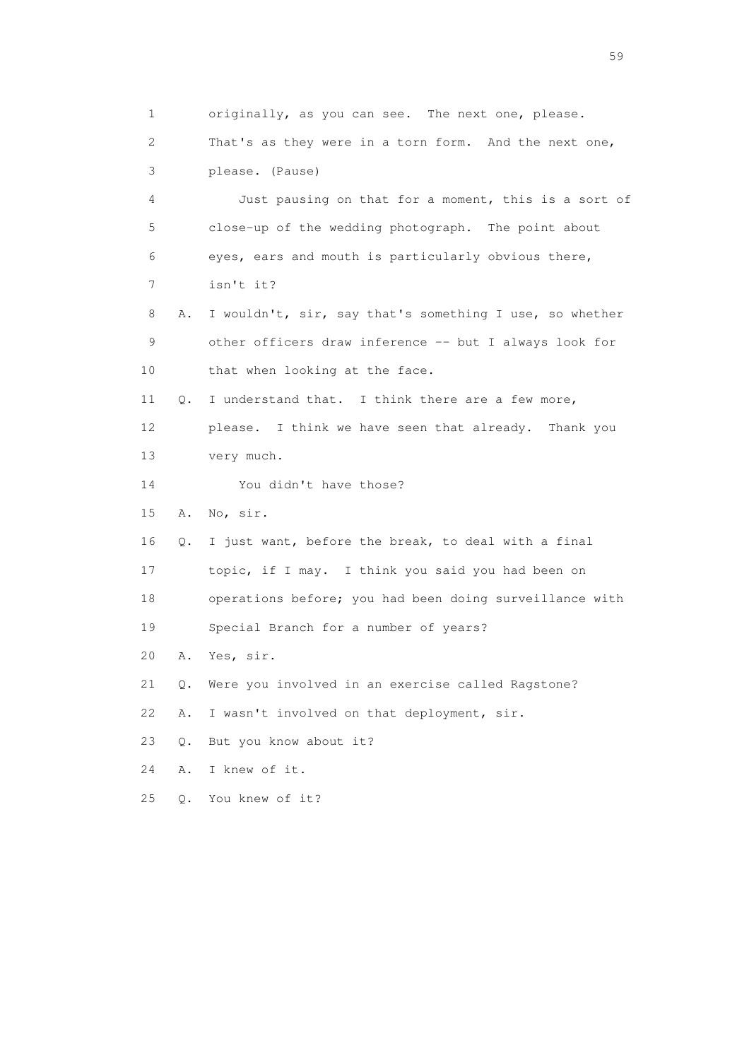1 originally, as you can see. The next one, please.

2 That's as they were in a torn form. And the next one,

3 please. (Pause)

4 Just pausing on that for a moment, this is a sort of

5 close-up of the wedding photograph. The point about

6 eyes, ears and mouth is particularly obvious there,

7 isn't it?

8 A. I wouldn't, sir, say that's something I use, so whether

9 other officers draw inference -- but I always look for

10 that when looking at the face.

11 Q. I understand that. I think there are a few more,

12 please. I think we have seen that already. Thank you

13 very much.

14 You didn't have those?

15 A. No, sir.

16 Q. I just want, before the break, to deal with a final

17 topic, if I may. I think you said you had been on

18 operations before; you had been doing surveillance with

19 Special Branch for a number of years?

20 A. Yes, sir.

21 Q. Were you involved in an exercise called Ragstone?

22 A. I wasn't involved on that deployment, sir.

23 Q. But you know about it?

24 A. I knew of it.

25 Q. You knew of it?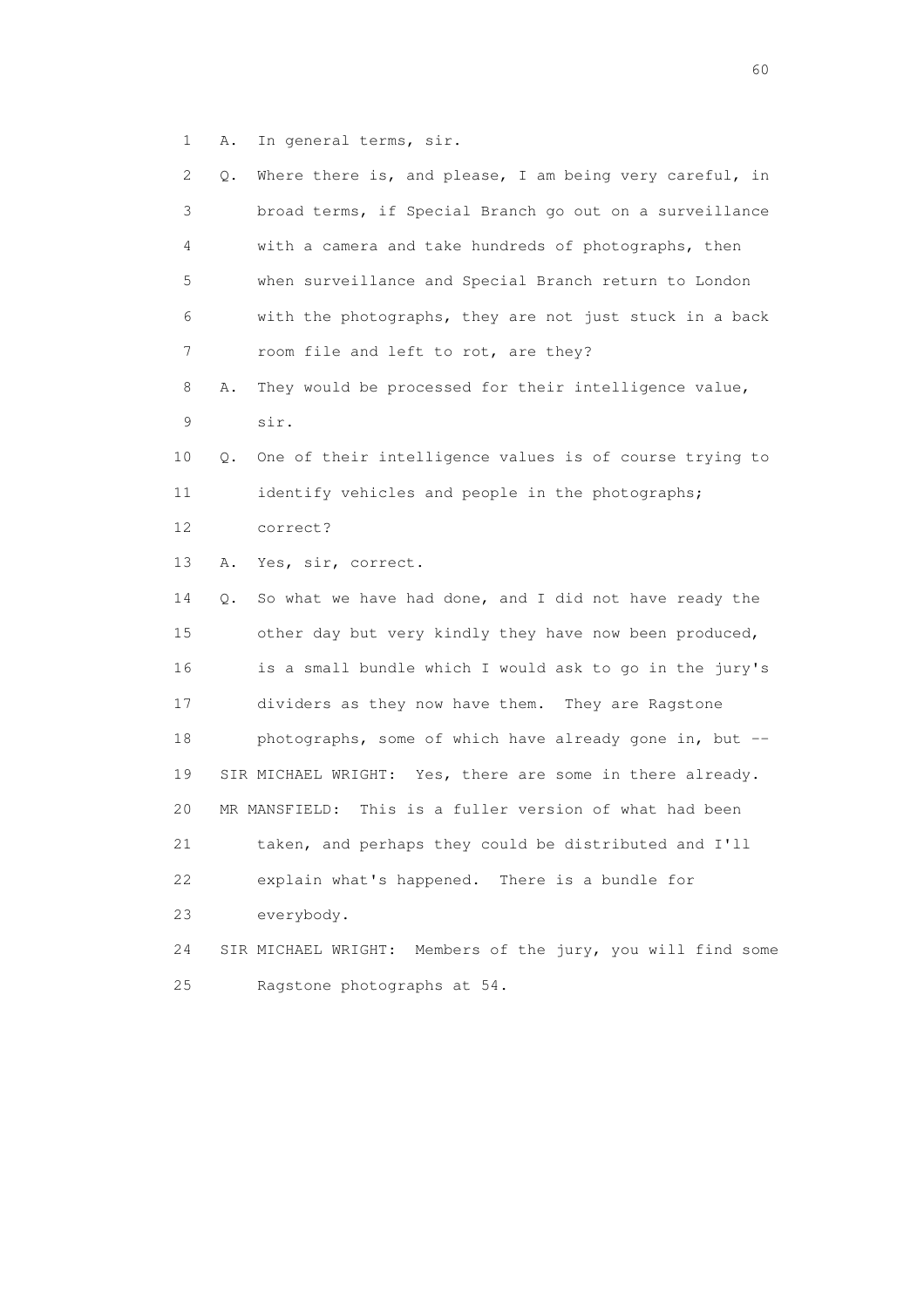1 A. In general terms, sir.

2 Q. Where there is, and please, I am being very careful, in

3 broad terms, if Special Branch go out on a surveillance

4 with a camera and take hundreds of photographs, then

5 when surveillance and Special Branch return to London

6 with the photographs, they are not just stuck in a back

7 room file and left to rot, are they?

8 A. They would be processed for their intelligence value,

9 sir.

10 Q. One of their intelligence values is of course trying to

11 identify vehicles and people in the photographs;

12 correct?

13 A. Yes, sir, correct.

14 Q. So what we have had done, and I did not have ready the

15 other day but very kindly they have now been produced,

16 is a small bundle which I would ask to go in the jury's

17 dividers as they now have them. They are Ragstone

18 photographs, some of which have already gone in, but --

19 SIR MICHAEL WRIGHT: Yes, there are some in there already.

20 MR MANSFIELD: This is a fuller version of what had been

21 taken, and perhaps they could be distributed and I'll

22 explain what's happened. There is a bundle for

23 everybody.

24 SIR MICHAEL WRIGHT: Members of the jury, you will find some

25 Ragstone photographs at 54.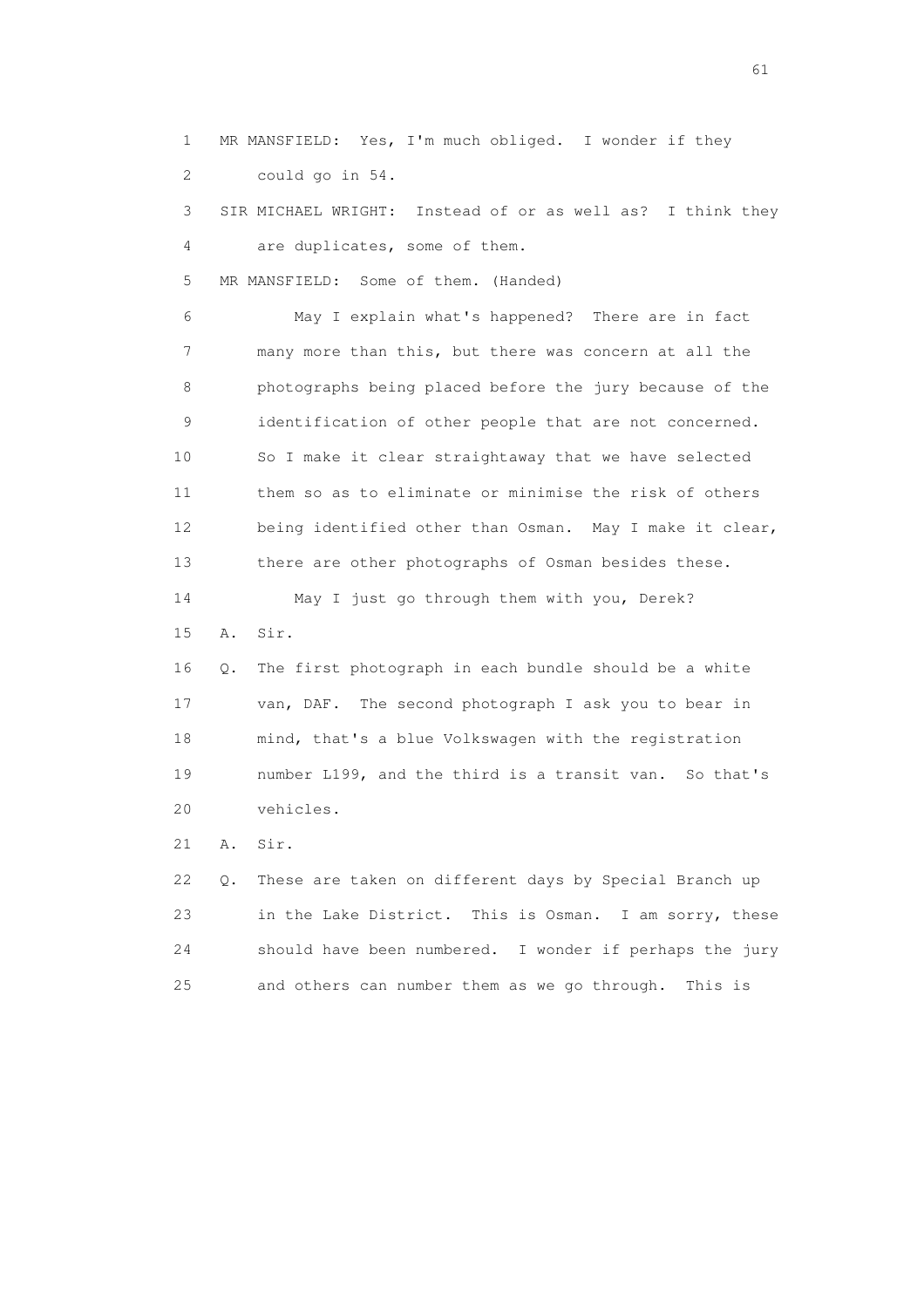1 MR MANSFIELD: Yes, I'm much obliged. I wonder if they
2 could go in 54.
3 SIR MICHAEL WRIGHT: Instead of or as well as? I think they
4 are duplicates, some of them.
5 MR MANSFIELD: Some of them. (Handed)
6 May I explain what's happened? There are in fact
7 many more than this, but there was concern at all the
8 photographs being placed before the jury because of the
9 identification of other people that are not concerned.
10 So I make it clear straightaway that we have selected
11 them so as to eliminate or minimise the risk of others
12 being identified other than Osman. May I make it clear,
13 there are other photographs of Osman besides these.
14 May I just go through them with you, Derek?
15 A. Sir.
16 Q. The first photograph in each bundle should be a white
17 van, DAF. The second photograph I ask you to bear in
18 mind, that's a blue Volkswagen with the registration
19 number L199, and the third is a transit van. So that's
20 vehicles.
21 A. Sir.
22 Q. These are taken on different days by Special Branch up
23 in the Lake District. This is Osman. I am sorry, these
24 should have been numbered. I wonder if perhaps the jury
25 and others can number them as we go through. This is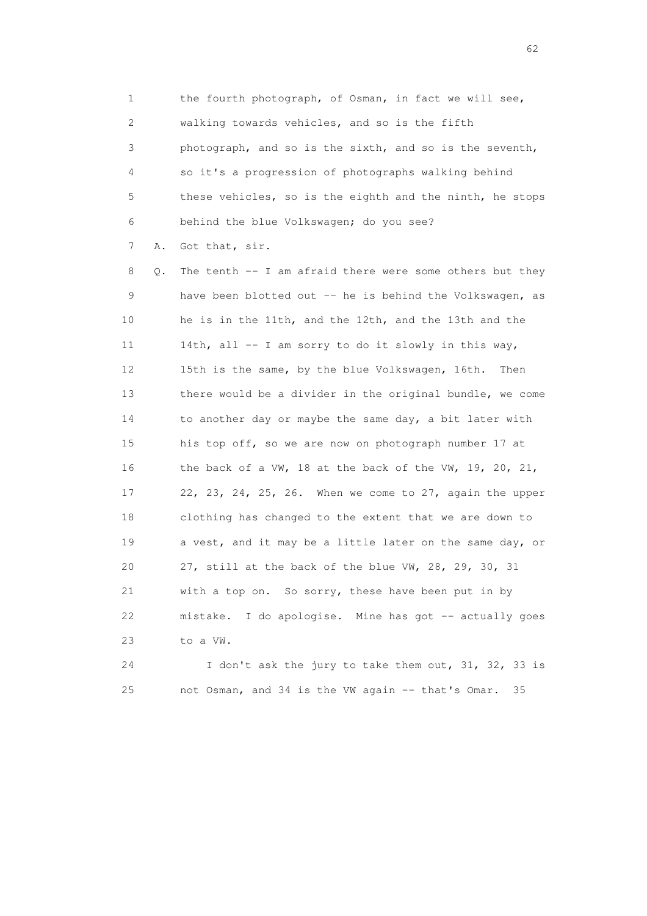1 the fourth photograph, of Osman, in fact we will see,

2 walking towards vehicles, and so is the fifth

3 photograph, and so is the sixth, and so is the seventh,

4 so it's a progression of photographs walking behind

5 these vehicles, so is the eighth and the ninth, he stops

6 behind the blue Volkswagen; do you see?

7 A. Got that, sir.

8 Q. The tenth -- I am afraid there were some others but they

9 have been blotted out -- he is behind the Volkswagen, as

10 he is in the 11th, and the 12th, and the 13th and the

11 14th, all -- I am sorry to do it slowly in this way,

12 15th is the same, by the blue Volkswagen, 16th. Then

13 there would be a divider in the original bundle, we come

14 to another day or maybe the same day, a bit later with

15 his top off, so we are now on photograph number 17 at

16 the back of a VW, 18 at the back of the VW, 19, 20, 21,

17 22, 23, 24, 25, 26. When we come to 27, again the upper

18 clothing has changed to the extent that we are down to

19 a vest, and it may be a little later on the same day, or

20 27, still at the back of the blue VW, 28, 29, 30, 31

21 with a top on. So sorry, these have been put in by

22 mistake. I do apologise. Mine has got -- actually goes

23 to a VW.

24 I don't ask the jury to take them out, 31, 32, 33 is

25 not Osman, and 34 is the VW again -- that's Omar. 35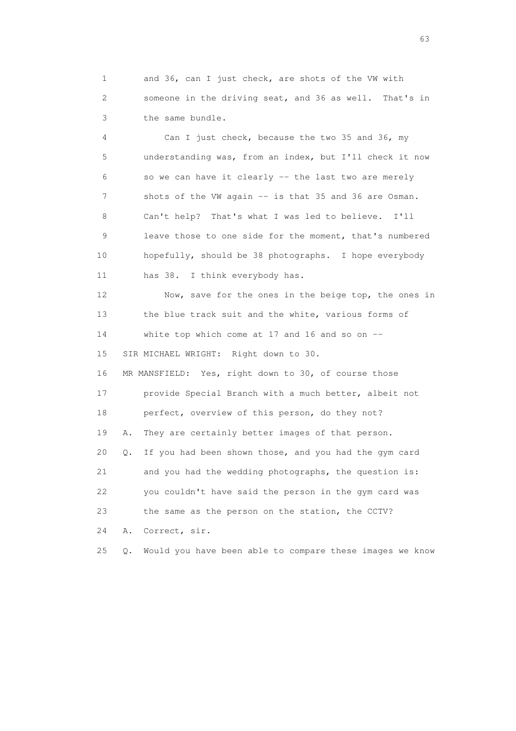1 and 36, can I just check, are shots of the VW with
2 someone in the driving seat, and 36 as well. That's in
3 the same bundle.

4 Can I just check, because the two 35 and 36, my
5 understanding was, from an index, but I'll check it now
6 so we can have it clearly -- the last two are merely
7 shots of the VW again -- is that 35 and 36 are Osman.
8 Can't help? That's what I was led to believe. I'll
9 leave those to one side for the moment, that's numbered
10 hopefully, should be 38 photographs. I hope everybody
11 has 38. I think everybody has.

12 Now, save for the ones in the beige top, the ones in
13 the blue track suit and the white, various forms of
14 white top which come at 17 and 16 and so on --

15 SIR MICHAEL WRIGHT: Right down to 30.

16 MR MANSFIELD: Yes, right down to 30, of course those
17 provide Special Branch with a much better, albeit not
18 perfect, overview of this person, do they not?

19 A. They are certainly better images of that person.

20 Q. If you had been shown those, and you had the gym card
21 and you had the wedding photographs, the question is:
22 you couldn't have said the person in the gym card was
23 the same as the person on the station, the CCTV?

24 A. Correct, sir.

25 Q. Would you have been able to compare these images we know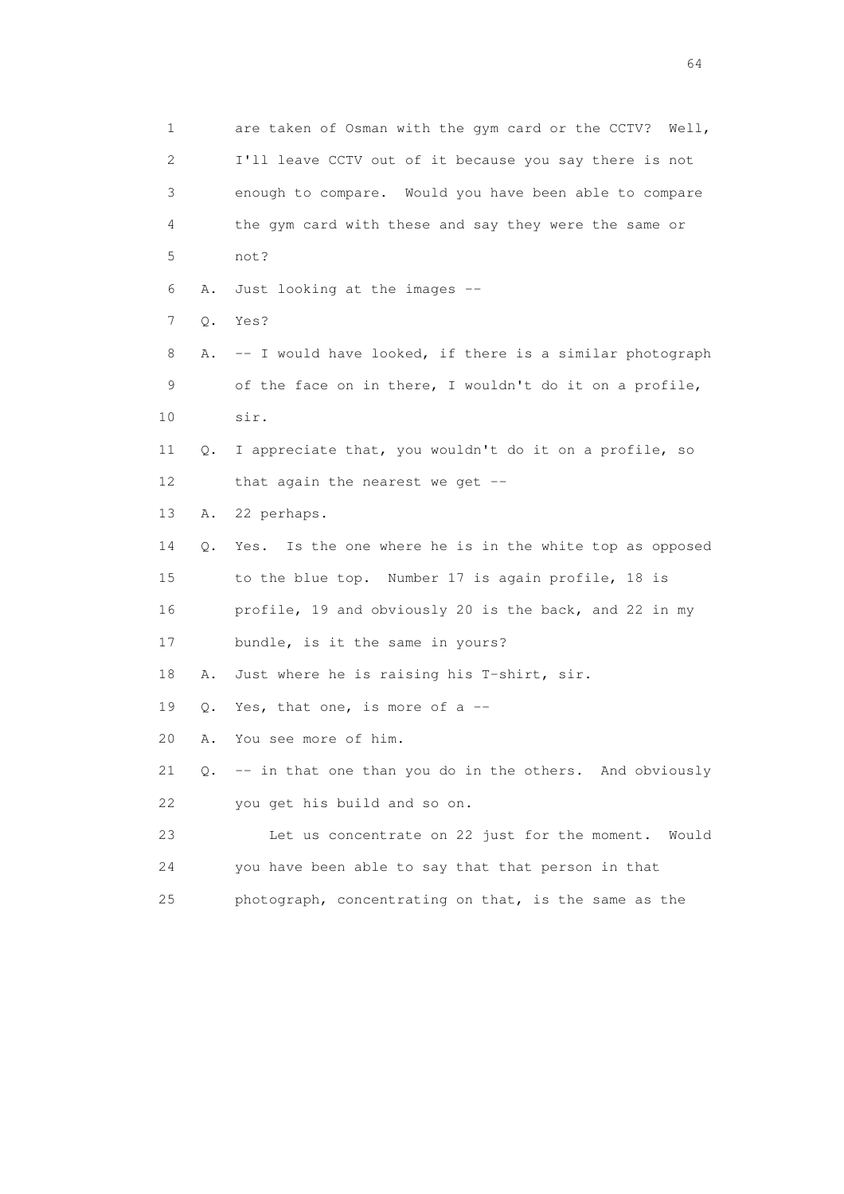1 are taken of Osman with the gym card or the CCTV? Well,
2 I'll leave CCTV out of it because you say there is not
3 enough to compare. Would you have been able to compare
4 the gym card with these and say they were the same or
5 not?

6 A. Just looking at the images --

7 Q. Yes?

8 A. -- I would have looked, if there is a similar photograph
9 of the face on in there, I wouldn't do it on a profile,
10 sir.

11 Q. I appreciate that, you wouldn't do it on a profile, so
12 that again the nearest we get --

13 A. 22 perhaps.

14 Q. Yes. Is the one where he is in the white top as opposed
15 to the blue top. Number 17 is again profile, 18 is
16 profile, 19 and obviously 20 is the back, and 22 in my
17 bundle, is it the same in yours?

18 A. Just where he is raising his T-shirt, sir.

19 Q. Yes, that one, is more of a --

20 A. You see more of him.

21 Q. -- in that one than you do in the others. And obviously
22 you get his build and so on.

23 Let us concentrate on 22 just for the moment. Would
24 you have been able to say that that person in that
25 photograph, concentrating on that, is the same as the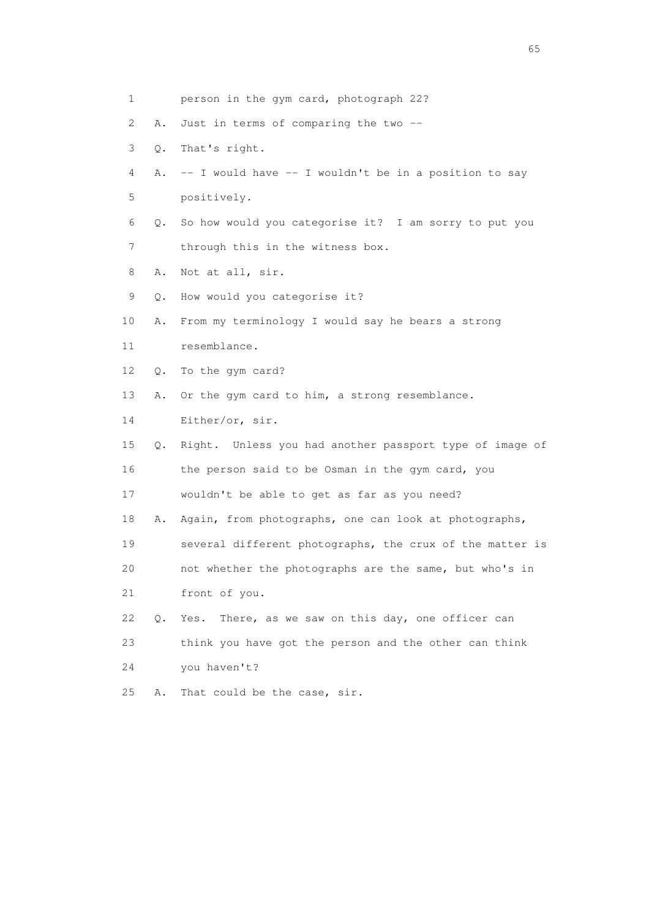1 person in the gym card, photograph 22?

2 A. Just in terms of comparing the two --

3 Q. That's right.

4 A. -- I would have -- I wouldn't be in a position to say

5 positively.

6 Q. So how would you categorise it? I am sorry to put you

7 through this in the witness box.

8 A. Not at all, sir.

9 Q. How would you categorise it?

10 A. From my terminology I would say he bears a strong

11 resemblance.

12 Q. To the gym card?

13 A. Or the gym card to him, a strong resemblance.

14 Either/or, sir.

15 Q. Right. Unless you had another passport type of image of

16 the person said to be Osman in the gym card, you

17 wouldn't be able to get as far as you need?

18 A. Again, from photographs, one can look at photographs,

19 several different photographs, the crux of the matter is

20 not whether the photographs are the same, but who's in

21 front of you.

22 Q. Yes. There, as we saw on this day, one officer can

23 think you have got the person and the other can think

24 you haven't?

25 A. That could be the case, sir.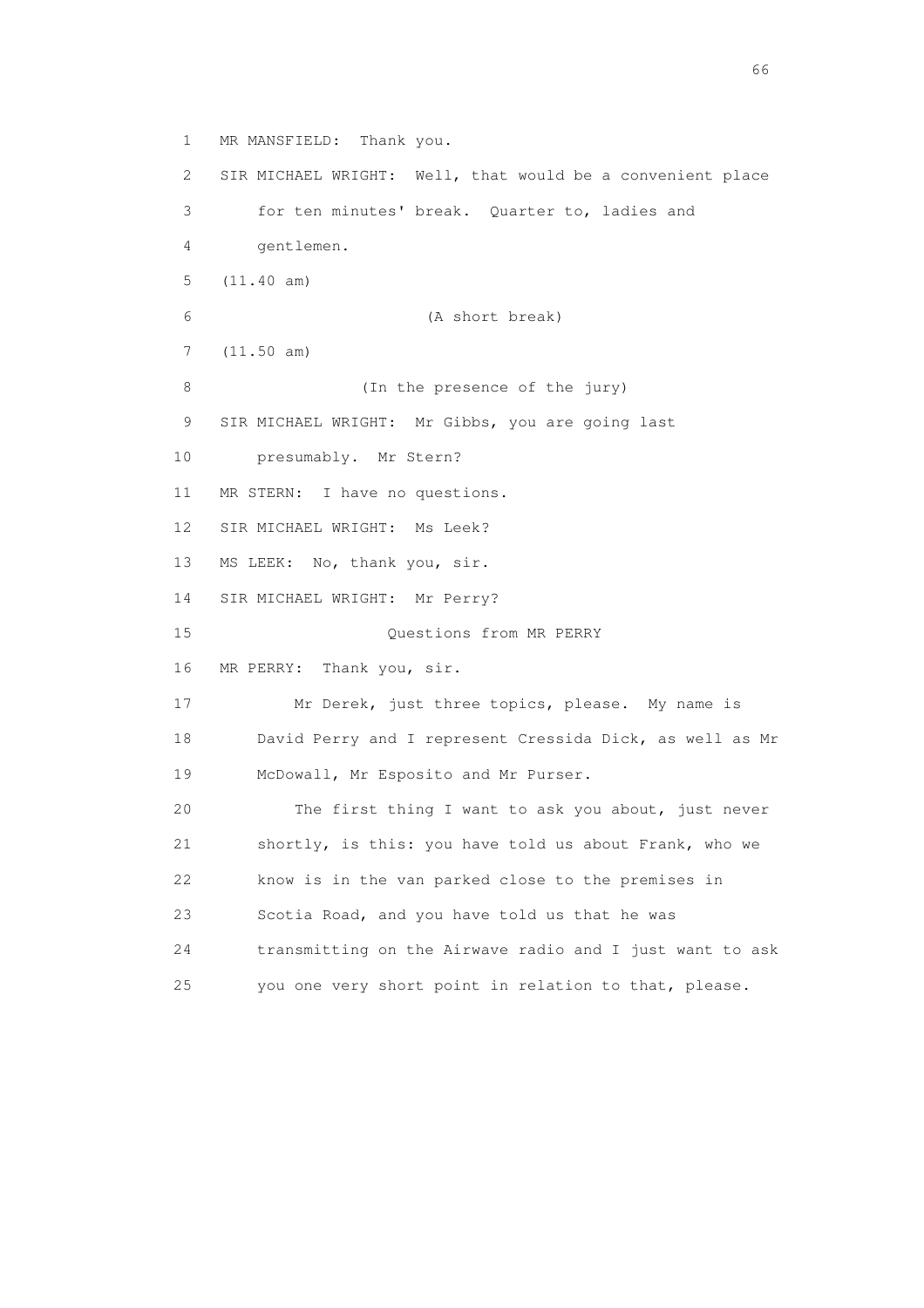1 MR MANSFIELD: Thank you.

2 SIR MICHAEL WRIGHT: Well, that would be a convenient place

3 for ten minutes' break. Quarter to, ladies and

4 gentlemen.

5 (11.40 am)

6 (A short break)

7 (11.50 am)

8 (In the presence of the jury)

9 SIR MICHAEL WRIGHT: Mr Gibbs, you are going last

10 presumably. Mr Stern?

11 MR STERN: I have no questions.

12 SIR MICHAEL WRIGHT: Ms Leek?

13 MS LEEK: No, thank you, sir.

14 SIR MICHAEL WRIGHT: Mr Perry?

15 Questions from MR PERRY

16 MR PERRY: Thank you, sir.

17 Mr Derek, just three topics, please. My name is

18 David Perry and I represent Cressida Dick, as well as Mr

19 McDowall, Mr Esposito and Mr Purser.

20 The first thing I want to ask you about, just never

21 shortly, is this: you have told us about Frank, who we

22 know is in the van parked close to the premises in

23 Scotia Road, and you have told us that he was

24 transmitting on the Airwave radio and I just want to ask

25 you one very short point in relation to that, please.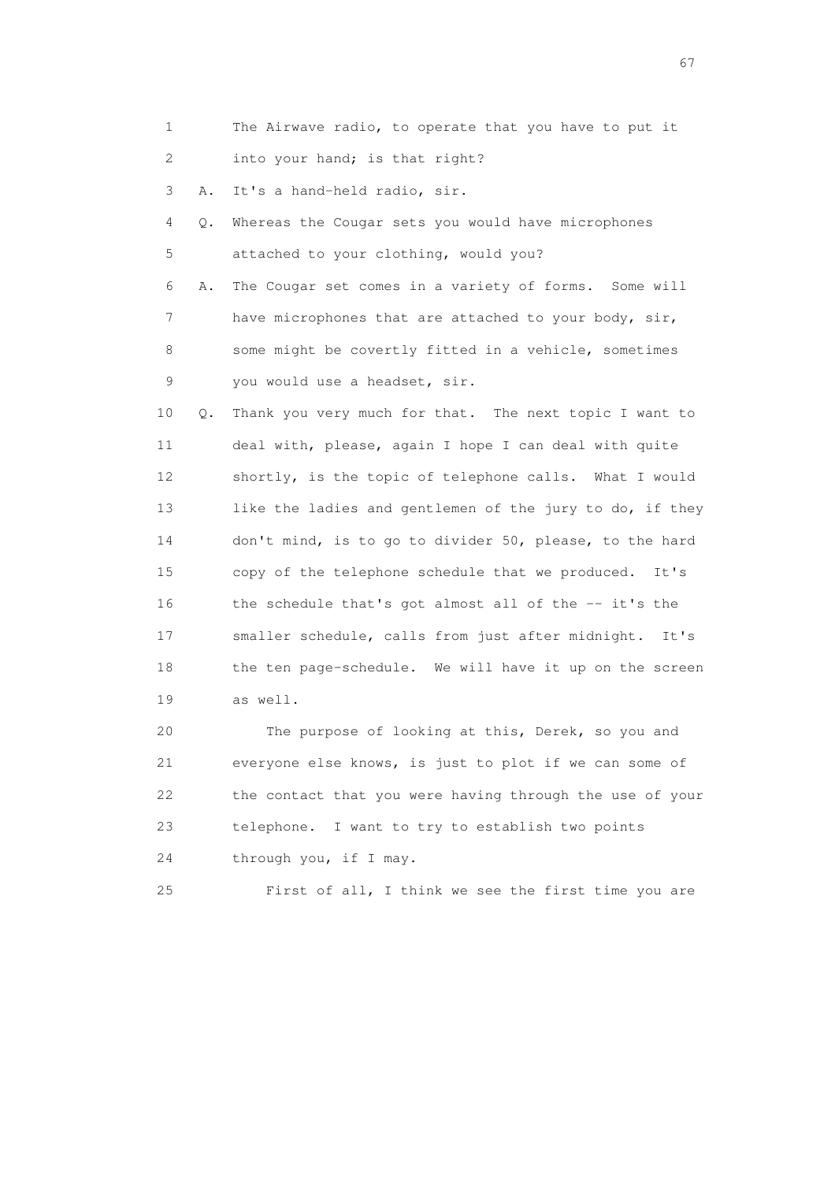1 The Airwave radio, to operate that you have to put it
2 into your hand; is that right?
3 A. It's a hand-held radio, sir.
4 Q. Whereas the Cougar sets you would have microphones
5 attached to your clothing, would you?
6 A. The Cougar set comes in a variety of forms. Some will
7 have microphones that are attached to your body, sir,
8 some might be covertly fitted in a vehicle, sometimes
9 you would use a headset, sir.
10 Q. Thank you very much for that. The next topic I want to
11 deal with, please, again I hope I can deal with quite
12 shortly, is the topic of telephone calls. What I would
13 like the ladies and gentlemen of the jury to do, if they
14 don't mind, is to go to divider 50, please, to the hard
15 copy of the telephone schedule that we produced. It's
16 the schedule that's got almost all of the -- it's the
17 smaller schedule, calls from just after midnight. It's
18 the ten page-schedule. We will have it up on the screen
19 as well.
20 The purpose of looking at this, Derek, so you and
21 everyone else knows, is just to plot if we can some of
22 the contact that you were having through the use of your
23 telephone. I want to try to establish two points
24 through you, if I may.
25 First of all, I think we see the first time you are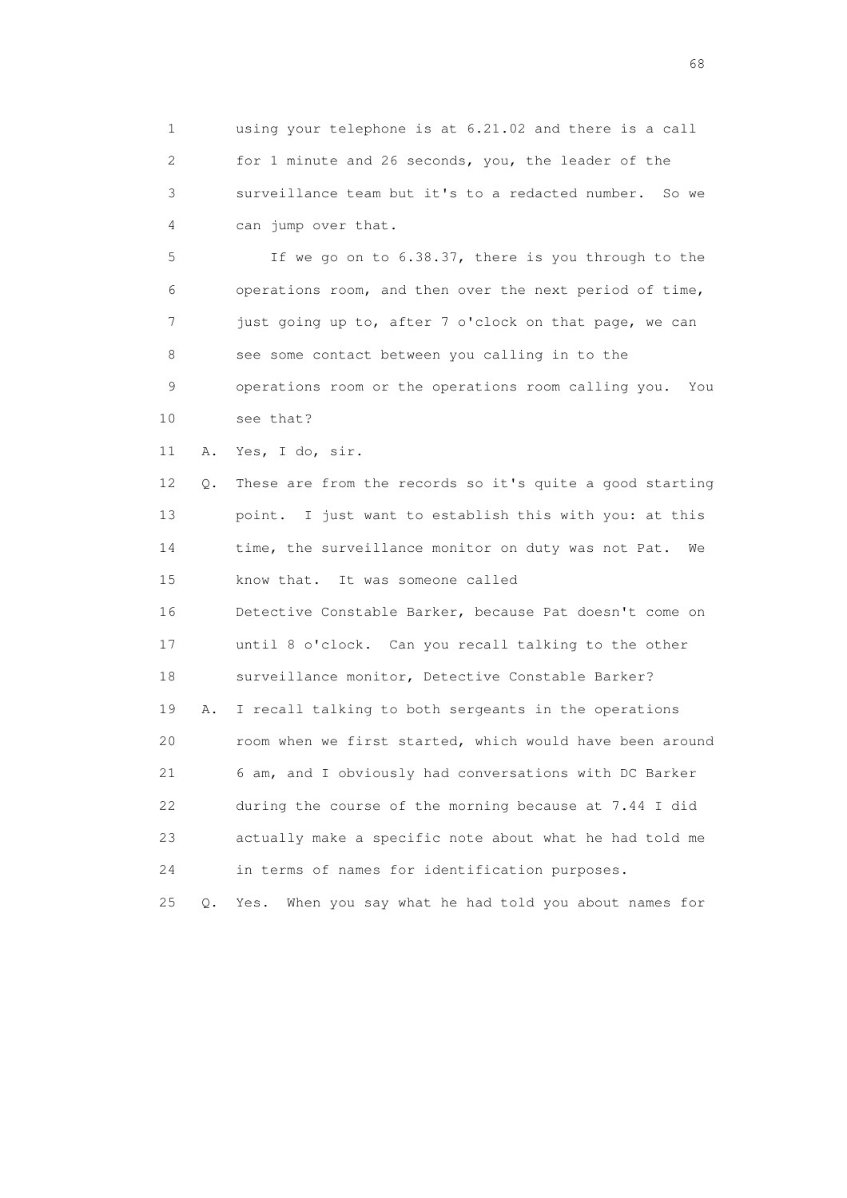1 using your telephone is at 6.21.02 and there is a call
2 for 1 minute and 26 seconds, you, the leader of the
3 surveillance team but it's to a redacted number. So we
4 can jump over that.

5 If we go on to 6.38.37, there is you through to the
6 operations room, and then over the next period of time,
7 just going up to, after 7 o'clock on that page, we can
8 see some contact between you calling in to the
9 operations room or the operations room calling you. You
10 see that?

11 A. Yes, I do, sir.

12 Q. These are from the records so it's quite a good starting
13 point. I just want to establish this with you: at this
14 time, the surveillance monitor on duty was not Pat. We
15 know that. It was someone called
16 Detective Constable Barker, because Pat doesn't come on
17 until 8 o'clock. Can you recall talking to the other
18 surveillance monitor, Detective Constable Barker?

19 A. I recall talking to both sergeants in the operations
20 room when we first started, which would have been around
21 6 am, and I obviously had conversations with DC Barker
22 during the course of the morning because at 7.44 I did
23 actually make a specific note about what he had told me
24 in terms of names for identification purposes.

25 Q. Yes. When you say what he had told you about names for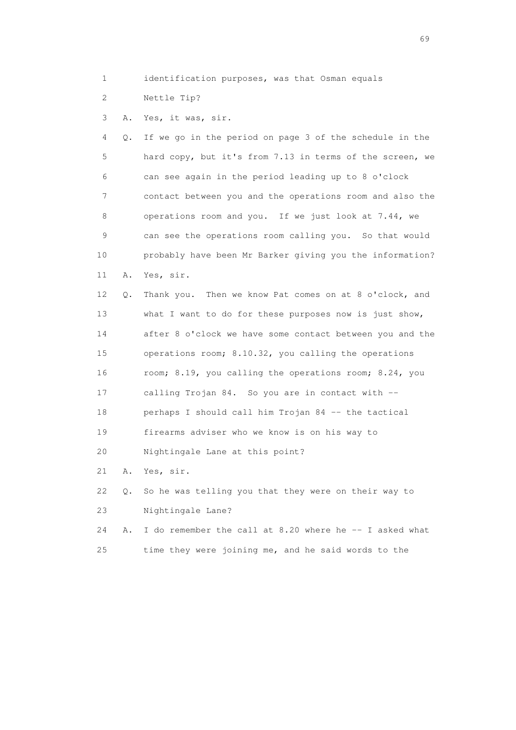1 identification purposes, was that Osman equals

2 Nettle Tip?

3 A. Yes, it was, sir.

4 Q. If we go in the period on page 3 of the schedule in the

5 hard copy, but it's from 7.13 in terms of the screen, we

6 can see again in the period leading up to 8 o'clock

7 contact between you and the operations room and also the

8 operations room and you. If we just look at 7.44, we

9 can see the operations room calling you. So that would

10 probably have been Mr Barker giving you the information?

11 A. Yes, sir.

12 Q. Thank you. Then we know Pat comes on at 8 o'clock, and

13 what I want to do for these purposes now is just show,

14 after 8 o'clock we have some contact between you and the

15 operations room; 8.10.32, you calling the operations

16 room; 8.19, you calling the operations room; 8.24, you

17 calling Trojan 84. So you are in contact with --

18 perhaps I should call him Trojan 84 -- the tactical

19 firearms adviser who we know is on his way to

20 Nightingale Lane at this point?

21 A. Yes, sir.

22 Q. So he was telling you that they were on their way to

23 Nightingale Lane?

24 A. I do remember the call at 8.20 where he -- I asked what

25 time they were joining me, and he said words to the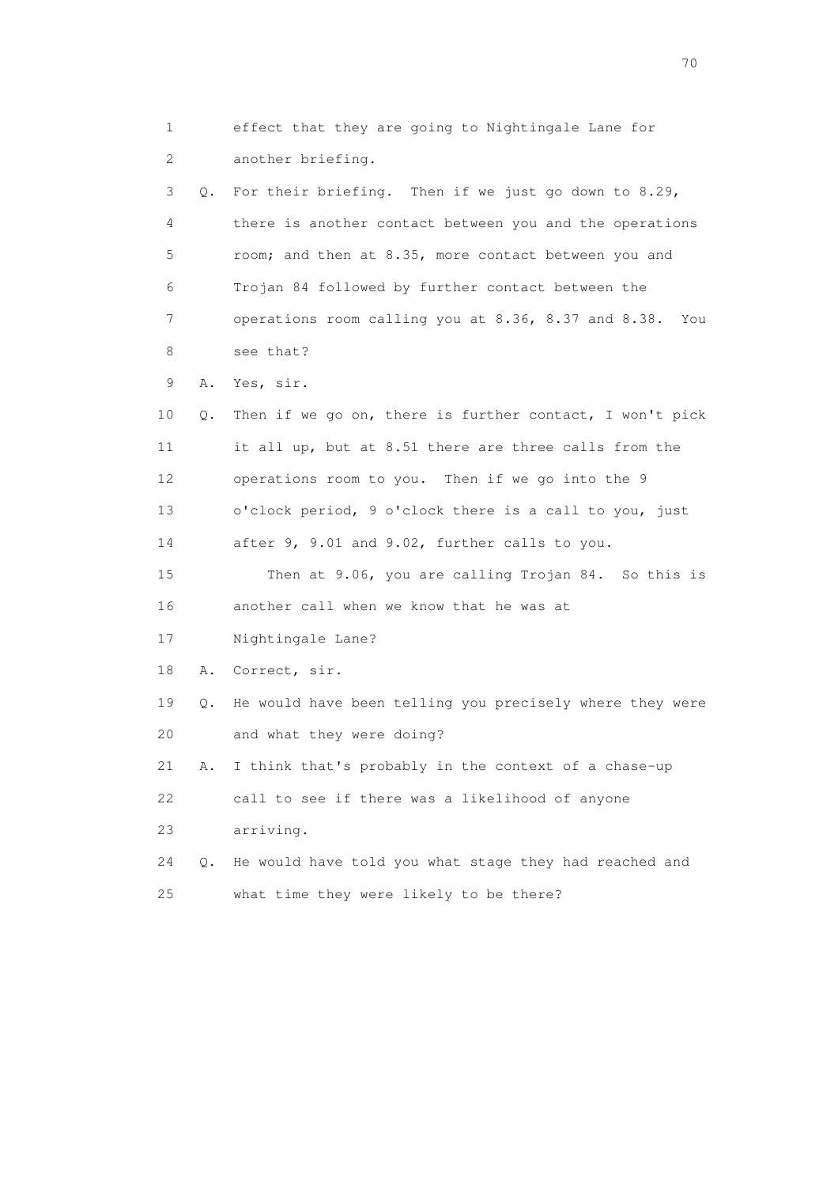1        effect that they are going to Nightingale Lane for
2        another briefing.
3    Q.  For their briefing.  Then if we just go down to 8.29,
4        there is another contact between you and the operations
5        room; and then at 8.35, more contact between you and
6        Trojan 84 followed by further contact between the
7        operations room calling you at 8.36, 8.37 and 8.38.  You
8        see that?
9    A.  Yes, sir.
10   Q.  Then if we go on, there is further contact, I won't pick
11       it all up, but at 8.51 there are three calls from the
12       operations room to you.  Then if we go into the 9
13       o'clock period, 9 o'clock there is a call to you, just
14       after 9, 9.01 and 9.02, further calls to you.
15           Then at 9.06, you are calling Trojan 84.  So this is
16       another call when we know that he was at
17       Nightingale Lane?
18   A.  Correct, sir.
19   Q.  He would have been telling you precisely where they were
20       and what they were doing?
21   A.  I think that's probably in the context of a chase-up
22       call to see if there was a likelihood of anyone
23       arriving.
24   Q.  He would have told you what stage they had reached and
25       what time they were likely to be there?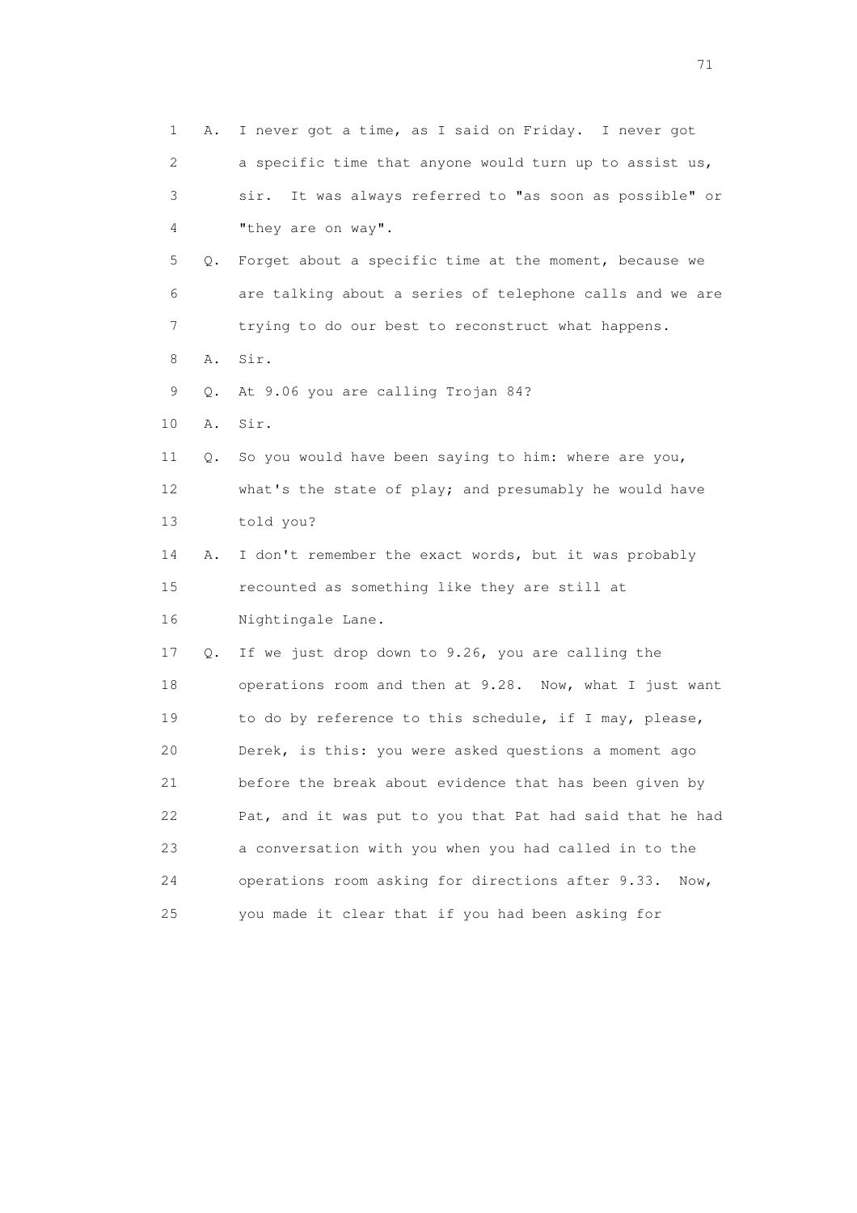1 A. I never got a time, as I said on Friday. I never got
2 a specific time that anyone would turn up to assist us,
3 sir. It was always referred to "as soon as possible" or
4 "they are on way".
5 Q. Forget about a specific time at the moment, because we
6 are talking about a series of telephone calls and we are
7 trying to do our best to reconstruct what happens.
8 A. Sir.
9 Q. At 9.06 you are calling Trojan 84?
10 A. Sir.
11 Q. So you would have been saying to him: where are you,
12 what's the state of play; and presumably he would have
13 told you?
14 A. I don't remember the exact words, but it was probably
15 recounted as something like they are still at
16 Nightingale Lane.
17 Q. If we just drop down to 9.26, you are calling the
18 operations room and then at 9.28. Now, what I just want
19 to do by reference to this schedule, if I may, please,
20 Derek, is this: you were asked questions a moment ago
21 before the break about evidence that has been given by
22 Pat, and it was put to you that Pat had said that he had
23 a conversation with you when you had called in to the
24 operations room asking for directions after 9.33. Now,
25 you made it clear that if you had been asking for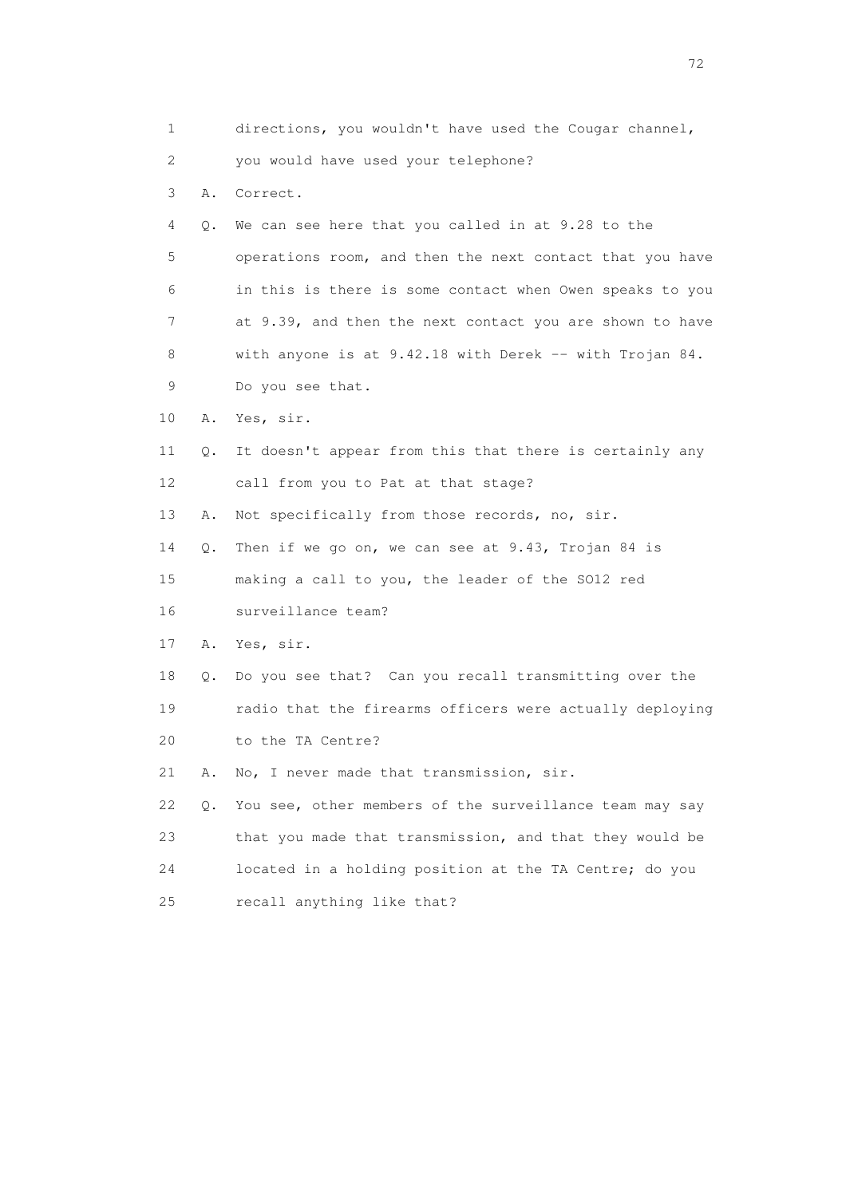1 directions, you wouldn't have used the Cougar channel,
2 you would have used your telephone?
3 A. Correct.
4 Q. We can see here that you called in at 9.28 to the
5 operations room, and then the next contact that you have
6 in this is there is some contact when Owen speaks to you
7 at 9.39, and then the next contact you are shown to have
8 with anyone is at 9.42.18 with Derek -- with Trojan 84.
9 Do you see that.
10 A. Yes, sir.
11 Q. It doesn't appear from this that there is certainly any
12 call from you to Pat at that stage?
13 A. Not specifically from those records, no, sir.
14 Q. Then if we go on, we can see at 9.43, Trojan 84 is
15 making a call to you, the leader of the SO12 red
16 surveillance team?
17 A. Yes, sir.
18 Q. Do you see that? Can you recall transmitting over the
19 radio that the firearms officers were actually deploying
20 to the TA Centre?
21 A. No, I never made that transmission, sir.
22 Q. You see, other members of the surveillance team may say
23 that you made that transmission, and that they would be
24 located in a holding position at the TA Centre; do you
25 recall anything like that?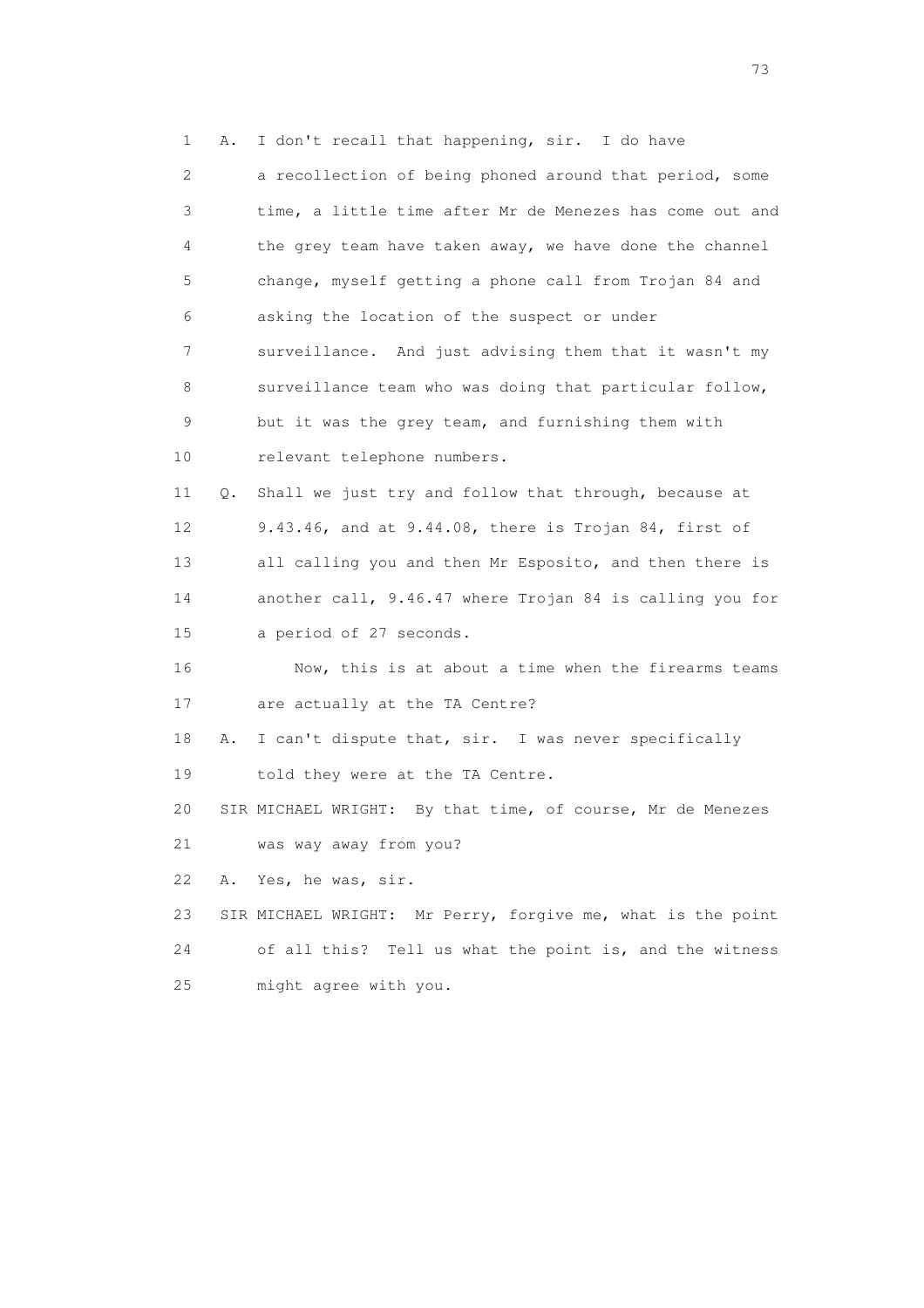1 A. I don't recall that happening, sir. I do have
2 a recollection of being phoned around that period, some
3 time, a little time after Mr de Menezes has come out and
4 the grey team have taken away, we have done the channel
5 change, myself getting a phone call from Trojan 84 and
6 asking the location of the suspect or under
7 surveillance. And just advising them that it wasn't my
8 surveillance team who was doing that particular follow,
9 but it was the grey team, and furnishing them with
10 relevant telephone numbers.
11 Q. Shall we just try and follow that through, because at
12 9.43.46, and at 9.44.08, there is Trojan 84, first of
13 all calling you and then Mr Esposito, and then there is
14 another call, 9.46.47 where Trojan 84 is calling you for
15 a period of 27 seconds.
16 Now, this is at about a time when the firearms teams
17 are actually at the TA Centre?
18 A. I can't dispute that, sir. I was never specifically
19 told they were at the TA Centre.
20 SIR MICHAEL WRIGHT: By that time, of course, Mr de Menezes
21 was way away from you?
22 A. Yes, he was, sir.
23 SIR MICHAEL WRIGHT: Mr Perry, forgive me, what is the point
24 of all this? Tell us what the point is, and the witness
25 might agree with you.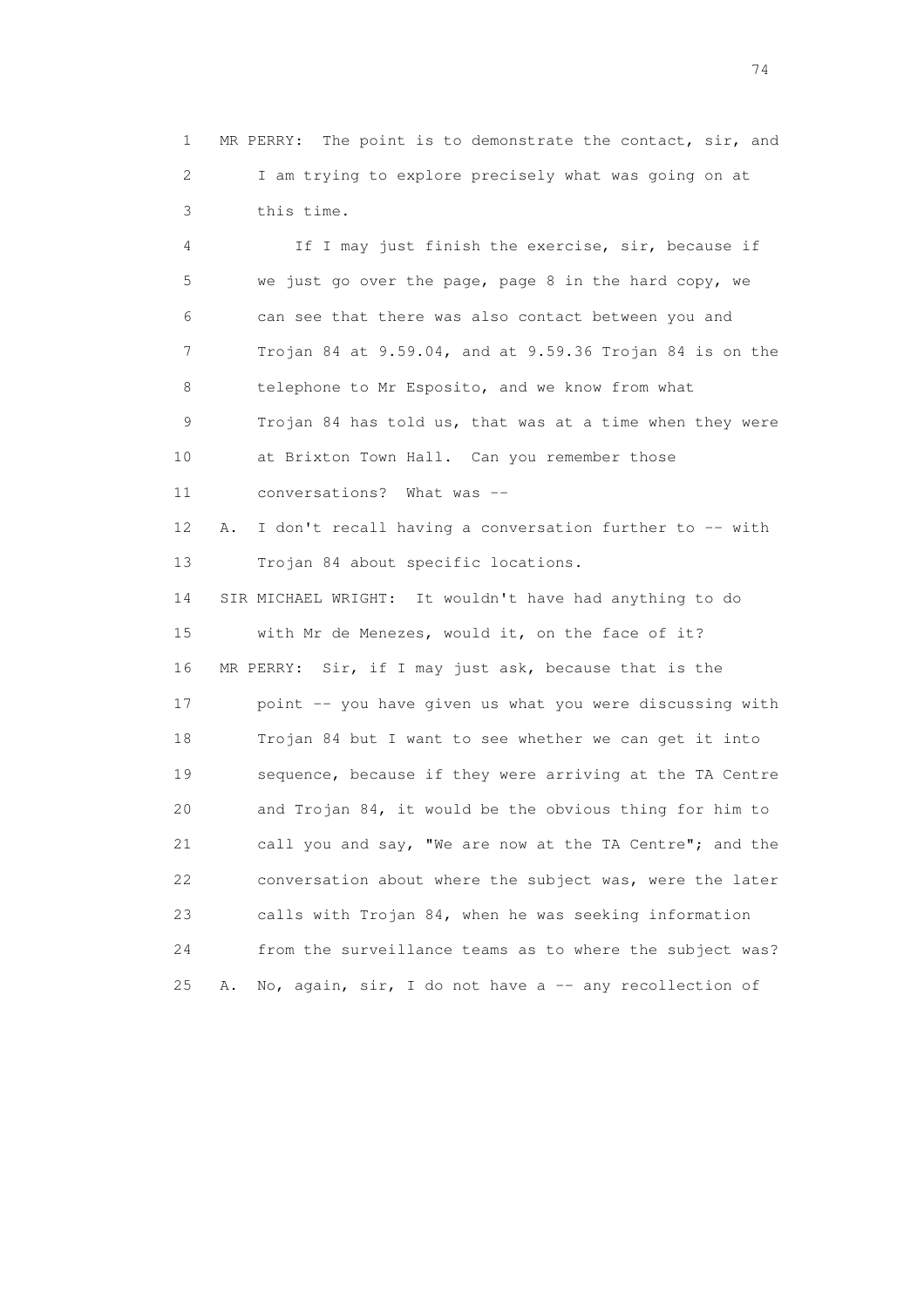1 MR PERRY: The point is to demonstrate the contact, sir, and
2 I am trying to explore precisely what was going on at
3 this time.

4 If I may just finish the exercise, sir, because if
5 we just go over the page, page 8 in the hard copy, we
6 can see that there was also contact between you and
7 Trojan 84 at 9.59.04, and at 9.59.36 Trojan 84 is on the
8 telephone to Mr Esposito, and we know from what
9 Trojan 84 has told us, that was at a time when they were
10 at Brixton Town Hall. Can you remember those
11 conversations? What was --

12 A. I don't recall having a conversation further to -- with
13 Trojan 84 about specific locations.

14 SIR MICHAEL WRIGHT: It wouldn't have had anything to do
15 with Mr de Menezes, would it, on the face of it?

16 MR PERRY: Sir, if I may just ask, because that is the
17 point -- you have given us what you were discussing with
18 Trojan 84 but I want to see whether we can get it into
19 sequence, because if they were arriving at the TA Centre
20 and Trojan 84, it would be the obvious thing for him to
21 call you and say, "We are now at the TA Centre"; and the
22 conversation about where the subject was, were the later
23 calls with Trojan 84, when he was seeking information
24 from the surveillance teams as to where the subject was?

25 A. No, again, sir, I do not have a -- any recollection of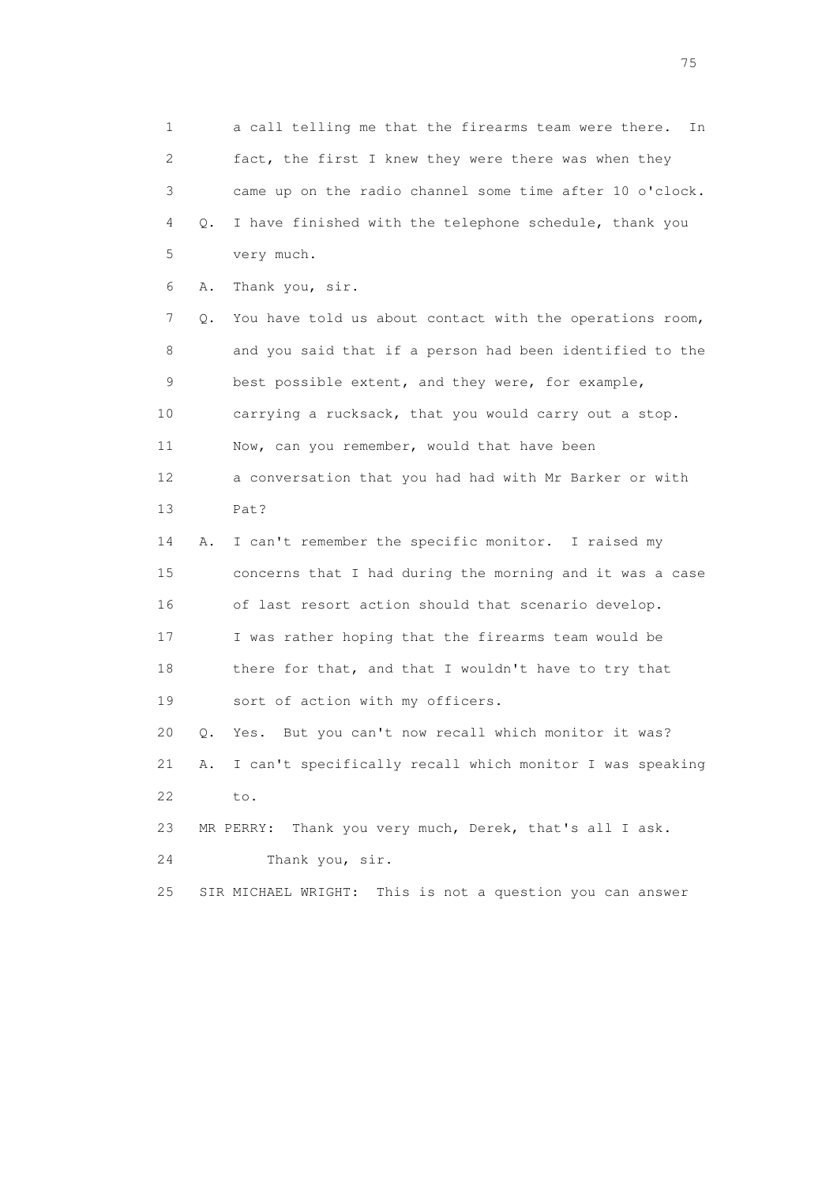1 a call telling me that the firearms team were there. In
2 fact, the first I knew they were there was when they
3 came up on the radio channel some time after 10 o'clock.
4 Q. I have finished with the telephone schedule, thank you
5 very much.
6 A. Thank you, sir.
7 Q. You have told us about contact with the operations room,
8 and you said that if a person had been identified to the
9 best possible extent, and they were, for example,
10 carrying a rucksack, that you would carry out a stop.
11 Now, can you remember, would that have been
12 a conversation that you had had with Mr Barker or with
13 Pat?
14 A. I can't remember the specific monitor. I raised my
15 concerns that I had during the morning and it was a case
16 of last resort action should that scenario develop.
17 I was rather hoping that the firearms team would be
18 there for that, and that I wouldn't have to try that
19 sort of action with my officers.
20 Q. Yes. But you can't now recall which monitor it was?
21 A. I can't specifically recall which monitor I was speaking
22 to.
23 MR PERRY: Thank you very much, Derek, that's all I ask.
24 Thank you, sir.
25 SIR MICHAEL WRIGHT: This is not a question you can answer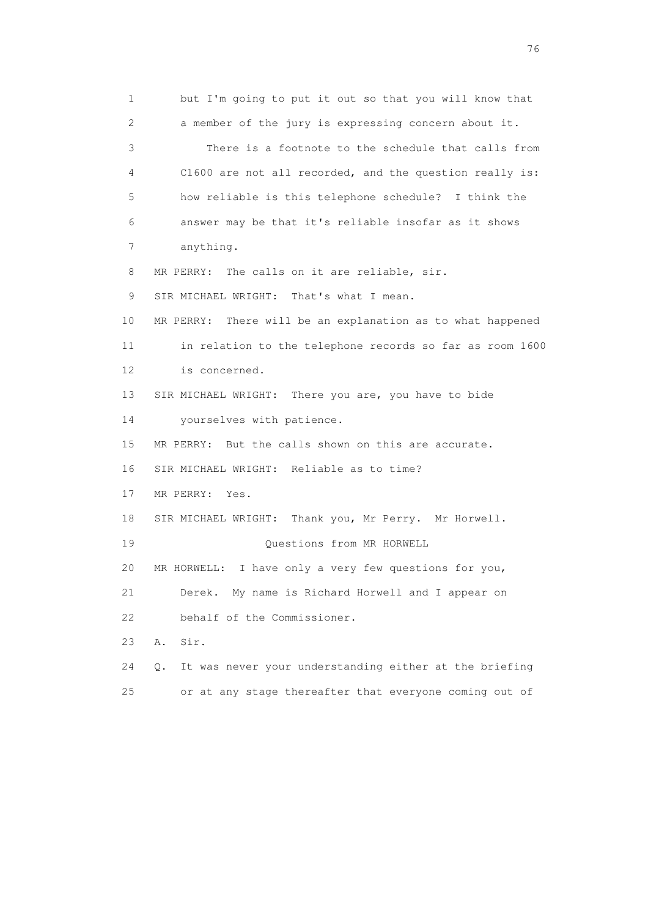1 but I'm going to put it out so that you will know that
2 a member of the jury is expressing concern about it.
3 There is a footnote to the schedule that calls from
4 C1600 are not all recorded, and the question really is:
5 how reliable is this telephone schedule? I think the
6 answer may be that it's reliable insofar as it shows
7 anything.
8 MR PERRY: The calls on it are reliable, sir.
9 SIR MICHAEL WRIGHT: That's what I mean.
10 MR PERRY: There will be an explanation as to what happened
11 in relation to the telephone records so far as room 1600
12 is concerned.
13 SIR MICHAEL WRIGHT: There you are, you have to bide
14 yourselves with patience.
15 MR PERRY: But the calls shown on this are accurate.
16 SIR MICHAEL WRIGHT: Reliable as to time?
17 MR PERRY: Yes.
18 SIR MICHAEL WRIGHT: Thank you, Mr Perry. Mr Horwell.
19 Questions from MR HORWELL
20 MR HORWELL: I have only a very few questions for you,
21 Derek. My name is Richard Horwell and I appear on
22 behalf of the Commissioner.
23 A. Sir.
24 Q. It was never your understanding either at the briefing
25 or at any stage thereafter that everyone coming out of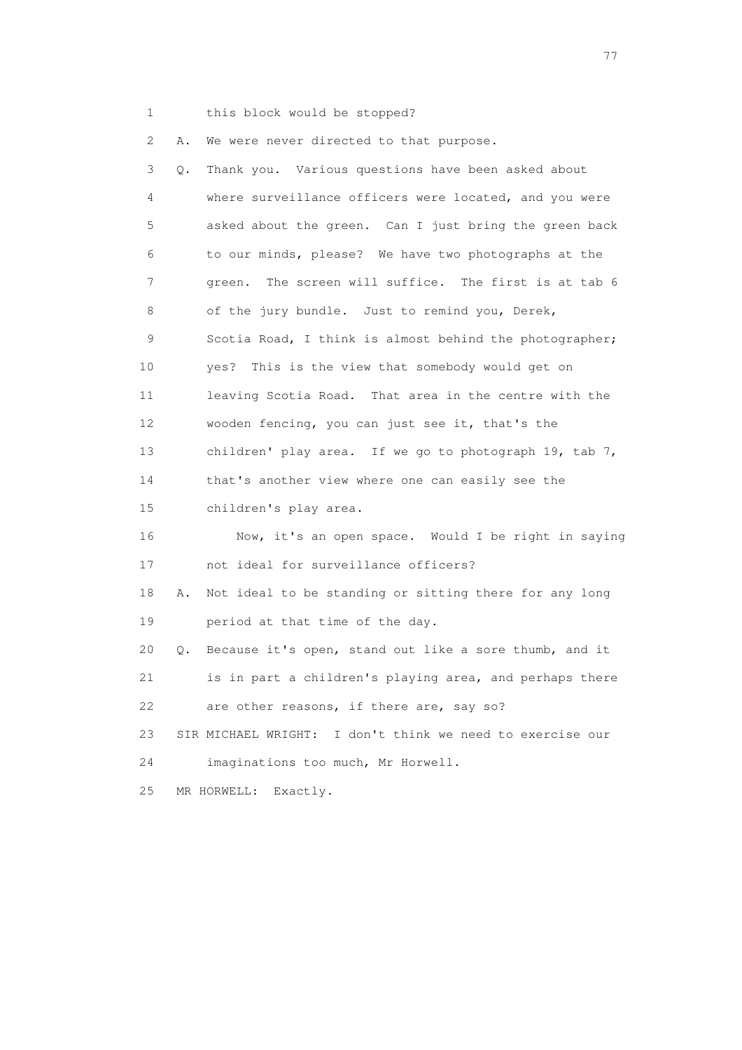1 this block would be stopped?

2 A. We were never directed to that purpose.

3 Q. Thank you. Various questions have been asked about

4 where surveillance officers were located, and you were

5 asked about the green. Can I just bring the green back

6 to our minds, please? We have two photographs at the

7 green. The screen will suffice. The first is at tab 6

8 of the jury bundle. Just to remind you, Derek,

9 Scotia Road, I think is almost behind the photographer;

10 yes? This is the view that somebody would get on

11 leaving Scotia Road. That area in the centre with the

12 wooden fencing, you can just see it, that's the

13 children' play area. If we go to photograph 19, tab 7,

14 that's another view where one can easily see the

15 children's play area.

16 Now, it's an open space. Would I be right in saying

17 not ideal for surveillance officers?

18 A. Not ideal to be standing or sitting there for any long

19 period at that time of the day.

20 Q. Because it's open, stand out like a sore thumb, and it

21 is in part a children's playing area, and perhaps there

22 are other reasons, if there are, say so?

23 SIR MICHAEL WRIGHT: I don't think we need to exercise our

24 imaginations too much, Mr Horwell.

25 MR HORWELL: Exactly.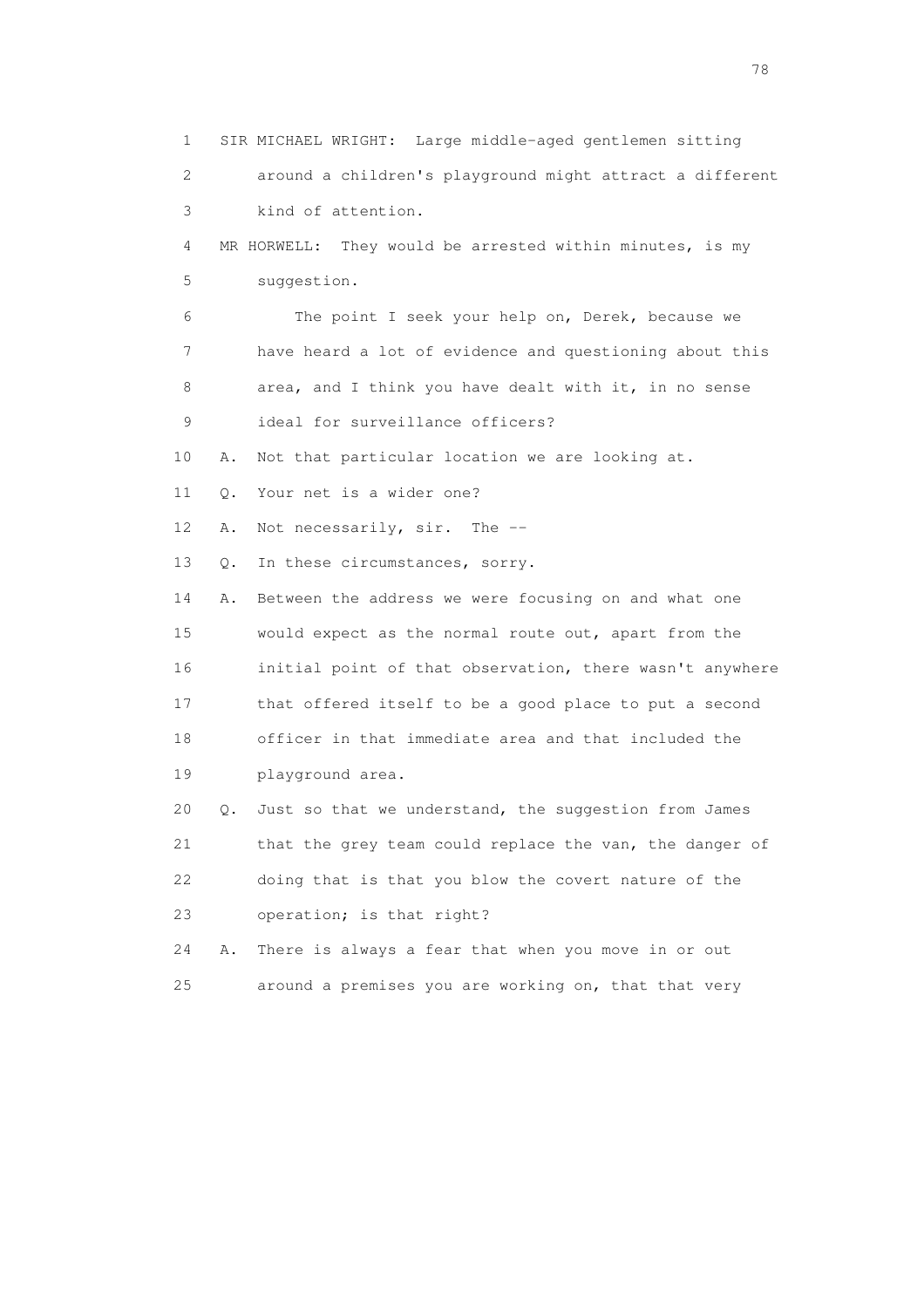1 SIR MICHAEL WRIGHT: Large middle-aged gentlemen sitting
2 around a children's playground might attract a different
3 kind of attention.

4 MR HORWELL: They would be arrested within minutes, is my
5 suggestion.

6 The point I seek your help on, Derek, because we
7 have heard a lot of evidence and questioning about this
8 area, and I think you have dealt with it, in no sense
9 ideal for surveillance officers?

10 A. Not that particular location we are looking at.

11 Q. Your net is a wider one?

12 A. Not necessarily, sir. The --

13 Q. In these circumstances, sorry.

14 A. Between the address we were focusing on and what one
15 would expect as the normal route out, apart from the
16 initial point of that observation, there wasn't anywhere
17 that offered itself to be a good place to put a second
18 officer in that immediate area and that included the
19 playground area.

20 Q. Just so that we understand, the suggestion from James
21 that the grey team could replace the van, the danger of
22 doing that is that you blow the covert nature of the
23 operation; is that right?

24 A. There is always a fear that when you move in or out
25 around a premises you are working on, that that very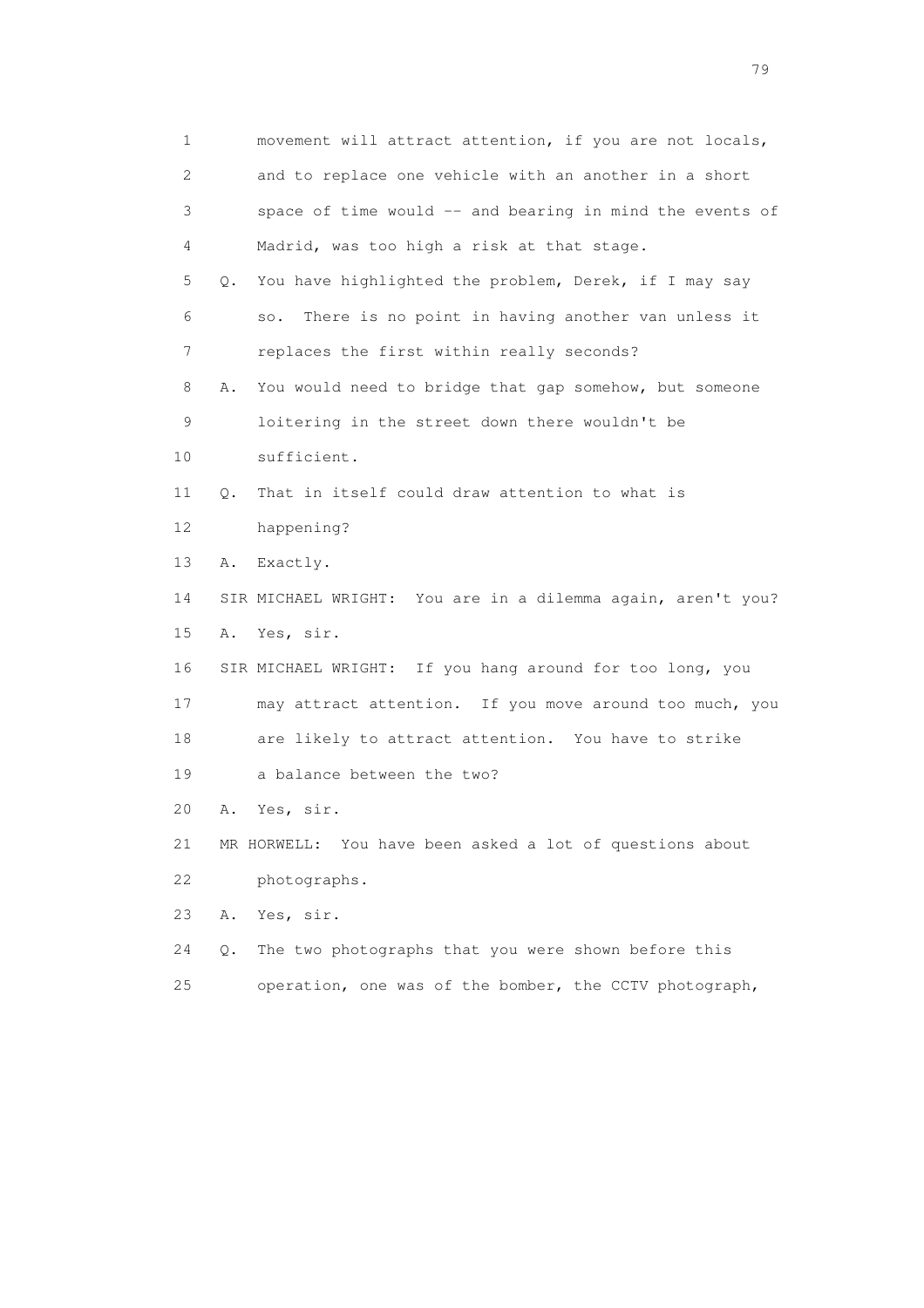1 movement will attract attention, if you are not locals,

2 and to replace one vehicle with an another in a short

3 space of time would -- and bearing in mind the events of

4 Madrid, was too high a risk at that stage.

5 Q. You have highlighted the problem, Derek, if I may say

6 so. There is no point in having another van unless it

7 replaces the first within really seconds?

8 A. You would need to bridge that gap somehow, but someone

9 loitering in the street down there wouldn't be

10 sufficient.

11 Q. That in itself could draw attention to what is

12 happening?

13 A. Exactly.

14 SIR MICHAEL WRIGHT: You are in a dilemma again, aren't you?

15 A. Yes, sir.

16 SIR MICHAEL WRIGHT: If you hang around for too long, you

17 may attract attention. If you move around too much, you

18 are likely to attract attention. You have to strike

19 a balance between the two?

20 A. Yes, sir.

21 MR HORWELL: You have been asked a lot of questions about

22 photographs.

23 A. Yes, sir.

24 Q. The two photographs that you were shown before this

25 operation, one was of the bomber, the CCTV photograph,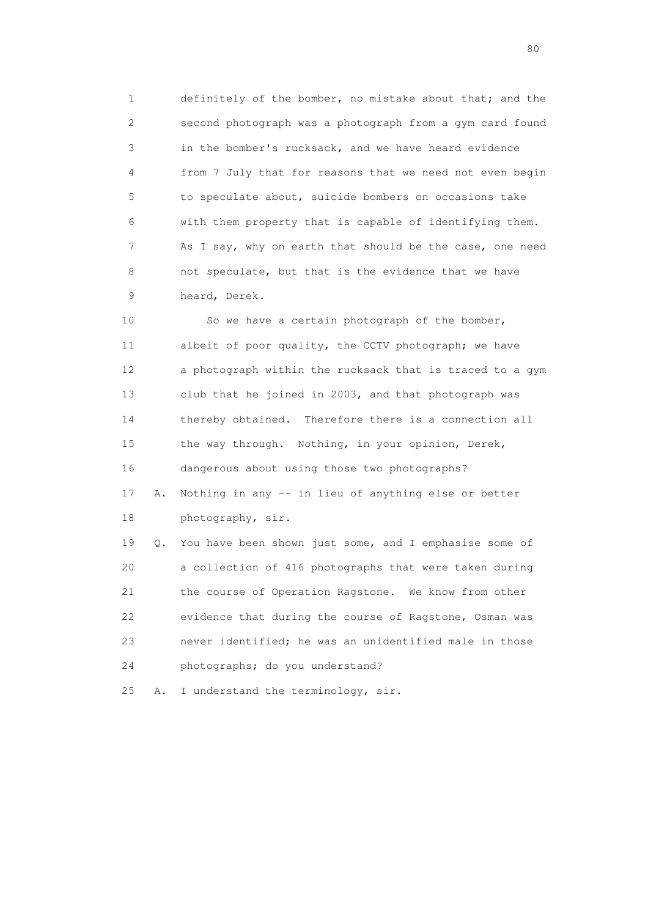1 definitely of the bomber, no mistake about that; and the
2 second photograph was a photograph from a gym card found
3 in the bomber's rucksack, and we have heard evidence
4 from 7 July that for reasons that we need not even begin
5 to speculate about, suicide bombers on occasions take
6 with them property that is capable of identifying them.
7 As I say, why on earth that should be the case, one need
8 not speculate, but that is the evidence that we have
9 heard, Derek.

10 So we have a certain photograph of the bomber,
11 albeit of poor quality, the CCTV photograph; we have
12 a photograph within the rucksack that is traced to a gym
13 club that he joined in 2003, and that photograph was
14 thereby obtained. Therefore there is a connection all
15 the way through. Nothing, in your opinion, Derek,
16 dangerous about using those two photographs?

17 A. Nothing in any -- in lieu of anything else or better
18 photography, sir.

19 Q. You have been shown just some, and I emphasise some of
20 a collection of 416 photographs that were taken during
21 the course of Operation Ragstone. We know from other
22 evidence that during the course of Ragstone, Osman was
23 never identified; he was an unidentified male in those
24 photographs; do you understand?

25 A. I understand the terminology, sir.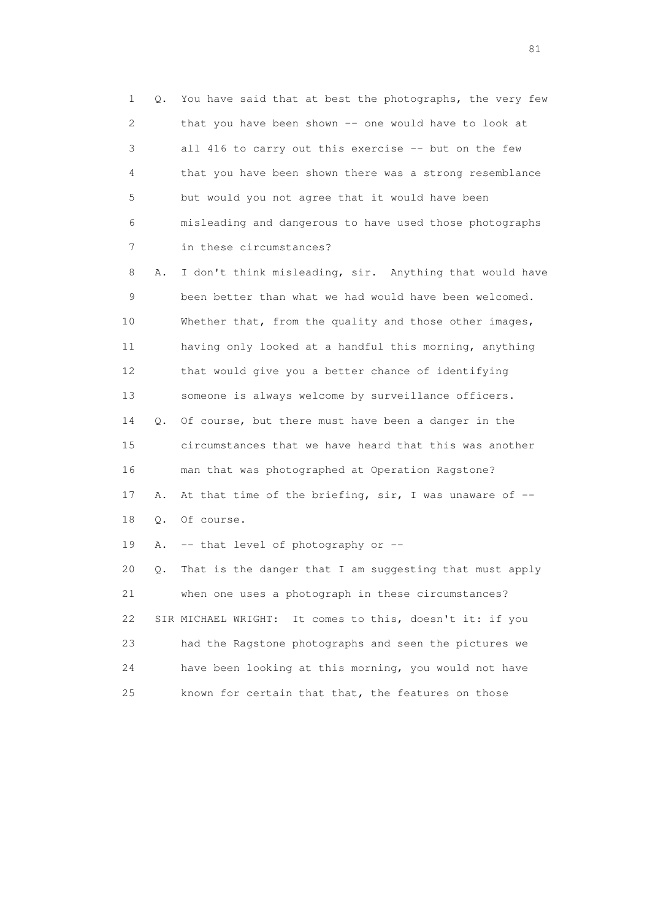1 Q. You have said that at best the photographs, the very few
2 that you have been shown -- one would have to look at
3 all 416 to carry out this exercise -- but on the few
4 that you have been shown there was a strong resemblance
5 but would you not agree that it would have been
6 misleading and dangerous to have used those photographs
7 in these circumstances?

8 A. I don't think misleading, sir. Anything that would have
9 been better than what we had would have been welcomed.
10 Whether that, from the quality and those other images,
11 having only looked at a handful this morning, anything
12 that would give you a better chance of identifying
13 someone is always welcome by surveillance officers.

14 Q. Of course, but there must have been a danger in the
15 circumstances that we have heard that this was another
16 man that was photographed at Operation Ragstone?

17 A. At that time of the briefing, sir, I was unaware of --

18 Q. Of course.

19 A. -- that level of photography or --

20 Q. That is the danger that I am suggesting that must apply
21 when one uses a photograph in these circumstances?

22 SIR MICHAEL WRIGHT: It comes to this, doesn't it: if you
23 had the Ragstone photographs and seen the pictures we
24 have been looking at this morning, you would not have
25 known for certain that that, the features on those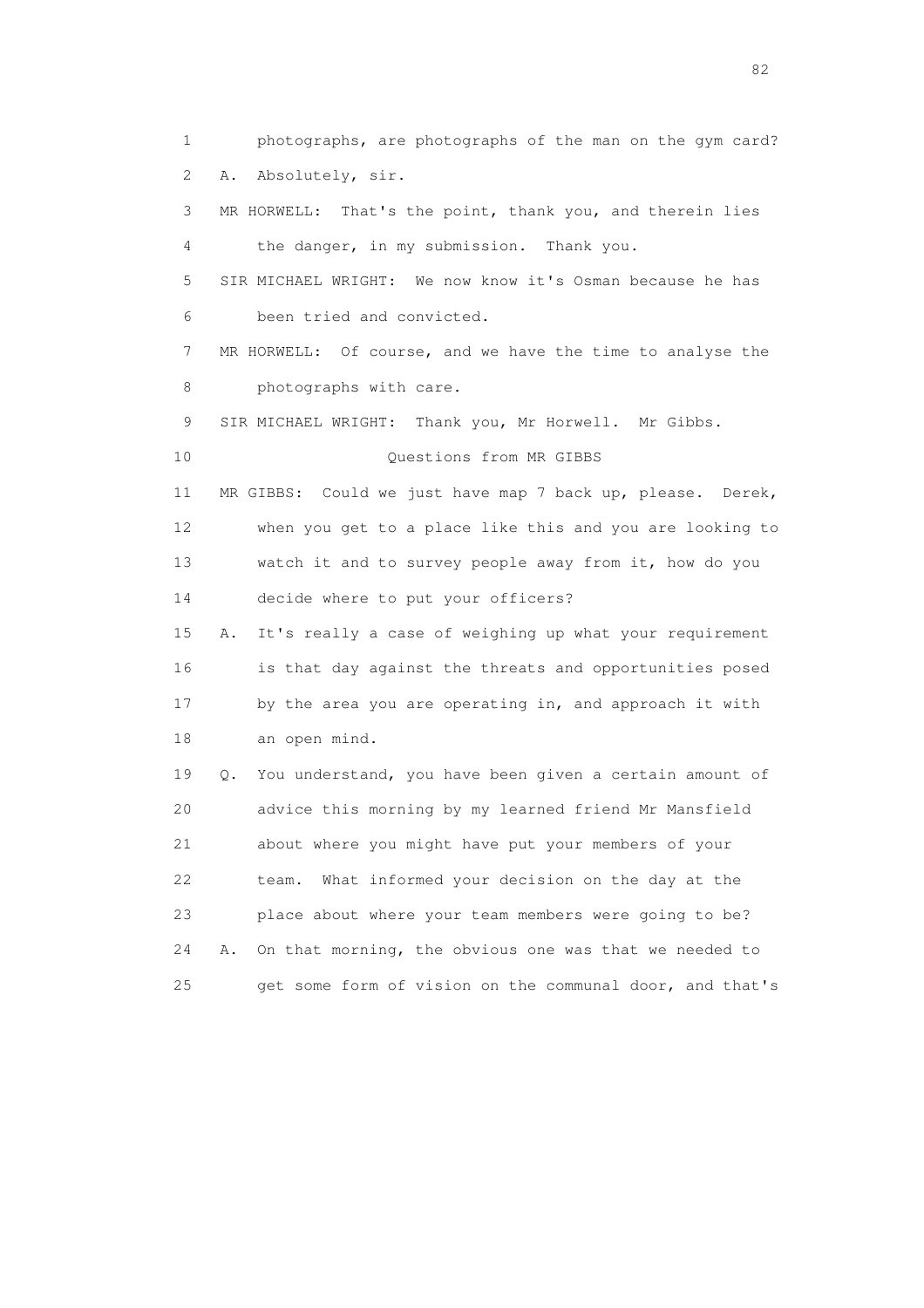1 photographs, are photographs of the man on the gym card?

2 A. Absolutely, sir.

3 MR HORWELL: That's the point, thank you, and therein lies

4 the danger, in my submission. Thank you.

5 SIR MICHAEL WRIGHT: We now know it's Osman because he has

6 been tried and convicted.

7 MR HORWELL: Of course, and we have the time to analyse the

8 photographs with care.

9 SIR MICHAEL WRIGHT: Thank you, Mr Horwell. Mr Gibbs.

10 Questions from MR GIBBS

11 MR GIBBS: Could we just have map 7 back up, please. Derek,

12 when you get to a place like this and you are looking to

13 watch it and to survey people away from it, how do you

14 decide where to put your officers?

15 A. It's really a case of weighing up what your requirement

16 is that day against the threats and opportunities posed

17 by the area you are operating in, and approach it with

18 an open mind.

19 Q. You understand, you have been given a certain amount of

20 advice this morning by my learned friend Mr Mansfield

21 about where you might have put your members of your

22 team. What informed your decision on the day at the

23 place about where your team members were going to be?

24 A. On that morning, the obvious one was that we needed to

25 get some form of vision on the communal door, and that's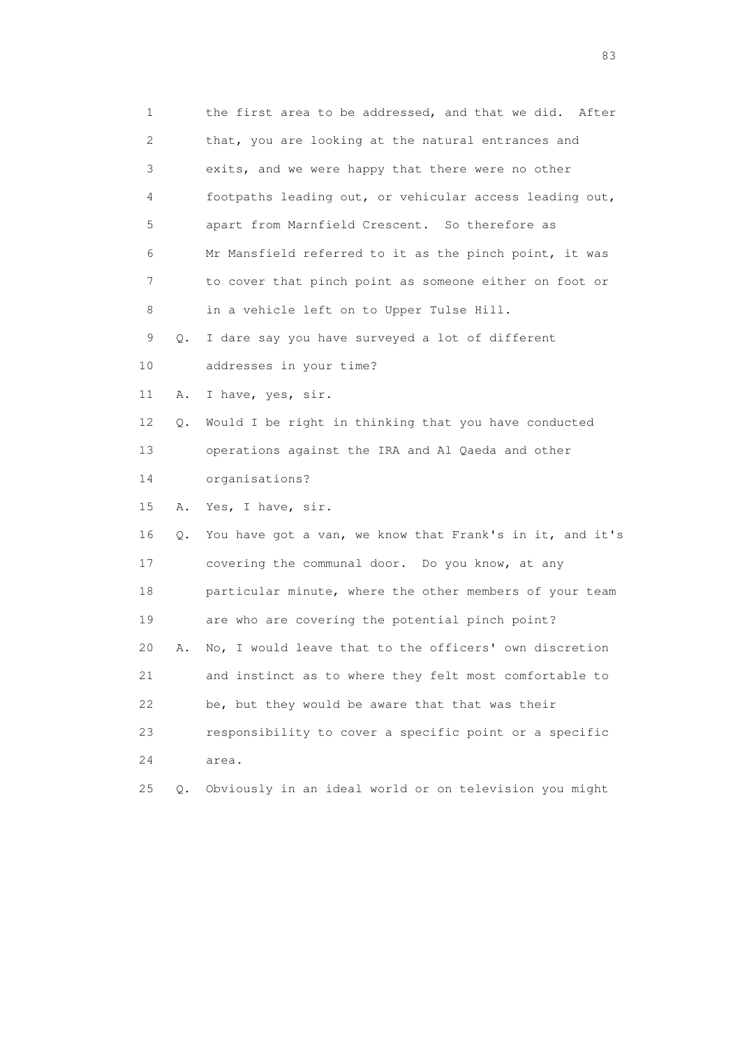1 the first area to be addressed, and that we did. After
2 that, you are looking at the natural entrances and
3 exits, and we were happy that there were no other
4 footpaths leading out, or vehicular access leading out,
5 apart from Marnfield Crescent. So therefore as
6 Mr Mansfield referred to it as the pinch point, it was
7 to cover that pinch point as someone either on foot or
8 in a vehicle left on to Upper Tulse Hill.
9 Q. I dare say you have surveyed a lot of different
10 addresses in your time?
11 A. I have, yes, sir.
12 Q. Would I be right in thinking that you have conducted
13 operations against the IRA and Al Qaeda and other
14 organisations?
15 A. Yes, I have, sir.
16 Q. You have got a van, we know that Frank's in it, and it's
17 covering the communal door. Do you know, at any
18 particular minute, where the other members of your team
19 are who are covering the potential pinch point?
20 A. No, I would leave that to the officers' own discretion
21 and instinct as to where they felt most comfortable to
22 be, but they would be aware that that was their
23 responsibility to cover a specific point or a specific
24 area.
25 Q. Obviously in an ideal world or on television you might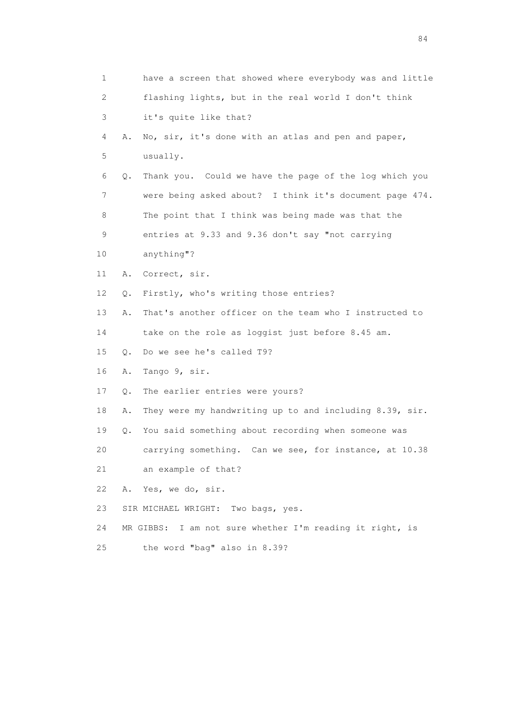1 have a screen that showed where everybody was and little
2 flashing lights, but in the real world I don't think
3 it's quite like that?

4 A. No, sir, it's done with an atlas and pen and paper,
5 usually.

6 Q. Thank you. Could we have the page of the log which you
7 were being asked about? I think it's document page 474.
8 The point that I think was being made was that the
9 entries at 9.33 and 9.36 don't say "not carrying
10 anything"?

11 A. Correct, sir.

12 Q. Firstly, who's writing those entries?

13 A. That's another officer on the team who I instructed to
14 take on the role as loggist just before 8.45 am.

15 Q. Do we see he's called T9?

16 A. Tango 9, sir.

17 Q. The earlier entries were yours?

18 A. They were my handwriting up to and including 8.39, sir.

19 Q. You said something about recording when someone was
20 carrying something. Can we see, for instance, at 10.38
21 an example of that?

22 A. Yes, we do, sir.

23 SIR MICHAEL WRIGHT: Two bags, yes.

24 MR GIBBS: I am not sure whether I'm reading it right, is
25 the word "bag" also in 8.39?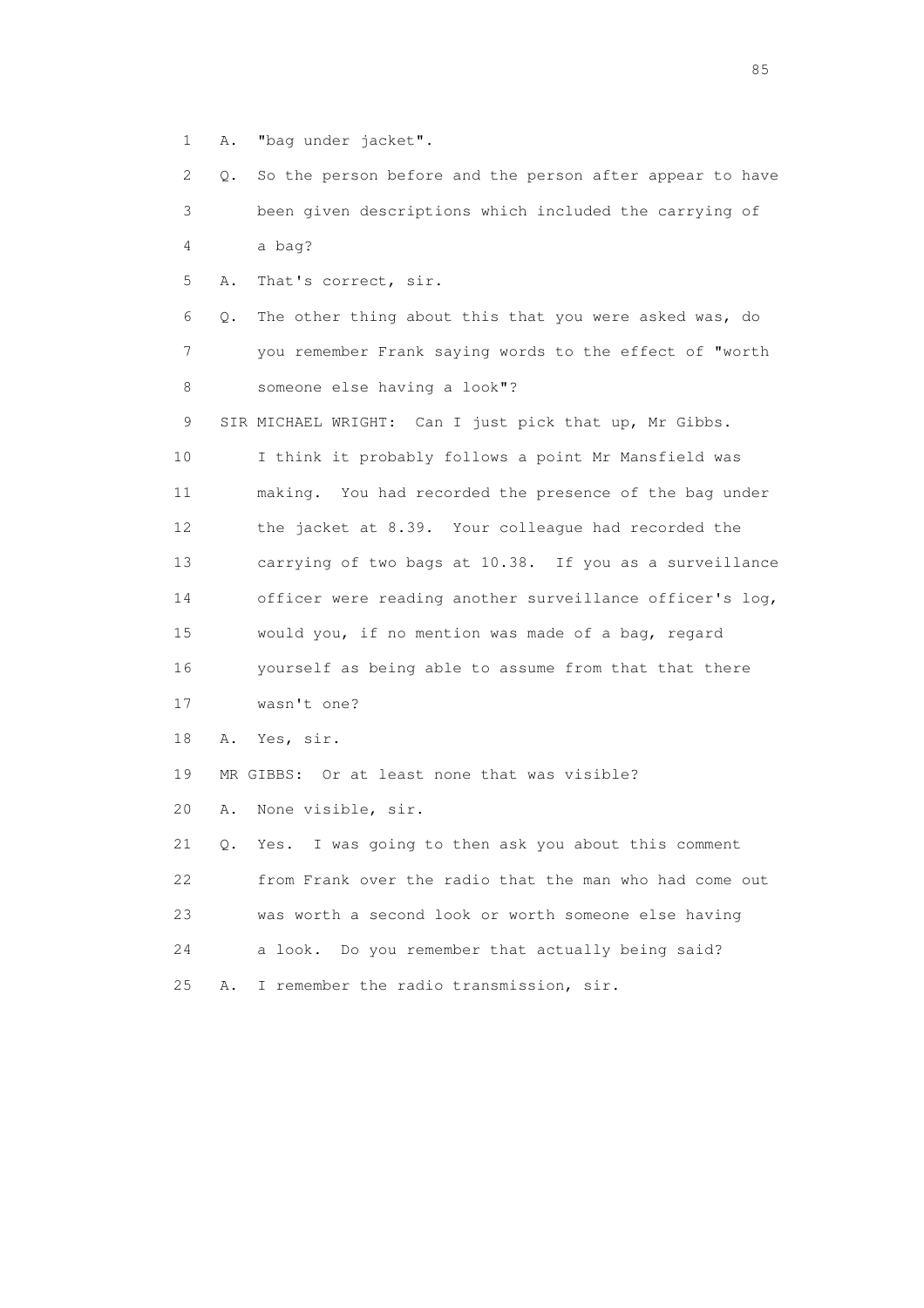1 A. "bag under jacket".

2 Q. So the person before and the person after appear to have

3 been given descriptions which included the carrying of

4 a bag?

5 A. That's correct, sir.

6 Q. The other thing about this that you were asked was, do

7 you remember Frank saying words to the effect of "worth

8 someone else having a look"?

9 SIR MICHAEL WRIGHT: Can I just pick that up, Mr Gibbs.

10 I think it probably follows a point Mr Mansfield was

11 making. You had recorded the presence of the bag under

12 the jacket at 8.39. Your colleague had recorded the

13 carrying of two bags at 10.38. If you as a surveillance

14 officer were reading another surveillance officer's log,

15 would you, if no mention was made of a bag, regard

16 yourself as being able to assume from that that there

17 wasn't one?

18 A. Yes, sir.

19 MR GIBBS: Or at least none that was visible?

20 A. None visible, sir.

21 Q. Yes. I was going to then ask you about this comment

22 from Frank over the radio that the man who had come out

23 was worth a second look or worth someone else having

24 a look. Do you remember that actually being said?

25 A. I remember the radio transmission, sir.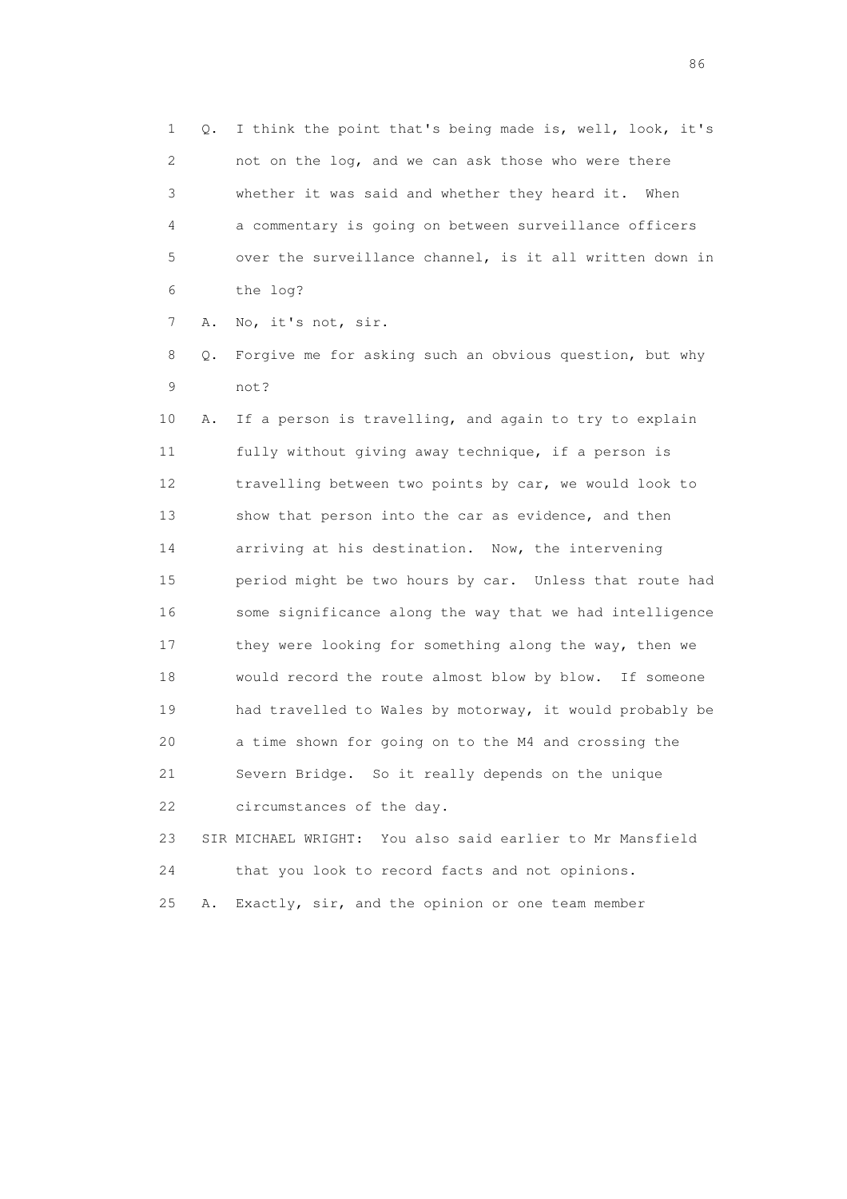1 Q. I think the point that's being made is, well, look, it's
2 not on the log, and we can ask those who were there
3 whether it was said and whether they heard it. When
4 a commentary is going on between surveillance officers
5 over the surveillance channel, is it all written down in
6 the log?

7 A. No, it's not, sir.

8 Q. Forgive me for asking such an obvious question, but why
9 not?

10 A. If a person is travelling, and again to try to explain
11 fully without giving away technique, if a person is
12 travelling between two points by car, we would look to
13 show that person into the car as evidence, and then
14 arriving at his destination. Now, the intervening
15 period might be two hours by car. Unless that route had
16 some significance along the way that we had intelligence
17 they were looking for something along the way, then we
18 would record the route almost blow by blow. If someone
19 had travelled to Wales by motorway, it would probably be
20 a time shown for going on to the M4 and crossing the
21 Severn Bridge. So it really depends on the unique
22 circumstances of the day.

23 SIR MICHAEL WRIGHT: You also said earlier to Mr Mansfield
24 that you look to record facts and not opinions.

25 A. Exactly, sir, and the opinion or one team member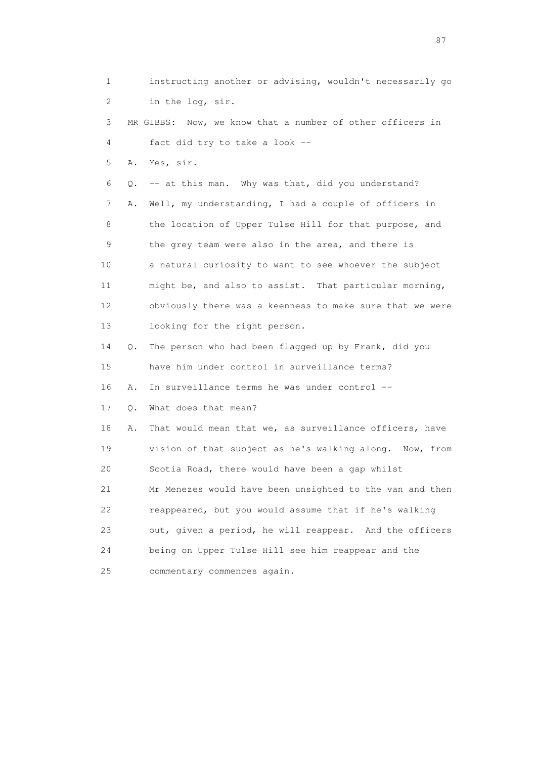1 instructing another or advising, wouldn't necessarily go
2 in the log, sir.

3 MR GIBBS: Now, we know that a number of other officers in
4 fact did try to take a look --

5 A. Yes, sir.

6 Q. -- at this man. Why was that, did you understand?

7 A. Well, my understanding, I had a couple of officers in
8 the location of Upper Tulse Hill for that purpose, and
9 the grey team were also in the area, and there is
10 a natural curiosity to want to see whoever the subject
11 might be, and also to assist. That particular morning,
12 obviously there was a keenness to make sure that we were
13 looking for the right person.

14 Q. The person who had been flagged up by Frank, did you
15 have him under control in surveillance terms?

16 A. In surveillance terms he was under control --

17 Q. What does that mean?

18 A. That would mean that we, as surveillance officers, have
19 vision of that subject as he's walking along. Now, from
20 Scotia Road, there would have been a gap whilst
21 Mr Menezes would have been unsighted to the van and then
22 reappeared, but you would assume that if he's walking
23 out, given a period, he will reappear. And the officers
24 being on Upper Tulse Hill see him reappear and the
25 commentary commences again.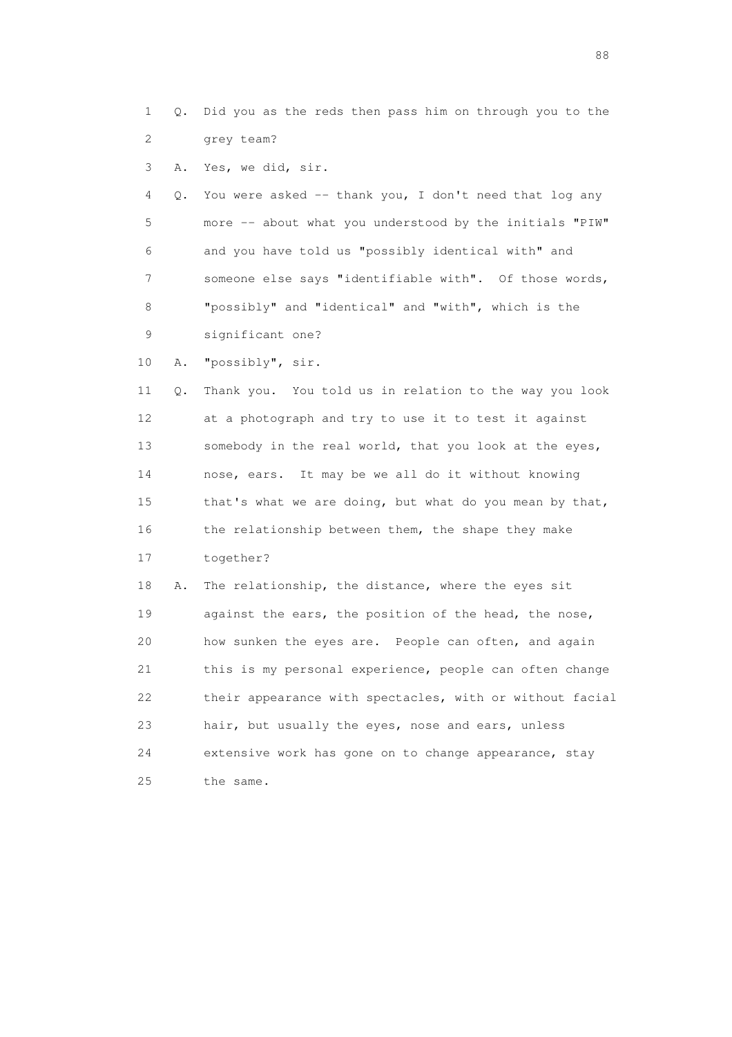1 Q. Did you as the reds then pass him on through you to the
2 grey team?

3 A. Yes, we did, sir.

4 Q. You were asked -- thank you, I don't need that log any
5 more -- about what you understood by the initials "PIW"
6 and you have told us "possibly identical with" and
7 someone else says "identifiable with". Of those words,
8 "possibly" and "identical" and "with", which is the
9 significant one?

10 A. "possibly", sir.

11 Q. Thank you. You told us in relation to the way you look
12 at a photograph and try to use it to test it against
13 somebody in the real world, that you look at the eyes,
14 nose, ears. It may be we all do it without knowing
15 that's what we are doing, but what do you mean by that,
16 the relationship between them, the shape they make
17 together?

18 A. The relationship, the distance, where the eyes sit
19 against the ears, the position of the head, the nose,
20 how sunken the eyes are. People can often, and again
21 this is my personal experience, people can often change
22 their appearance with spectacles, with or without facial
23 hair, but usually the eyes, nose and ears, unless
24 extensive work has gone on to change appearance, stay
25 the same.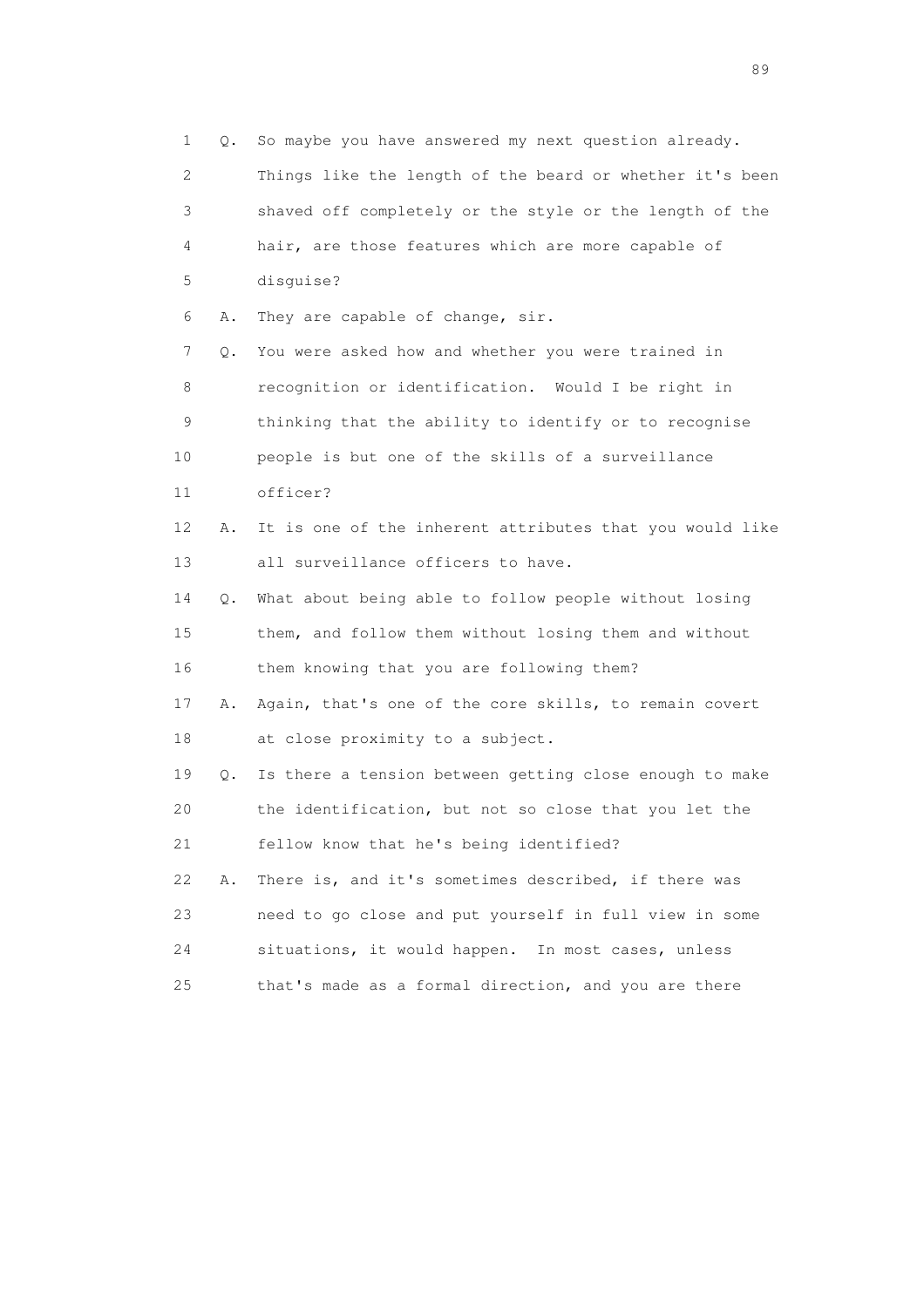1 Q. So maybe you have answered my next question already.
2 Things like the length of the beard or whether it's been
3 shaved off completely or the style or the length of the
4 hair, are those features which are more capable of
5 disguise?
6 A. They are capable of change, sir.
7 Q. You were asked how and whether you were trained in
8 recognition or identification. Would I be right in
9 thinking that the ability to identify or to recognise
10 people is but one of the skills of a surveillance
11 officer?
12 A. It is one of the inherent attributes that you would like
13 all surveillance officers to have.
14 Q. What about being able to follow people without losing
15 them, and follow them without losing them and without
16 them knowing that you are following them?
17 A. Again, that's one of the core skills, to remain covert
18 at close proximity to a subject.
19 Q. Is there a tension between getting close enough to make
20 the identification, but not so close that you let the
21 fellow know that he's being identified?
22 A. There is, and it's sometimes described, if there was
23 need to go close and put yourself in full view in some
24 situations, it would happen. In most cases, unless
25 that's made as a formal direction, and you are there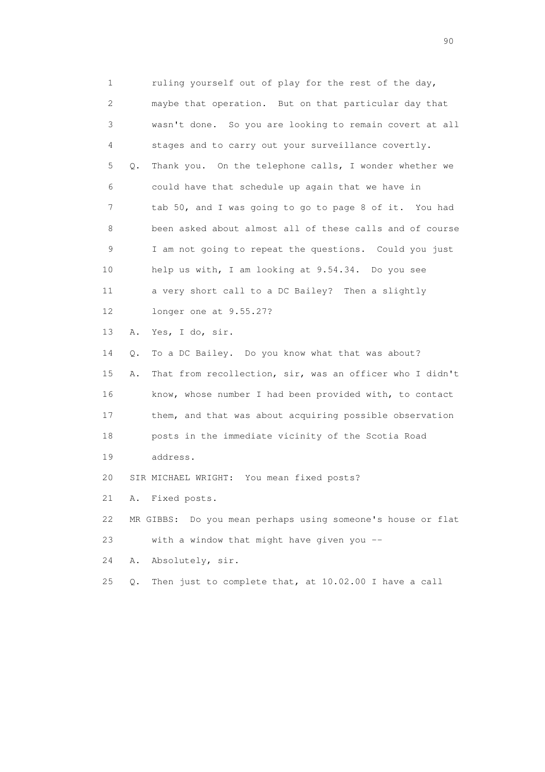1 ruling yourself out of play for the rest of the day,
2 maybe that operation. But on that particular day that
3 wasn't done. So you are looking to remain covert at all
4 stages and to carry out your surveillance covertly.
5 Q. Thank you. On the telephone calls, I wonder whether we
6 could have that schedule up again that we have in
7 tab 50, and I was going to go to page 8 of it. You had
8 been asked about almost all of these calls and of course
9 I am not going to repeat the questions. Could you just
10 help us with, I am looking at 9.54.34. Do you see
11 a very short call to a DC Bailey? Then a slightly
12 longer one at 9.55.27?
13 A. Yes, I do, sir.
14 Q. To a DC Bailey. Do you know what that was about?
15 A. That from recollection, sir, was an officer who I didn't
16 know, whose number I had been provided with, to contact
17 them, and that was about acquiring possible observation
18 posts in the immediate vicinity of the Scotia Road
19 address.
20 SIR MICHAEL WRIGHT: You mean fixed posts?
21 A. Fixed posts.
22 MR GIBBS: Do you mean perhaps using someone's house or flat
23 with a window that might have given you --
24 A. Absolutely, sir.
25 Q. Then just to complete that, at 10.02.00 I have a call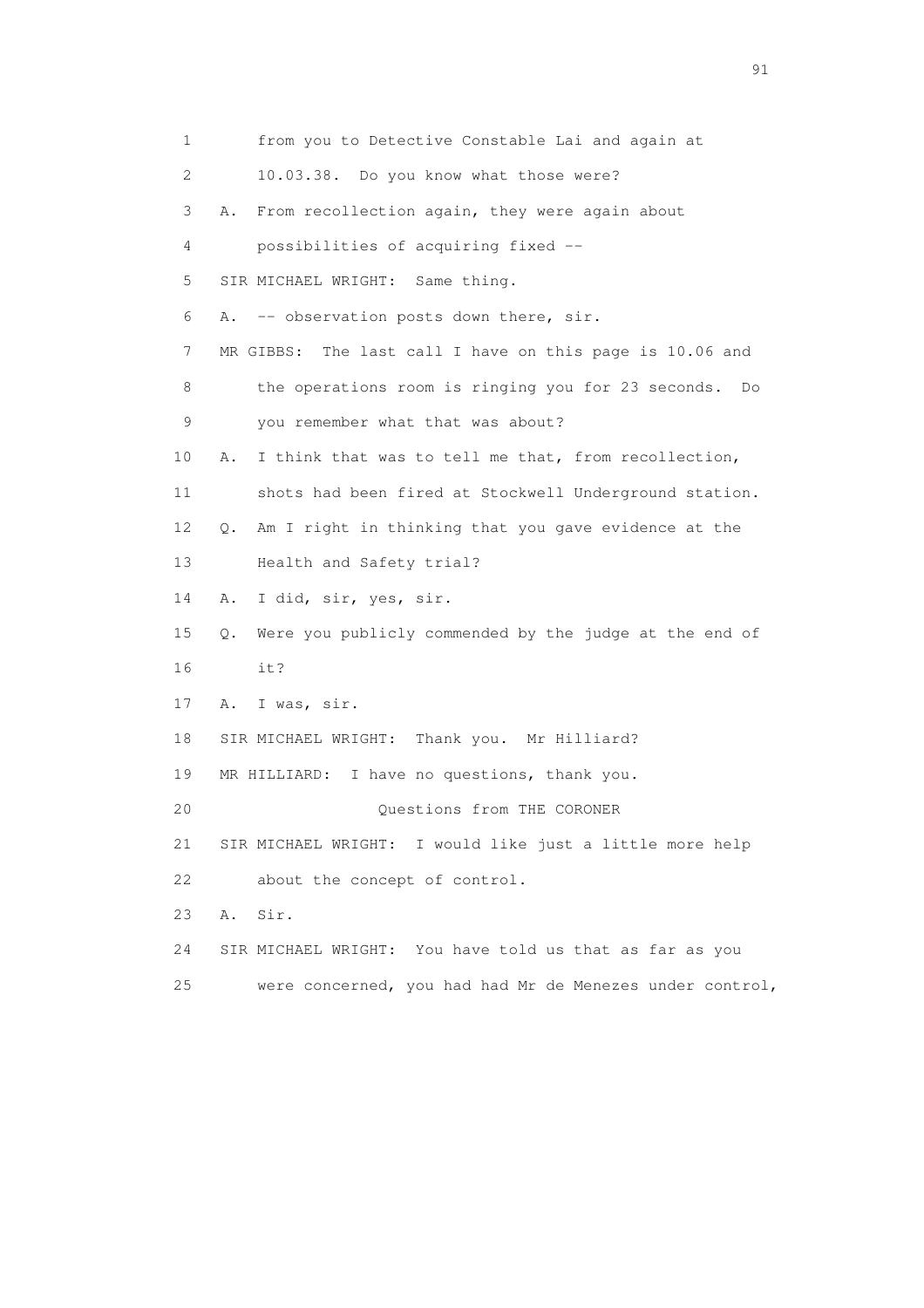1 from you to Detective Constable Lai and again at

2 10.03.38. Do you know what those were?

3 A. From recollection again, they were again about

4 possibilities of acquiring fixed --

5 SIR MICHAEL WRIGHT: Same thing.

6 A. -- observation posts down there, sir.

7 MR GIBBS: The last call I have on this page is 10.06 and

8 the operations room is ringing you for 23 seconds. Do

9 you remember what that was about?

10 A. I think that was to tell me that, from recollection,

11 shots had been fired at Stockwell Underground station.

12 Q. Am I right in thinking that you gave evidence at the

13 Health and Safety trial?

14 A. I did, sir, yes, sir.

15 Q. Were you publicly commended by the judge at the end of

16 it?

17 A. I was, sir.

18 SIR MICHAEL WRIGHT: Thank you. Mr Hilliard?

19 MR HILLIARD: I have no questions, thank you.

20 Questions from THE CORONER

21 SIR MICHAEL WRIGHT: I would like just a little more help

22 about the concept of control.

23 A. Sir.

24 SIR MICHAEL WRIGHT: You have told us that as far as you

25 were concerned, you had had Mr de Menezes under control,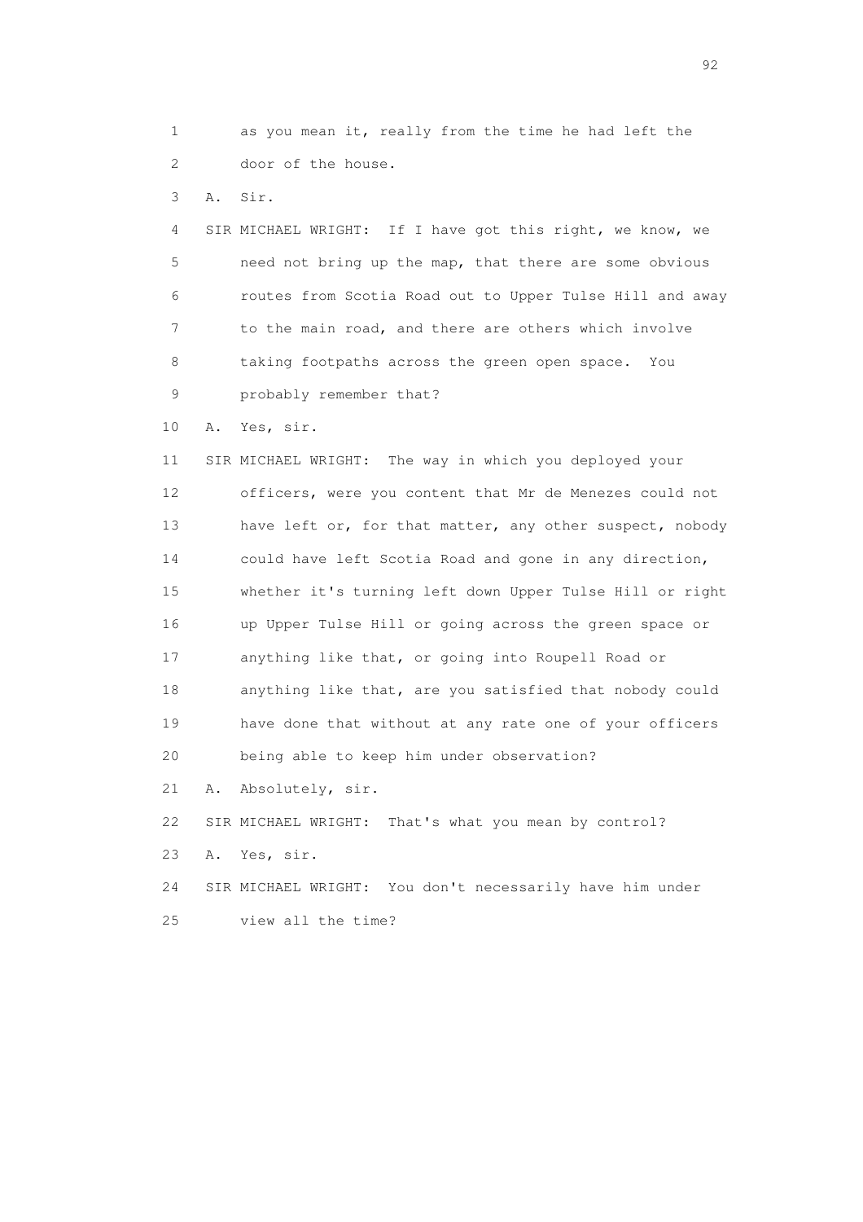1 as you mean it, really from the time he had left the
2 door of the house.

3 A. Sir.

4 SIR MICHAEL WRIGHT: If I have got this right, we know, we
5 need not bring up the map, that there are some obvious
6 routes from Scotia Road out to Upper Tulse Hill and away
7 to the main road, and there are others which involve
8 taking footpaths across the green open space. You
9 probably remember that?

10 A. Yes, sir.

11 SIR MICHAEL WRIGHT: The way in which you deployed your
12 officers, were you content that Mr de Menezes could not
13 have left or, for that matter, any other suspect, nobody
14 could have left Scotia Road and gone in any direction,
15 whether it's turning left down Upper Tulse Hill or right
16 up Upper Tulse Hill or going across the green space or
17 anything like that, or going into Roupell Road or
18 anything like that, are you satisfied that nobody could
19 have done that without at any rate one of your officers
20 being able to keep him under observation?

21 A. Absolutely, sir.

22 SIR MICHAEL WRIGHT: That's what you mean by control?

23 A. Yes, sir.

24 SIR MICHAEL WRIGHT: You don't necessarily have him under
25 view all the time?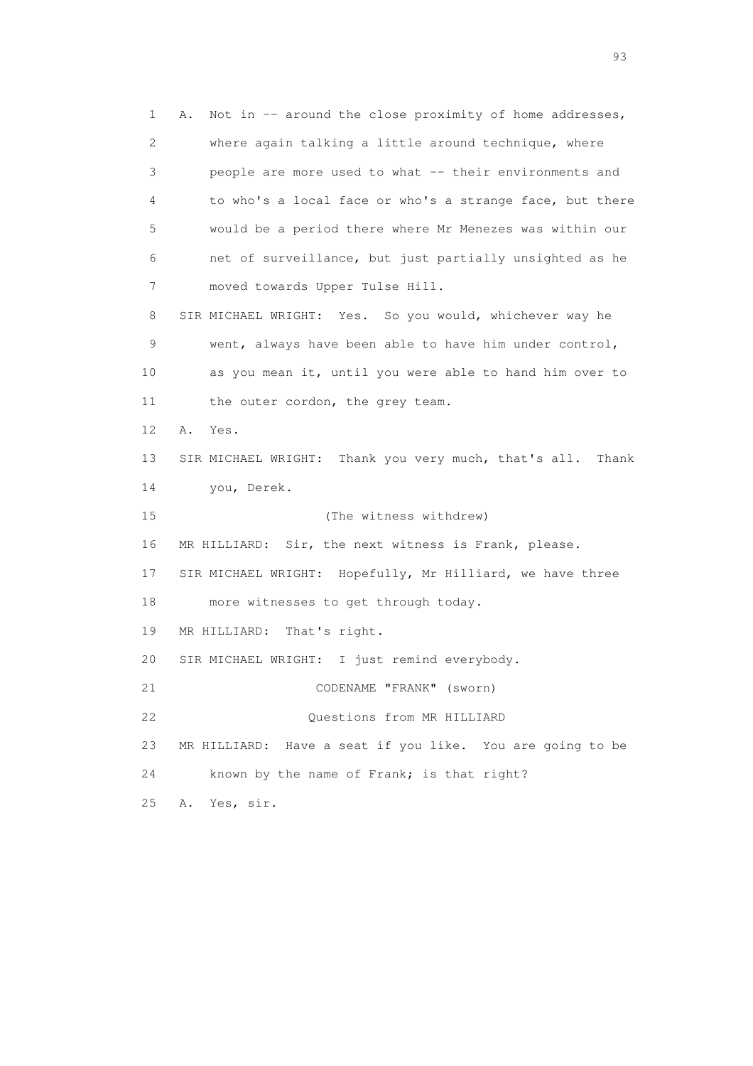1 A. Not in -- around the close proximity of home addresses,
2 where again talking a little around technique, where
3 people are more used to what -- their environments and
4 to who's a local face or who's a strange face, but there
5 would be a period there where Mr Menezes was within our
6 net of surveillance, but just partially unsighted as he
7 moved towards Upper Tulse Hill.
8 SIR MICHAEL WRIGHT: Yes. So you would, whichever way he
9 went, always have been able to have him under control,
10 as you mean it, until you were able to hand him over to
11 the outer cordon, the grey team.
12 A. Yes.
13 SIR MICHAEL WRIGHT: Thank you very much, that's all. Thank
14 you, Derek.
15 (The witness withdrew)
16 MR HILLIARD: Sir, the next witness is Frank, please.
17 SIR MICHAEL WRIGHT: Hopefully, Mr Hilliard, we have three
18 more witnesses to get through today.
19 MR HILLIARD: That's right.
20 SIR MICHAEL WRIGHT: I just remind everybody.
21 CODENAME "FRANK" (sworn)
22 Questions from MR HILLIARD
23 MR HILLIARD: Have a seat if you like. You are going to be
24 known by the name of Frank; is that right?
25 A. Yes, sir.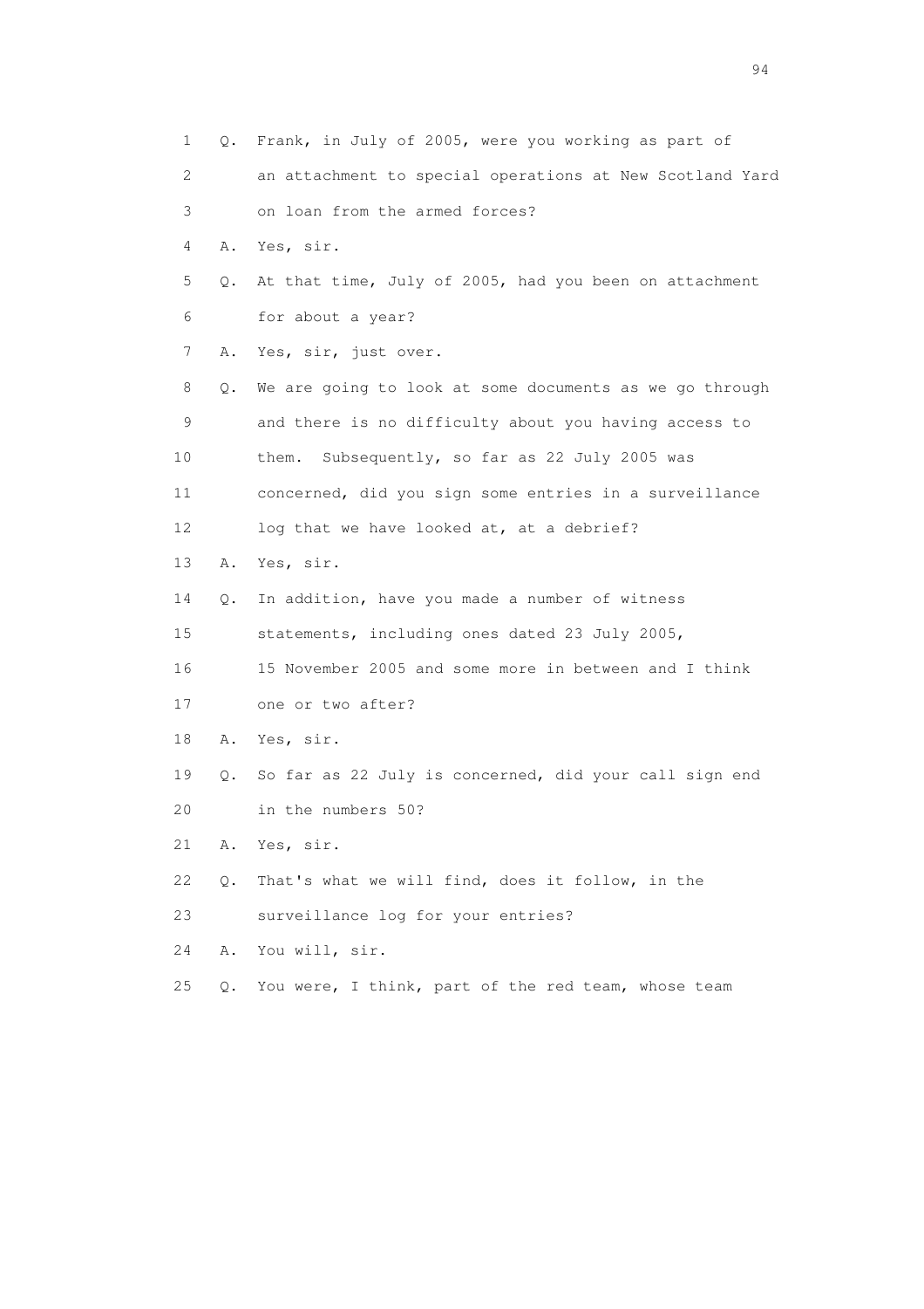1 Q. Frank, in July of 2005, were you working as part of
2 an attachment to special operations at New Scotland Yard
3 on loan from the armed forces?
4 A. Yes, sir.
5 Q. At that time, July of 2005, had you been on attachment
6 for about a year?
7 A. Yes, sir, just over.
8 Q. We are going to look at some documents as we go through
9 and there is no difficulty about you having access to
10 them. Subsequently, so far as 22 July 2005 was
11 concerned, did you sign some entries in a surveillance
12 log that we have looked at, at a debrief?
13 A. Yes, sir.
14 Q. In addition, have you made a number of witness
15 statements, including ones dated 23 July 2005,
16 15 November 2005 and some more in between and I think
17 one or two after?
18 A. Yes, sir.
19 Q. So far as 22 July is concerned, did your call sign end
20 in the numbers 50?
21 A. Yes, sir.
22 Q. That's what we will find, does it follow, in the
23 surveillance log for your entries?
24 A. You will, sir.
25 Q. You were, I think, part of the red team, whose team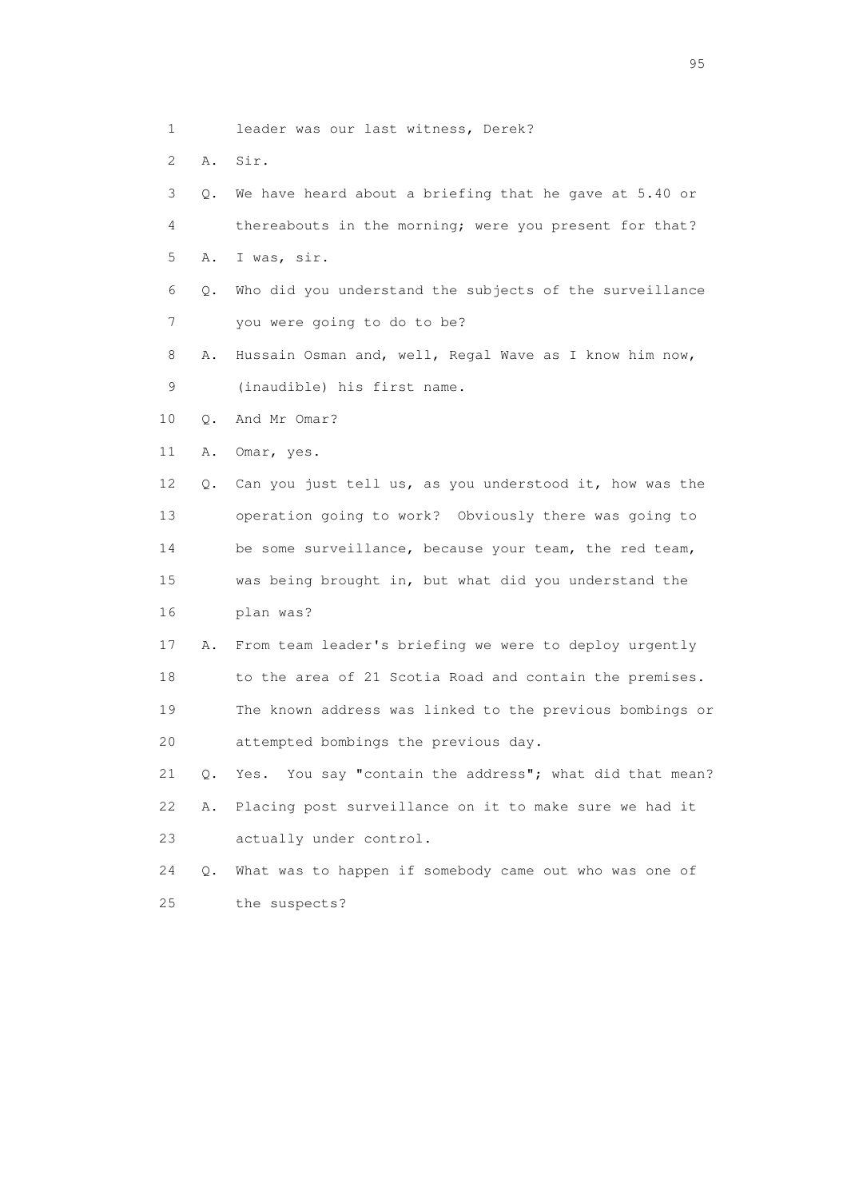1 leader was our last witness, Derek?

2 A. Sir.

3 Q. We have heard about a briefing that he gave at 5.40 or

4 thereabouts in the morning; were you present for that?

5 A. I was, sir.

6 Q. Who did you understand the subjects of the surveillance

7 you were going to do to be?

8 A. Hussain Osman and, well, Regal Wave as I know him now,

9 (inaudible) his first name.

10 Q. And Mr Omar?

11 A. Omar, yes.

12 Q. Can you just tell us, as you understood it, how was the

13 operation going to work? Obviously there was going to

14 be some surveillance, because your team, the red team,

15 was being brought in, but what did you understand the

16 plan was?

17 A. From team leader's briefing we were to deploy urgently

18 to the area of 21 Scotia Road and contain the premises.

19 The known address was linked to the previous bombings or

20 attempted bombings the previous day.

21 Q. Yes. You say "contain the address"; what did that mean?

22 A. Placing post surveillance on it to make sure we had it

23 actually under control.

24 Q. What was to happen if somebody came out who was one of

25 the suspects?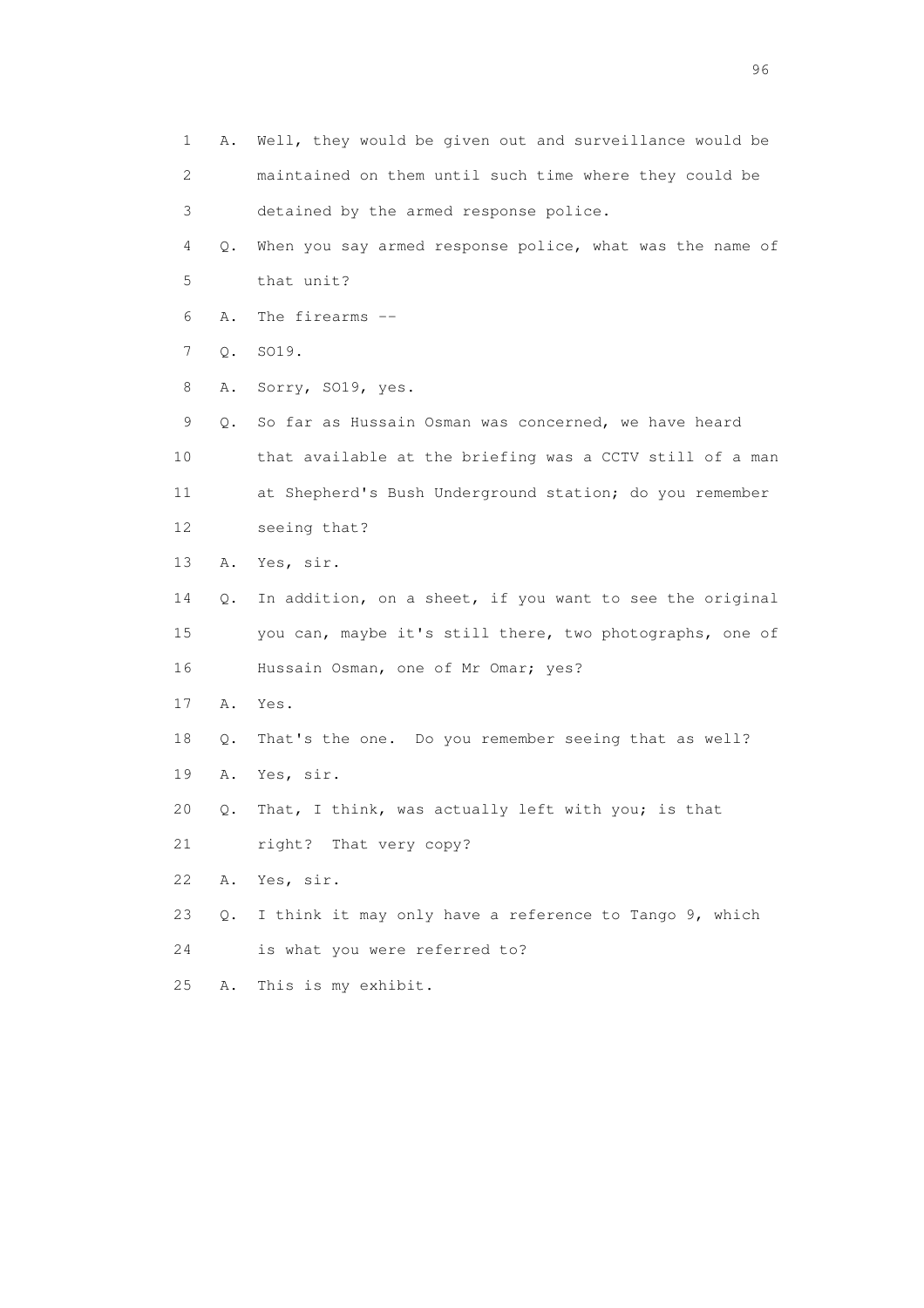1 A. Well, they would be given out and surveillance would be
2 maintained on them until such time where they could be
3 detained by the armed response police.
4 Q. When you say armed response police, what was the name of
5 that unit?
6 A. The firearms --
7 Q. SO19.
8 A. Sorry, SO19, yes.
9 Q. So far as Hussain Osman was concerned, we have heard
10 that available at the briefing was a CCTV still of a man
11 at Shepherd's Bush Underground station; do you remember
12 seeing that?
13 A. Yes, sir.
14 Q. In addition, on a sheet, if you want to see the original
15 you can, maybe it's still there, two photographs, one of
16 Hussain Osman, one of Mr Omar; yes?
17 A. Yes.
18 Q. That's the one. Do you remember seeing that as well?
19 A. Yes, sir.
20 Q. That, I think, was actually left with you; is that
21 right? That very copy?
22 A. Yes, sir.
23 Q. I think it may only have a reference to Tango 9, which
24 is what you were referred to?
25 A. This is my exhibit.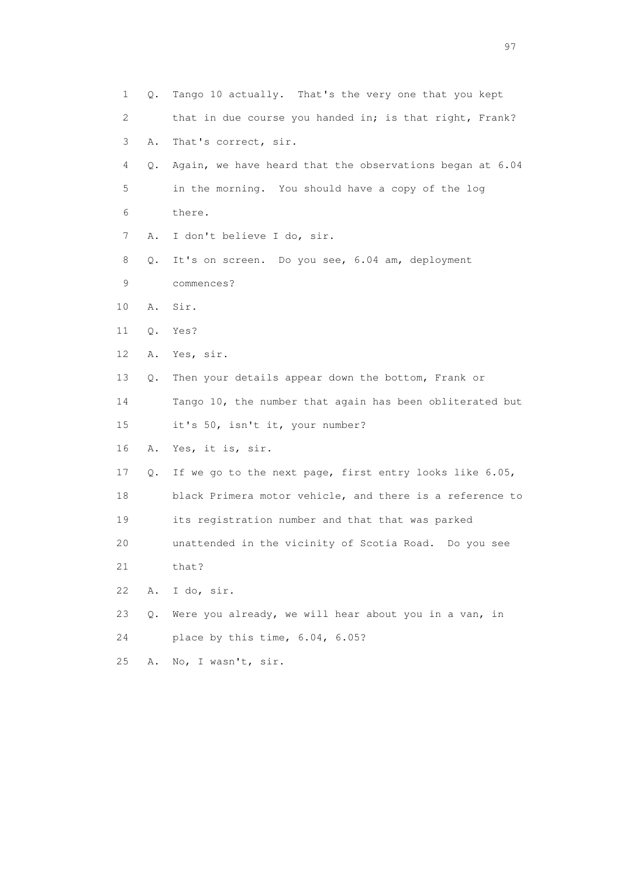1 Q. Tango 10 actually. That's the very one that you kept
2 that in due course you handed in; is that right, Frank?
3 A. That's correct, sir.
4 Q. Again, we have heard that the observations began at 6.04
5 in the morning. You should have a copy of the log
6 there.
7 A. I don't believe I do, sir.
8 Q. It's on screen. Do you see, 6.04 am, deployment
9 commences?
10 A. Sir.
11 Q. Yes?
12 A. Yes, sir.
13 Q. Then your details appear down the bottom, Frank or
14 Tango 10, the number that again has been obliterated but
15 it's 50, isn't it, your number?
16 A. Yes, it is, sir.
17 Q. If we go to the next page, first entry looks like 6.05,
18 black Primera motor vehicle, and there is a reference to
19 its registration number and that that was parked
20 unattended in the vicinity of Scotia Road. Do you see
21 that?
22 A. I do, sir.
23 Q. Were you already, we will hear about you in a van, in
24 place by this time, 6.04, 6.05?
25 A. No, I wasn't, sir.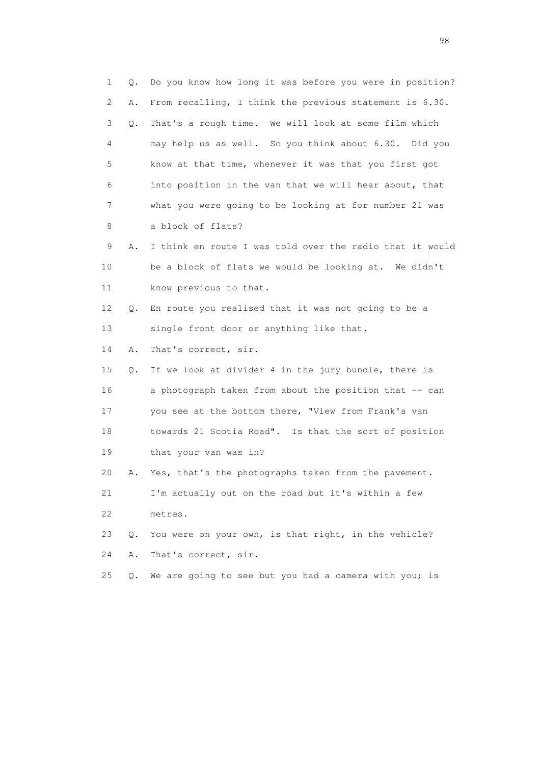1 Q. Do you know how long it was before you were in position?
2 A. From recalling, I think the previous statement is 6.30.
3 Q. That's a rough time. We will look at some film which
4 may help us as well. So you think about 6.30. Did you
5 know at that time, whenever it was that you first got
6 into position in the van that we will hear about, that
7 what you were going to be looking at for number 21 was
8 a block of flats?
9 A. I think en route I was told over the radio that it would
10 be a block of flats we would be looking at. We didn't
11 know previous to that.
12 Q. En route you realised that it was not going to be a
13 single front door or anything like that.
14 A. That's correct, sir.
15 Q. If we look at divider 4 in the jury bundle, there is
16 a photograph taken from about the position that -- can
17 you see at the bottom there, "View from Frank's van
18 towards 21 Scotia Road". Is that the sort of position
19 that your van was in?
20 A. Yes, that's the photographs taken from the pavement.
21 I'm actually out on the road but it's within a few
22 metres.
23 Q. You were on your own, is that right, in the vehicle?
24 A. That's correct, sir.
25 Q. We are going to see but you had a camera with you; is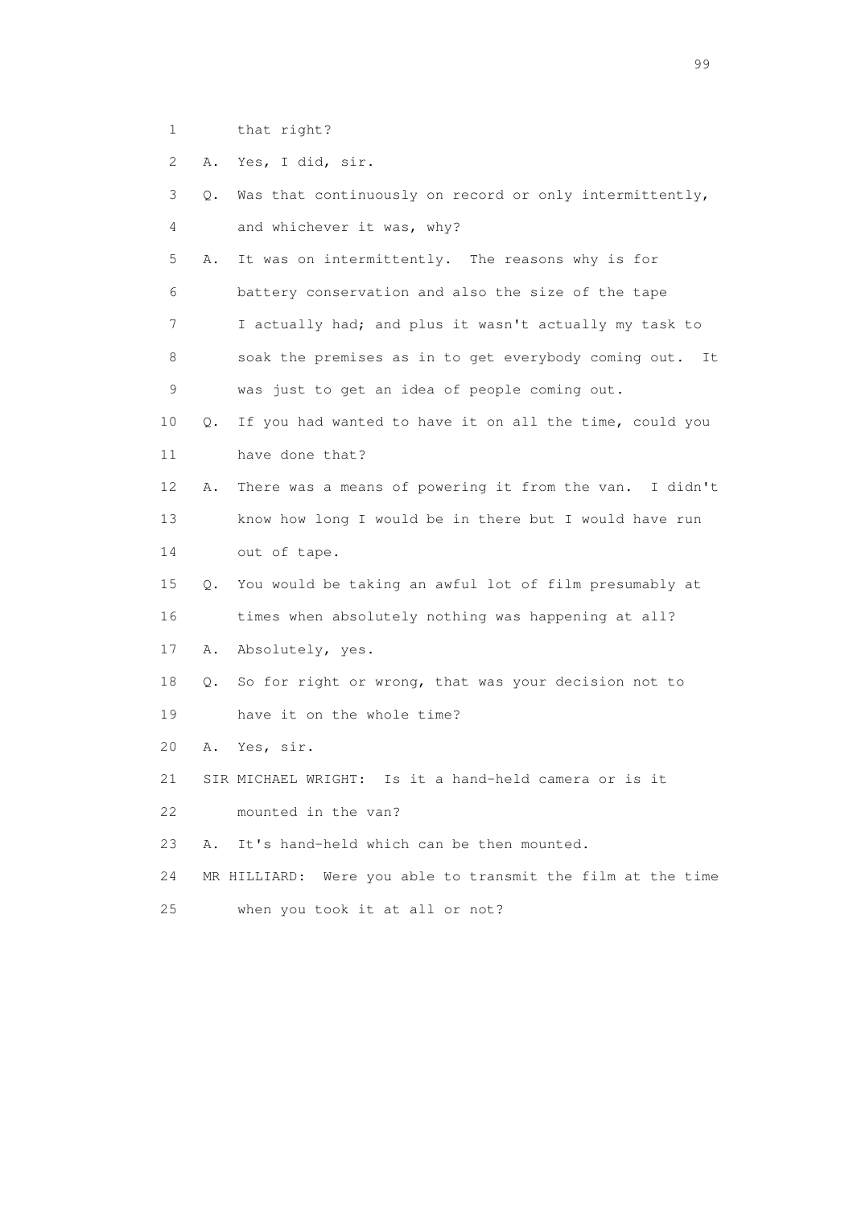1 that right?

2 A. Yes, I did, sir.

3 Q. Was that continuously on record or only intermittently,

4 and whichever it was, why?

5 A. It was on intermittently. The reasons why is for

6 battery conservation and also the size of the tape

7 I actually had; and plus it wasn't actually my task to

8 soak the premises as in to get everybody coming out. It

9 was just to get an idea of people coming out.

10 Q. If you had wanted to have it on all the time, could you

11 have done that?

12 A. There was a means of powering it from the van. I didn't

13 know how long I would be in there but I would have run

14 out of tape.

15 Q. You would be taking an awful lot of film presumably at

16 times when absolutely nothing was happening at all?

17 A. Absolutely, yes.

18 Q. So for right or wrong, that was your decision not to

19 have it on the whole time?

20 A. Yes, sir.

21 SIR MICHAEL WRIGHT: Is it a hand-held camera or is it

22 mounted in the van?

23 A. It's hand-held which can be then mounted.

24 MR HILLIARD: Were you able to transmit the film at the time

25 when you took it at all or not?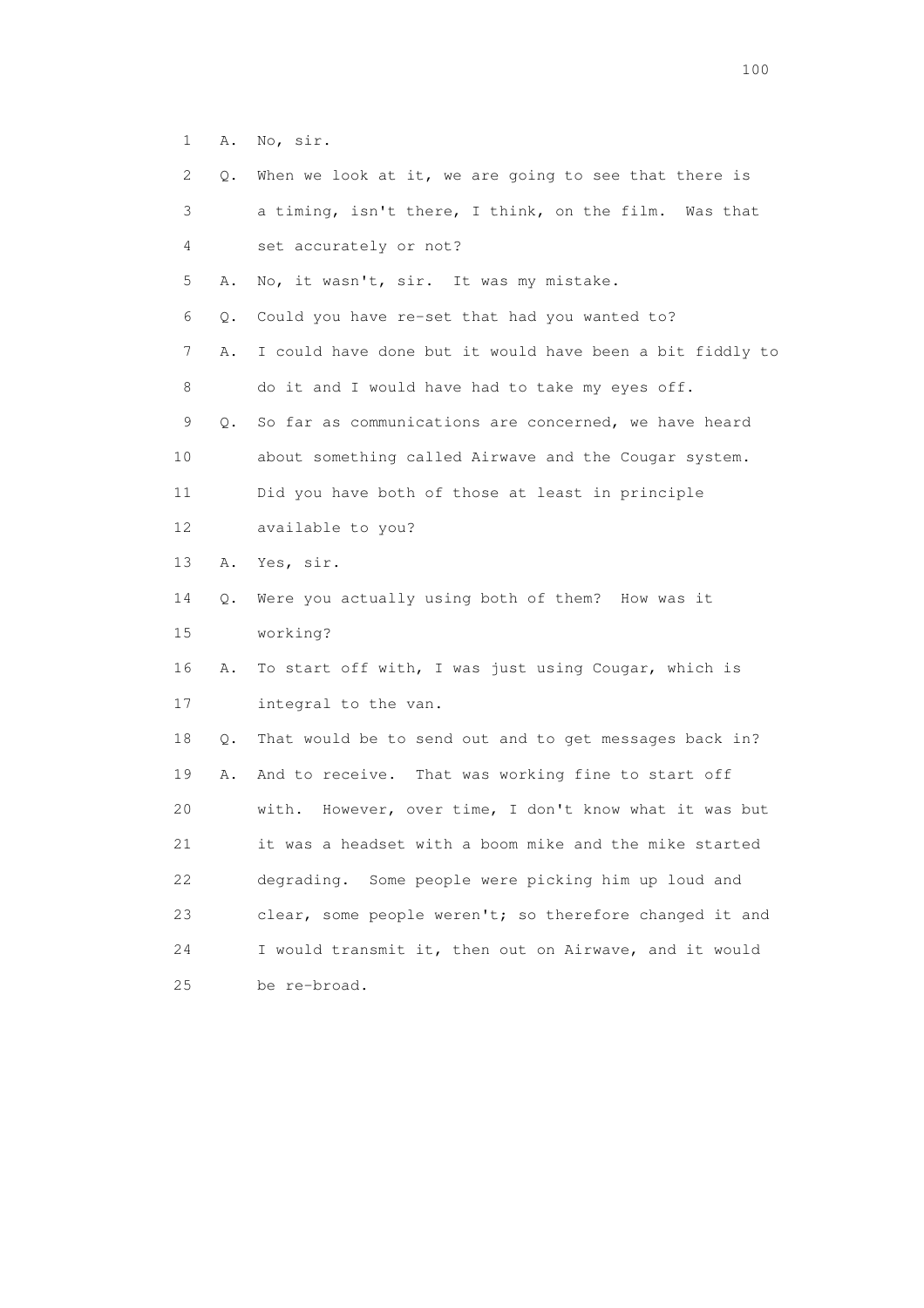1 A. No, sir.

2 Q. When we look at it, we are going to see that there is

3 a timing, isn't there, I think, on the film. Was that

4 set accurately or not?

5 A. No, it wasn't, sir. It was my mistake.

6 Q. Could you have re-set that had you wanted to?

7 A. I could have done but it would have been a bit fiddly to

8 do it and I would have had to take my eyes off.

9 Q. So far as communications are concerned, we have heard

10 about something called Airwave and the Cougar system.

11 Did you have both of those at least in principle

12 available to you?

13 A. Yes, sir.

14 Q. Were you actually using both of them? How was it

15 working?

16 A. To start off with, I was just using Cougar, which is

17 integral to the van.

18 Q. That would be to send out and to get messages back in?

19 A. And to receive. That was working fine to start off

20 with. However, over time, I don't know what it was but

21 it was a headset with a boom mike and the mike started

22 degrading. Some people were picking him up loud and

23 clear, some people weren't; so therefore changed it and

24 I would transmit it, then out on Airwave, and it would

25 be re-broad.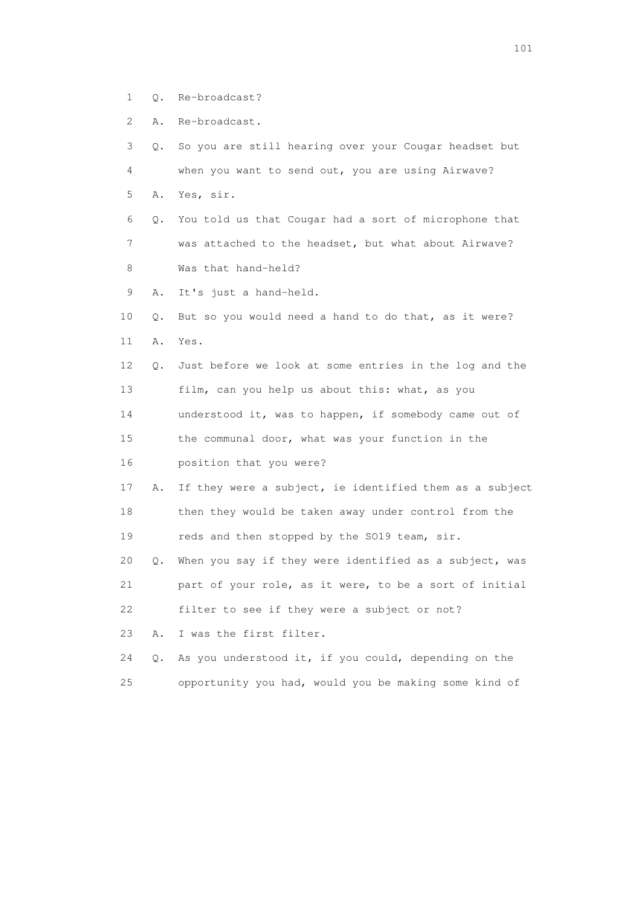1 Q. Re-broadcast?

2 A. Re-broadcast.

3 Q. So you are still hearing over your Cougar headset but

4 when you want to send out, you are using Airwave?

5 A. Yes, sir.

6 Q. You told us that Cougar had a sort of microphone that

7 was attached to the headset, but what about Airwave?

8 Was that hand-held?

9 A. It's just a hand-held.

10 Q. But so you would need a hand to do that, as it were?

11 A. Yes.

12 Q. Just before we look at some entries in the log and the

13 film, can you help us about this: what, as you

14 understood it, was to happen, if somebody came out of

15 the communal door, what was your function in the

16 position that you were?

17 A. If they were a subject, ie identified them as a subject

18 then they would be taken away under control from the

19 reds and then stopped by the SO19 team, sir.

20 Q. When you say if they were identified as a subject, was

21 part of your role, as it were, to be a sort of initial

22 filter to see if they were a subject or not?

23 A. I was the first filter.

24 Q. As you understood it, if you could, depending on the

25 opportunity you had, would you be making some kind of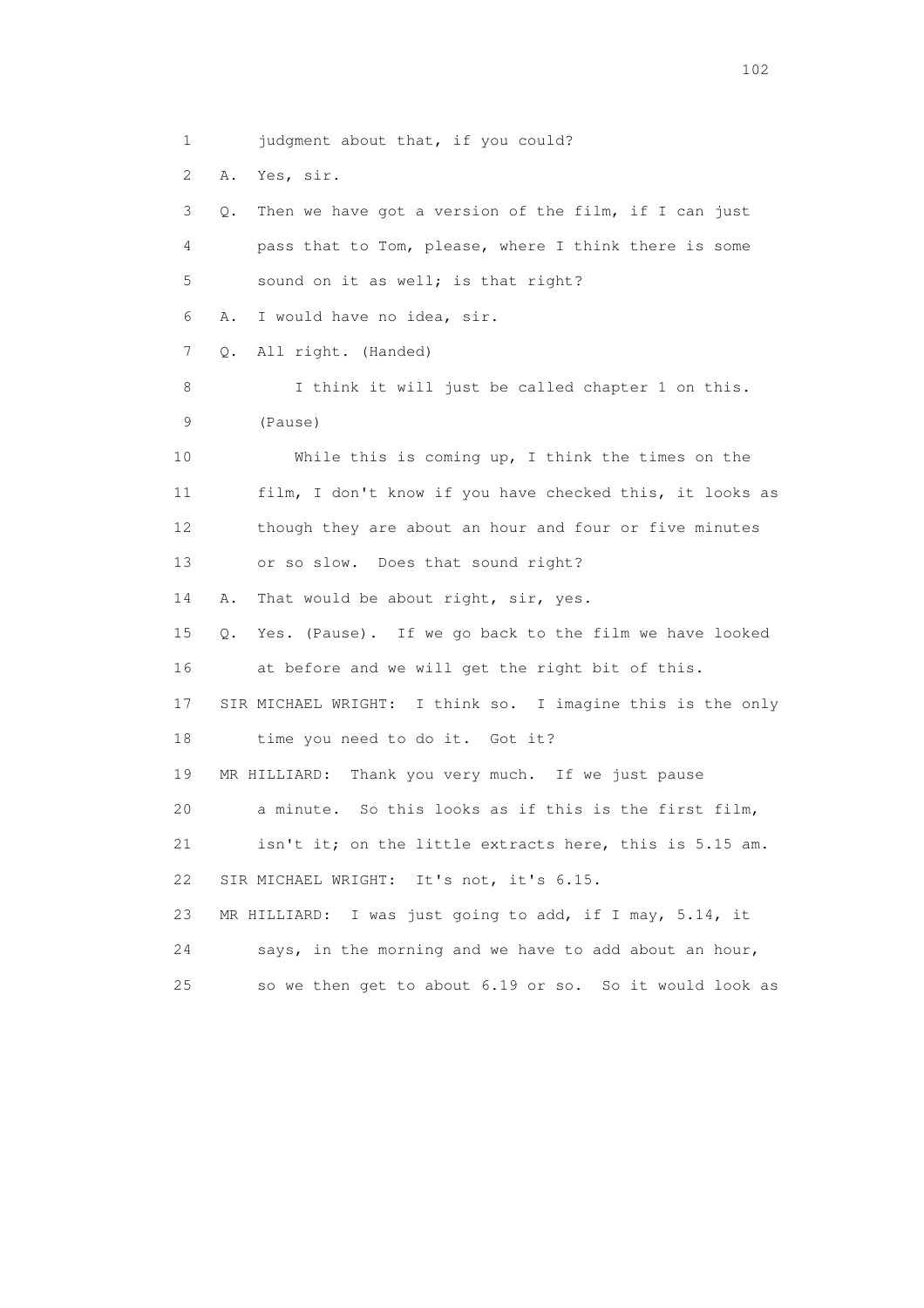1 judgment about that, if you could?

2 A. Yes, sir.

3 Q. Then we have got a version of the film, if I can just

4 pass that to Tom, please, where I think there is some

5 sound on it as well; is that right?

6 A. I would have no idea, sir.

7 Q. All right. (Handed)

8 I think it will just be called chapter 1 on this.

9 (Pause)

10 While this is coming up, I think the times on the

11 film, I don't know if you have checked this, it looks as

12 though they are about an hour and four or five minutes

13 or so slow. Does that sound right?

14 A. That would be about right, sir, yes.

15 Q. Yes. (Pause). If we go back to the film we have looked

16 at before and we will get the right bit of this.

17 SIR MICHAEL WRIGHT: I think so. I imagine this is the only

18 time you need to do it. Got it?

19 MR HILLIARD: Thank you very much. If we just pause

20 a minute. So this looks as if this is the first film,

21 isn't it; on the little extracts here, this is 5.15 am.

22 SIR MICHAEL WRIGHT: It's not, it's 6.15.

23 MR HILLIARD: I was just going to add, if I may, 5.14, it

24 says, in the morning and we have to add about an hour,

25 so we then get to about 6.19 or so. So it would look as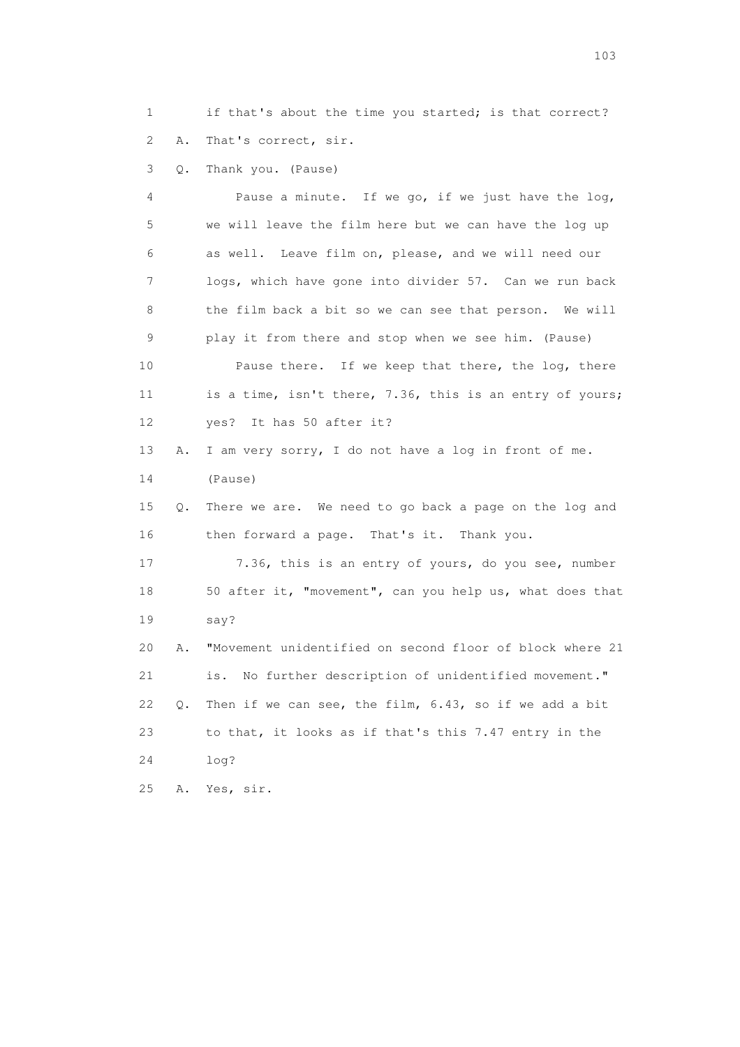1 if that's about the time you started; is that correct?

2 A. That's correct, sir.

3 Q. Thank you. (Pause)

4 Pause a minute. If we go, if we just have the log,

5 we will leave the film here but we can have the log up

6 as well. Leave film on, please, and we will need our

7 logs, which have gone into divider 57. Can we run back

8 the film back a bit so we can see that person. We will

9 play it from there and stop when we see him. (Pause)

10 Pause there. If we keep that there, the log, there

11 is a time, isn't there, 7.36, this is an entry of yours;

12 yes? It has 50 after it?

13 A. I am very sorry, I do not have a log in front of me.

14 (Pause)

15 Q. There we are. We need to go back a page on the log and

16 then forward a page. That's it. Thank you.

17 7.36, this is an entry of yours, do you see, number

18 50 after it, "movement", can you help us, what does that

19 say?

20 A. "Movement unidentified on second floor of block where 21

21 is. No further description of unidentified movement."

22 Q. Then if we can see, the film, 6.43, so if we add a bit

23 to that, it looks as if that's this 7.47 entry in the

24 log?

25 A. Yes, sir.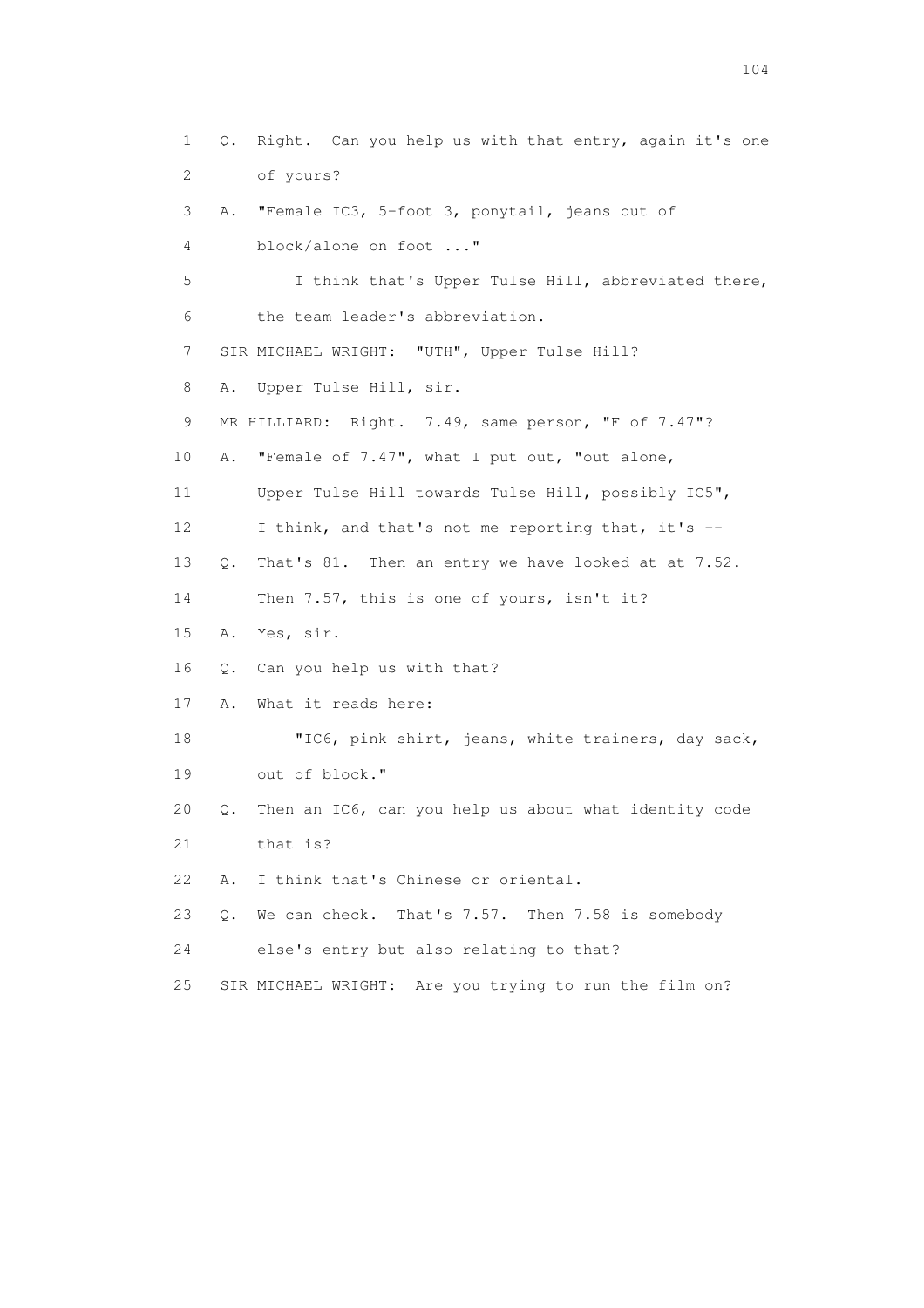1 Q. Right. Can you help us with that entry, again it's one
2 of yours?
3 A. "Female IC3, 5-foot 3, ponytail, jeans out of
4 block/alone on foot ..."
5 I think that's Upper Tulse Hill, abbreviated there,
6 the team leader's abbreviation.
7 SIR MICHAEL WRIGHT: "UTH", Upper Tulse Hill?
8 A. Upper Tulse Hill, sir.
9 MR HILLIARD: Right. 7.49, same person, "F of 7.47"?
10 A. "Female of 7.47", what I put out, "out alone,
11 Upper Tulse Hill towards Tulse Hill, possibly IC5",
12 I think, and that's not me reporting that, it's --
13 Q. That's 81. Then an entry we have looked at at 7.52.
14 Then 7.57, this is one of yours, isn't it?
15 A. Yes, sir.
16 Q. Can you help us with that?
17 A. What it reads here:
18 "IC6, pink shirt, jeans, white trainers, day sack,
19 out of block."
20 Q. Then an IC6, can you help us about what identity code
21 that is?
22 A. I think that's Chinese or oriental.
23 Q. We can check. That's 7.57. Then 7.58 is somebody
24 else's entry but also relating to that?
25 SIR MICHAEL WRIGHT: Are you trying to run the film on?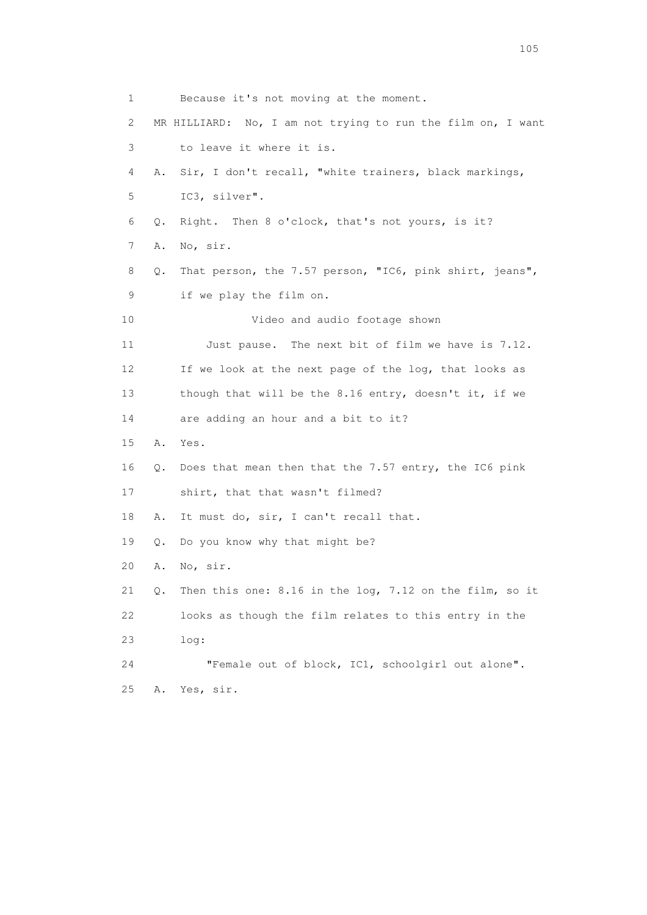1 Because it's not moving at the moment.

2 MR HILLIARD: No, I am not trying to run the film on, I want

3 to leave it where it is.

4 A. Sir, I don't recall, "white trainers, black markings,

5 IC3, silver".

6 Q. Right. Then 8 o'clock, that's not yours, is it?

7 A. No, sir.

8 Q. That person, the 7.57 person, "IC6, pink shirt, jeans",

9 if we play the film on.

10 Video and audio footage shown

11 Just pause. The next bit of film we have is 7.12.

12 If we look at the next page of the log, that looks as

13 though that will be the 8.16 entry, doesn't it, if we

14 are adding an hour and a bit to it?

15 A. Yes.

16 Q. Does that mean then that the 7.57 entry, the IC6 pink

17 shirt, that that wasn't filmed?

18 A. It must do, sir, I can't recall that.

19 Q. Do you know why that might be?

20 A. No, sir.

21 Q. Then this one: 8.16 in the log, 7.12 on the film, so it

22 looks as though the film relates to this entry in the

23 log:

24 "Female out of block, IC1, schoolgirl out alone".

25 A. Yes, sir.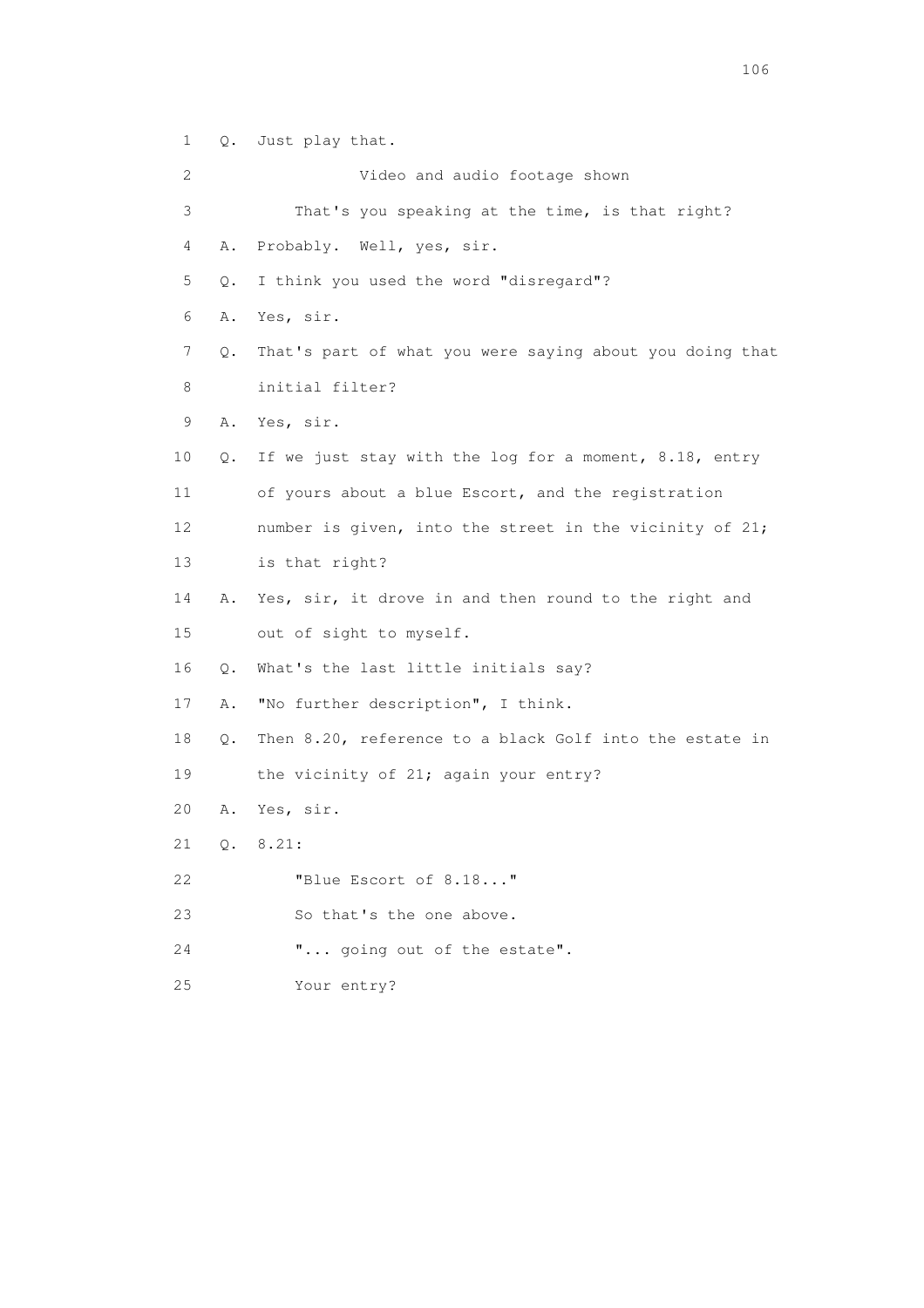1 Q. Just play that.

2 Video and audio footage shown

3 That's you speaking at the time, is that right?

4 A. Probably. Well, yes, sir.

5 Q. I think you used the word "disregard"?

6 A. Yes, sir.

7 Q. That's part of what you were saying about you doing that

8 initial filter?

9 A. Yes, sir.

10 Q. If we just stay with the log for a moment, 8.18, entry

11 of yours about a blue Escort, and the registration

12 number is given, into the street in the vicinity of 21;

13 is that right?

14 A. Yes, sir, it drove in and then round to the right and

15 out of sight to myself.

16 Q. What's the last little initials say?

17 A. "No further description", I think.

18 Q. Then 8.20, reference to a black Golf into the estate in

19 the vicinity of 21; again your entry?

20 A. Yes, sir.

21 Q. 8.21:

22 "Blue Escort of 8.18..."

23 So that's the one above.

24 "... going out of the estate".

25 Your entry?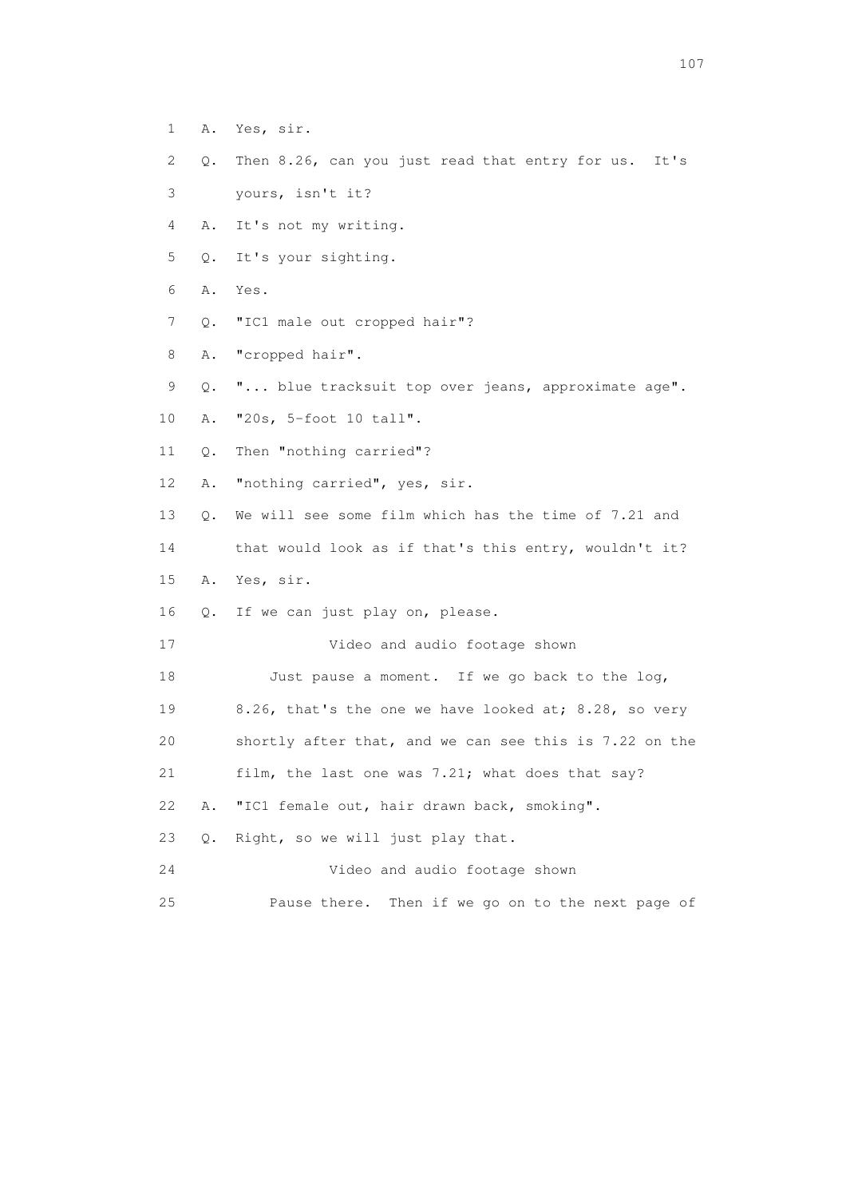1 A. Yes, sir.

2 Q. Then 8.26, can you just read that entry for us. It's

3 yours, isn't it?

4 A. It's not my writing.

5 Q. It's your sighting.

6 A. Yes.

7 Q. "IC1 male out cropped hair"?

8 A. "cropped hair".

9 Q. "... blue tracksuit top over jeans, approximate age".

10 A. "20s, 5-foot 10 tall".

11 Q. Then "nothing carried"?

12 A. "nothing carried", yes, sir.

13 Q. We will see some film which has the time of 7.21 and

14 that would look as if that's this entry, wouldn't it?

15 A. Yes, sir.

16 Q. If we can just play on, please.

17 Video and audio footage shown

18 Just pause a moment. If we go back to the log,

19 8.26, that's the one we have looked at; 8.28, so very

20 shortly after that, and we can see this is 7.22 on the

21 film, the last one was 7.21; what does that say?

22 A. "IC1 female out, hair drawn back, smoking".

23 Q. Right, so we will just play that.

24 Video and audio footage shown

25 Pause there. Then if we go on to the next page of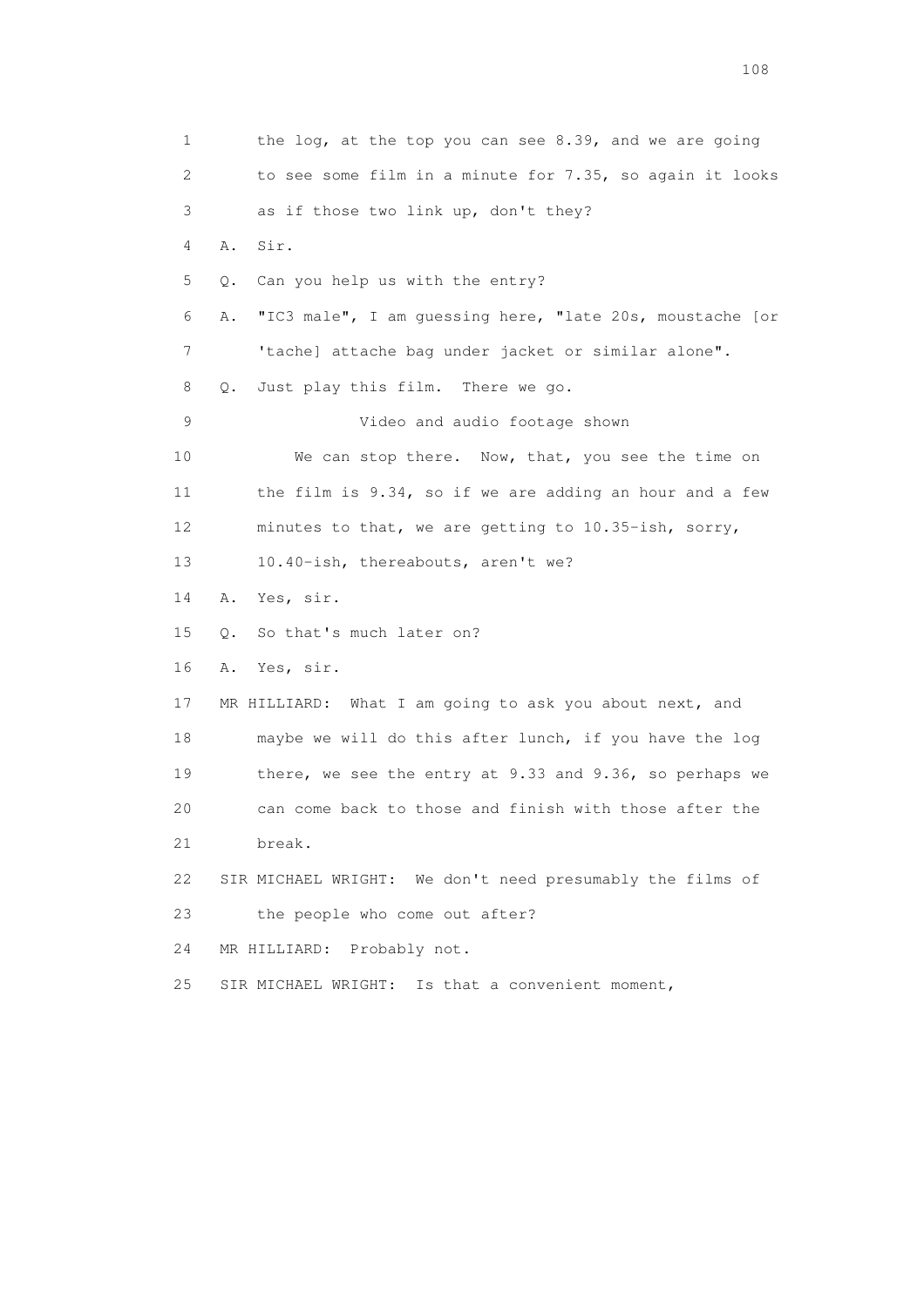1 the log, at the top you can see 8.39, and we are going
2 to see some film in a minute for 7.35, so again it looks
3 as if those two link up, don't they?
4 A. Sir.
5 Q. Can you help us with the entry?
6 A. "IC3 male", I am guessing here, "late 20s, moustache [or
7 'tache] attache bag under jacket or similar alone".
8 Q. Just play this film. There we go.
9 Video and audio footage shown
10 We can stop there. Now, that, you see the time on
11 the film is 9.34, so if we are adding an hour and a few
12 minutes to that, we are getting to 10.35-ish, sorry,
13 10.40-ish, thereabouts, aren't we?
14 A. Yes, sir.
15 Q. So that's much later on?
16 A. Yes, sir.
17 MR HILLIARD: What I am going to ask you about next, and
18 maybe we will do this after lunch, if you have the log
19 there, we see the entry at 9.33 and 9.36, so perhaps we
20 can come back to those and finish with those after the
21 break.
22 SIR MICHAEL WRIGHT: We don't need presumably the films of
23 the people who come out after?
24 MR HILLIARD: Probably not.
25 SIR MICHAEL WRIGHT: Is that a convenient moment,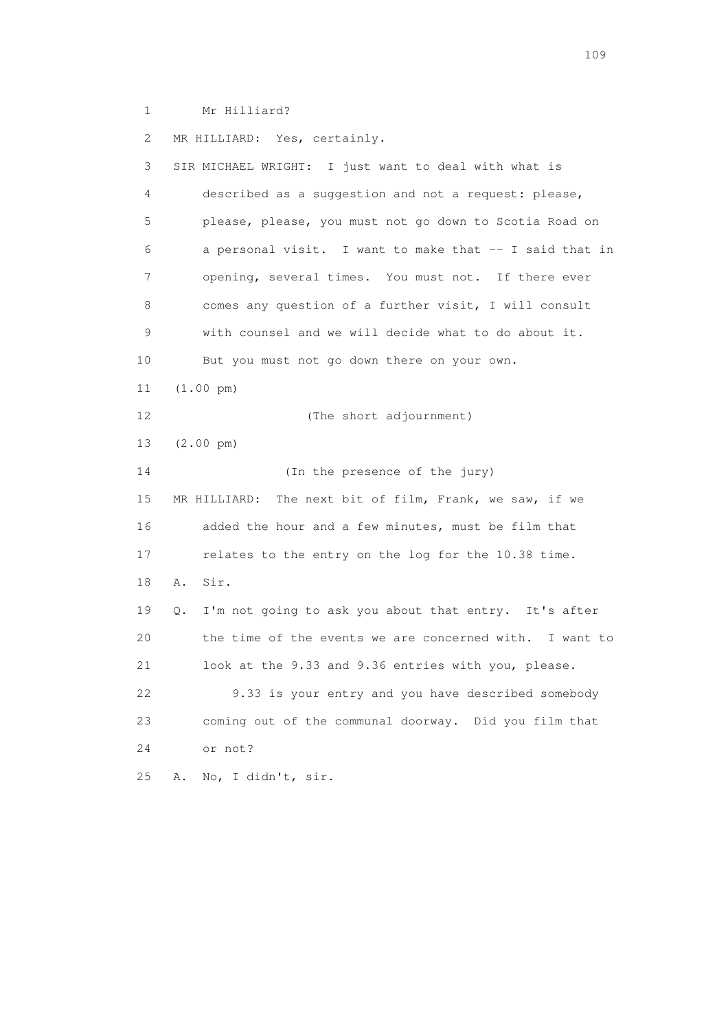1 Mr Hilliard?

2 MR HILLIARD: Yes, certainly.

3 SIR MICHAEL WRIGHT: I just want to deal with what is

4 described as a suggestion and not a request: please,

5 please, please, you must not go down to Scotia Road on

6 a personal visit. I want to make that -- I said that in

7 opening, several times. You must not. If there ever

8 comes any question of a further visit, I will consult

9 with counsel and we will decide what to do about it.

10 But you must not go down there on your own.

11 (1.00 pm)

12 (The short adjournment)

13 (2.00 pm)

14 (In the presence of the jury)

15 MR HILLIARD: The next bit of film, Frank, we saw, if we

16 added the hour and a few minutes, must be film that

17 relates to the entry on the log for the 10.38 time.

18 A. Sir.

19 Q. I'm not going to ask you about that entry. It's after

20 the time of the events we are concerned with. I want to

21 look at the 9.33 and 9.36 entries with you, please.

22 9.33 is your entry and you have described somebody

23 coming out of the communal doorway. Did you film that

24 or not?

25 A. No, I didn't, sir.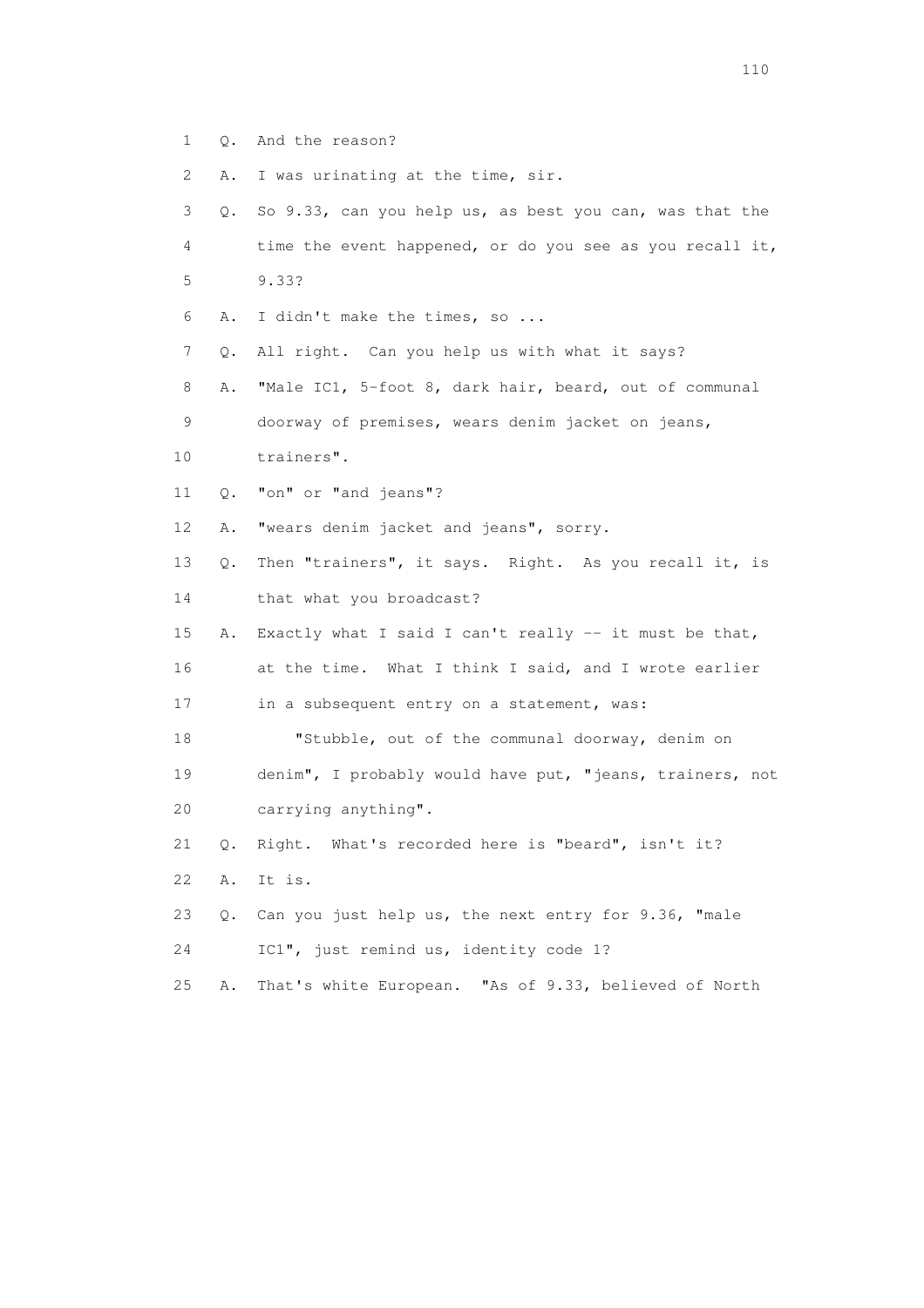1 Q. And the reason?

2 A. I was urinating at the time, sir.

3 Q. So 9.33, can you help us, as best you can, was that the
4 time the event happened, or do you see as you recall it,
5 9.33?

6 A. I didn't make the times, so ...

7 Q. All right. Can you help us with what it says?

8 A. "Male IC1, 5-foot 8, dark hair, beard, out of communal
9 doorway of premises, wears denim jacket on jeans,
10 trainers".

11 Q. "on" or "and jeans"?

12 A. "wears denim jacket and jeans", sorry.

13 Q. Then "trainers", it says. Right. As you recall it, is
14 that what you broadcast?

15 A. Exactly what I said I can't really -- it must be that,
16 at the time. What I think I said, and I wrote earlier
17 in a subsequent entry on a statement, was:

18 "Stubble, out of the communal doorway, denim on
19 denim", I probably would have put, "jeans, trainers, not
20 carrying anything".

21 Q. Right. What's recorded here is "beard", isn't it?

22 A. It is.

23 Q. Can you just help us, the next entry for 9.36, "male
24 IC1", just remind us, identity code 1?

25 A. That's white European. "As of 9.33, believed of North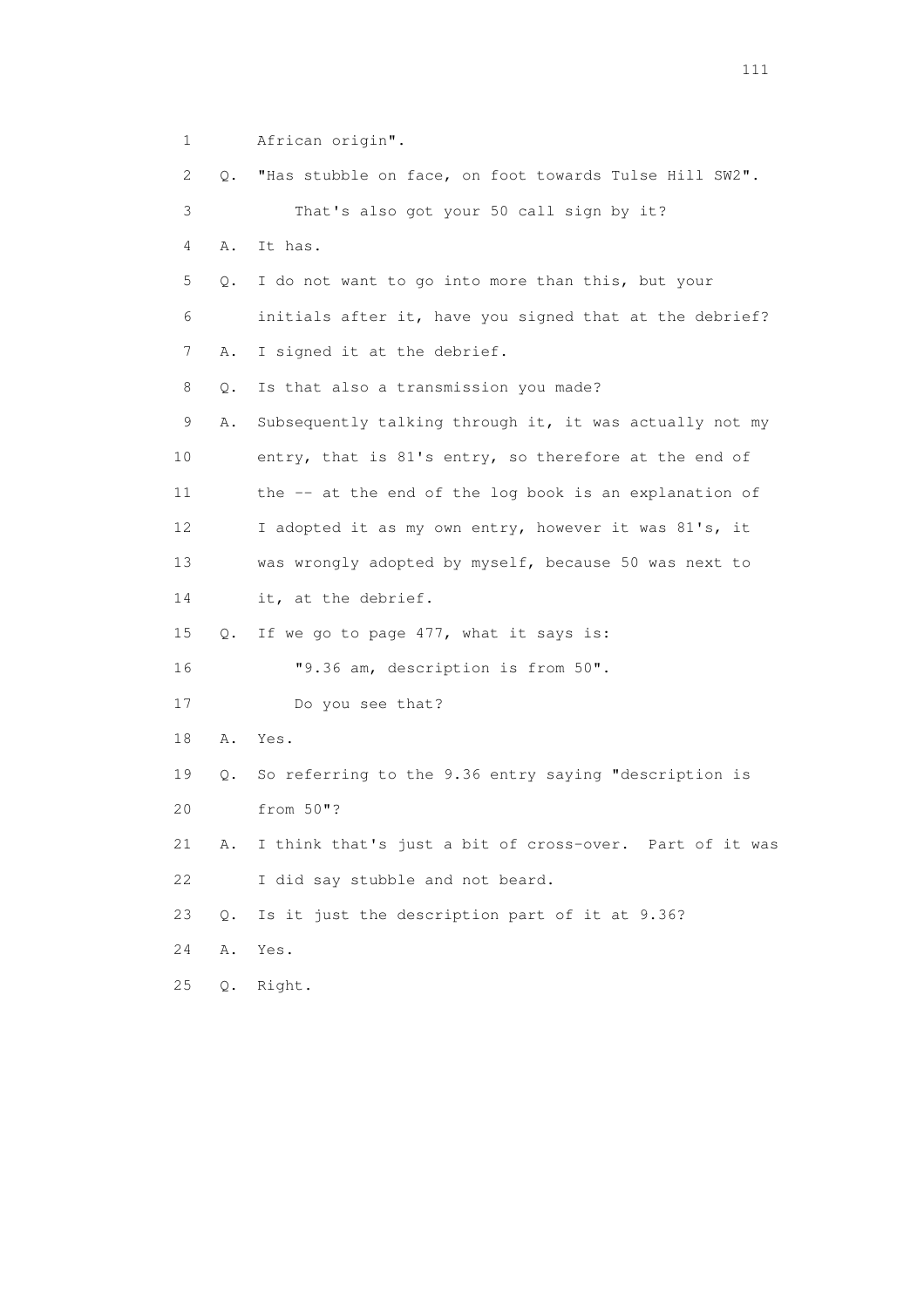1        African origin".

2    Q.  "Has stubble on face, on foot towards Tulse Hill SW2".

3            That's also got your 50 call sign by it?

4    A.  It has.

5    Q.  I do not want to go into more than this, but your

6        initials after it, have you signed that at the debrief?

7    A.  I signed it at the debrief.

8    Q.  Is that also a transmission you made?

9    A.  Subsequently talking through it, it was actually not my

10       entry, that is 81's entry, so therefore at the end of

11       the -- at the end of the log book is an explanation of

12       I adopted it as my own entry, however it was 81's, it

13       was wrongly adopted by myself, because 50 was next to

14       it, at the debrief.

15   Q.  If we go to page 477, what it says is:

16           "9.36 am, description is from 50".

17           Do you see that?

18   A.  Yes.

19   Q.  So referring to the 9.36 entry saying "description is

20       from 50"?

21   A.  I think that's just a bit of cross-over.  Part of it was

22       I did say stubble and not beard.

23   Q.  Is it just the description part of it at 9.36?

24   A.  Yes.

25   Q.  Right.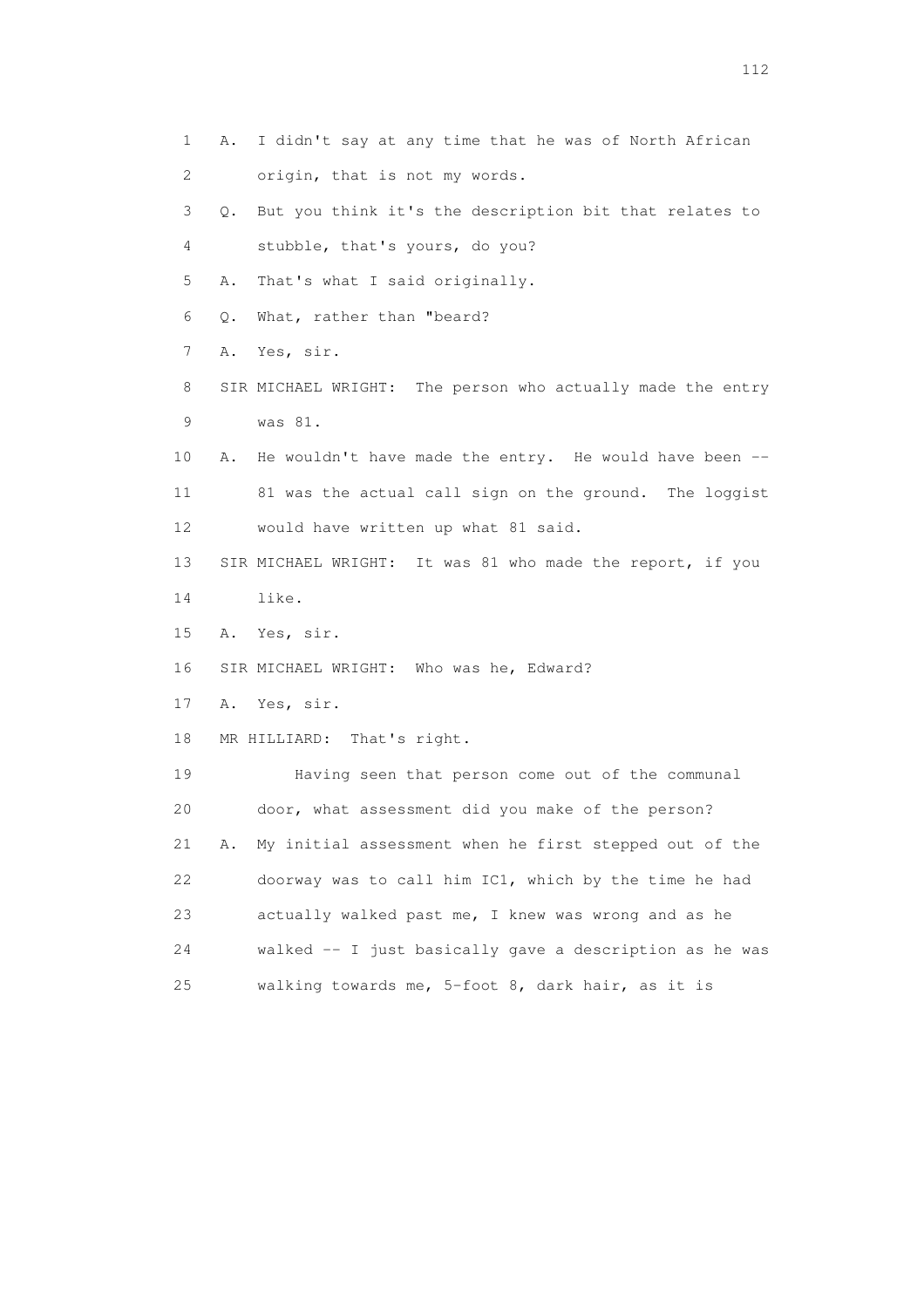1 A. I didn't say at any time that he was of North African
2 origin, that is not my words.
3 Q. But you think it's the description bit that relates to
4 stubble, that's yours, do you?
5 A. That's what I said originally.
6 Q. What, rather than "beard?
7 A. Yes, sir.
8 SIR MICHAEL WRIGHT: The person who actually made the entry
9 was 81.
10 A. He wouldn't have made the entry. He would have been --
11 81 was the actual call sign on the ground. The loggist
12 would have written up what 81 said.
13 SIR MICHAEL WRIGHT: It was 81 who made the report, if you
14 like.
15 A. Yes, sir.
16 SIR MICHAEL WRIGHT: Who was he, Edward?
17 A. Yes, sir.
18 MR HILLIARD: That's right.
19 Having seen that person come out of the communal
20 door, what assessment did you make of the person?
21 A. My initial assessment when he first stepped out of the
22 doorway was to call him IC1, which by the time he had
23 actually walked past me, I knew was wrong and as he
24 walked -- I just basically gave a description as he was
25 walking towards me, 5-foot 8, dark hair, as it is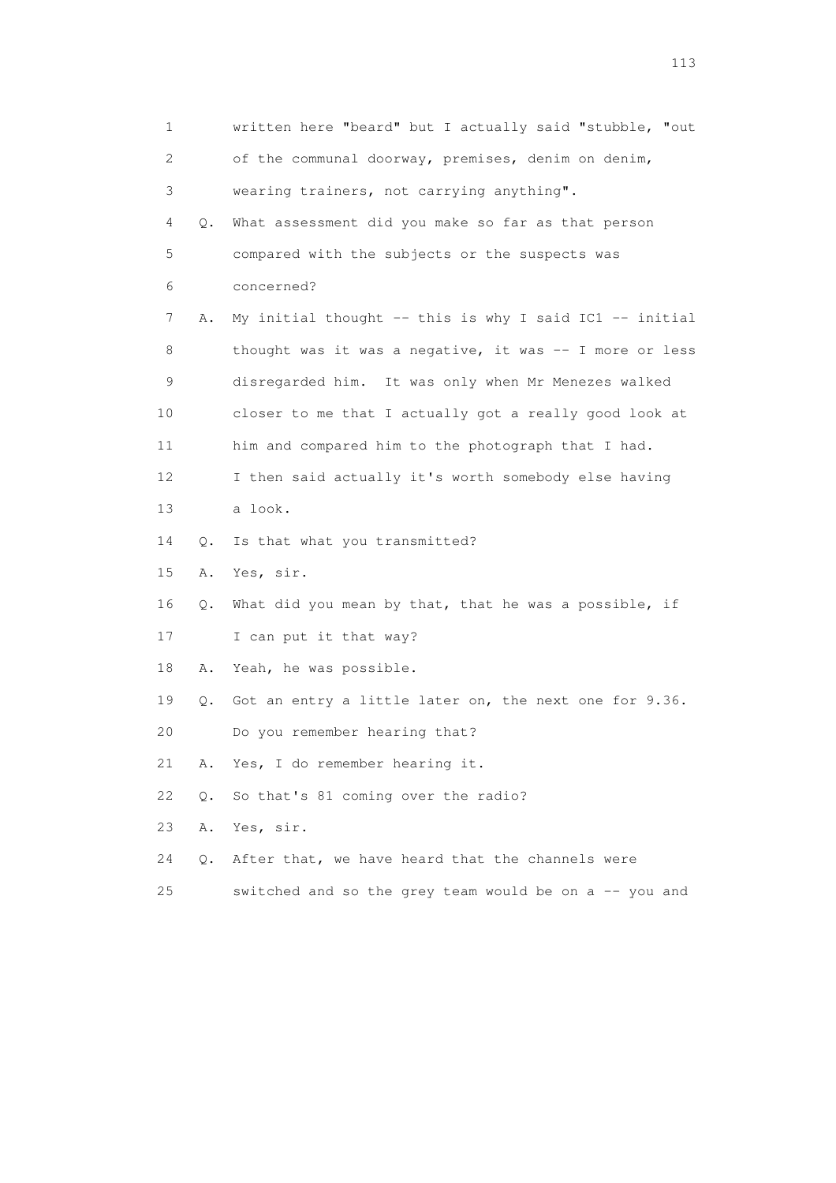1 written here "beard" but I actually said "stubble, "out
2 of the communal doorway, premises, denim on denim,
3 wearing trainers, not carrying anything".
4 Q. What assessment did you make so far as that person
5 compared with the subjects or the suspects was
6 concerned?
7 A. My initial thought -- this is why I said IC1 -- initial
8 thought was it was a negative, it was -- I more or less
9 disregarded him. It was only when Mr Menezes walked
10 closer to me that I actually got a really good look at
11 him and compared him to the photograph that I had.
12 I then said actually it's worth somebody else having
13 a look.
14 Q. Is that what you transmitted?
15 A. Yes, sir.
16 Q. What did you mean by that, that he was a possible, if
17 I can put it that way?
18 A. Yeah, he was possible.
19 Q. Got an entry a little later on, the next one for 9.36.
20 Do you remember hearing that?
21 A. Yes, I do remember hearing it.
22 Q. So that's 81 coming over the radio?
23 A. Yes, sir.
24 Q. After that, we have heard that the channels were
25 switched and so the grey team would be on a -- you and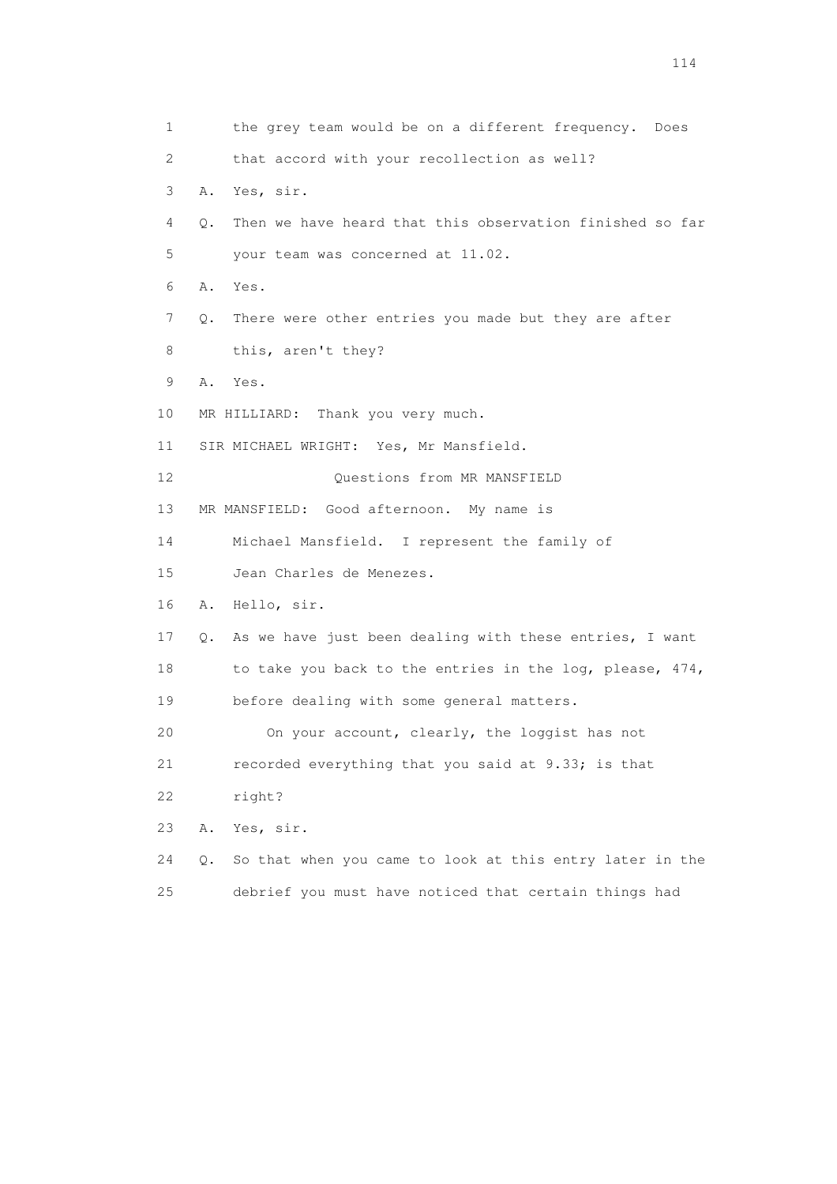1 the grey team would be on a different frequency. Does

2 that accord with your recollection as well?

3 A. Yes, sir.

4 Q. Then we have heard that this observation finished so far

5 your team was concerned at 11.02.

6 A. Yes.

7 Q. There were other entries you made but they are after

8 this, aren't they?

9 A. Yes.

10 MR HILLIARD: Thank you very much.

11 SIR MICHAEL WRIGHT: Yes, Mr Mansfield.

12 Questions from MR MANSFIELD

13 MR MANSFIELD: Good afternoon. My name is

14 Michael Mansfield. I represent the family of

15 Jean Charles de Menezes.

16 A. Hello, sir.

17 Q. As we have just been dealing with these entries, I want

18 to take you back to the entries in the log, please, 474,

19 before dealing with some general matters.

20 On your account, clearly, the loggist has not

21 recorded everything that you said at 9.33; is that

22 right?

23 A. Yes, sir.

24 Q. So that when you came to look at this entry later in the

25 debrief you must have noticed that certain things had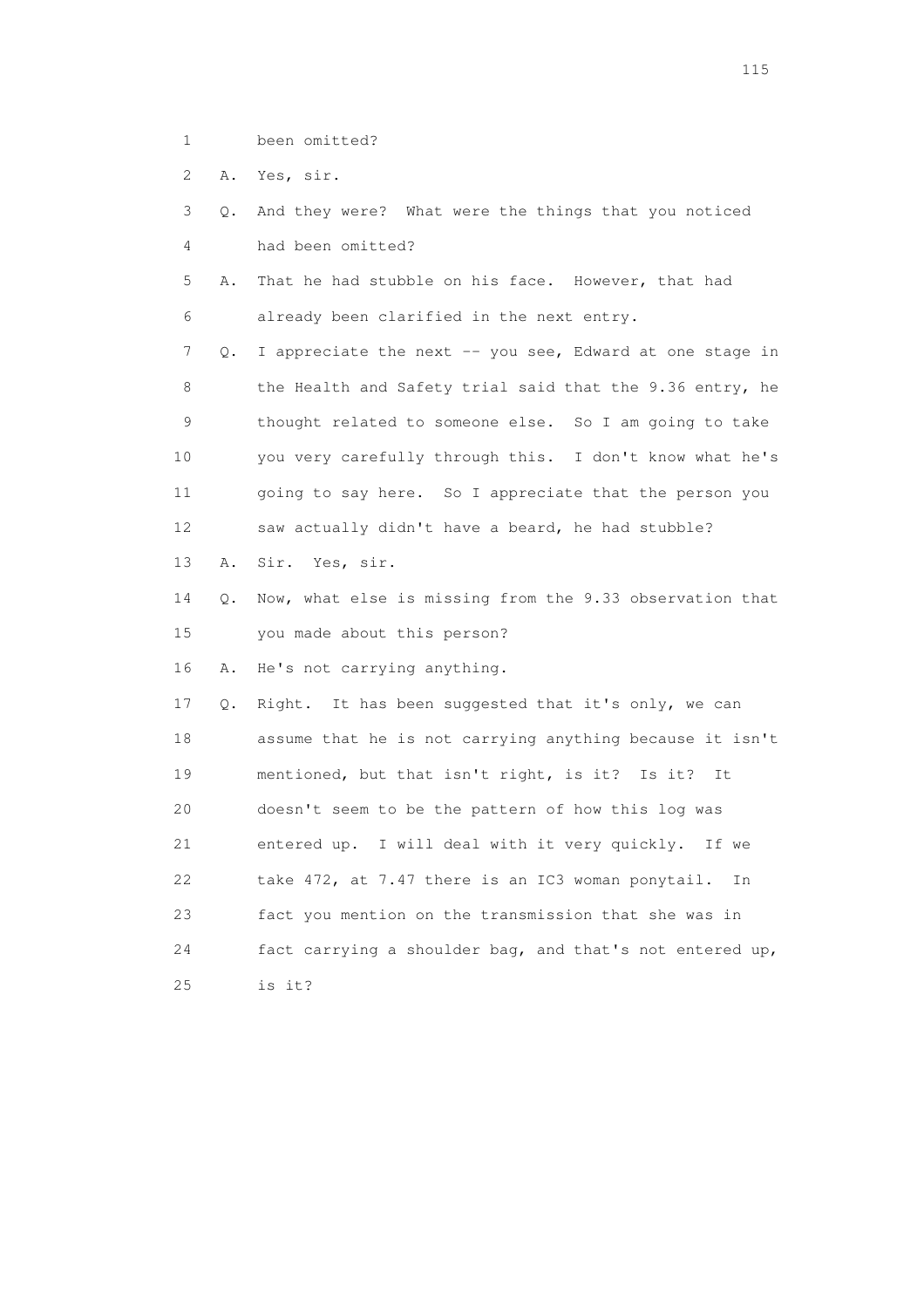1 been omitted?

2 A. Yes, sir.

3 Q. And they were? What were the things that you noticed

4 had been omitted?

5 A. That he had stubble on his face. However, that had

6 already been clarified in the next entry.

7 Q. I appreciate the next -- you see, Edward at one stage in

8 the Health and Safety trial said that the 9.36 entry, he

9 thought related to someone else. So I am going to take

10 you very carefully through this. I don't know what he's

11 going to say here. So I appreciate that the person you

12 saw actually didn't have a beard, he had stubble?

13 A. Sir. Yes, sir.

14 Q. Now, what else is missing from the 9.33 observation that

15 you made about this person?

16 A. He's not carrying anything.

17 Q. Right. It has been suggested that it's only, we can

18 assume that he is not carrying anything because it isn't

19 mentioned, but that isn't right, is it? Is it? It

20 doesn't seem to be the pattern of how this log was

21 entered up. I will deal with it very quickly. If we

22 take 472, at 7.47 there is an IC3 woman ponytail. In

23 fact you mention on the transmission that she was in

24 fact carrying a shoulder bag, and that's not entered up,

25 is it?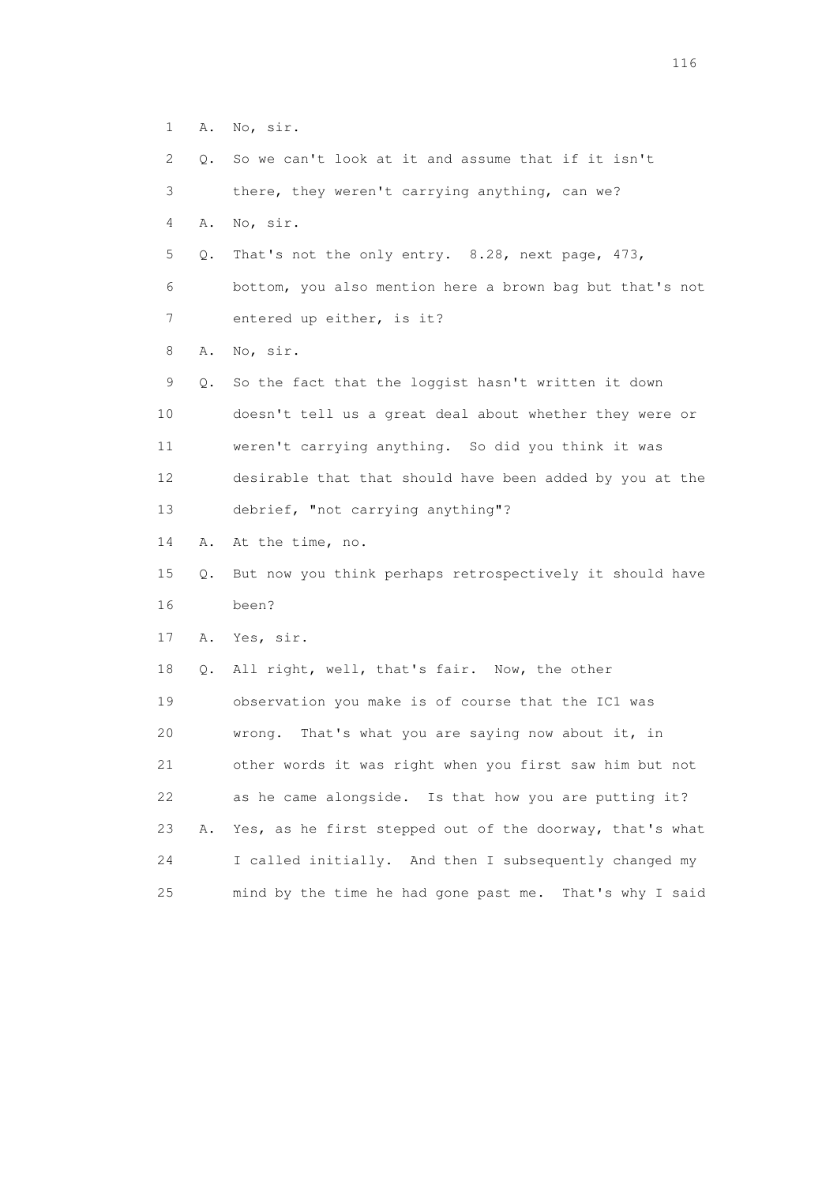1 A. No, sir.

2 Q. So we can't look at it and assume that if it isn't

3 there, they weren't carrying anything, can we?

4 A. No, sir.

5 Q. That's not the only entry. 8.28, next page, 473,

6 bottom, you also mention here a brown bag but that's not

7 entered up either, is it?

8 A. No, sir.

9 Q. So the fact that the loggist hasn't written it down

10 doesn't tell us a great deal about whether they were or

11 weren't carrying anything. So did you think it was

12 desirable that that should have been added by you at the

13 debrief, "not carrying anything"?

14 A. At the time, no.

15 Q. But now you think perhaps retrospectively it should have

16 been?

17 A. Yes, sir.

18 Q. All right, well, that's fair. Now, the other

19 observation you make is of course that the IC1 was

20 wrong. That's what you are saying now about it, in

21 other words it was right when you first saw him but not

22 as he came alongside. Is that how you are putting it?

23 A. Yes, as he first stepped out of the doorway, that's what

24 I called initially. And then I subsequently changed my

25 mind by the time he had gone past me. That's why I said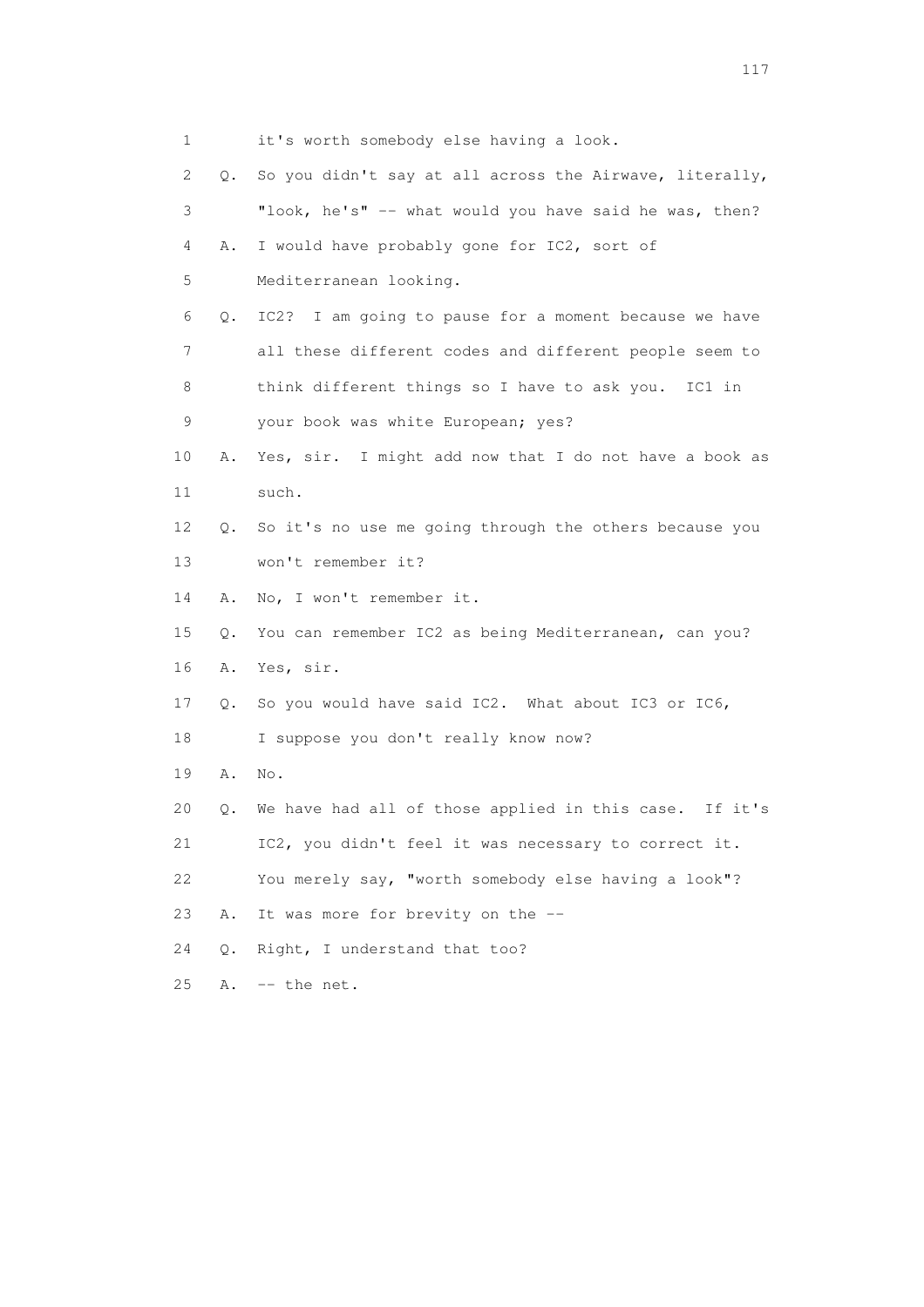1 it's worth somebody else having a look.

2 Q. So you didn't say at all across the Airwave, literally,

3 "look, he's" -- what would you have said he was, then?

4 A. I would have probably gone for IC2, sort of

5 Mediterranean looking.

6 Q. IC2? I am going to pause for a moment because we have

7 all these different codes and different people seem to

8 think different things so I have to ask you. IC1 in

9 your book was white European; yes?

10 A. Yes, sir. I might add now that I do not have a book as

11 such.

12 Q. So it's no use me going through the others because you

13 won't remember it?

14 A. No, I won't remember it.

15 Q. You can remember IC2 as being Mediterranean, can you?

16 A. Yes, sir.

17 Q. So you would have said IC2. What about IC3 or IC6,

18 I suppose you don't really know now?

19 A. No.

20 Q. We have had all of those applied in this case. If it's

21 IC2, you didn't feel it was necessary to correct it.

22 You merely say, "worth somebody else having a look"?

23 A. It was more for brevity on the --

24 Q. Right, I understand that too?

25 A. -- the net.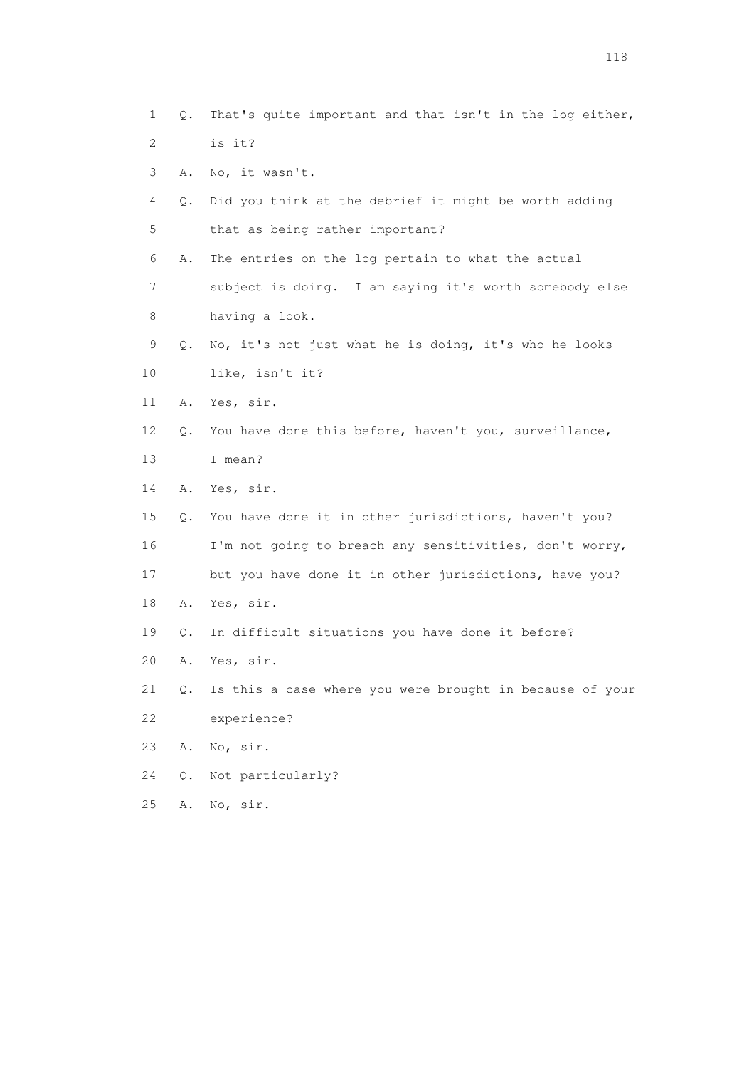1 Q. That's quite important and that isn't in the log either,
2 is it?
3 A. No, it wasn't.
4 Q. Did you think at the debrief it might be worth adding
5 that as being rather important?
6 A. The entries on the log pertain to what the actual
7 subject is doing. I am saying it's worth somebody else
8 having a look.
9 Q. No, it's not just what he is doing, it's who he looks
10 like, isn't it?
11 A. Yes, sir.
12 Q. You have done this before, haven't you, surveillance,
13 I mean?
14 A. Yes, sir.
15 Q. You have done it in other jurisdictions, haven't you?
16 I'm not going to breach any sensitivities, don't worry,
17 but you have done it in other jurisdictions, have you?
18 A. Yes, sir.
19 Q. In difficult situations you have done it before?
20 A. Yes, sir.
21 Q. Is this a case where you were brought in because of your
22 experience?
23 A. No, sir.
24 Q. Not particularly?
25 A. No, sir.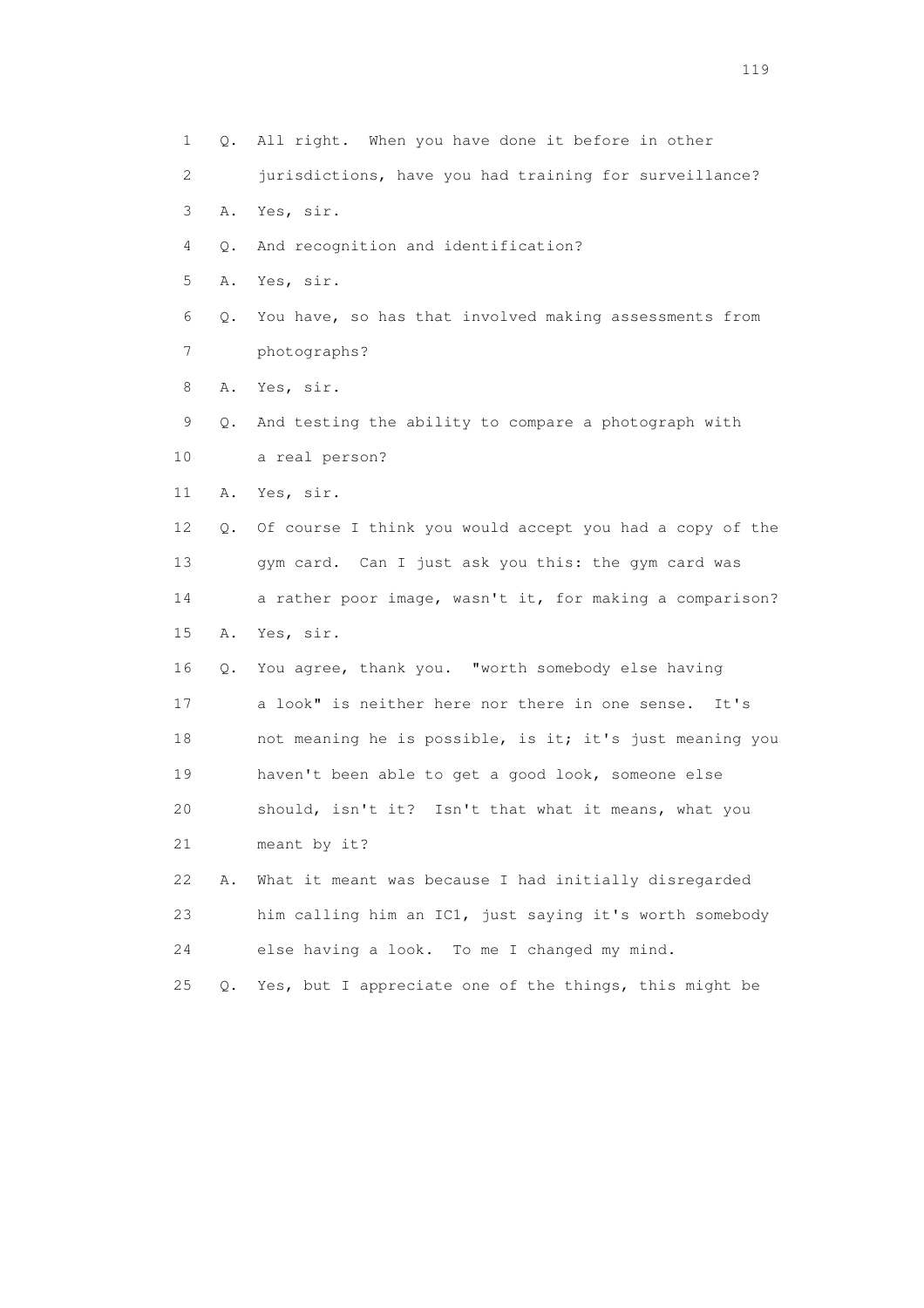1 Q. All right. When you have done it before in other
2 jurisdictions, have you had training for surveillance?
3 A. Yes, sir.
4 Q. And recognition and identification?
5 A. Yes, sir.
6 Q. You have, so has that involved making assessments from
7 photographs?
8 A. Yes, sir.
9 Q. And testing the ability to compare a photograph with
10 a real person?
11 A. Yes, sir.
12 Q. Of course I think you would accept you had a copy of the
13 gym card. Can I just ask you this: the gym card was
14 a rather poor image, wasn't it, for making a comparison?
15 A. Yes, sir.
16 Q. You agree, thank you. "worth somebody else having
17 a look" is neither here nor there in one sense. It's
18 not meaning he is possible, is it; it's just meaning you
19 haven't been able to get a good look, someone else
20 should, isn't it? Isn't that what it means, what you
21 meant by it?
22 A. What it meant was because I had initially disregarded
23 him calling him an IC1, just saying it's worth somebody
24 else having a look. To me I changed my mind.
25 Q. Yes, but I appreciate one of the things, this might be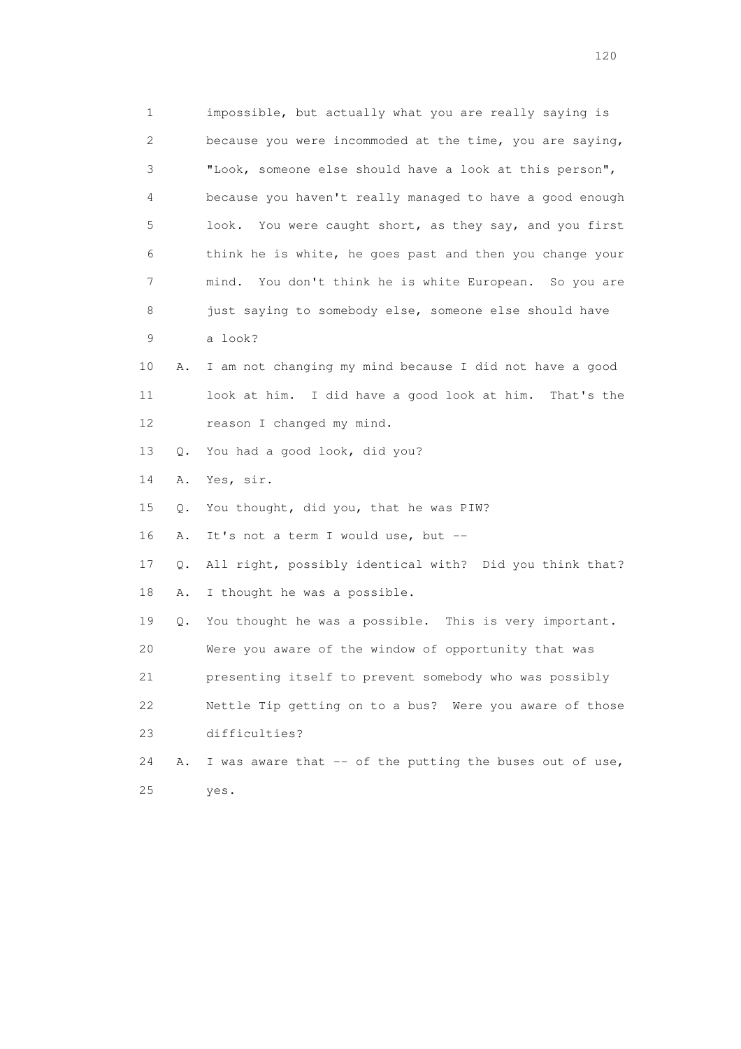1 impossible, but actually what you are really saying is
2 because you were incommoded at the time, you are saying,
3 "Look, someone else should have a look at this person",
4 because you haven't really managed to have a good enough
5 look. You were caught short, as they say, and you first
6 think he is white, he goes past and then you change your
7 mind. You don't think he is white European. So you are
8 just saying to somebody else, someone else should have
9 a look?

10 A. I am not changing my mind because I did not have a good
11 look at him. I did have a good look at him. That's the
12 reason I changed my mind.

13 Q. You had a good look, did you?

14 A. Yes, sir.

15 Q. You thought, did you, that he was PIW?

16 A. It's not a term I would use, but --

17 Q. All right, possibly identical with? Did you think that?

18 A. I thought he was a possible.

19 Q. You thought he was a possible. This is very important.
20 Were you aware of the window of opportunity that was
21 presenting itself to prevent somebody who was possibly
22 Nettle Tip getting on to a bus? Were you aware of those
23 difficulties?

24 A. I was aware that -- of the putting the buses out of use,
25 yes.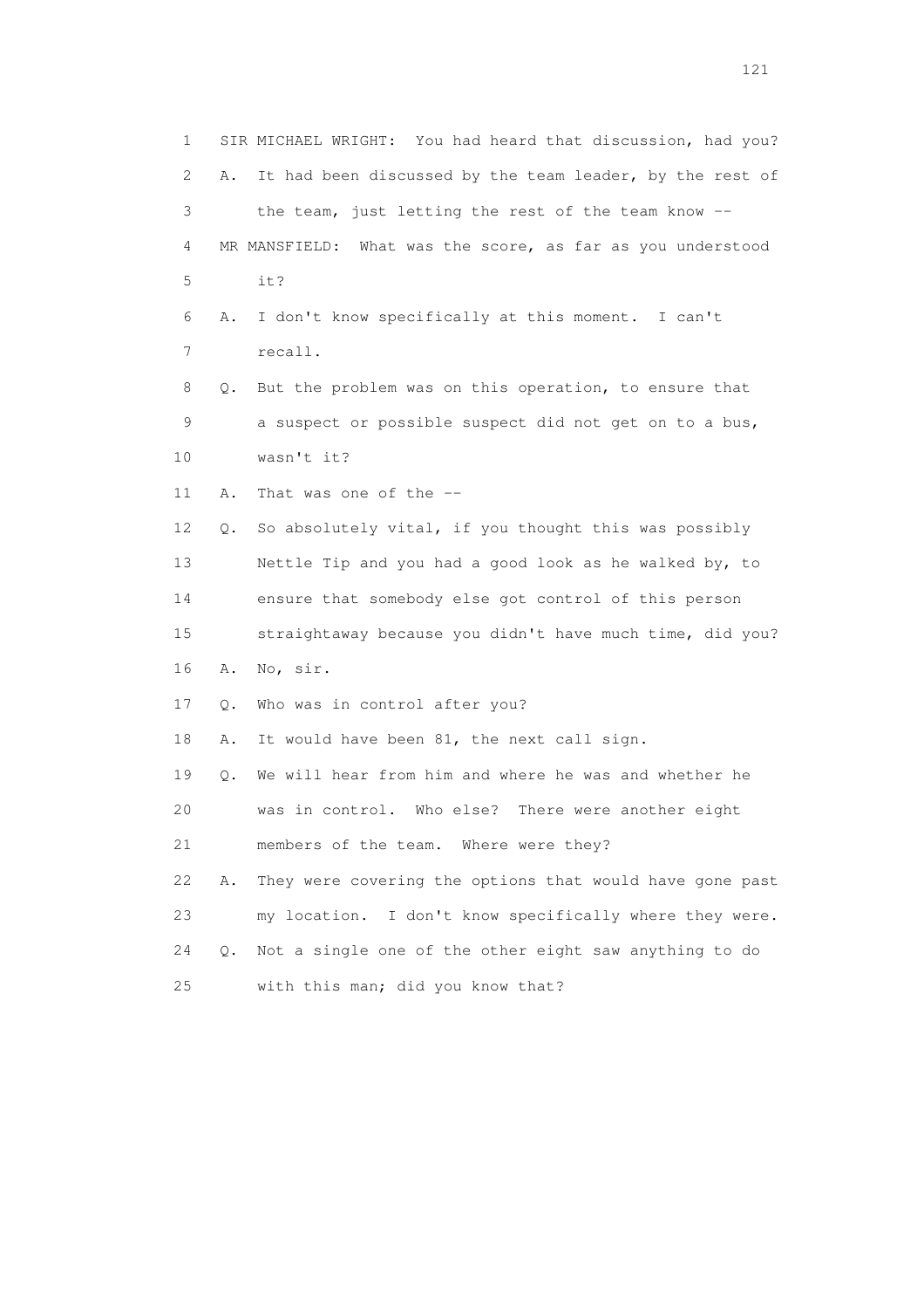1 SIR MICHAEL WRIGHT: You had heard that discussion, had you?
2 A. It had been discussed by the team leader, by the rest of
3 the team, just letting the rest of the team know --
4 MR MANSFIELD: What was the score, as far as you understood
5 it?
6 A. I don't know specifically at this moment. I can't
7 recall.
8 Q. But the problem was on this operation, to ensure that
9 a suspect or possible suspect did not get on to a bus,
10 wasn't it?
11 A. That was one of the --
12 Q. So absolutely vital, if you thought this was possibly
13 Nettle Tip and you had a good look as he walked by, to
14 ensure that somebody else got control of this person
15 straightaway because you didn't have much time, did you?
16 A. No, sir.
17 Q. Who was in control after you?
18 A. It would have been 81, the next call sign.
19 Q. We will hear from him and where he was and whether he
20 was in control. Who else? There were another eight
21 members of the team. Where were they?
22 A. They were covering the options that would have gone past
23 my location. I don't know specifically where they were.
24 Q. Not a single one of the other eight saw anything to do
25 with this man; did you know that?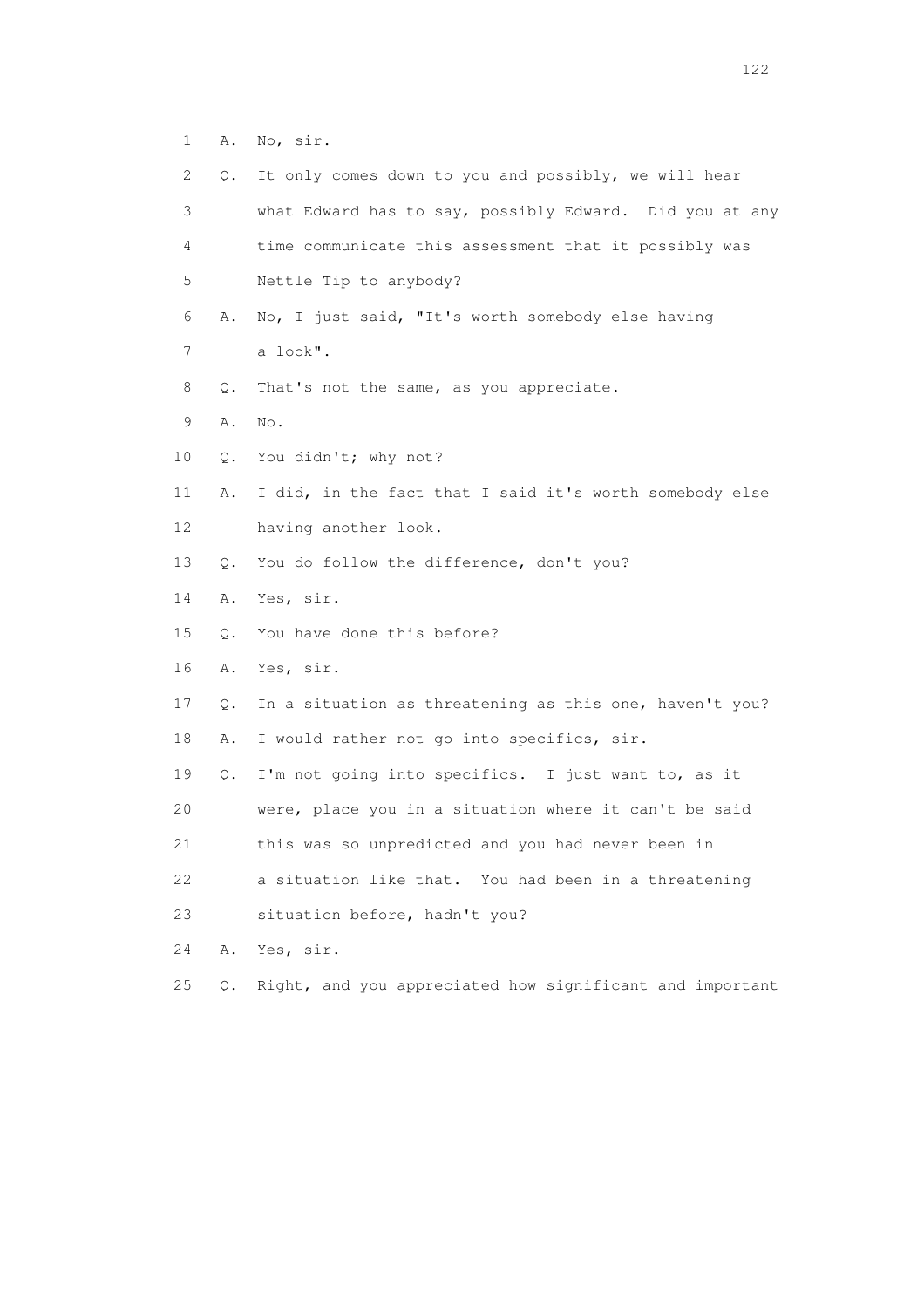1 A. No, sir.

2 Q. It only comes down to you and possibly, we will hear

3 what Edward has to say, possibly Edward. Did you at any

4 time communicate this assessment that it possibly was

5 Nettle Tip to anybody?

6 A. No, I just said, "It's worth somebody else having

7 a look".

8 Q. That's not the same, as you appreciate.

9 A. No.

10 Q. You didn't; why not?

11 A. I did, in the fact that I said it's worth somebody else

12 having another look.

13 Q. You do follow the difference, don't you?

14 A. Yes, sir.

15 Q. You have done this before?

16 A. Yes, sir.

17 Q. In a situation as threatening as this one, haven't you?

18 A. I would rather not go into specifics, sir.

19 Q. I'm not going into specifics. I just want to, as it

20 were, place you in a situation where it can't be said

21 this was so unpredicted and you had never been in

22 a situation like that. You had been in a threatening

23 situation before, hadn't you?

24 A. Yes, sir.

25 Q. Right, and you appreciated how significant and important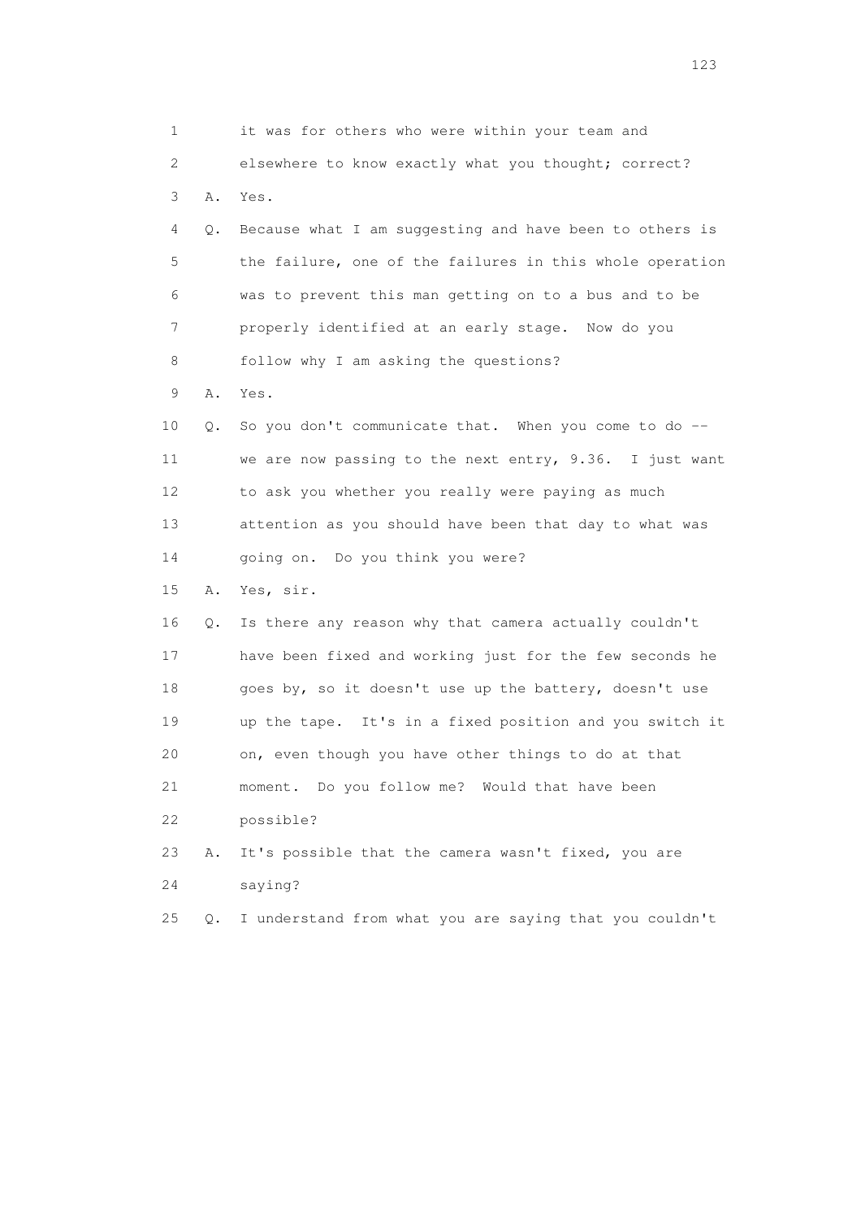1 it was for others who were within your team and

2 elsewhere to know exactly what you thought; correct?

3 A. Yes.

4 Q. Because what I am suggesting and have been to others is

5 the failure, one of the failures in this whole operation

6 was to prevent this man getting on to a bus and to be

7 properly identified at an early stage. Now do you

8 follow why I am asking the questions?

9 A. Yes.

10 Q. So you don't communicate that. When you come to do --

11 we are now passing to the next entry, 9.36. I just want

12 to ask you whether you really were paying as much

13 attention as you should have been that day to what was

14 going on. Do you think you were?

15 A. Yes, sir.

16 Q. Is there any reason why that camera actually couldn't

17 have been fixed and working just for the few seconds he

18 goes by, so it doesn't use up the battery, doesn't use

19 up the tape. It's in a fixed position and you switch it

20 on, even though you have other things to do at that

21 moment. Do you follow me? Would that have been

22 possible?

23 A. It's possible that the camera wasn't fixed, you are

24 saying?

25 Q. I understand from what you are saying that you couldn't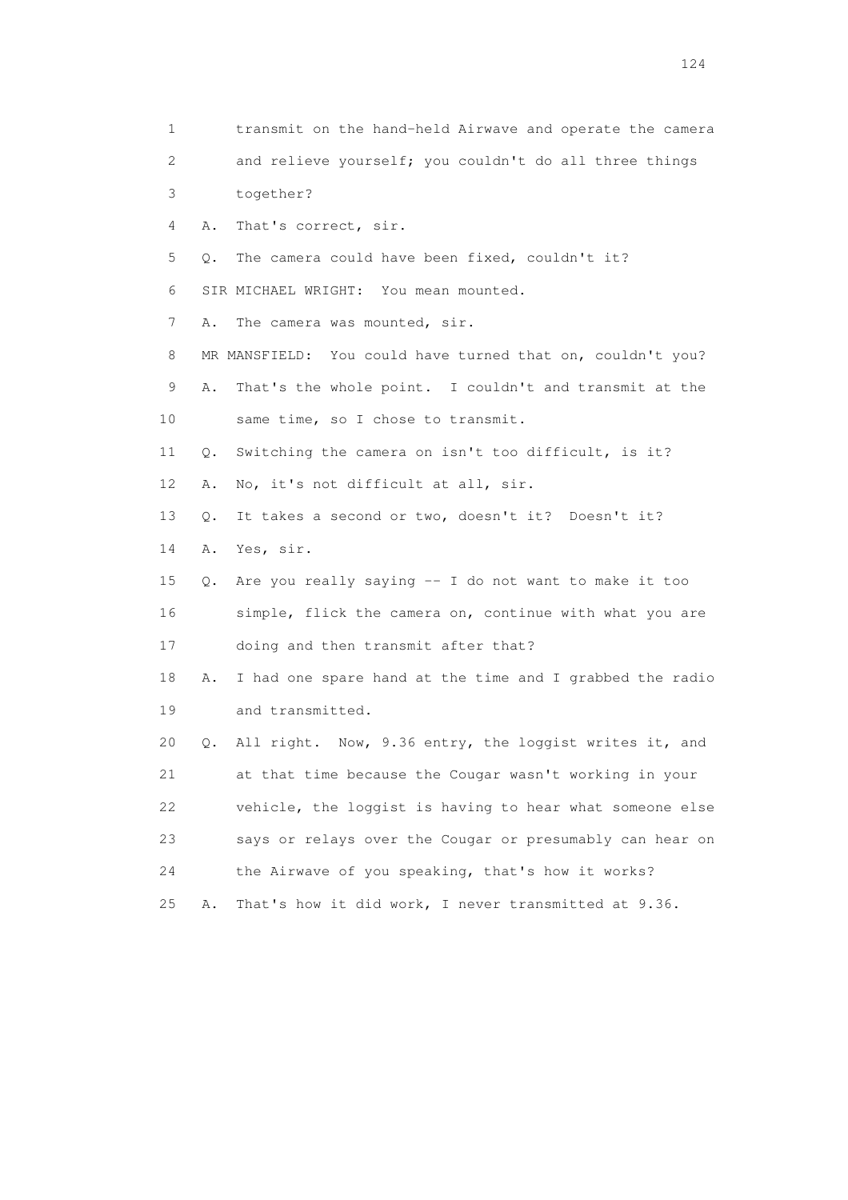1 transmit on the hand-held Airwave and operate the camera
2 and relieve yourself; you couldn't do all three things
3 together?

4 A. That's correct, sir.

5 Q. The camera could have been fixed, couldn't it?

6 SIR MICHAEL WRIGHT: You mean mounted.

7 A. The camera was mounted, sir.

8 MR MANSFIELD: You could have turned that on, couldn't you?

9 A. That's the whole point. I couldn't and transmit at the
10 same time, so I chose to transmit.

11 Q. Switching the camera on isn't too difficult, is it?

12 A. No, it's not difficult at all, sir.

13 Q. It takes a second or two, doesn't it? Doesn't it?

14 A. Yes, sir.

15 Q. Are you really saying -- I do not want to make it too
16 simple, flick the camera on, continue with what you are
17 doing and then transmit after that?

18 A. I had one spare hand at the time and I grabbed the radio
19 and transmitted.

20 Q. All right. Now, 9.36 entry, the loggist writes it, and
21 at that time because the Cougar wasn't working in your
22 vehicle, the loggist is having to hear what someone else
23 says or relays over the Cougar or presumably can hear on
24 the Airwave of you speaking, that's how it works?

25 A. That's how it did work, I never transmitted at 9.36.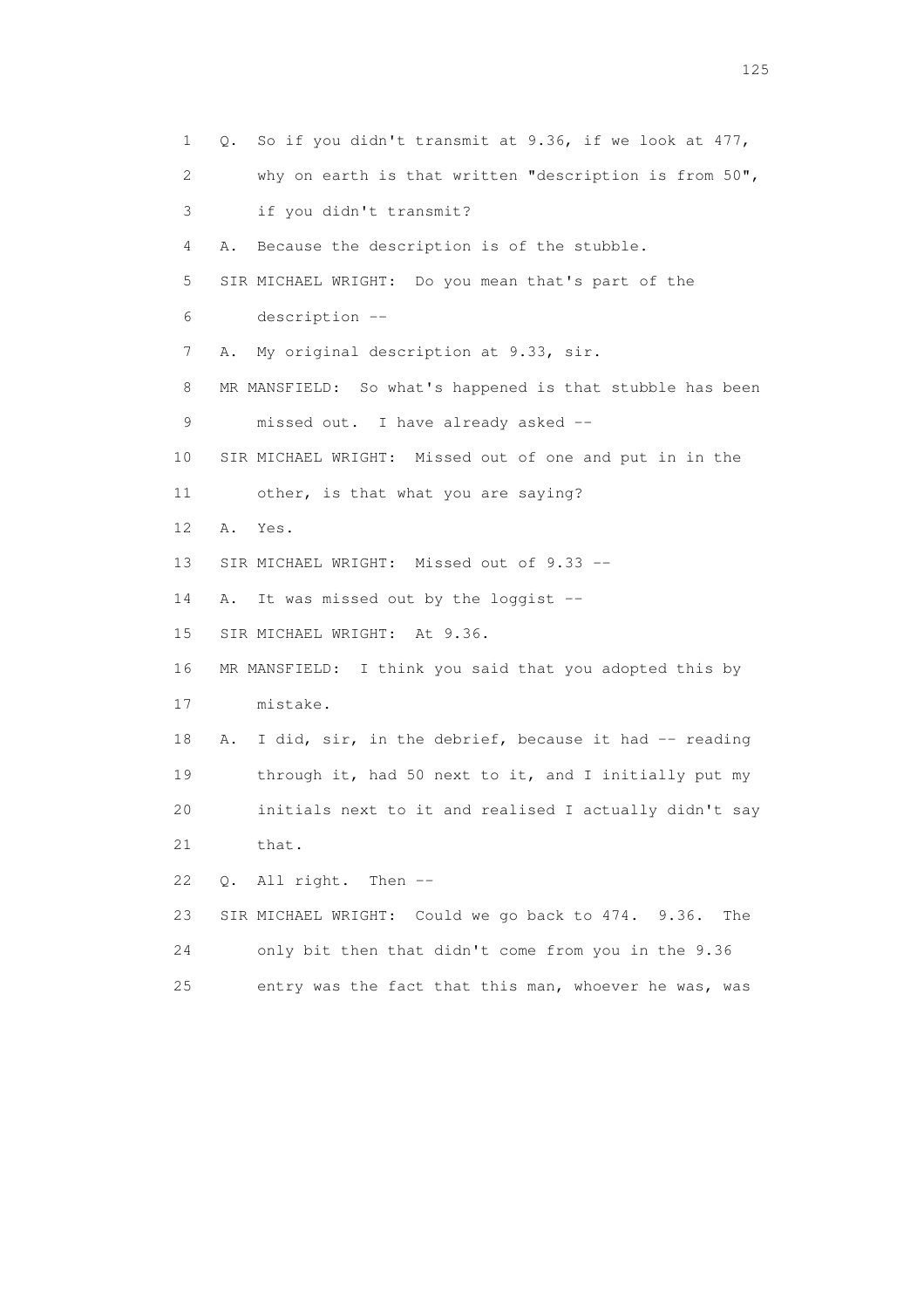1 Q. So if you didn't transmit at 9.36, if we look at 477,

2 why on earth is that written "description is from 50",

3 if you didn't transmit?

4 A. Because the description is of the stubble.

5 SIR MICHAEL WRIGHT: Do you mean that's part of the

6 description --

7 A. My original description at 9.33, sir.

8 MR MANSFIELD: So what's happened is that stubble has been

9 missed out. I have already asked --

10 SIR MICHAEL WRIGHT: Missed out of one and put in in the

11 other, is that what you are saying?

12 A. Yes.

13 SIR MICHAEL WRIGHT: Missed out of 9.33 --

14 A. It was missed out by the loggist --

15 SIR MICHAEL WRIGHT: At 9.36.

16 MR MANSFIELD: I think you said that you adopted this by

17 mistake.

18 A. I did, sir, in the debrief, because it had -- reading

19 through it, had 50 next to it, and I initially put my

20 initials next to it and realised I actually didn't say

21 that.

22 Q. All right. Then --

23 SIR MICHAEL WRIGHT: Could we go back to 474. 9.36. The

24 only bit then that didn't come from you in the 9.36

25 entry was the fact that this man, whoever he was, was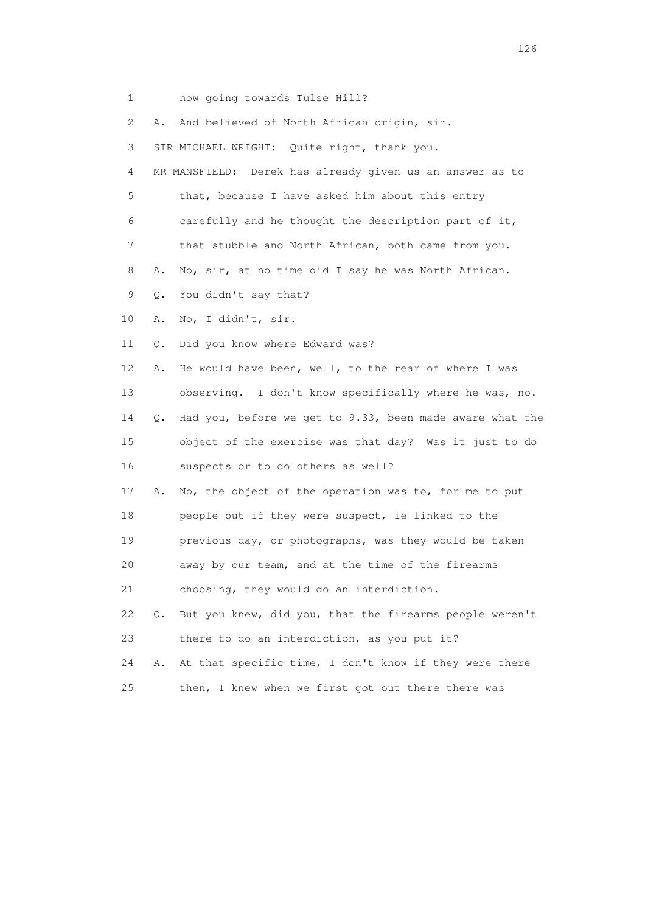1 now going towards Tulse Hill?

2 A. And believed of North African origin, sir.

3 SIR MICHAEL WRIGHT: Quite right, thank you.

4 MR MANSFIELD: Derek has already given us an answer as to

5 that, because I have asked him about this entry

6 carefully and he thought the description part of it,

7 that stubble and North African, both came from you.

8 A. No, sir, at no time did I say he was North African.

9 Q. You didn't say that?

10 A. No, I didn't, sir.

11 Q. Did you know where Edward was?

12 A. He would have been, well, to the rear of where I was

13 observing. I don't know specifically where he was, no.

14 Q. Had you, before we get to 9.33, been made aware what the

15 object of the exercise was that day? Was it just to do

16 suspects or to do others as well?

17 A. No, the object of the operation was to, for me to put

18 people out if they were suspect, ie linked to the

19 previous day, or photographs, was they would be taken

20 away by our team, and at the time of the firearms

21 choosing, they would do an interdiction.

22 Q. But you knew, did you, that the firearms people weren't

23 there to do an interdiction, as you put it?

24 A. At that specific time, I don't know if they were there

25 then, I knew when we first got out there there was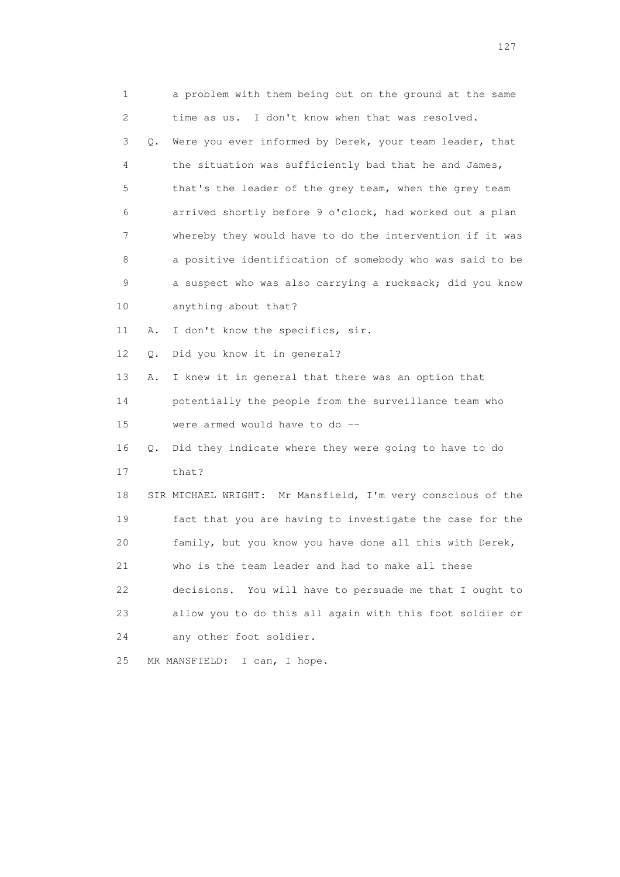1 a problem with them being out on the ground at the same
2 time as us. I don't know when that was resolved.
3 Q. Were you ever informed by Derek, your team leader, that
4 the situation was sufficiently bad that he and James,
5 that's the leader of the grey team, when the grey team
6 arrived shortly before 9 o'clock, had worked out a plan
7 whereby they would have to do the intervention if it was
8 a positive identification of somebody who was said to be
9 a suspect who was also carrying a rucksack; did you know
10 anything about that?
11 A. I don't know the specifics, sir.
12 Q. Did you know it in general?
13 A. I knew it in general that there was an option that
14 potentially the people from the surveillance team who
15 were armed would have to do --
16 Q. Did they indicate where they were going to have to do
17 that?
18 SIR MICHAEL WRIGHT: Mr Mansfield, I'm very conscious of the
19 fact that you are having to investigate the case for the
20 family, but you know you have done all this with Derek,
21 who is the team leader and had to make all these
22 decisions. You will have to persuade me that I ought to
23 allow you to do this all again with this foot soldier or
24 any other foot soldier.
25 MR MANSFIELD: I can, I hope.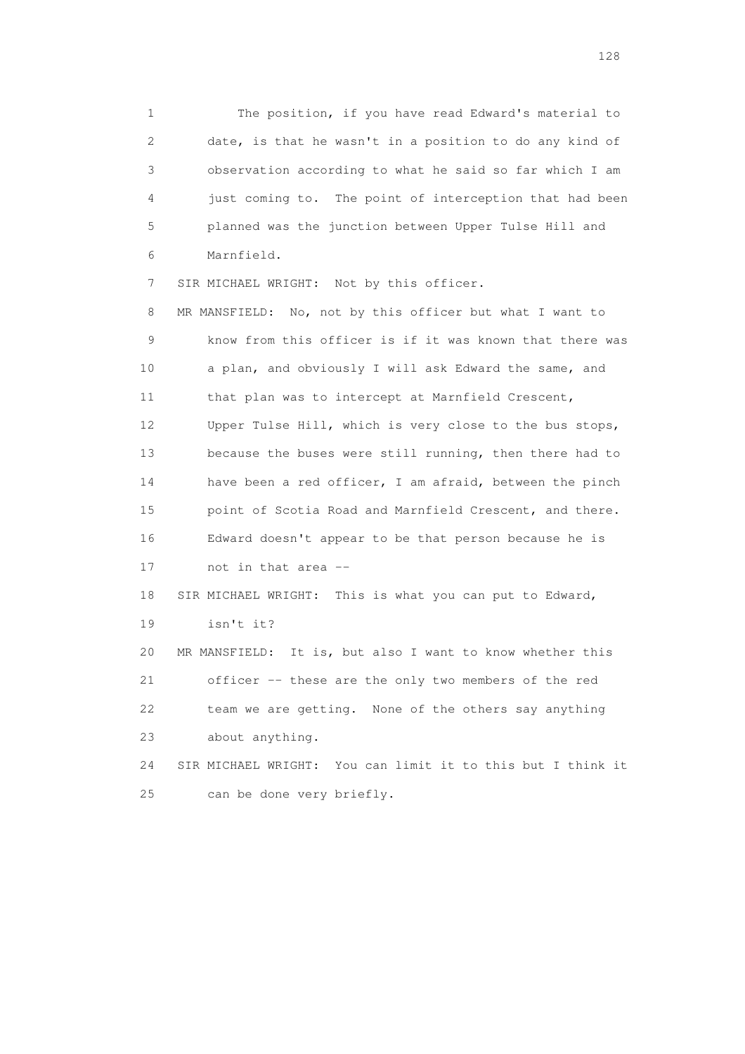1 The position, if you have read Edward's material to
2 date, is that he wasn't in a position to do any kind of
3 observation according to what he said so far which I am
4 just coming to. The point of interception that had been
5 planned was the junction between Upper Tulse Hill and
6 Marnfield.

7 SIR MICHAEL WRIGHT: Not by this officer.

8 MR MANSFIELD: No, not by this officer but what I want to
9 know from this officer is if it was known that there was
10 a plan, and obviously I will ask Edward the same, and
11 that plan was to intercept at Marnfield Crescent,
12 Upper Tulse Hill, which is very close to the bus stops,
13 because the buses were still running, then there had to
14 have been a red officer, I am afraid, between the pinch
15 point of Scotia Road and Marnfield Crescent, and there.
16 Edward doesn't appear to be that person because he is
17 not in that area --

18 SIR MICHAEL WRIGHT: This is what you can put to Edward,
19 isn't it?

20 MR MANSFIELD: It is, but also I want to know whether this
21 officer -- these are the only two members of the red
22 team we are getting. None of the others say anything
23 about anything.

24 SIR MICHAEL WRIGHT: You can limit it to this but I think it
25 can be done very briefly.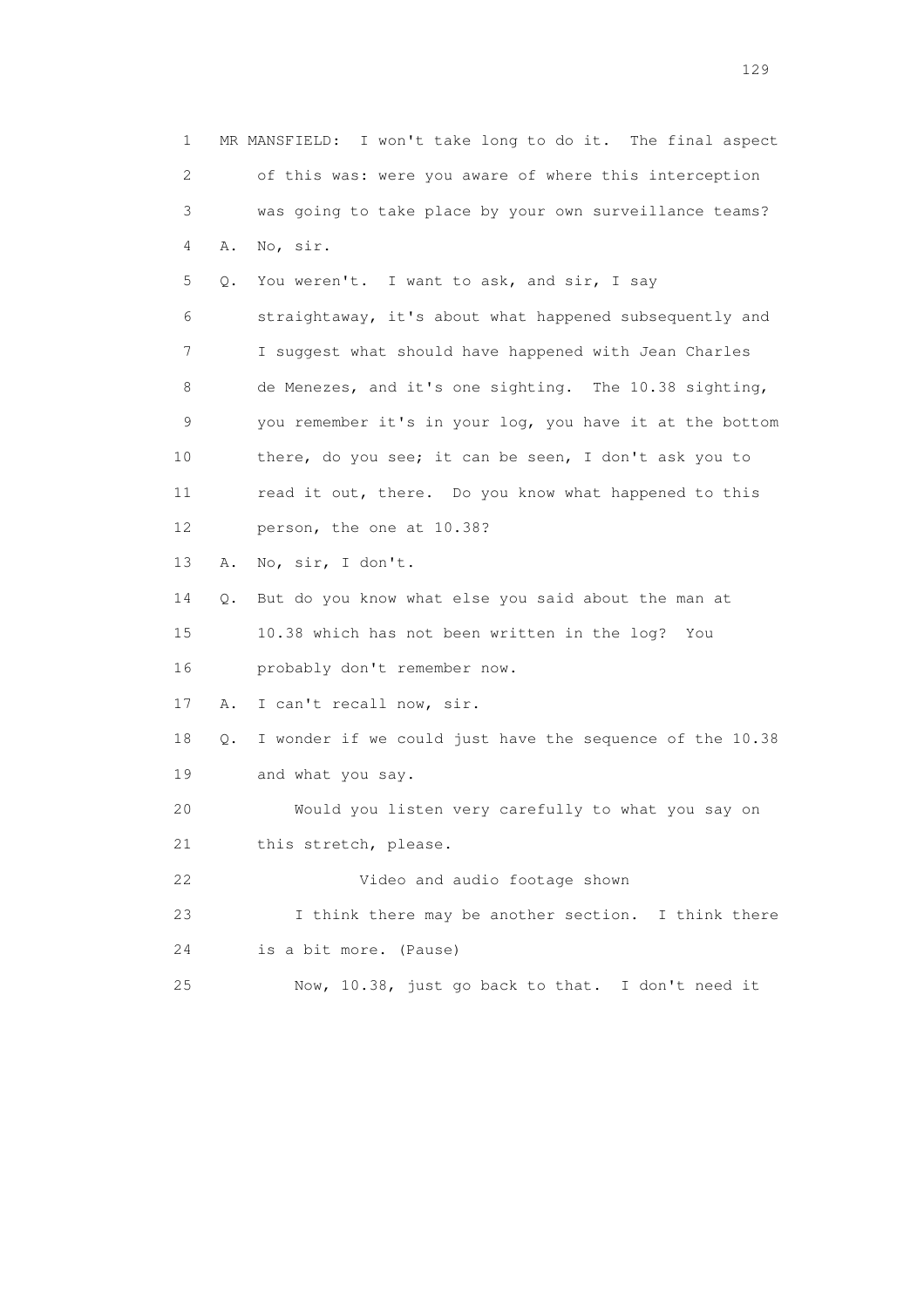1 MR MANSFIELD: I won't take long to do it. The final aspect
2 of this was: were you aware of where this interception
3 was going to take place by your own surveillance teams?
4 A. No, sir.
5 Q. You weren't. I want to ask, and sir, I say
6 straightaway, it's about what happened subsequently and
7 I suggest what should have happened with Jean Charles
8 de Menezes, and it's one sighting. The 10.38 sighting,
9 you remember it's in your log, you have it at the bottom
10 there, do you see; it can be seen, I don't ask you to
11 read it out, there. Do you know what happened to this
12 person, the one at 10.38?
13 A. No, sir, I don't.
14 Q. But do you know what else you said about the man at
15 10.38 which has not been written in the log? You
16 probably don't remember now.
17 A. I can't recall now, sir.
18 Q. I wonder if we could just have the sequence of the 10.38
19 and what you say.
20 Would you listen very carefully to what you say on
21 this stretch, please.
22 Video and audio footage shown
23 I think there may be another section. I think there
24 is a bit more. (Pause)
25 Now, 10.38, just go back to that. I don't need it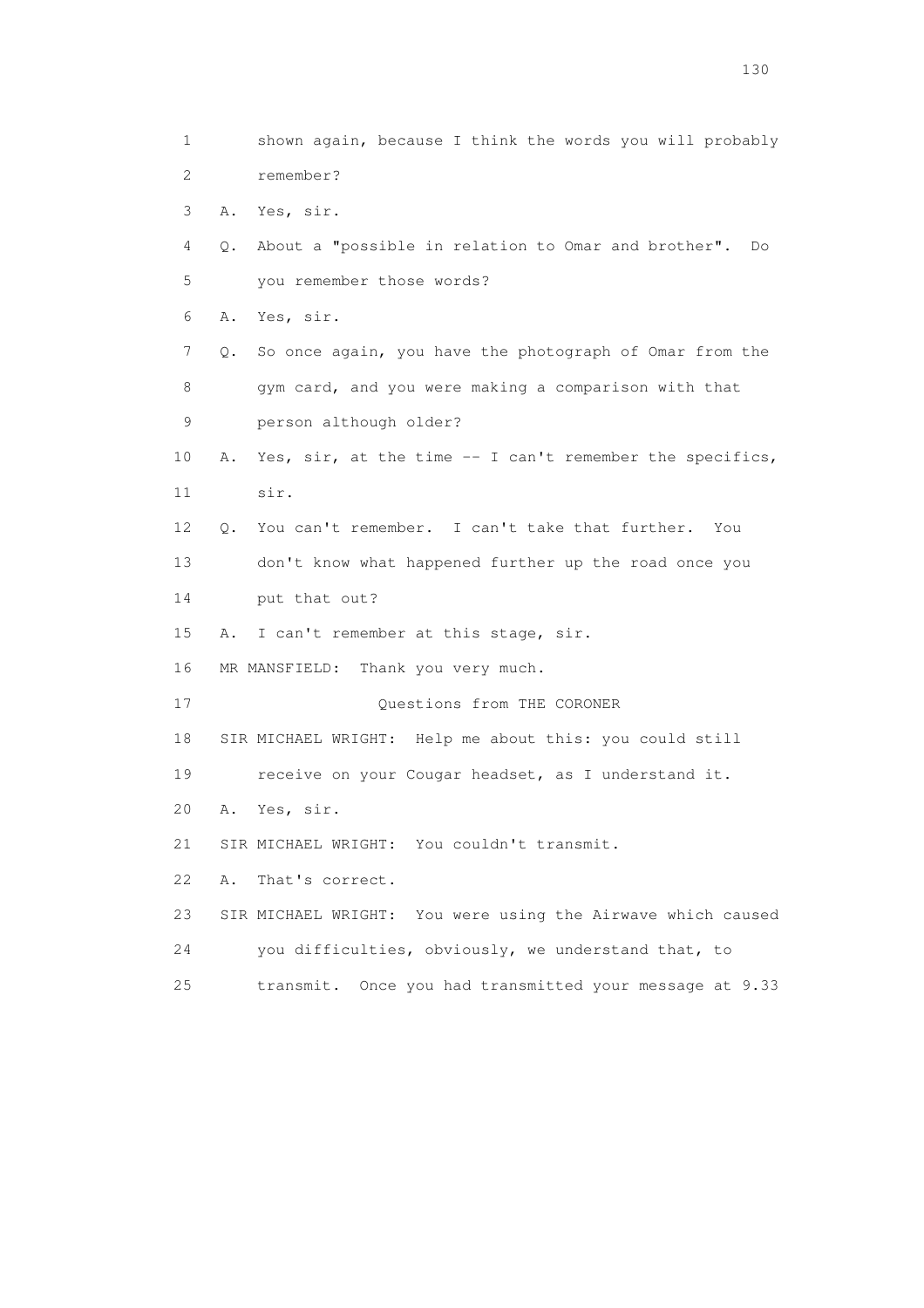1 shown again, because I think the words you will probably
2 remember?
3 A. Yes, sir.
4 Q. About a "possible in relation to Omar and brother". Do
5 you remember those words?
6 A. Yes, sir.
7 Q. So once again, you have the photograph of Omar from the
8 gym card, and you were making a comparison with that
9 person although older?
10 A. Yes, sir, at the time -- I can't remember the specifics,
11 sir.
12 Q. You can't remember. I can't take that further. You
13 don't know what happened further up the road once you
14 put that out?
15 A. I can't remember at this stage, sir.
16 MR MANSFIELD: Thank you very much.
17 Questions from THE CORONER
18 SIR MICHAEL WRIGHT: Help me about this: you could still
19 receive on your Cougar headset, as I understand it.
20 A. Yes, sir.
21 SIR MICHAEL WRIGHT: You couldn't transmit.
22 A. That's correct.
23 SIR MICHAEL WRIGHT: You were using the Airwave which caused
24 you difficulties, obviously, we understand that, to
25 transmit. Once you had transmitted your message at 9.33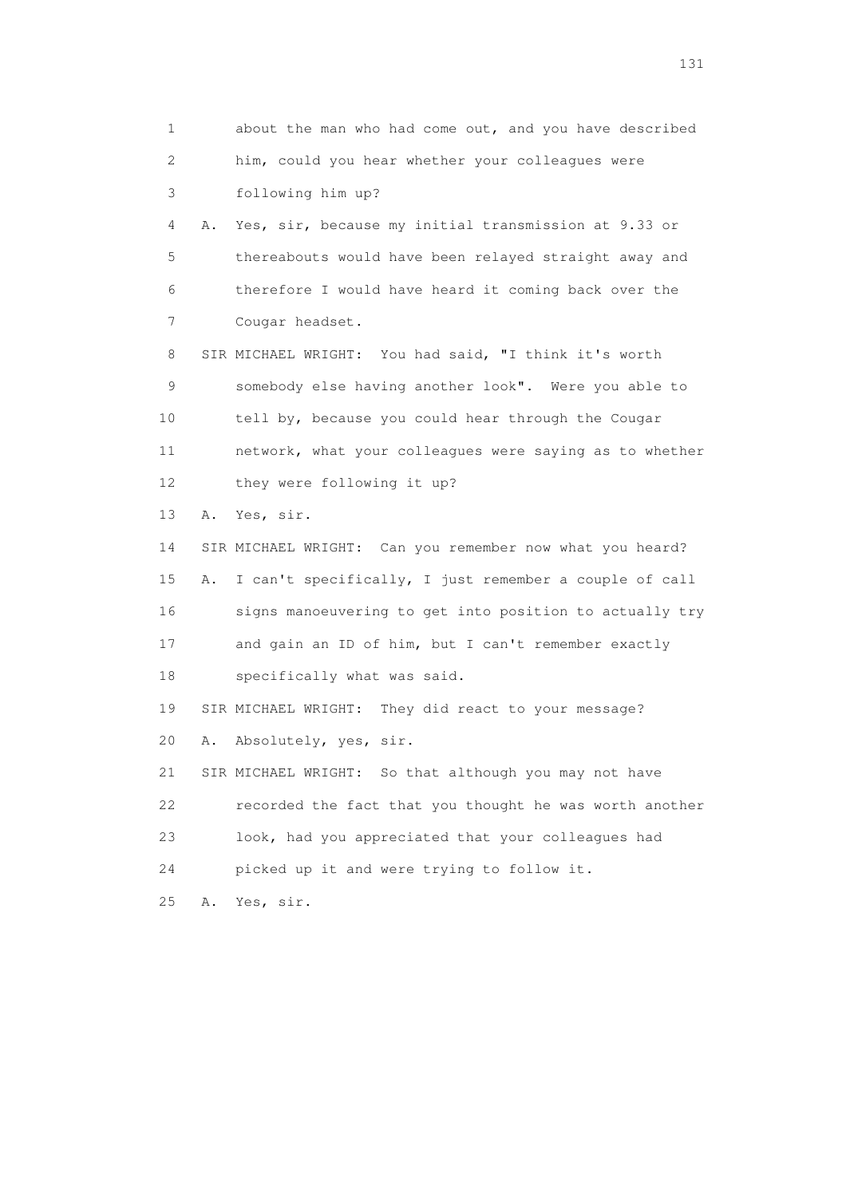1 about the man who had come out, and you have described
2 him, could you hear whether your colleagues were
3 following him up?
4 A. Yes, sir, because my initial transmission at 9.33 or
5 thereabouts would have been relayed straight away and
6 therefore I would have heard it coming back over the
7 Cougar headset.
8 SIR MICHAEL WRIGHT: You had said, "I think it's worth
9 somebody else having another look". Were you able to
10 tell by, because you could hear through the Cougar
11 network, what your colleagues were saying as to whether
12 they were following it up?
13 A. Yes, sir.
14 SIR MICHAEL WRIGHT: Can you remember now what you heard?
15 A. I can't specifically, I just remember a couple of call
16 signs manoeuvering to get into position to actually try
17 and gain an ID of him, but I can't remember exactly
18 specifically what was said.
19 SIR MICHAEL WRIGHT: They did react to your message?
20 A. Absolutely, yes, sir.
21 SIR MICHAEL WRIGHT: So that although you may not have
22 recorded the fact that you thought he was worth another
23 look, had you appreciated that your colleagues had
24 picked up it and were trying to follow it.
25 A. Yes, sir.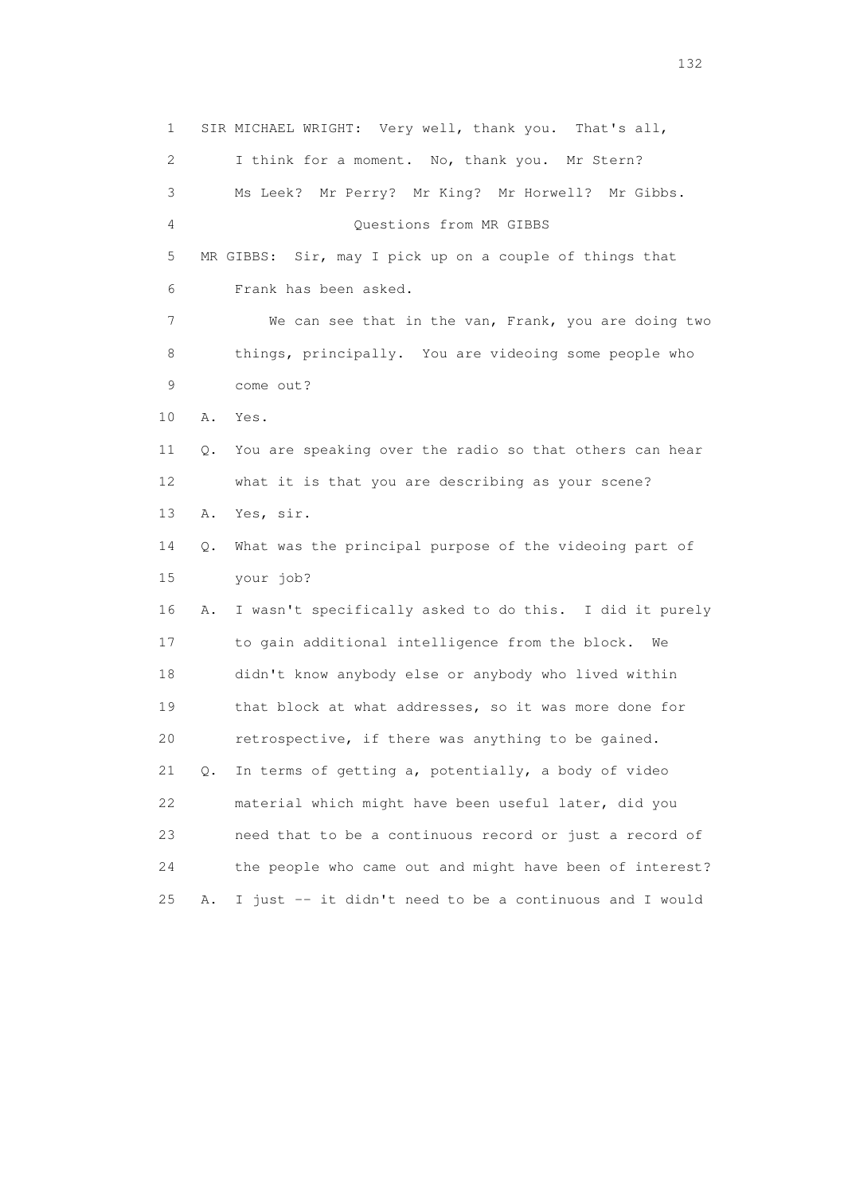1 SIR MICHAEL WRIGHT: Very well, thank you. That's all,

2 I think for a moment. No, thank you. Mr Stern?

3 Ms Leek? Mr Perry? Mr King? Mr Horwell? Mr Gibbs.

4 Questions from MR GIBBS

5 MR GIBBS: Sir, may I pick up on a couple of things that

6 Frank has been asked.

7 We can see that in the van, Frank, you are doing two

8 things, principally. You are videoing some people who

9 come out?

10 A. Yes.

11 Q. You are speaking over the radio so that others can hear

12 what it is that you are describing as your scene?

13 A. Yes, sir.

14 Q. What was the principal purpose of the videoing part of

15 your job?

16 A. I wasn't specifically asked to do this. I did it purely

17 to gain additional intelligence from the block. We

18 didn't know anybody else or anybody who lived within

19 that block at what addresses, so it was more done for

20 retrospective, if there was anything to be gained.

21 Q. In terms of getting a, potentially, a body of video

22 material which might have been useful later, did you

23 need that to be a continuous record or just a record of

24 the people who came out and might have been of interest?

25 A. I just -- it didn't need to be a continuous and I would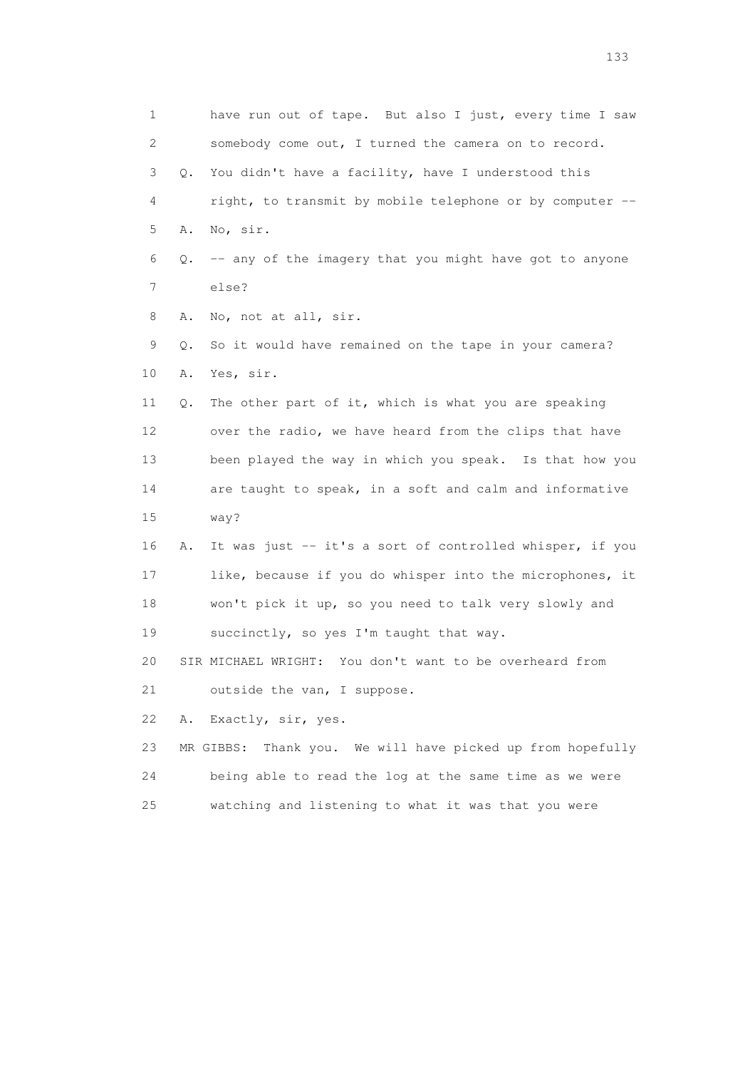1 have run out of tape. But also I just, every time I saw
2 somebody come out, I turned the camera on to record.
3 Q. You didn't have a facility, have I understood this
4 right, to transmit by mobile telephone or by computer --
5 A. No, sir.
6 Q. -- any of the imagery that you might have got to anyone
7 else?
8 A. No, not at all, sir.
9 Q. So it would have remained on the tape in your camera?
10 A. Yes, sir.
11 Q. The other part of it, which is what you are speaking
12 over the radio, we have heard from the clips that have
13 been played the way in which you speak. Is that how you
14 are taught to speak, in a soft and calm and informative
15 way?
16 A. It was just -- it's a sort of controlled whisper, if you
17 like, because if you do whisper into the microphones, it
18 won't pick it up, so you need to talk very slowly and
19 succinctly, so yes I'm taught that way.
20 SIR MICHAEL WRIGHT: You don't want to be overheard from
21 outside the van, I suppose.
22 A. Exactly, sir, yes.
23 MR GIBBS: Thank you. We will have picked up from hopefully
24 being able to read the log at the same time as we were
25 watching and listening to what it was that you were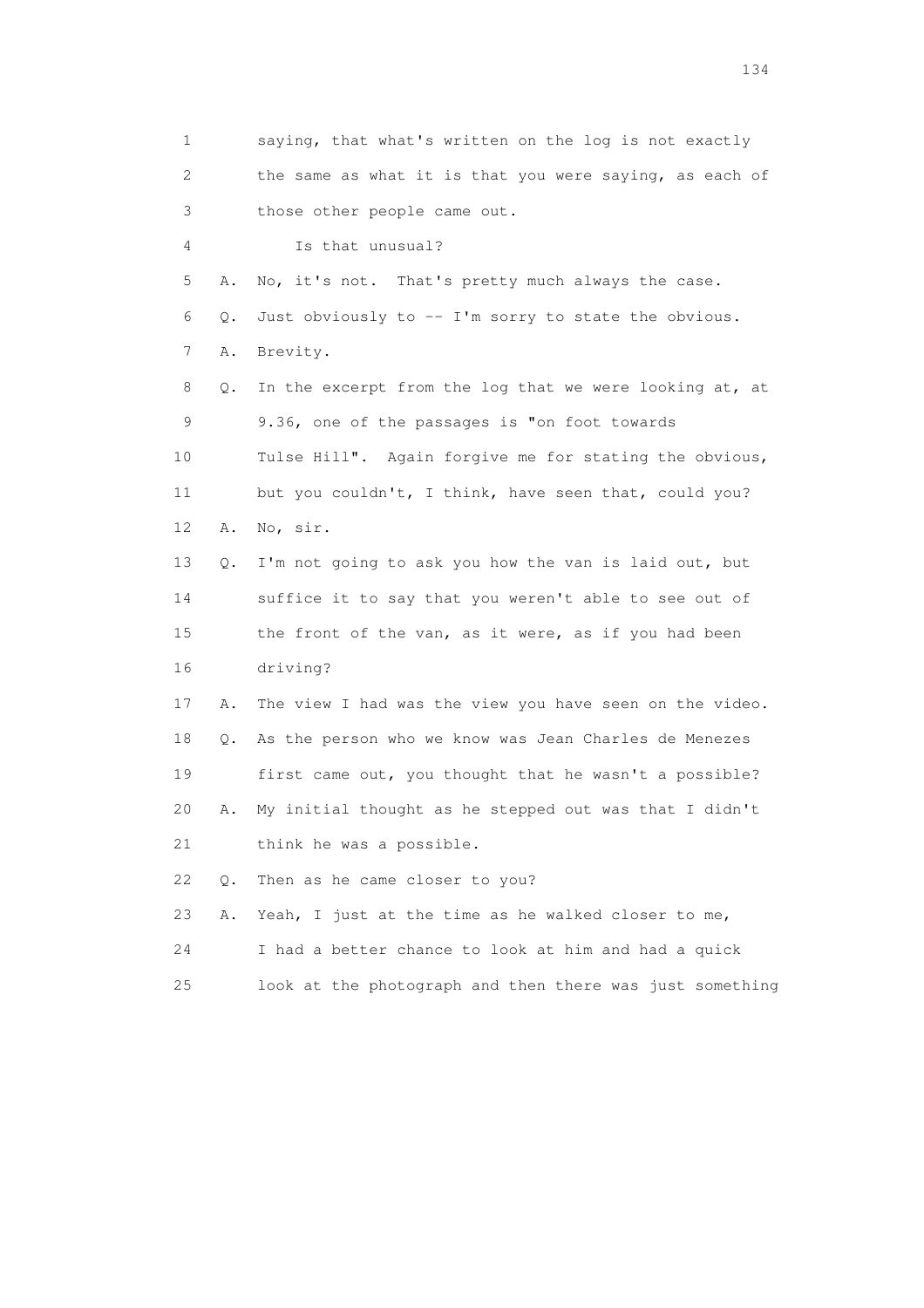1 saying, that what's written on the log is not exactly
2 the same as what it is that you were saying, as each of
3 those other people came out.
4 Is that unusual?
5 A. No, it's not. That's pretty much always the case.
6 Q. Just obviously to -- I'm sorry to state the obvious.
7 A. Brevity.
8 Q. In the excerpt from the log that we were looking at, at
9 9.36, one of the passages is "on foot towards
10 Tulse Hill". Again forgive me for stating the obvious,
11 but you couldn't, I think, have seen that, could you?
12 A. No, sir.
13 Q. I'm not going to ask you how the van is laid out, but
14 suffice it to say that you weren't able to see out of
15 the front of the van, as it were, as if you had been
16 driving?
17 A. The view I had was the view you have seen on the video.
18 Q. As the person who we know was Jean Charles de Menezes
19 first came out, you thought that he wasn't a possible?
20 A. My initial thought as he stepped out was that I didn't
21 think he was a possible.
22 Q. Then as he came closer to you?
23 A. Yeah, I just at the time as he walked closer to me,
24 I had a better chance to look at him and had a quick
25 look at the photograph and then there was just something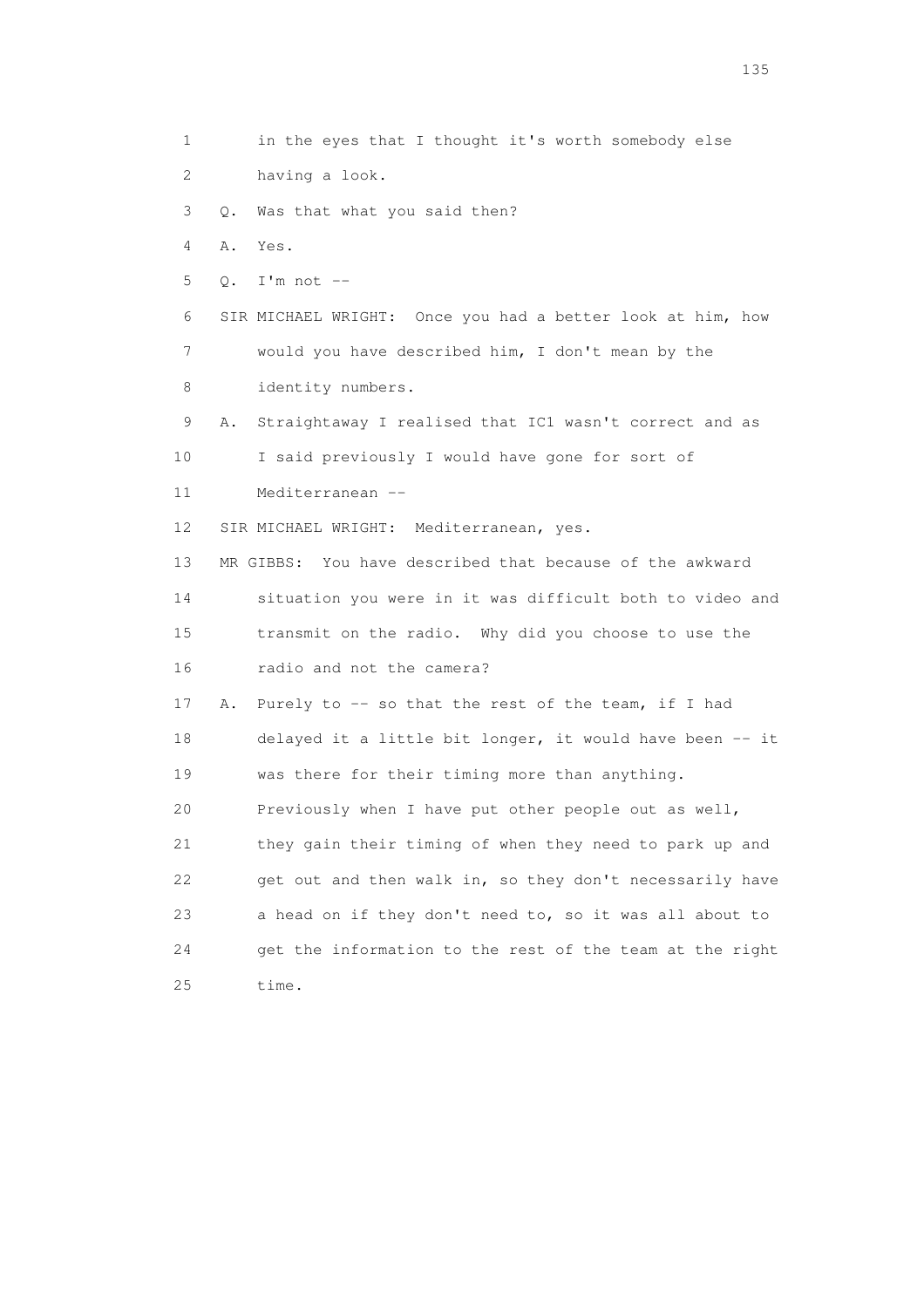1 in the eyes that I thought it's worth somebody else

2 having a look.

3 Q. Was that what you said then?

4 A. Yes.

5 Q. I'm not --

6 SIR MICHAEL WRIGHT: Once you had a better look at him, how

7 would you have described him, I don't mean by the

8 identity numbers.

9 A. Straightaway I realised that IC1 wasn't correct and as

10 I said previously I would have gone for sort of

11 Mediterranean --

12 SIR MICHAEL WRIGHT: Mediterranean, yes.

13 MR GIBBS: You have described that because of the awkward

14 situation you were in it was difficult both to video and

15 transmit on the radio. Why did you choose to use the

16 radio and not the camera?

17 A. Purely to -- so that the rest of the team, if I had

18 delayed it a little bit longer, it would have been -- it

19 was there for their timing more than anything.

20 Previously when I have put other people out as well,

21 they gain their timing of when they need to park up and

22 get out and then walk in, so they don't necessarily have

23 a head on if they don't need to, so it was all about to

24 get the information to the rest of the team at the right

25 time.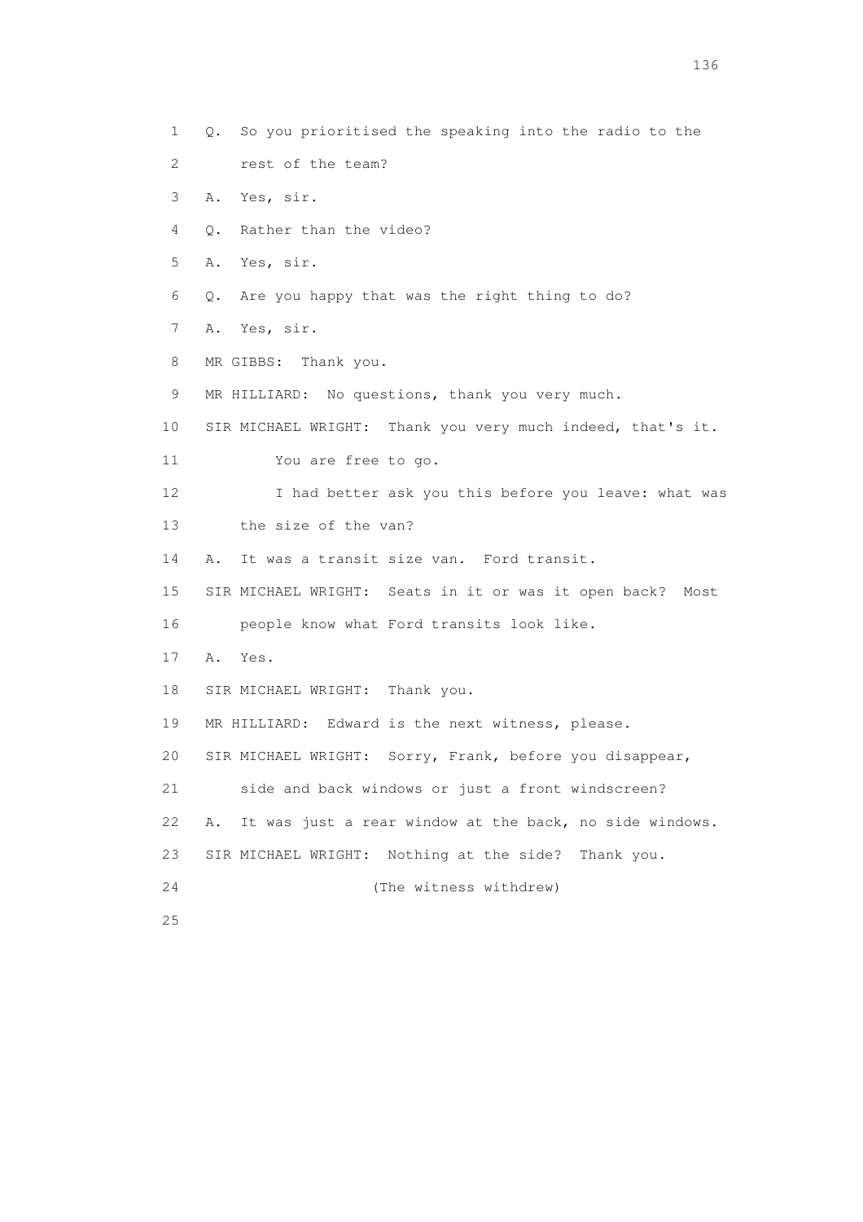1 Q. So you prioritised the speaking into the radio to the
2 rest of the team?
3 A. Yes, sir.
4 Q. Rather than the video?
5 A. Yes, sir.
6 Q. Are you happy that was the right thing to do?
7 A. Yes, sir.
8 MR GIBBS: Thank you.
9 MR HILLIARD: No questions, thank you very much.
10 SIR MICHAEL WRIGHT: Thank you very much indeed, that's it.
11 You are free to go.
12 I had better ask you this before you leave: what was
13 the size of the van?
14 A. It was a transit size van. Ford transit.
15 SIR MICHAEL WRIGHT: Seats in it or was it open back? Most
16 people know what Ford transits look like.
17 A. Yes.
18 SIR MICHAEL WRIGHT: Thank you.
19 MR HILLIARD: Edward is the next witness, please.
20 SIR MICHAEL WRIGHT: Sorry, Frank, before you disappear,
21 side and back windows or just a front windscreen?
22 A. It was just a rear window at the back, no side windows.
23 SIR MICHAEL WRIGHT: Nothing at the side? Thank you.
24 (The witness withdrew)
25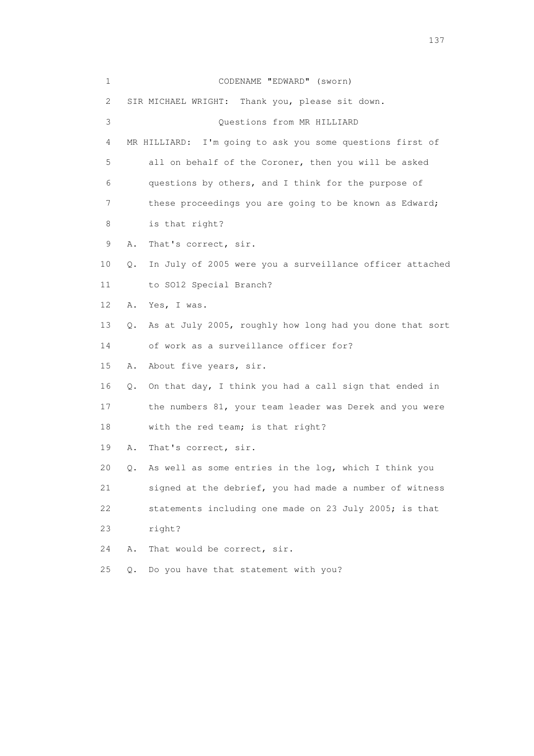1 CODENAME "EDWARD" (sworn)

2 SIR MICHAEL WRIGHT: Thank you, please sit down.

3 Questions from MR HILLIARD

4 MR HILLIARD: I'm going to ask you some questions first of
5 all on behalf of the Coroner, then you will be asked
6 questions by others, and I think for the purpose of
7 these proceedings you are going to be known as Edward;
8 is that right?

9 A. That's correct, sir.

10 Q. In July of 2005 were you a surveillance officer attached
11 to SO12 Special Branch?

12 A. Yes, I was.

13 Q. As at July 2005, roughly how long had you done that sort
14 of work as a surveillance officer for?

15 A. About five years, sir.

16 Q. On that day, I think you had a call sign that ended in
17 the numbers 81, your team leader was Derek and you were
18 with the red team; is that right?

19 A. That's correct, sir.

20 Q. As well as some entries in the log, which I think you
21 signed at the debrief, you had made a number of witness
22 statements including one made on 23 July 2005; is that
23 right?

24 A. That would be correct, sir.

25 Q. Do you have that statement with you?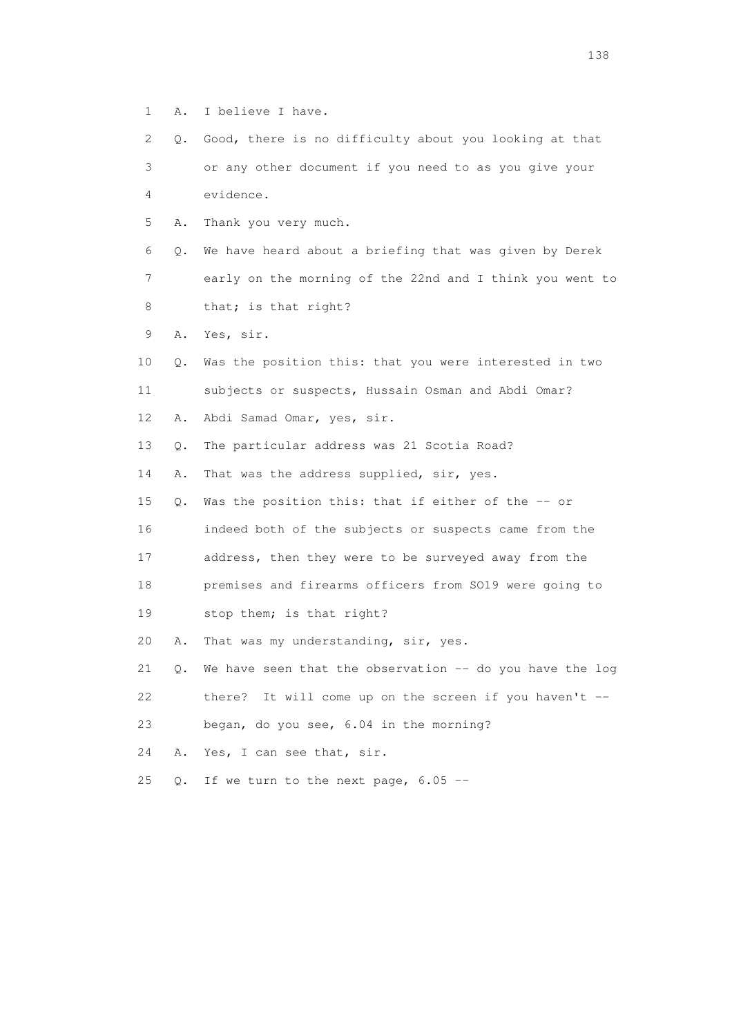1 A. I believe I have.

2 Q. Good, there is no difficulty about you looking at that

3 or any other document if you need to as you give your

4 evidence.

5 A. Thank you very much.

6 Q. We have heard about a briefing that was given by Derek

7 early on the morning of the 22nd and I think you went to

8 that; is that right?

9 A. Yes, sir.

10 Q. Was the position this: that you were interested in two

11 subjects or suspects, Hussain Osman and Abdi Omar?

12 A. Abdi Samad Omar, yes, sir.

13 Q. The particular address was 21 Scotia Road?

14 A. That was the address supplied, sir, yes.

15 Q. Was the position this: that if either of the -- or

16 indeed both of the subjects or suspects came from the

17 address, then they were to be surveyed away from the

18 premises and firearms officers from SO19 were going to

19 stop them; is that right?

20 A. That was my understanding, sir, yes.

21 Q. We have seen that the observation -- do you have the log

22 there? It will come up on the screen if you haven't --

23 began, do you see, 6.04 in the morning?

24 A. Yes, I can see that, sir.

25 Q. If we turn to the next page, 6.05 --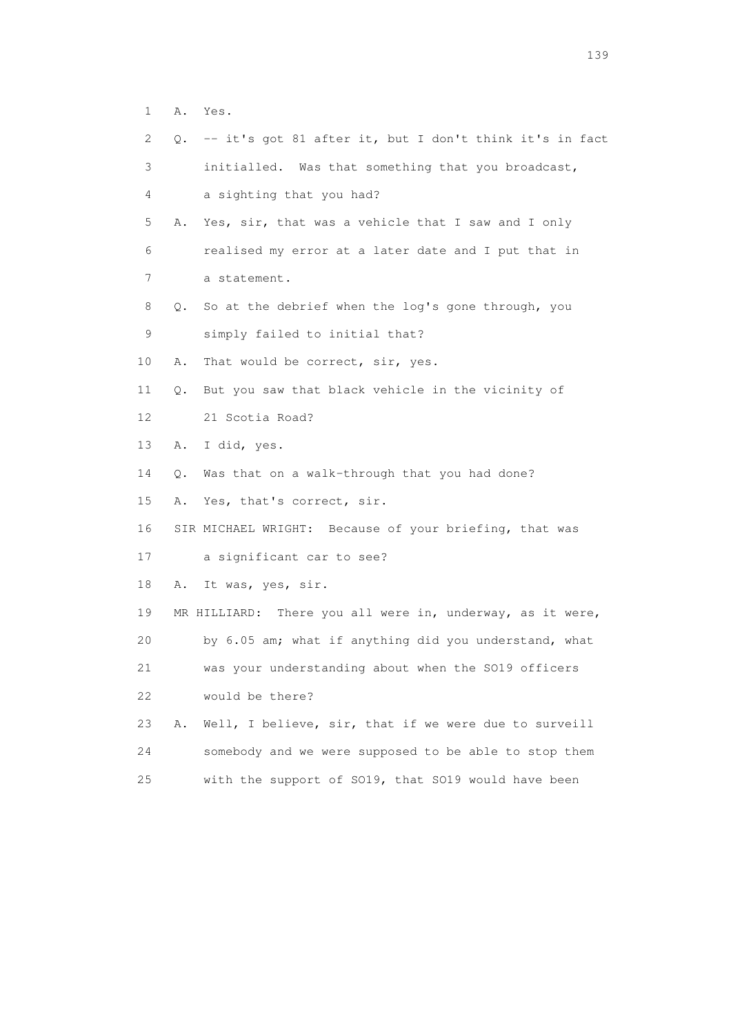1 A. Yes.

2 Q. -- it's got 81 after it, but I don't think it's in fact

3 initialled. Was that something that you broadcast,

4 a sighting that you had?

5 A. Yes, sir, that was a vehicle that I saw and I only

6 realised my error at a later date and I put that in

7 a statement.

8 Q. So at the debrief when the log's gone through, you

9 simply failed to initial that?

10 A. That would be correct, sir, yes.

11 Q. But you saw that black vehicle in the vicinity of

12 21 Scotia Road?

13 A. I did, yes.

14 Q. Was that on a walk-through that you had done?

15 A. Yes, that's correct, sir.

16 SIR MICHAEL WRIGHT: Because of your briefing, that was

17 a significant car to see?

18 A. It was, yes, sir.

19 MR HILLIARD: There you all were in, underway, as it were,

20 by 6.05 am; what if anything did you understand, what

21 was your understanding about when the SO19 officers

22 would be there?

23 A. Well, I believe, sir, that if we were due to surveill

24 somebody and we were supposed to be able to stop them

25 with the support of SO19, that SO19 would have been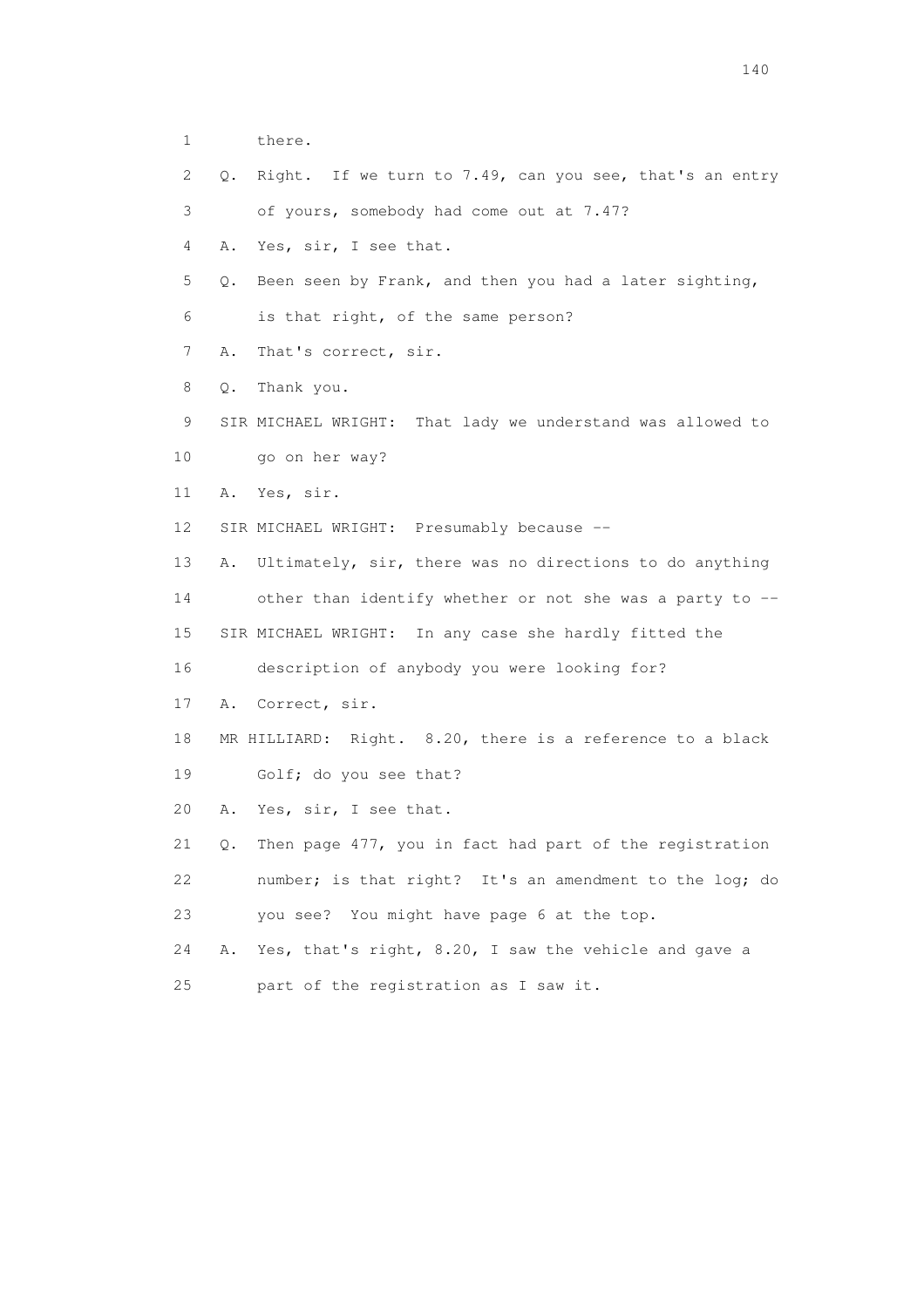1 there.

2 Q. Right. If we turn to 7.49, can you see, that's an entry

3 of yours, somebody had come out at 7.47?

4 A. Yes, sir, I see that.

5 Q. Been seen by Frank, and then you had a later sighting,

6 is that right, of the same person?

7 A. That's correct, sir.

8 Q. Thank you.

9 SIR MICHAEL WRIGHT: That lady we understand was allowed to

10 go on her way?

11 A. Yes, sir.

12 SIR MICHAEL WRIGHT: Presumably because --

13 A. Ultimately, sir, there was no directions to do anything

14 other than identify whether or not she was a party to --

15 SIR MICHAEL WRIGHT: In any case she hardly fitted the

16 description of anybody you were looking for?

17 A. Correct, sir.

18 MR HILLIARD: Right. 8.20, there is a reference to a black

19 Golf; do you see that?

20 A. Yes, sir, I see that.

21 Q. Then page 477, you in fact had part of the registration

22 number; is that right? It's an amendment to the log; do

23 you see? You might have page 6 at the top.

24 A. Yes, that's right, 8.20, I saw the vehicle and gave a

25 part of the registration as I saw it.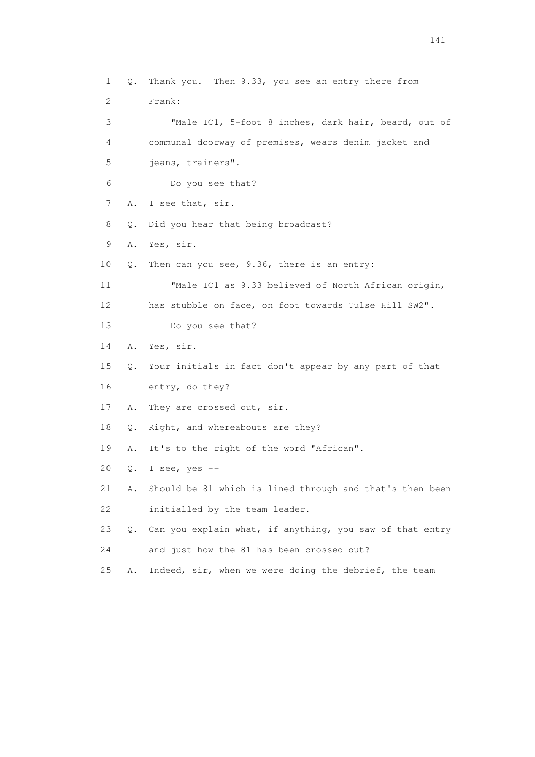1 Q. Thank you. Then 9.33, you see an entry there from
2 Frank:
3 "Male IC1, 5-foot 8 inches, dark hair, beard, out of
4 communal doorway of premises, wears denim jacket and
5 jeans, trainers".
6 Do you see that?
7 A. I see that, sir.
8 Q. Did you hear that being broadcast?
9 A. Yes, sir.
10 Q. Then can you see, 9.36, there is an entry:
11 "Male IC1 as 9.33 believed of North African origin,
12 has stubble on face, on foot towards Tulse Hill SW2".
13 Do you see that?
14 A. Yes, sir.
15 Q. Your initials in fact don't appear by any part of that
16 entry, do they?
17 A. They are crossed out, sir.
18 Q. Right, and whereabouts are they?
19 A. It's to the right of the word "African".
20 Q. I see, yes --
21 A. Should be 81 which is lined through and that's then been
22 initialled by the team leader.
23 Q. Can you explain what, if anything, you saw of that entry
24 and just how the 81 has been crossed out?
25 A. Indeed, sir, when we were doing the debrief, the team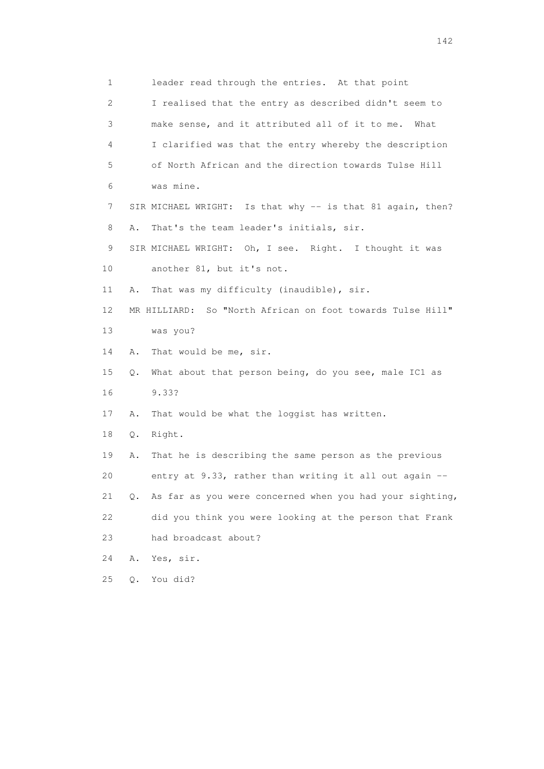1 leader read through the entries. At that point
2 I realised that the entry as described didn't seem to
3 make sense, and it attributed all of it to me. What
4 I clarified was that the entry whereby the description
5 of North African and the direction towards Tulse Hill
6 was mine.
7 SIR MICHAEL WRIGHT: Is that why -- is that 81 again, then?
8 A. That's the team leader's initials, sir.
9 SIR MICHAEL WRIGHT: Oh, I see. Right. I thought it was
10 another 81, but it's not.
11 A. That was my difficulty (inaudible), sir.
12 MR HILLIARD: So "North African on foot towards Tulse Hill"
13 was you?
14 A. That would be me, sir.
15 Q. What about that person being, do you see, male IC1 as
16 9.33?
17 A. That would be what the loggist has written.
18 Q. Right.
19 A. That he is describing the same person as the previous
20 entry at 9.33, rather than writing it all out again --
21 Q. As far as you were concerned when you had your sighting,
22 did you think you were looking at the person that Frank
23 had broadcast about?
24 A. Yes, sir.
25 Q. You did?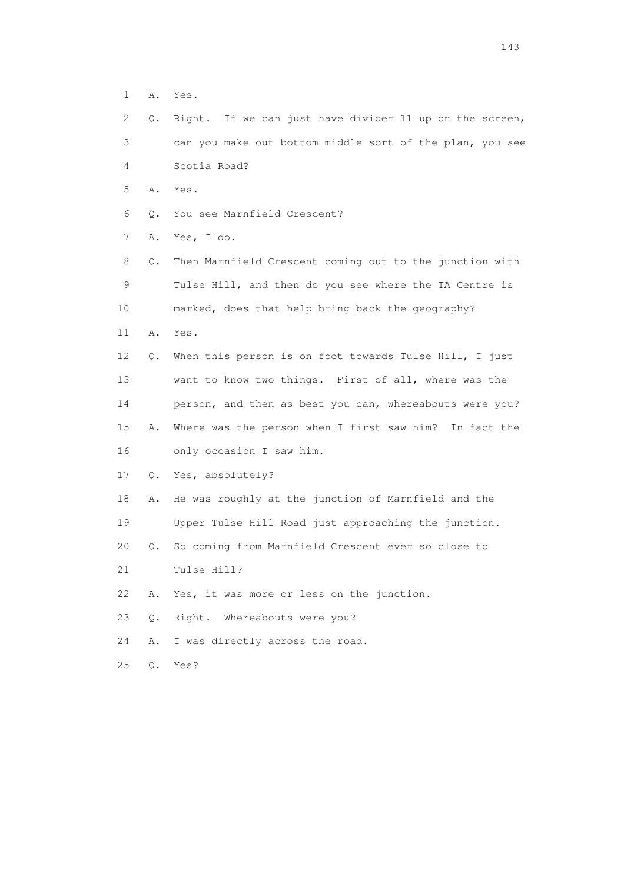1 A. Yes.

2 Q. Right. If we can just have divider 11 up on the screen,

3 can you make out bottom middle sort of the plan, you see

4 Scotia Road?

5 A. Yes.

6 Q. You see Marnfield Crescent?

7 A. Yes, I do.

8 Q. Then Marnfield Crescent coming out to the junction with

9 Tulse Hill, and then do you see where the TA Centre is

10 marked, does that help bring back the geography?

11 A. Yes.

12 Q. When this person is on foot towards Tulse Hill, I just

13 want to know two things. First of all, where was the

14 person, and then as best you can, whereabouts were you?

15 A. Where was the person when I first saw him? In fact the

16 only occasion I saw him.

17 Q. Yes, absolutely?

18 A. He was roughly at the junction of Marnfield and the

19 Upper Tulse Hill Road just approaching the junction.

20 Q. So coming from Marnfield Crescent ever so close to

21 Tulse Hill?

22 A. Yes, it was more or less on the junction.

23 Q. Right. Whereabouts were you?

24 A. I was directly across the road.

25 Q. Yes?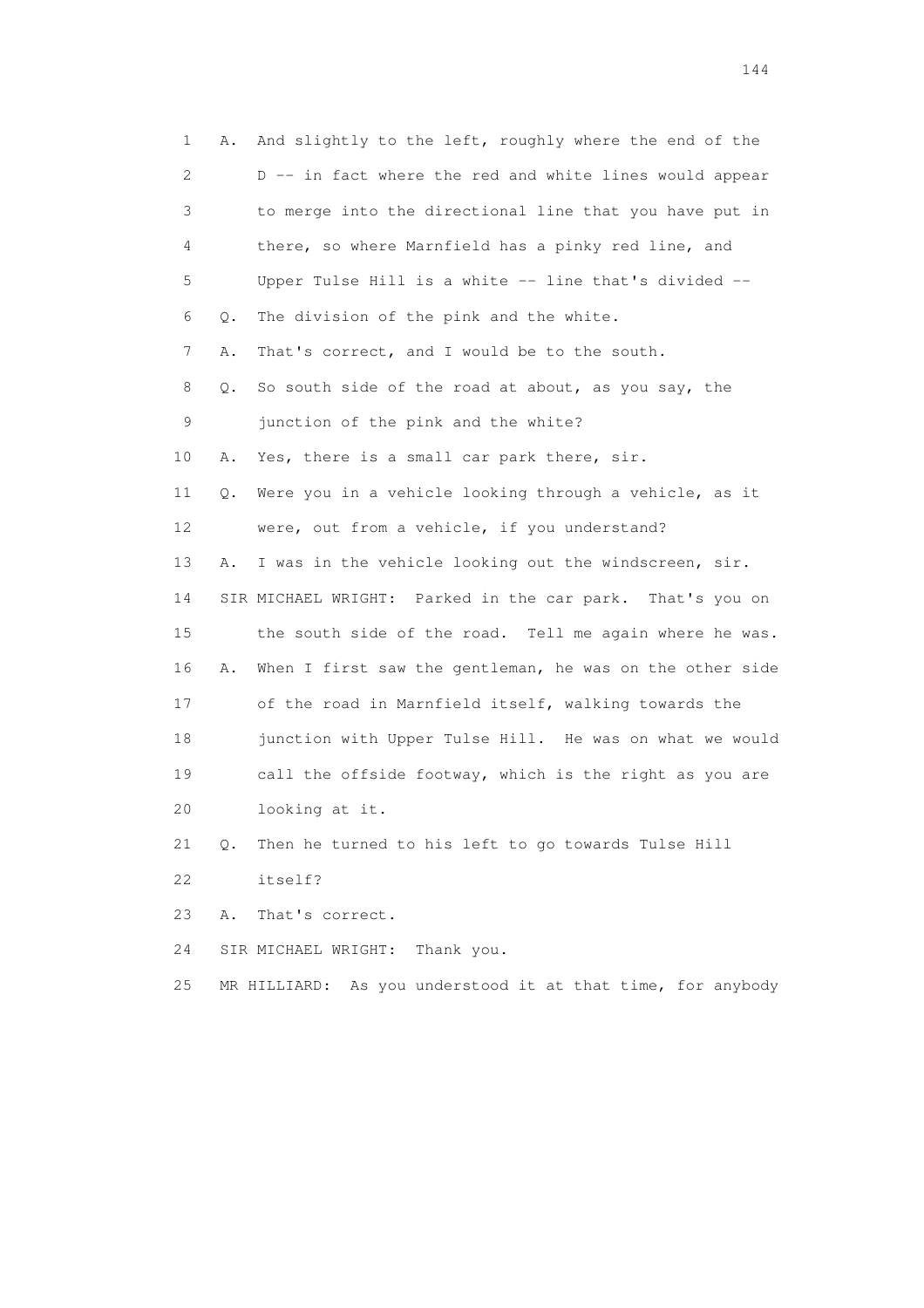1 A. And slightly to the left, roughly where the end of the
2 D -- in fact where the red and white lines would appear
3 to merge into the directional line that you have put in
4 there, so where Marnfield has a pinky red line, and
5 Upper Tulse Hill is a white -- line that's divided --
6 Q. The division of the pink and the white.
7 A. That's correct, and I would be to the south.
8 Q. So south side of the road at about, as you say, the
9 junction of the pink and the white?
10 A. Yes, there is a small car park there, sir.
11 Q. Were you in a vehicle looking through a vehicle, as it
12 were, out from a vehicle, if you understand?
13 A. I was in the vehicle looking out the windscreen, sir.
14 SIR MICHAEL WRIGHT: Parked in the car park. That's you on
15 the south side of the road. Tell me again where he was.
16 A. When I first saw the gentleman, he was on the other side
17 of the road in Marnfield itself, walking towards the
18 junction with Upper Tulse Hill. He was on what we would
19 call the offside footway, which is the right as you are
20 looking at it.
21 Q. Then he turned to his left to go towards Tulse Hill
22 itself?
23 A. That's correct.
24 SIR MICHAEL WRIGHT: Thank you.
25 MR HILLIARD: As you understood it at that time, for anybody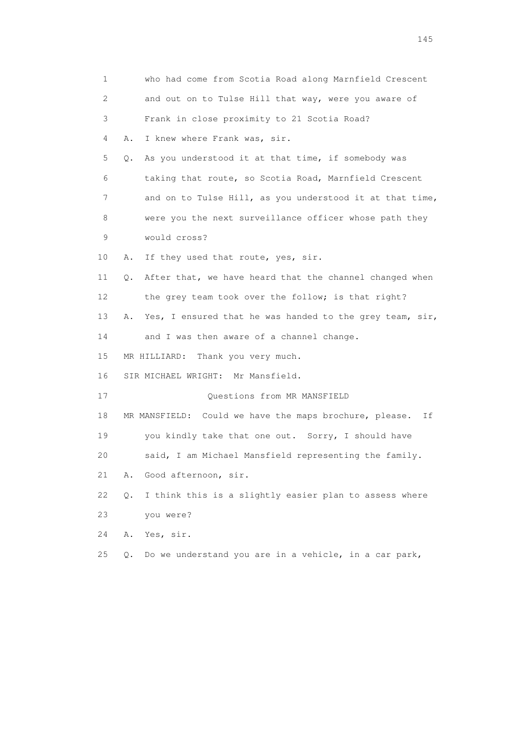1 who had come from Scotia Road along Marnfield Crescent
2 and out on to Tulse Hill that way, were you aware of
3 Frank in close proximity to 21 Scotia Road?
4 A. I knew where Frank was, sir.
5 Q. As you understood it at that time, if somebody was
6 taking that route, so Scotia Road, Marnfield Crescent
7 and on to Tulse Hill, as you understood it at that time,
8 were you the next surveillance officer whose path they
9 would cross?
10 A. If they used that route, yes, sir.
11 Q. After that, we have heard that the channel changed when
12 the grey team took over the follow; is that right?
13 A. Yes, I ensured that he was handed to the grey team, sir,
14 and I was then aware of a channel change.
15 MR HILLIARD: Thank you very much.
16 SIR MICHAEL WRIGHT: Mr Mansfield.
17 Questions from MR MANSFIELD
18 MR MANSFIELD: Could we have the maps brochure, please. If
19 you kindly take that one out. Sorry, I should have
20 said, I am Michael Mansfield representing the family.
21 A. Good afternoon, sir.
22 Q. I think this is a slightly easier plan to assess where
23 you were?
24 A. Yes, sir.
25 Q. Do we understand you are in a vehicle, in a car park,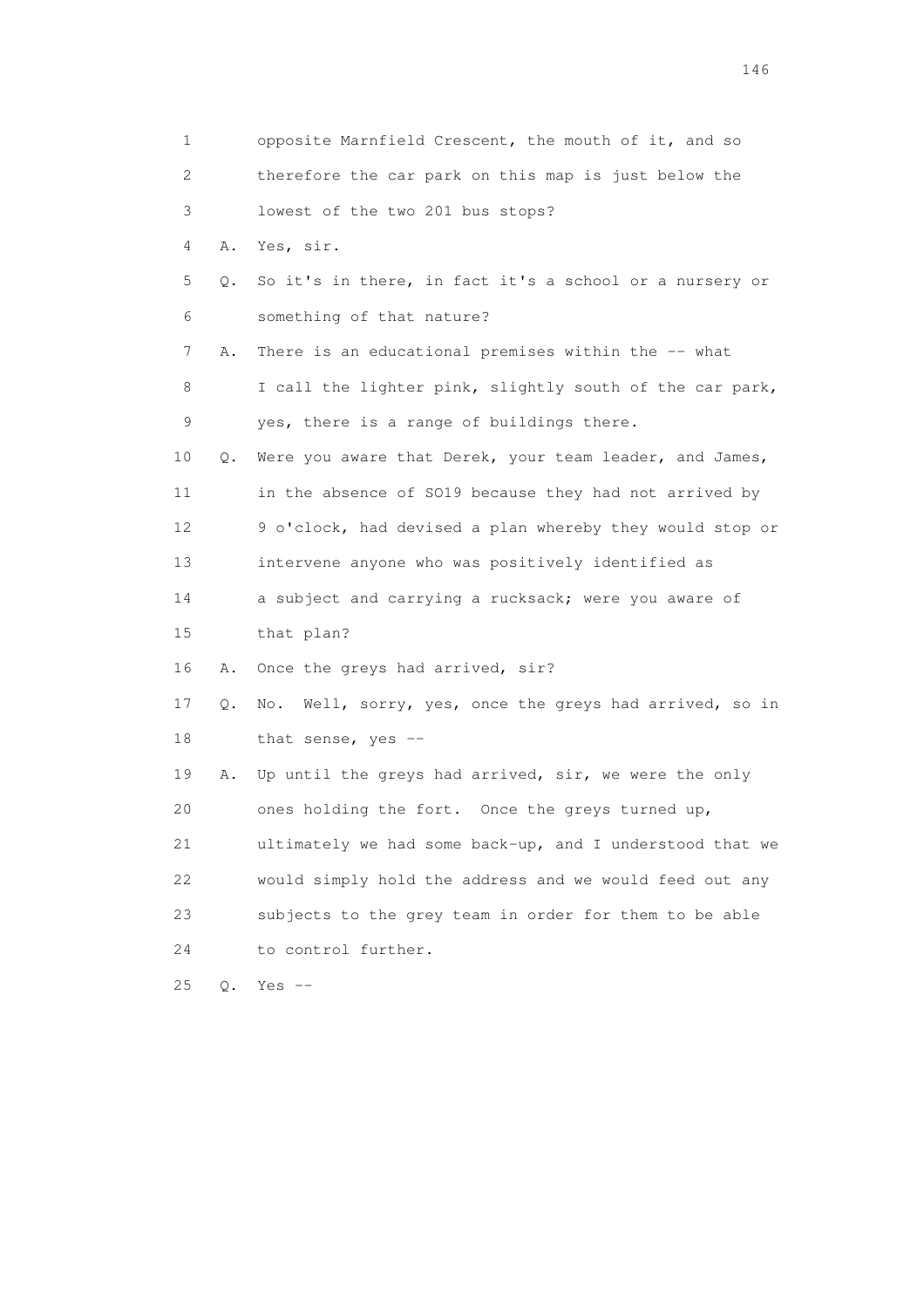1 opposite Marnfield Crescent, the mouth of it, and so
2 therefore the car park on this map is just below the
3 lowest of the two 201 bus stops?

4 A. Yes, sir.

5 Q. So it's in there, in fact it's a school or a nursery or
6 something of that nature?

7 A. There is an educational premises within the -- what
8 I call the lighter pink, slightly south of the car park,
9 yes, there is a range of buildings there.

10 Q. Were you aware that Derek, your team leader, and James,
11 in the absence of SO19 because they had not arrived by
12 9 o'clock, had devised a plan whereby they would stop or
13 intervene anyone who was positively identified as
14 a subject and carrying a rucksack; were you aware of
15 that plan?

16 A. Once the greys had arrived, sir?

17 Q. No. Well, sorry, yes, once the greys had arrived, so in
18 that sense, yes --

19 A. Up until the greys had arrived, sir, we were the only
20 ones holding the fort. Once the greys turned up,
21 ultimately we had some back-up, and I understood that we
22 would simply hold the address and we would feed out any
23 subjects to the grey team in order for them to be able
24 to control further.

25 Q. Yes --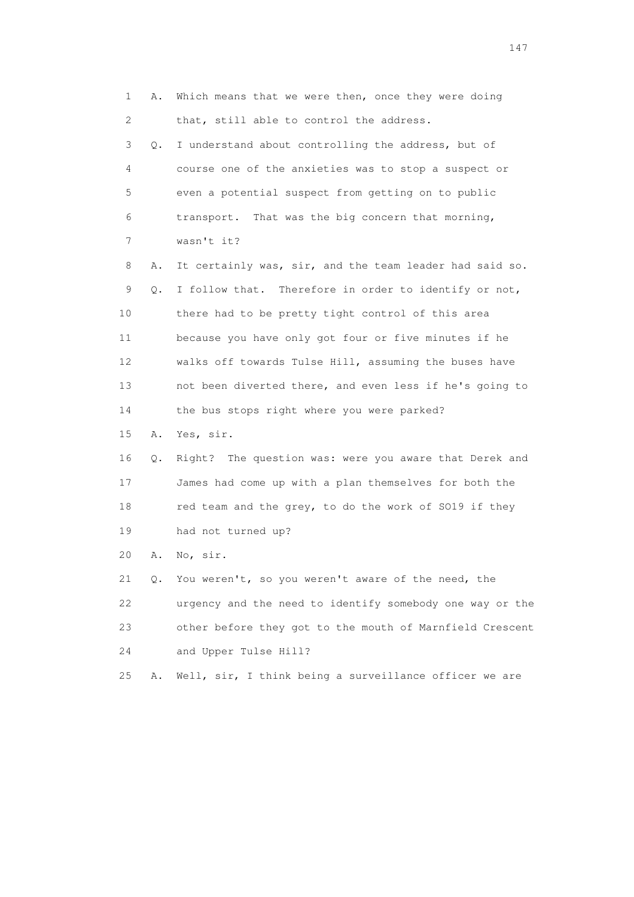1 A. Which means that we were then, once they were doing
2 that, still able to control the address.
3 Q. I understand about controlling the address, but of
4 course one of the anxieties was to stop a suspect or
5 even a potential suspect from getting on to public
6 transport. That was the big concern that morning,
7 wasn't it?
8 A. It certainly was, sir, and the team leader had said so.
9 Q. I follow that. Therefore in order to identify or not,
10 there had to be pretty tight control of this area
11 because you have only got four or five minutes if he
12 walks off towards Tulse Hill, assuming the buses have
13 not been diverted there, and even less if he's going to
14 the bus stops right where you were parked?
15 A. Yes, sir.
16 Q. Right? The question was: were you aware that Derek and
17 James had come up with a plan themselves for both the
18 red team and the grey, to do the work of SO19 if they
19 had not turned up?
20 A. No, sir.
21 Q. You weren't, so you weren't aware of the need, the
22 urgency and the need to identify somebody one way or the
23 other before they got to the mouth of Marnfield Crescent
24 and Upper Tulse Hill?
25 A. Well, sir, I think being a surveillance officer we are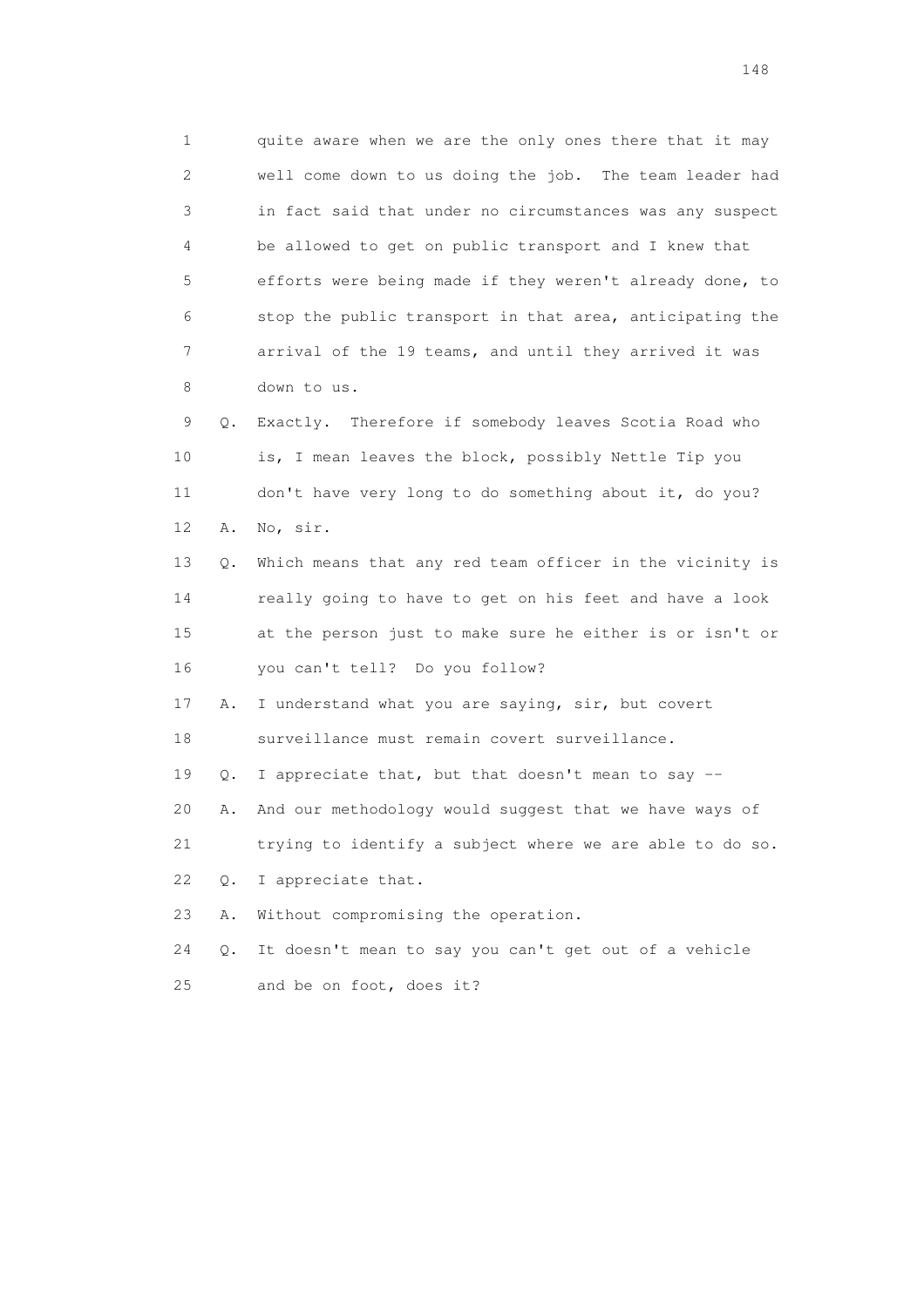1 quite aware when we are the only ones there that it may
2 well come down to us doing the job. The team leader had
3 in fact said that under no circumstances was any suspect
4 be allowed to get on public transport and I knew that
5 efforts were being made if they weren't already done, to
6 stop the public transport in that area, anticipating the
7 arrival of the 19 teams, and until they arrived it was
8 down to us.

9 Q. Exactly. Therefore if somebody leaves Scotia Road who
10 is, I mean leaves the block, possibly Nettle Tip you
11 don't have very long to do something about it, do you?

12 A. No, sir.

13 Q. Which means that any red team officer in the vicinity is
14 really going to have to get on his feet and have a look
15 at the person just to make sure he either is or isn't or
16 you can't tell? Do you follow?

17 A. I understand what you are saying, sir, but covert
18 surveillance must remain covert surveillance.

19 Q. I appreciate that, but that doesn't mean to say --

20 A. And our methodology would suggest that we have ways of
21 trying to identify a subject where we are able to do so.

22 Q. I appreciate that.

23 A. Without compromising the operation.

24 Q. It doesn't mean to say you can't get out of a vehicle
25 and be on foot, does it?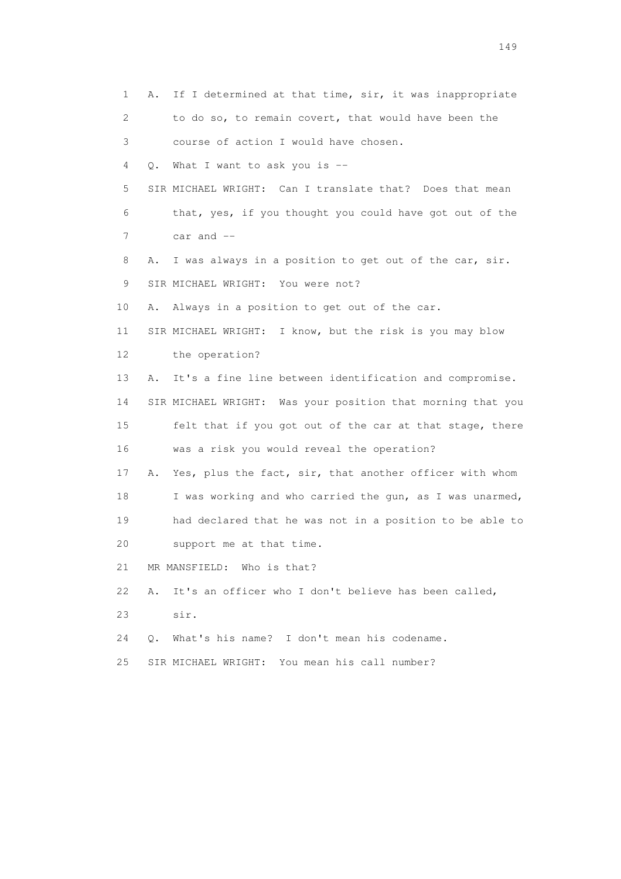1 A. If I determined at that time, sir, it was inappropriate
2 to do so, to remain covert, that would have been the
3 course of action I would have chosen.
4 Q. What I want to ask you is --
5 SIR MICHAEL WRIGHT: Can I translate that? Does that mean
6 that, yes, if you thought you could have got out of the
7 car and --
8 A. I was always in a position to get out of the car, sir.
9 SIR MICHAEL WRIGHT: You were not?
10 A. Always in a position to get out of the car.
11 SIR MICHAEL WRIGHT: I know, but the risk is you may blow
12 the operation?
13 A. It's a fine line between identification and compromise.
14 SIR MICHAEL WRIGHT: Was your position that morning that you
15 felt that if you got out of the car at that stage, there
16 was a risk you would reveal the operation?
17 A. Yes, plus the fact, sir, that another officer with whom
18 I was working and who carried the gun, as I was unarmed,
19 had declared that he was not in a position to be able to
20 support me at that time.
21 MR MANSFIELD: Who is that?
22 A. It's an officer who I don't believe has been called,
23 sir.
24 Q. What's his name? I don't mean his codename.
25 SIR MICHAEL WRIGHT: You mean his call number?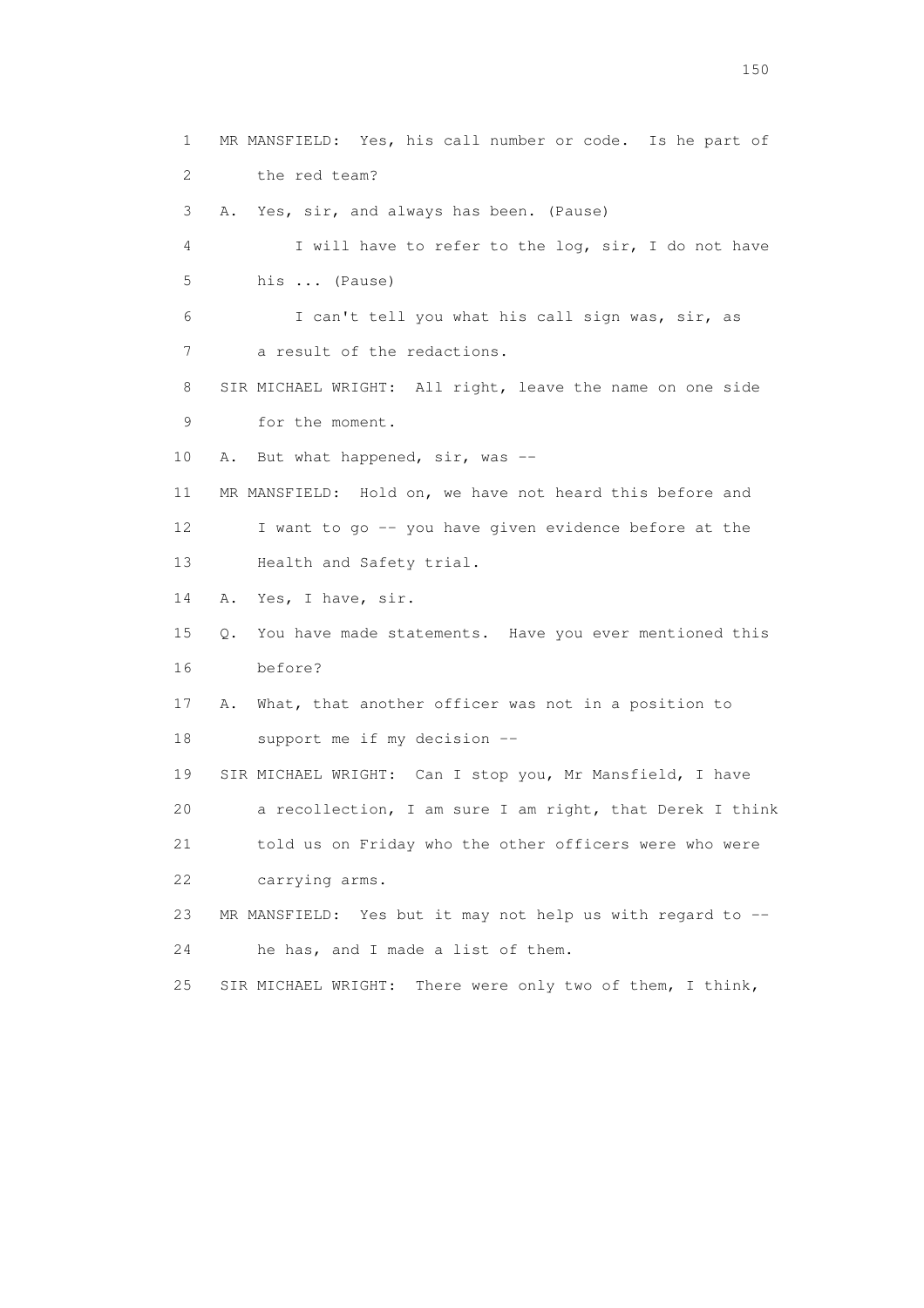1 MR MANSFIELD: Yes, his call number or code. Is he part of
2 the red team?
3 A. Yes, sir, and always has been. (Pause)
4 I will have to refer to the log, sir, I do not have
5 his ... (Pause)
6 I can't tell you what his call sign was, sir, as
7 a result of the redactions.
8 SIR MICHAEL WRIGHT: All right, leave the name on one side
9 for the moment.
10 A. But what happened, sir, was --
11 MR MANSFIELD: Hold on, we have not heard this before and
12 I want to go -- you have given evidence before at the
13 Health and Safety trial.
14 A. Yes, I have, sir.
15 Q. You have made statements. Have you ever mentioned this
16 before?
17 A. What, that another officer was not in a position to
18 support me if my decision --
19 SIR MICHAEL WRIGHT: Can I stop you, Mr Mansfield, I have
20 a recollection, I am sure I am right, that Derek I think
21 told us on Friday who the other officers were who were
22 carrying arms.
23 MR MANSFIELD: Yes but it may not help us with regard to --
24 he has, and I made a list of them.
25 SIR MICHAEL WRIGHT: There were only two of them, I think,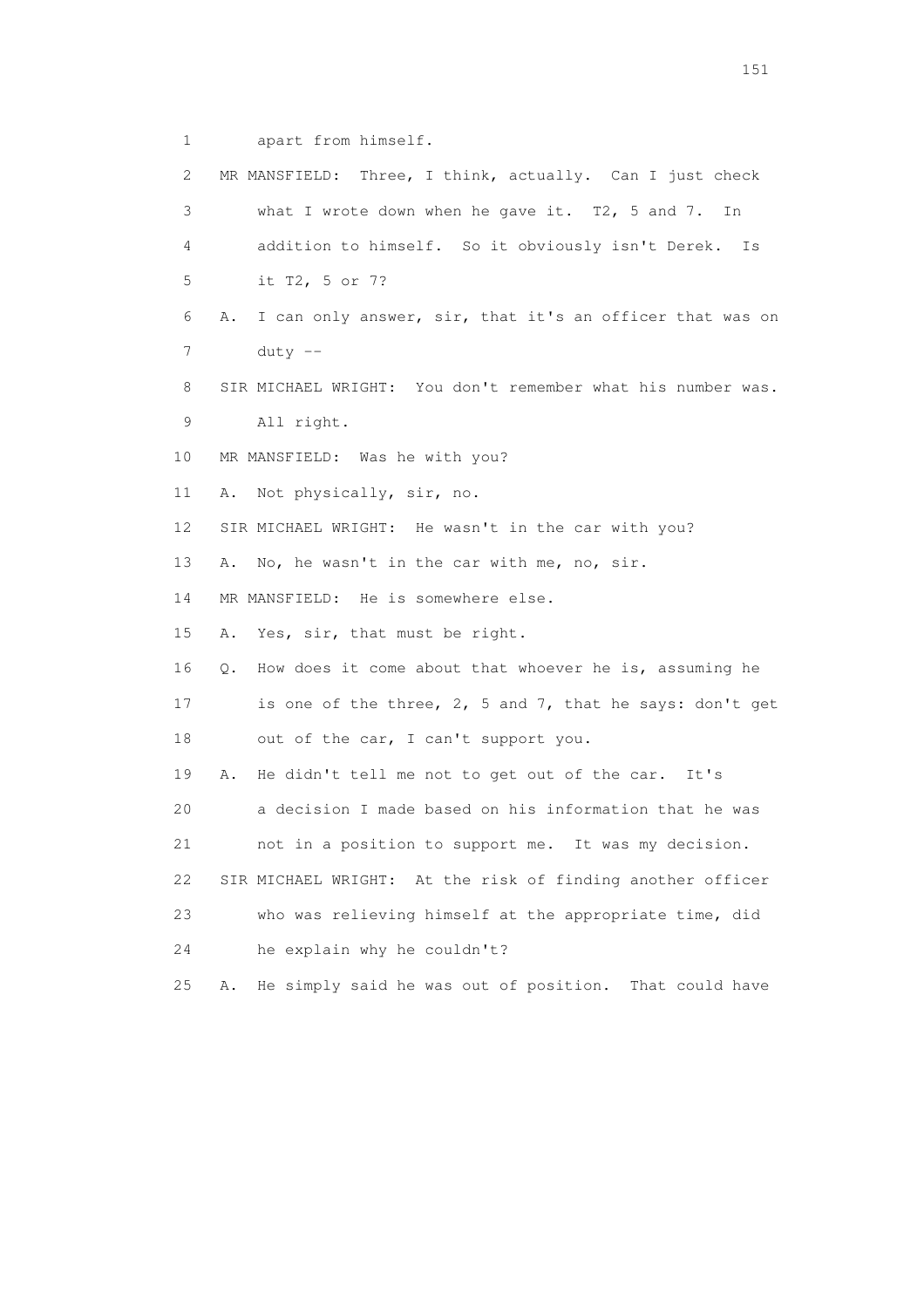1 apart from himself.

2 MR MANSFIELD: Three, I think, actually. Can I just check

3 what I wrote down when he gave it. T2, 5 and 7. In

4 addition to himself. So it obviously isn't Derek. Is

5 it T2, 5 or 7?

6 A. I can only answer, sir, that it's an officer that was on

7 duty --

8 SIR MICHAEL WRIGHT: You don't remember what his number was.

9 All right.

10 MR MANSFIELD: Was he with you?

11 A. Not physically, sir, no.

12 SIR MICHAEL WRIGHT: He wasn't in the car with you?

13 A. No, he wasn't in the car with me, no, sir.

14 MR MANSFIELD: He is somewhere else.

15 A. Yes, sir, that must be right.

16 Q. How does it come about that whoever he is, assuming he

17 is one of the three, 2, 5 and 7, that he says: don't get

18 out of the car, I can't support you.

19 A. He didn't tell me not to get out of the car. It's

20 a decision I made based on his information that he was

21 not in a position to support me. It was my decision.

22 SIR MICHAEL WRIGHT: At the risk of finding another officer

23 who was relieving himself at the appropriate time, did

24 he explain why he couldn't?

25 A. He simply said he was out of position. That could have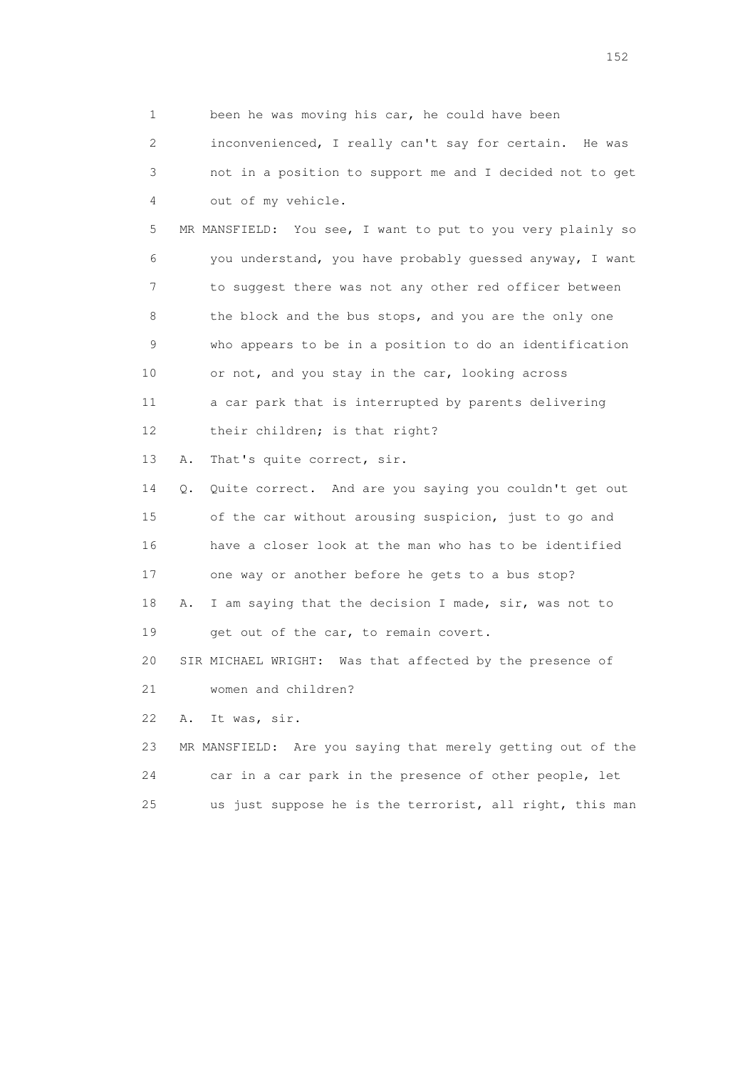1 been he was moving his car, he could have been

2 inconvenienced, I really can't say for certain. He was

3 not in a position to support me and I decided not to get

4 out of my vehicle.

5 MR MANSFIELD: You see, I want to put to you very plainly so

6 you understand, you have probably guessed anyway, I want

7 to suggest there was not any other red officer between

8 the block and the bus stops, and you are the only one

9 who appears to be in a position to do an identification

10 or not, and you stay in the car, looking across

11 a car park that is interrupted by parents delivering

12 their children; is that right?

13 A. That's quite correct, sir.

14 Q. Quite correct. And are you saying you couldn't get out

15 of the car without arousing suspicion, just to go and

16 have a closer look at the man who has to be identified

17 one way or another before he gets to a bus stop?

18 A. I am saying that the decision I made, sir, was not to

19 get out of the car, to remain covert.

20 SIR MICHAEL WRIGHT: Was that affected by the presence of

21 women and children?

22 A. It was, sir.

23 MR MANSFIELD: Are you saying that merely getting out of the

24 car in a car park in the presence of other people, let

25 us just suppose he is the terrorist, all right, this man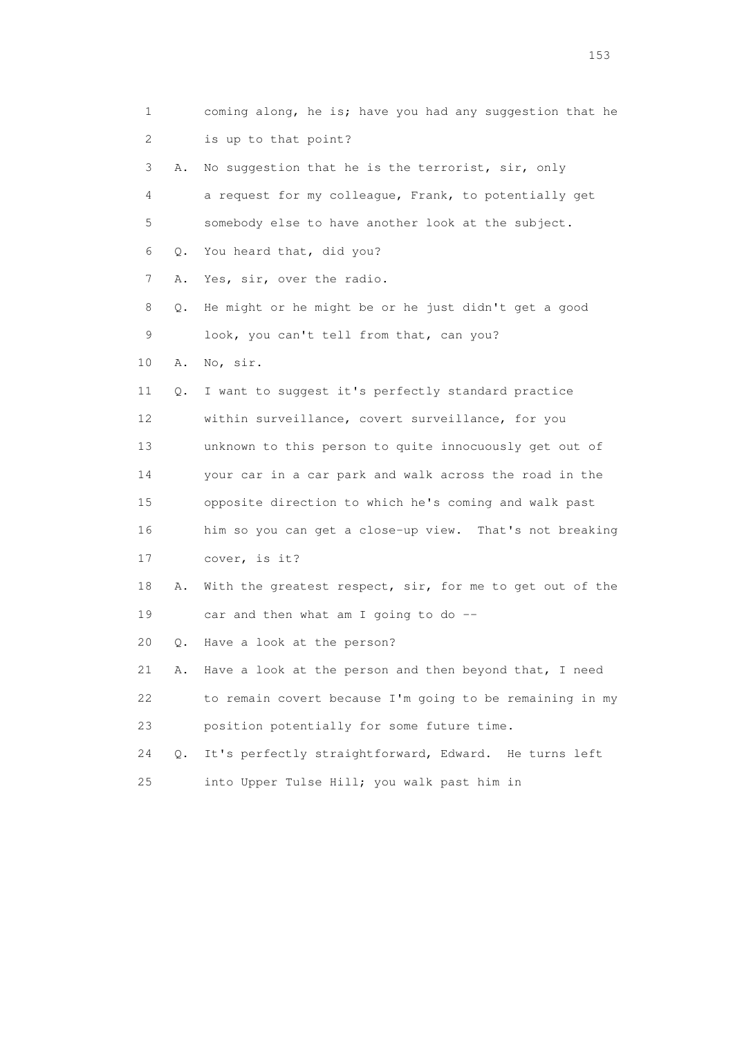1 coming along, he is; have you had any suggestion that he
2 is up to that point?
3 A. No suggestion that he is the terrorist, sir, only
4 a request for my colleague, Frank, to potentially get
5 somebody else to have another look at the subject.
6 Q. You heard that, did you?
7 A. Yes, sir, over the radio.
8 Q. He might or he might be or he just didn't get a good
9 look, you can't tell from that, can you?
10 A. No, sir.
11 Q. I want to suggest it's perfectly standard practice
12 within surveillance, covert surveillance, for you
13 unknown to this person to quite innocuously get out of
14 your car in a car park and walk across the road in the
15 opposite direction to which he's coming and walk past
16 him so you can get a close-up view. That's not breaking
17 cover, is it?
18 A. With the greatest respect, sir, for me to get out of the
19 car and then what am I going to do --
20 Q. Have a look at the person?
21 A. Have a look at the person and then beyond that, I need
22 to remain covert because I'm going to be remaining in my
23 position potentially for some future time.
24 Q. It's perfectly straightforward, Edward. He turns left
25 into Upper Tulse Hill; you walk past him in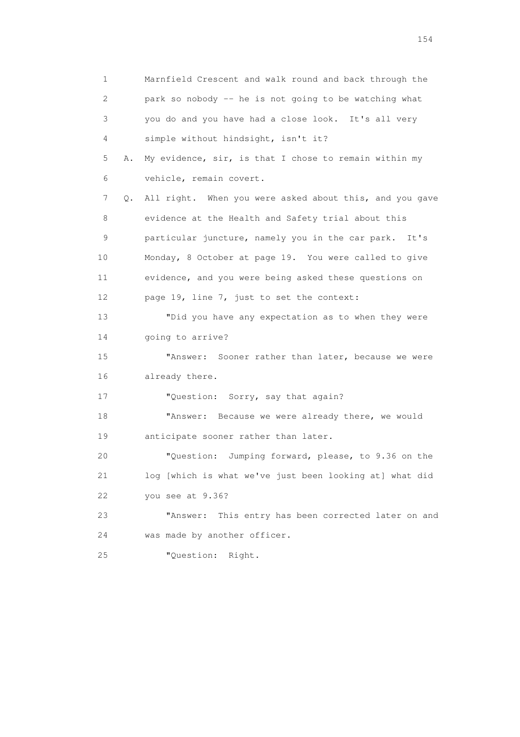1 Marnfield Crescent and walk round and back through the
2 park so nobody -- he is not going to be watching what
3 you do and you have had a close look. It's all very
4 simple without hindsight, isn't it?
5 A. My evidence, sir, is that I chose to remain within my
6 vehicle, remain covert.
7 Q. All right. When you were asked about this, and you gave
8 evidence at the Health and Safety trial about this
9 particular juncture, namely you in the car park. It's
10 Monday, 8 October at page 19. You were called to give
11 evidence, and you were being asked these questions on
12 page 19, line 7, just to set the context:
13 "Did you have any expectation as to when they were
14 going to arrive?
15 "Answer: Sooner rather than later, because we were
16 already there.
17 "Question: Sorry, say that again?
18 "Answer: Because we were already there, we would
19 anticipate sooner rather than later.
20 "Question: Jumping forward, please, to 9.36 on the
21 log [which is what we've just been looking at] what did
22 you see at 9.36?
23 "Answer: This entry has been corrected later on and
24 was made by another officer.
25 "Question: Right.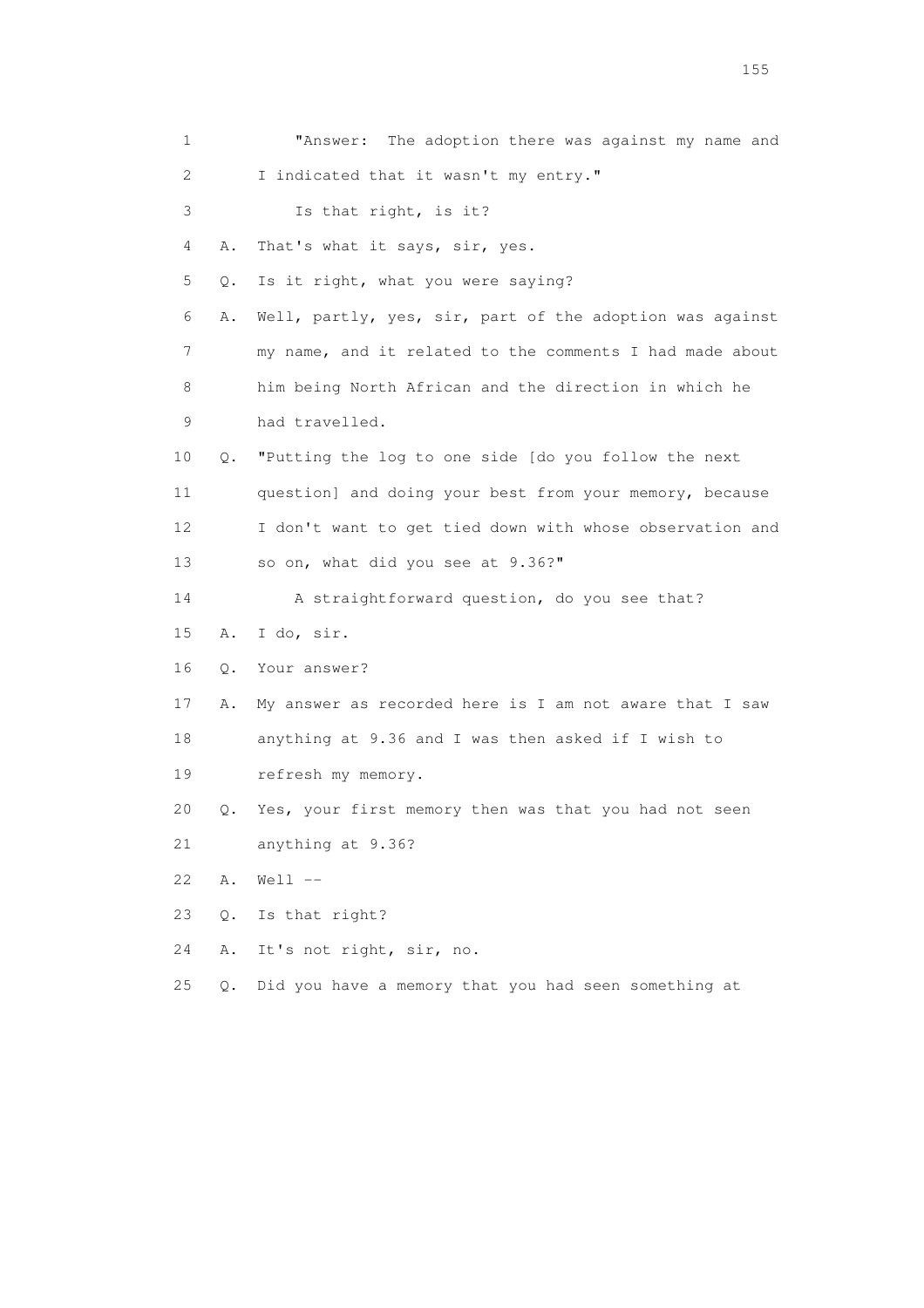1 "Answer: The adoption there was against my name and
2 I indicated that it wasn't my entry."
3 Is that right, is it?
4 A. That's what it says, sir, yes.
5 Q. Is it right, what you were saying?
6 A. Well, partly, yes, sir, part of the adoption was against
7 my name, and it related to the comments I had made about
8 him being North African and the direction in which he
9 had travelled.
10 Q. "Putting the log to one side [do you follow the next
11 question] and doing your best from your memory, because
12 I don't want to get tied down with whose observation and
13 so on, what did you see at 9.36?"
14 A straightforward question, do you see that?
15 A. I do, sir.
16 Q. Your answer?
17 A. My answer as recorded here is I am not aware that I saw
18 anything at 9.36 and I was then asked if I wish to
19 refresh my memory.
20 Q. Yes, your first memory then was that you had not seen
21 anything at 9.36?
22 A. Well --
23 Q. Is that right?
24 A. It's not right, sir, no.
25 Q. Did you have a memory that you had seen something at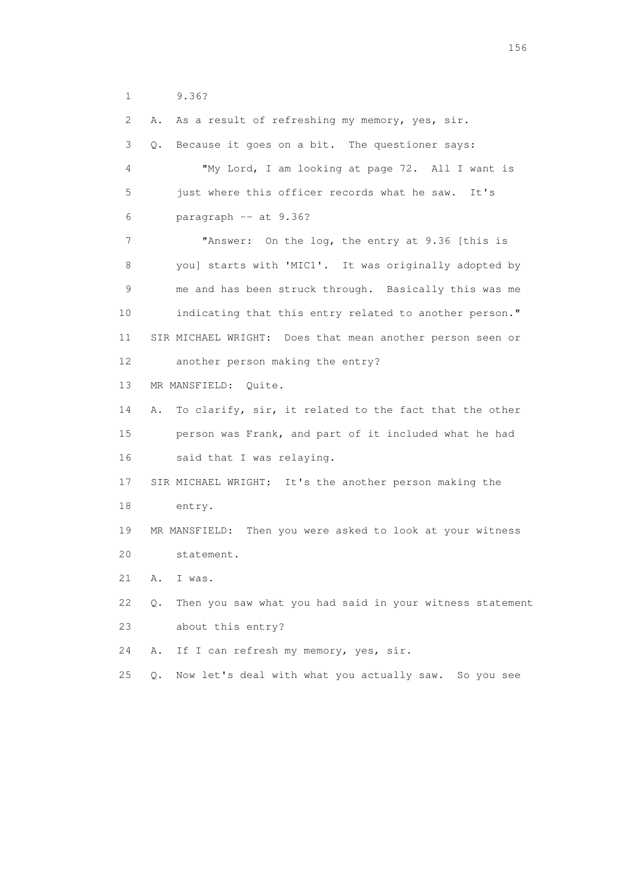1 9.36?

2 A. As a result of refreshing my memory, yes, sir.

3 Q. Because it goes on a bit. The questioner says:

4 "My Lord, I am looking at page 72. All I want is

5 just where this officer records what he saw. It's

6 paragraph -- at 9.36?

7 "Answer: On the log, the entry at 9.36 [this is

8 you] starts with 'MIC1'. It was originally adopted by

9 me and has been struck through. Basically this was me

10 indicating that this entry related to another person."

11 SIR MICHAEL WRIGHT: Does that mean another person seen or

12 another person making the entry?

13 MR MANSFIELD: Quite.

14 A. To clarify, sir, it related to the fact that the other

15 person was Frank, and part of it included what he had

16 said that I was relaying.

17 SIR MICHAEL WRIGHT: It's the another person making the

18 entry.

19 MR MANSFIELD: Then you were asked to look at your witness

20 statement.

21 A. I was.

22 Q. Then you saw what you had said in your witness statement

23 about this entry?

24 A. If I can refresh my memory, yes, sir.

25 Q. Now let's deal with what you actually saw. So you see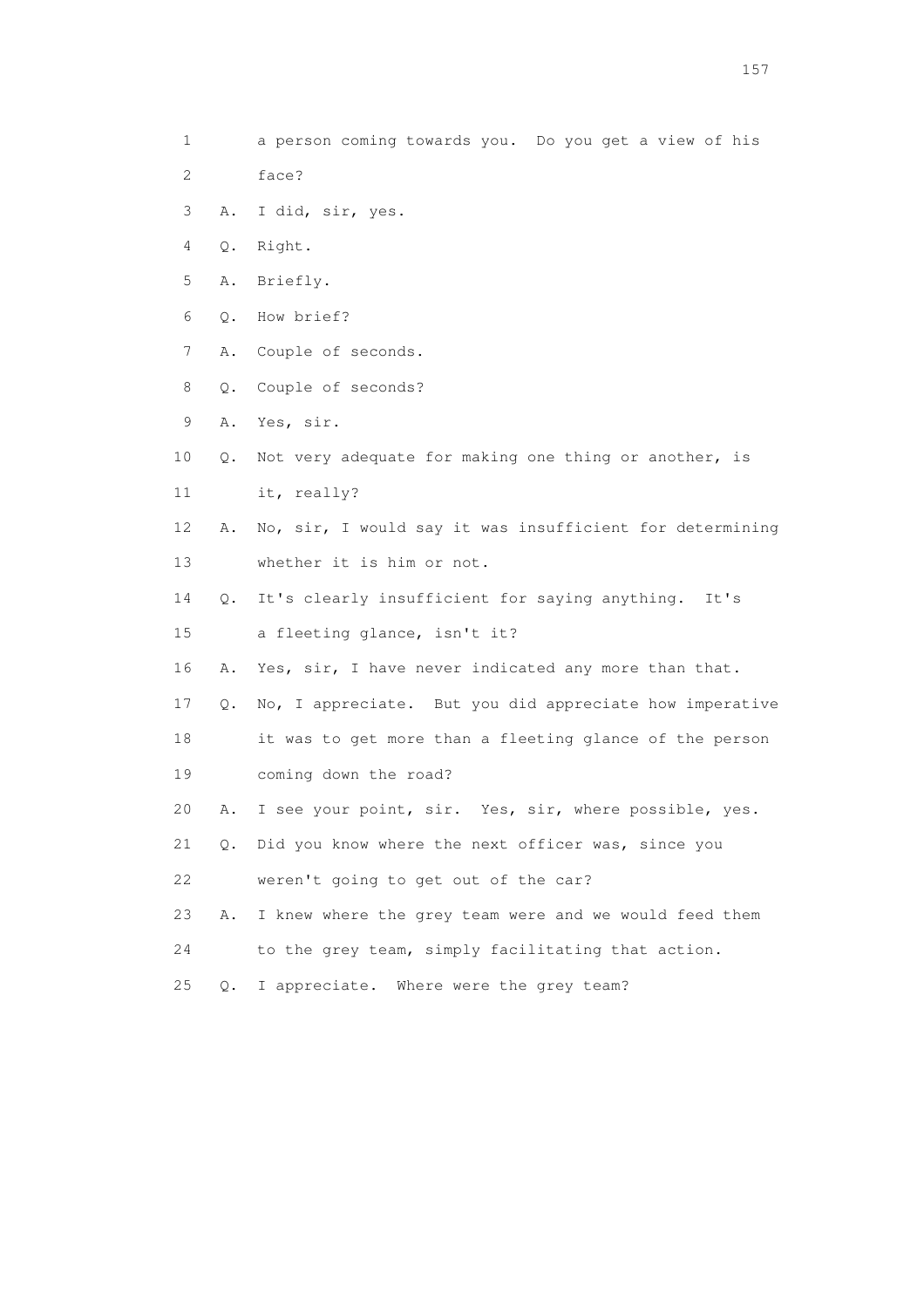1 a person coming towards you. Do you get a view of his
2 face?
3 A. I did, sir, yes.
4 Q. Right.
5 A. Briefly.
6 Q. How brief?
7 A. Couple of seconds.
8 Q. Couple of seconds?
9 A. Yes, sir.
10 Q. Not very adequate for making one thing or another, is
11 it, really?
12 A. No, sir, I would say it was insufficient for determining
13 whether it is him or not.
14 Q. It's clearly insufficient for saying anything. It's
15 a fleeting glance, isn't it?
16 A. Yes, sir, I have never indicated any more than that.
17 Q. No, I appreciate. But you did appreciate how imperative
18 it was to get more than a fleeting glance of the person
19 coming down the road?
20 A. I see your point, sir. Yes, sir, where possible, yes.
21 Q. Did you know where the next officer was, since you
22 weren't going to get out of the car?
23 A. I knew where the grey team were and we would feed them
24 to the grey team, simply facilitating that action.
25 Q. I appreciate. Where were the grey team?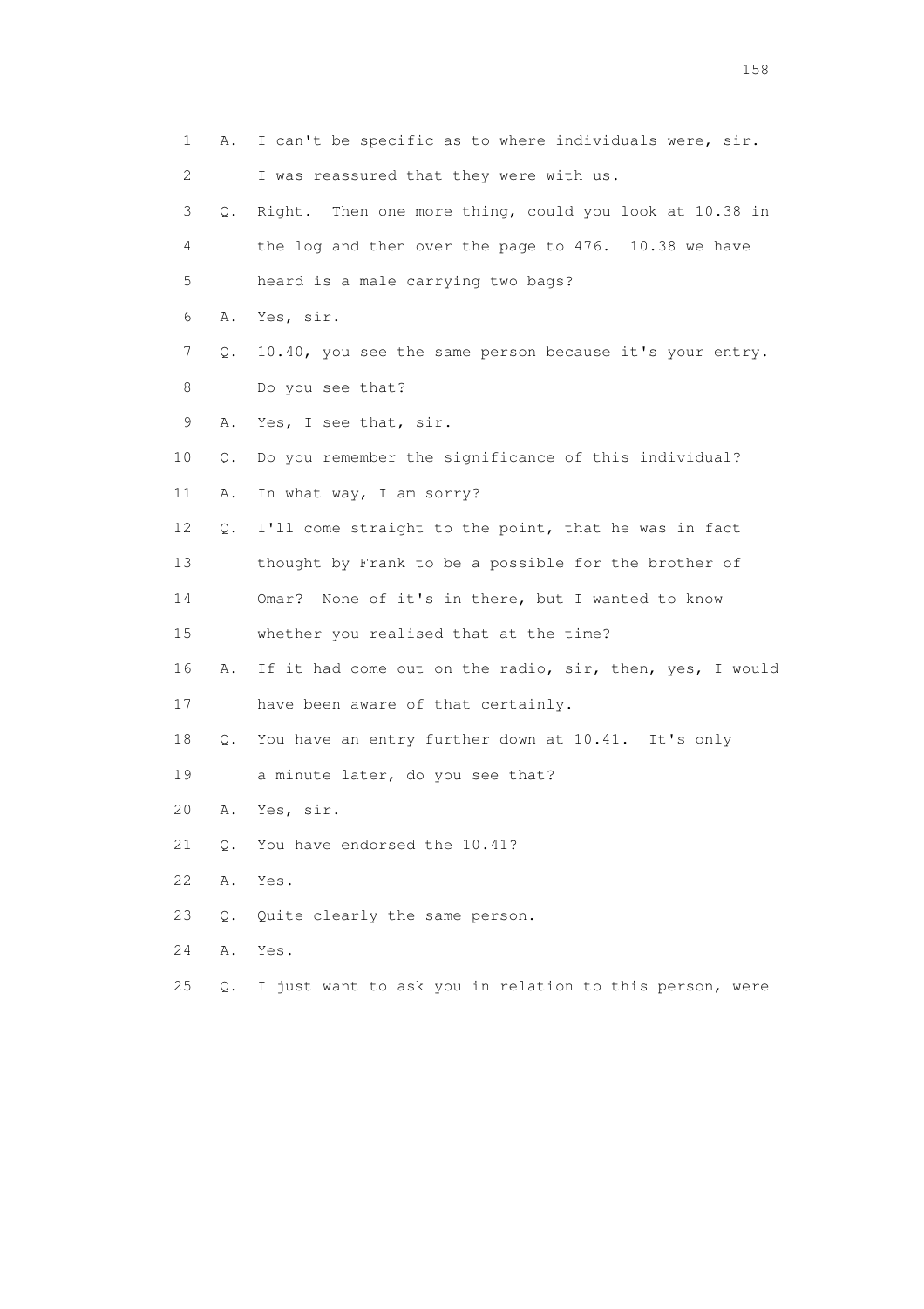1 A. I can't be specific as to where individuals were, sir.

2 I was reassured that they were with us.

3 Q. Right. Then one more thing, could you look at 10.38 in

4 the log and then over the page to 476. 10.38 we have

5 heard is a male carrying two bags?

6 A. Yes, sir.

7 Q. 10.40, you see the same person because it's your entry.

8 Do you see that?

9 A. Yes, I see that, sir.

10 Q. Do you remember the significance of this individual?

11 A. In what way, I am sorry?

12 Q. I'll come straight to the point, that he was in fact

13 thought by Frank to be a possible for the brother of

14 Omar? None of it's in there, but I wanted to know

15 whether you realised that at the time?

16 A. If it had come out on the radio, sir, then, yes, I would

17 have been aware of that certainly.

18 Q. You have an entry further down at 10.41. It's only

19 a minute later, do you see that?

20 A. Yes, sir.

21 Q. You have endorsed the 10.41?

22 A. Yes.

23 Q. Quite clearly the same person.

24 A. Yes.

25 Q. I just want to ask you in relation to this person, were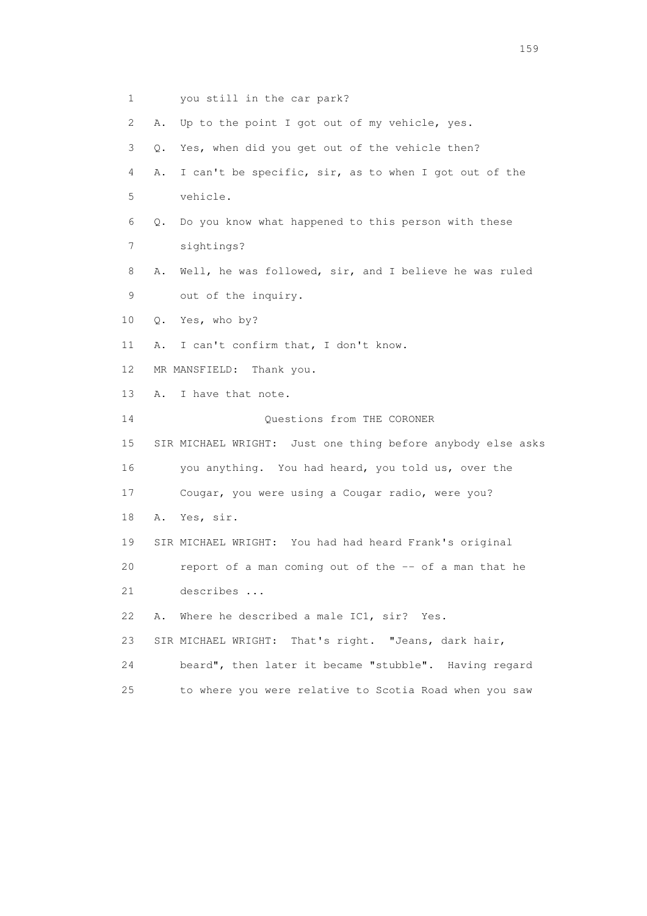1 you still in the car park?

2 A. Up to the point I got out of my vehicle, yes.

3 Q. Yes, when did you get out of the vehicle then?

4 A. I can't be specific, sir, as to when I got out of the

5 vehicle.

6 Q. Do you know what happened to this person with these

7 sightings?

8 A. Well, he was followed, sir, and I believe he was ruled

9 out of the inquiry.

10 Q. Yes, who by?

11 A. I can't confirm that, I don't know.

12 MR MANSFIELD: Thank you.

13 A. I have that note.

14 Questions from THE CORONER

15 SIR MICHAEL WRIGHT: Just one thing before anybody else asks

16 you anything. You had heard, you told us, over the

17 Cougar, you were using a Cougar radio, were you?

18 A. Yes, sir.

19 SIR MICHAEL WRIGHT: You had had heard Frank's original

20 report of a man coming out of the -- of a man that he

21 describes ...

22 A. Where he described a male IC1, sir? Yes.

23 SIR MICHAEL WRIGHT: That's right. "Jeans, dark hair,

24 beard", then later it became "stubble". Having regard

25 to where you were relative to Scotia Road when you saw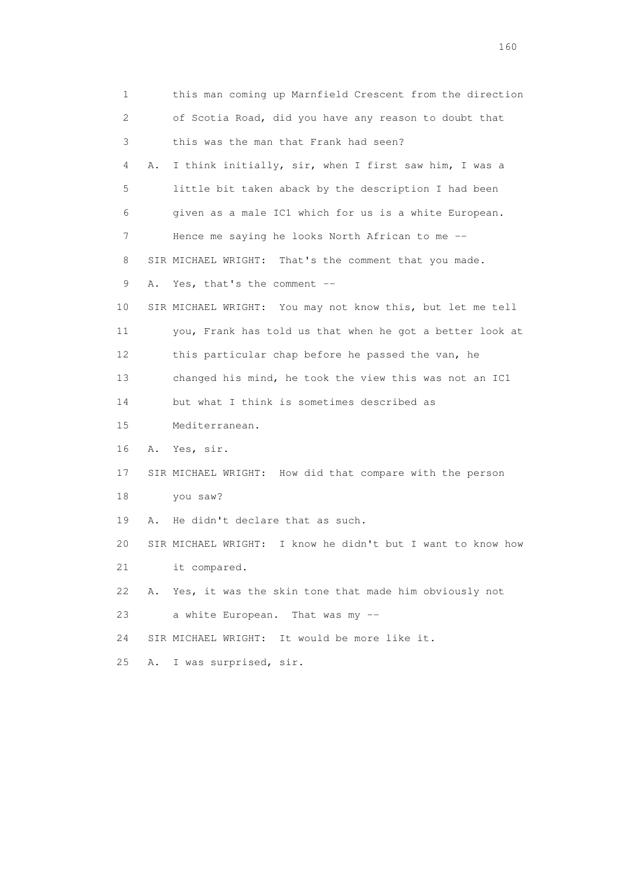1 this man coming up Marnfield Crescent from the direction
2 of Scotia Road, did you have any reason to doubt that
3 this was the man that Frank had seen?
4 A. I think initially, sir, when I first saw him, I was a
5 little bit taken aback by the description I had been
6 given as a male IC1 which for us is a white European.
7 Hence me saying he looks North African to me --
8 SIR MICHAEL WRIGHT: That's the comment that you made.
9 A. Yes, that's the comment --
10 SIR MICHAEL WRIGHT: You may not know this, but let me tell
11 you, Frank has told us that when he got a better look at
12 this particular chap before he passed the van, he
13 changed his mind, he took the view this was not an IC1
14 but what I think is sometimes described as
15 Mediterranean.
16 A. Yes, sir.
17 SIR MICHAEL WRIGHT: How did that compare with the person
18 you saw?
19 A. He didn't declare that as such.
20 SIR MICHAEL WRIGHT: I know he didn't but I want to know how
21 it compared.
22 A. Yes, it was the skin tone that made him obviously not
23 a white European. That was my --
24 SIR MICHAEL WRIGHT: It would be more like it.
25 A. I was surprised, sir.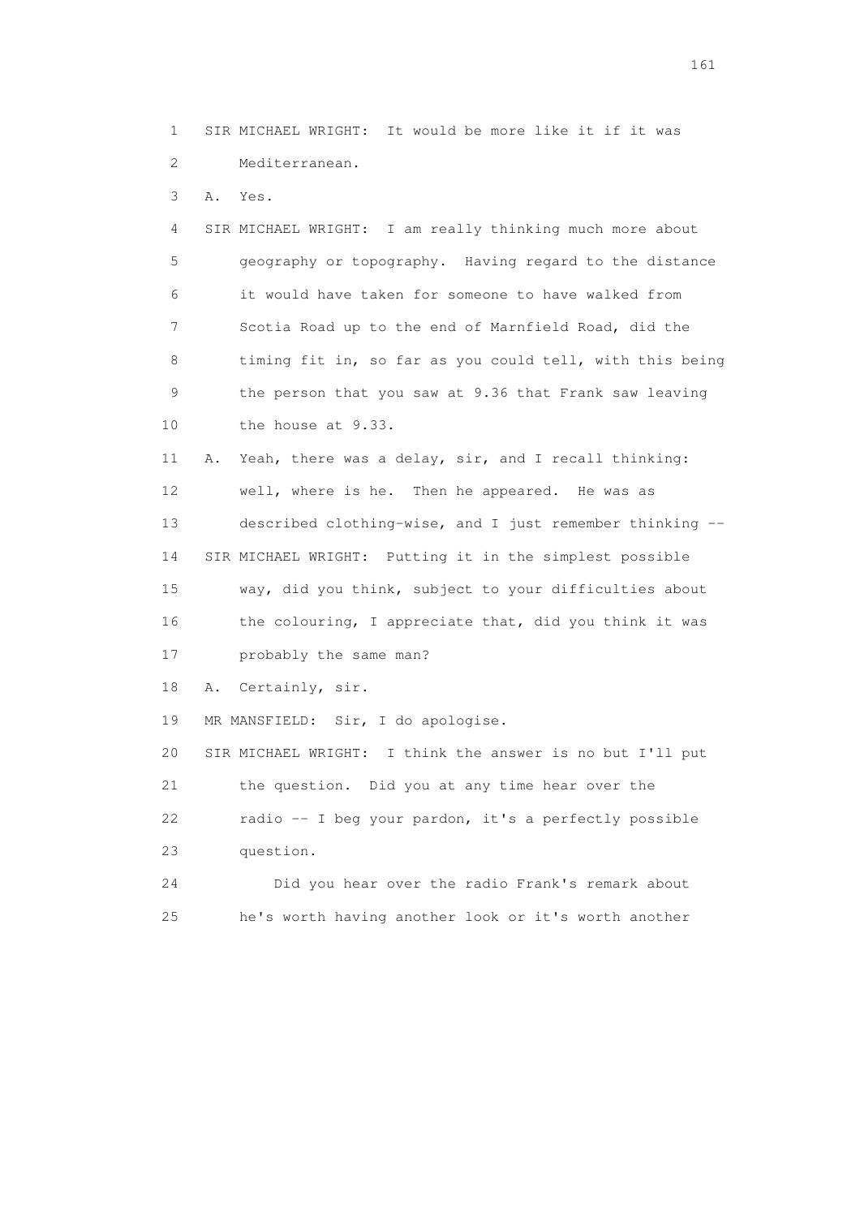1 SIR MICHAEL WRIGHT: It would be more like it if it was
2 Mediterranean.
3 A. Yes.
4 SIR MICHAEL WRIGHT: I am really thinking much more about
5 geography or topography. Having regard to the distance
6 it would have taken for someone to have walked from
7 Scotia Road up to the end of Marnfield Road, did the
8 timing fit in, so far as you could tell, with this being
9 the person that you saw at 9.36 that Frank saw leaving
10 the house at 9.33.
11 A. Yeah, there was a delay, sir, and I recall thinking:
12 well, where is he. Then he appeared. He was as
13 described clothing-wise, and I just remember thinking --
14 SIR MICHAEL WRIGHT: Putting it in the simplest possible
15 way, did you think, subject to your difficulties about
16 the colouring, I appreciate that, did you think it was
17 probably the same man?
18 A. Certainly, sir.
19 MR MANSFIELD: Sir, I do apologise.
20 SIR MICHAEL WRIGHT: I think the answer is no but I'll put
21 the question. Did you at any time hear over the
22 radio -- I beg your pardon, it's a perfectly possible
23 question.
24 Did you hear over the radio Frank's remark about
25 he's worth having another look or it's worth another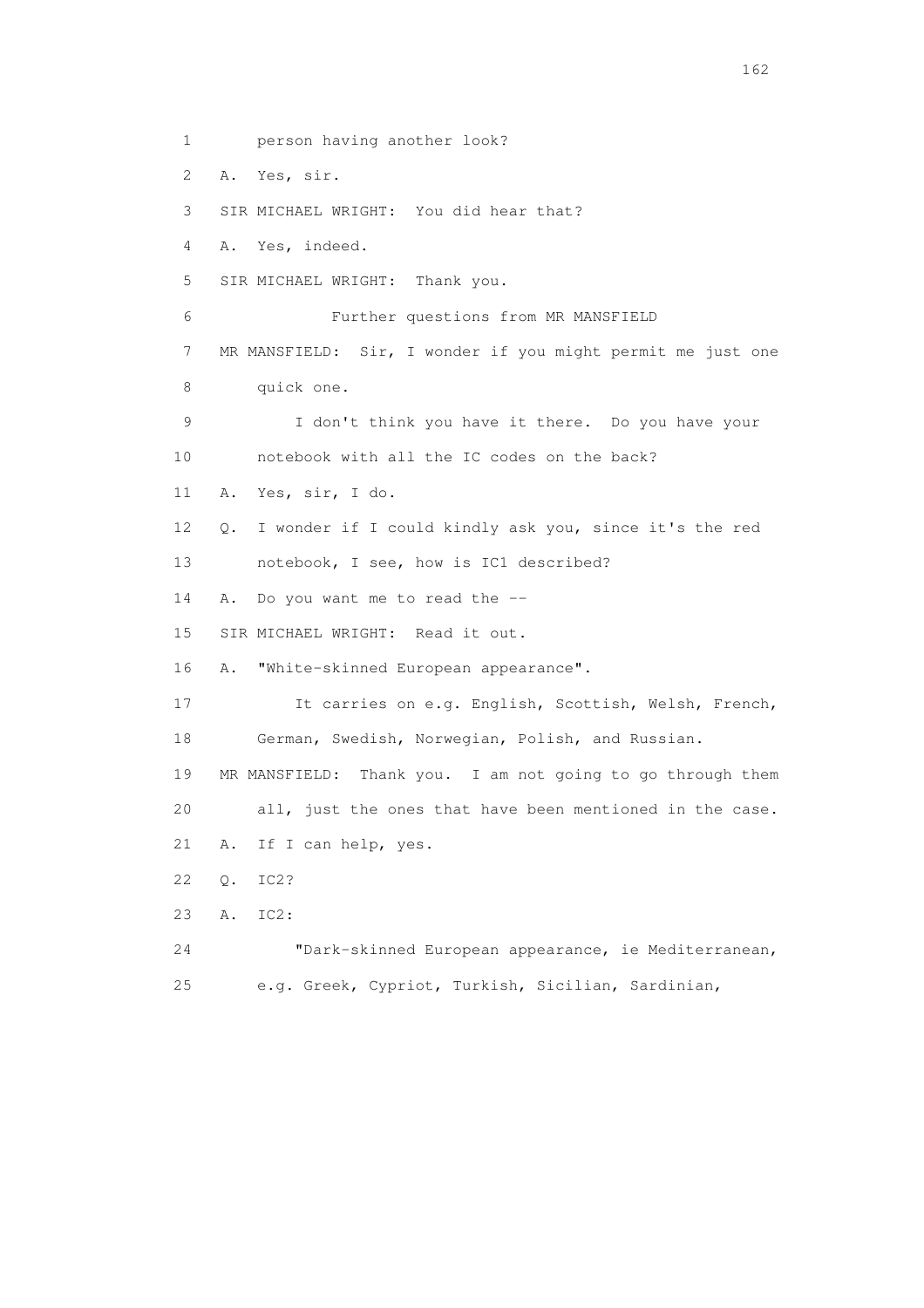1 person having another look?

2 A. Yes, sir.

3 SIR MICHAEL WRIGHT: You did hear that?

4 A. Yes, indeed.

5 SIR MICHAEL WRIGHT: Thank you.

6 Further questions from MR MANSFIELD

7 MR MANSFIELD: Sir, I wonder if you might permit me just one

8 quick one.

9 I don't think you have it there. Do you have your

10 notebook with all the IC codes on the back?

11 A. Yes, sir, I do.

12 Q. I wonder if I could kindly ask you, since it's the red

13 notebook, I see, how is IC1 described?

14 A. Do you want me to read the --

15 SIR MICHAEL WRIGHT: Read it out.

16 A. "White-skinned European appearance".

17 It carries on e.g. English, Scottish, Welsh, French,

18 German, Swedish, Norwegian, Polish, and Russian.

19 MR MANSFIELD: Thank you. I am not going to go through them

20 all, just the ones that have been mentioned in the case.

21 A. If I can help, yes.

22 Q. IC2?

23 A. IC2:

24 "Dark-skinned European appearance, ie Mediterranean,

25 e.g. Greek, Cypriot, Turkish, Sicilian, Sardinian,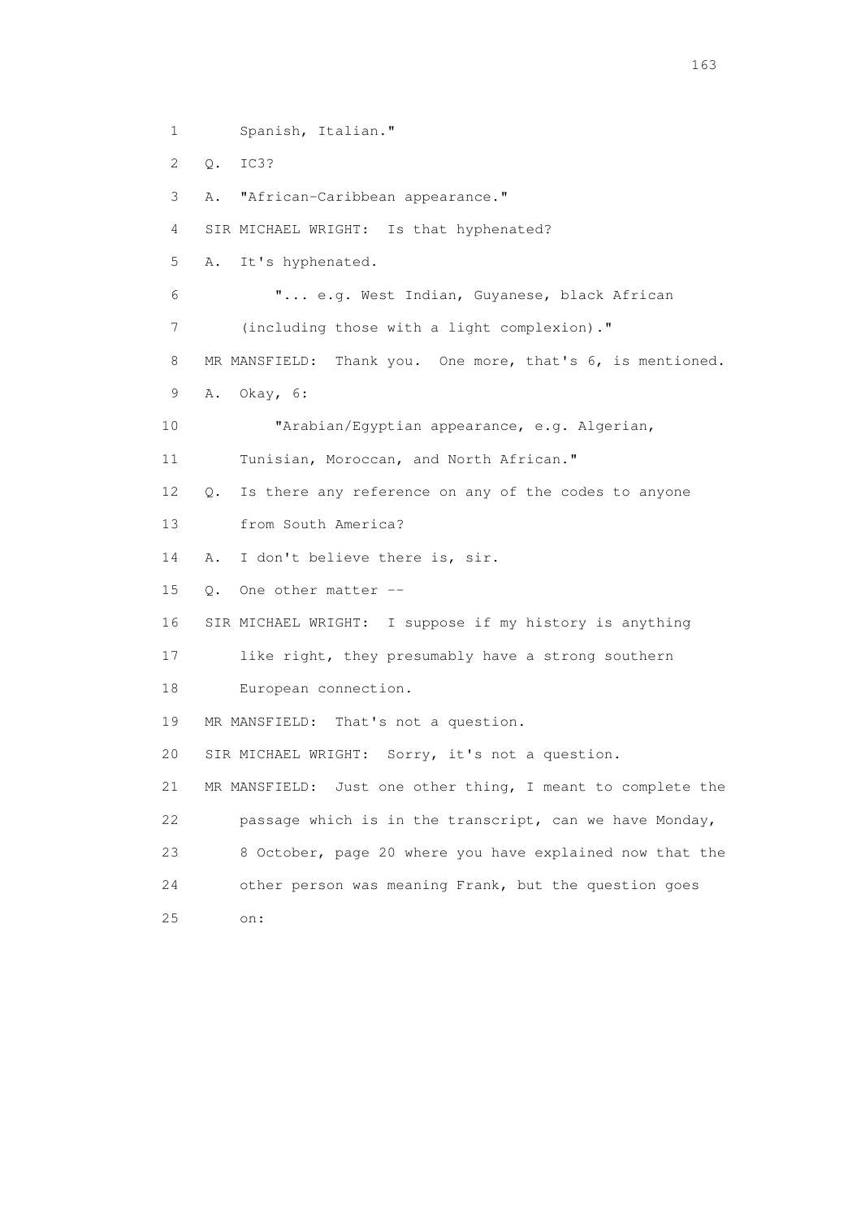1 Spanish, Italian."

2 Q. IC3?

3 A. "African-Caribbean appearance."

4 SIR MICHAEL WRIGHT: Is that hyphenated?

5 A. It's hyphenated.

6 "... e.g. West Indian, Guyanese, black African

7 (including those with a light complexion)."

8 MR MANSFIELD: Thank you. One more, that's 6, is mentioned.

9 A. Okay, 6:

10 "Arabian/Egyptian appearance, e.g. Algerian,

11 Tunisian, Moroccan, and North African."

12 Q. Is there any reference on any of the codes to anyone

13 from South America?

14 A. I don't believe there is, sir.

15 Q. One other matter --

16 SIR MICHAEL WRIGHT: I suppose if my history is anything

17 like right, they presumably have a strong southern

18 European connection.

19 MR MANSFIELD: That's not a question.

20 SIR MICHAEL WRIGHT: Sorry, it's not a question.

21 MR MANSFIELD: Just one other thing, I meant to complete the

22 passage which is in the transcript, can we have Monday,

23 8 October, page 20 where you have explained now that the

24 other person was meaning Frank, but the question goes

25 on: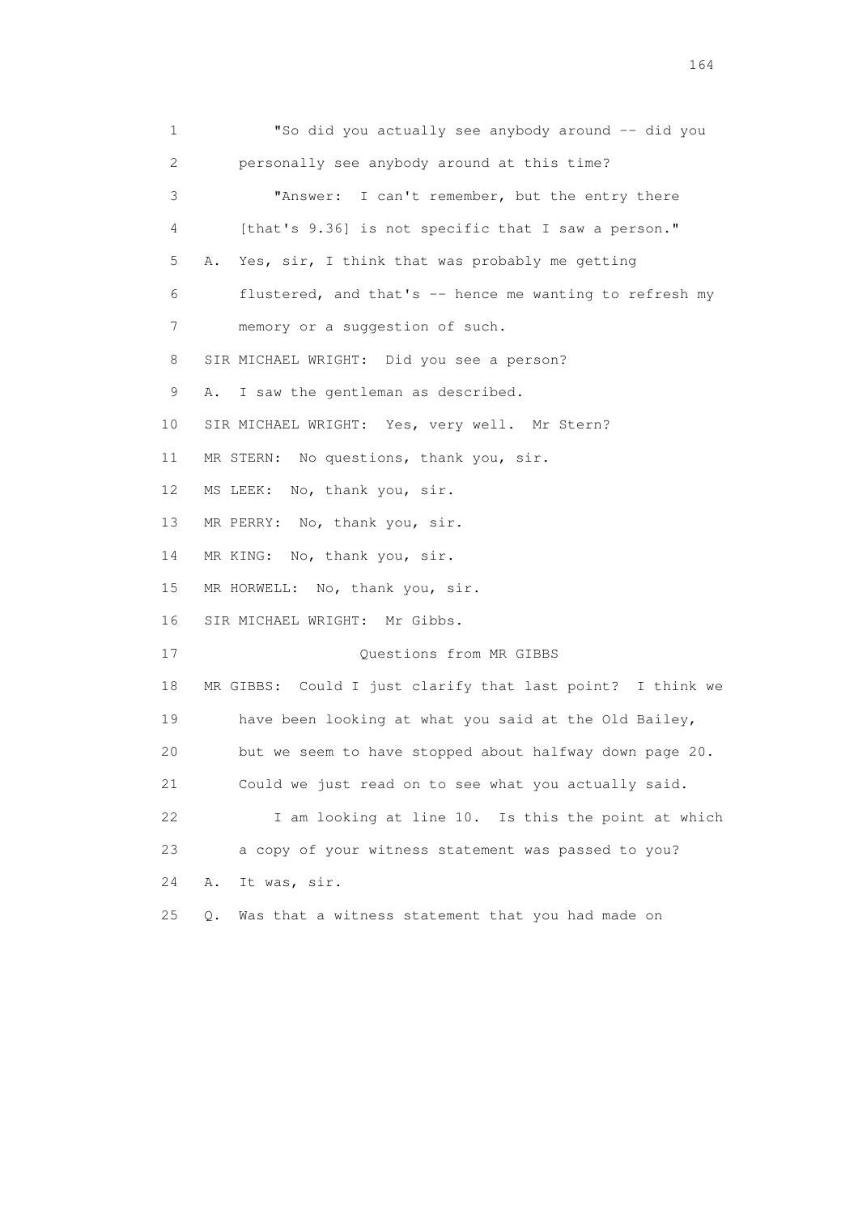1 "So did you actually see anybody around -- did you
2 personally see anybody around at this time?
3 "Answer: I can't remember, but the entry there
4 [that's 9.36] is not specific that I saw a person."
5 A. Yes, sir, I think that was probably me getting
6 flustered, and that's -- hence me wanting to refresh my
7 memory or a suggestion of such.
8 SIR MICHAEL WRIGHT: Did you see a person?
9 A. I saw the gentleman as described.
10 SIR MICHAEL WRIGHT: Yes, very well. Mr Stern?
11 MR STERN: No questions, thank you, sir.
12 MS LEEK: No, thank you, sir.
13 MR PERRY: No, thank you, sir.
14 MR KING: No, thank you, sir.
15 MR HORWELL: No, thank you, sir.
16 SIR MICHAEL WRIGHT: Mr Gibbs.
17 Questions from MR GIBBS
18 MR GIBBS: Could I just clarify that last point? I think we
19 have been looking at what you said at the Old Bailey,
20 but we seem to have stopped about halfway down page 20.
21 Could we just read on to see what you actually said.
22 I am looking at line 10. Is this the point at which
23 a copy of your witness statement was passed to you?
24 A. It was, sir.
25 Q. Was that a witness statement that you had made on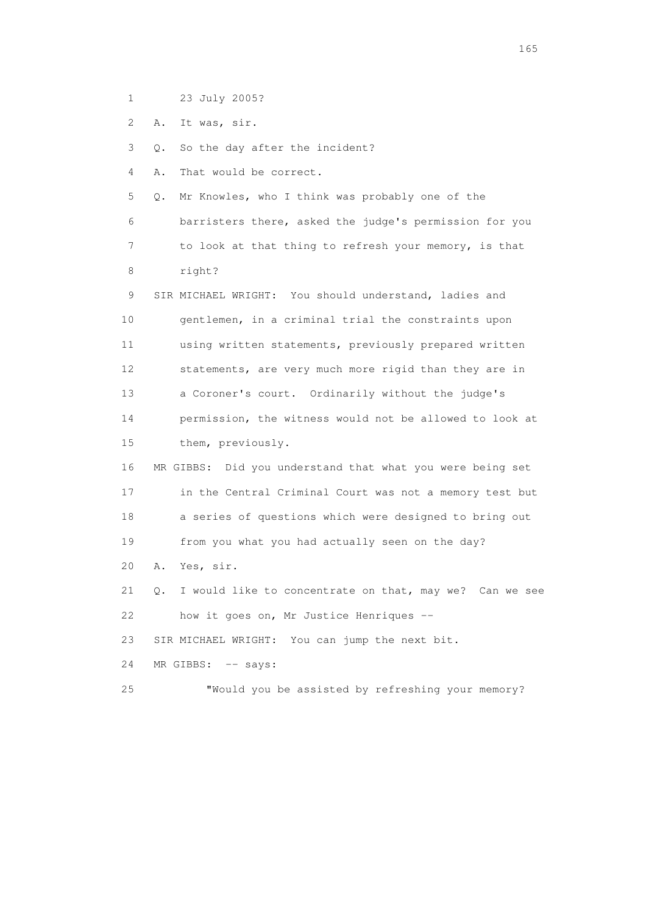1 23 July 2005?

2 A. It was, sir.

3 Q. So the day after the incident?

4 A. That would be correct.

5 Q. Mr Knowles, who I think was probably one of the

6 barristers there, asked the judge's permission for you

7 to look at that thing to refresh your memory, is that

8 right?

9 SIR MICHAEL WRIGHT: You should understand, ladies and

10 gentlemen, in a criminal trial the constraints upon

11 using written statements, previously prepared written

12 statements, are very much more rigid than they are in

13 a Coroner's court. Ordinarily without the judge's

14 permission, the witness would not be allowed to look at

15 them, previously.

16 MR GIBBS: Did you understand that what you were being set

17 in the Central Criminal Court was not a memory test but

18 a series of questions which were designed to bring out

19 from you what you had actually seen on the day?

20 A. Yes, sir.

21 Q. I would like to concentrate on that, may we? Can we see

22 how it goes on, Mr Justice Henriques --

23 SIR MICHAEL WRIGHT: You can jump the next bit.

24 MR GIBBS: -- says:

25 "Would you be assisted by refreshing your memory?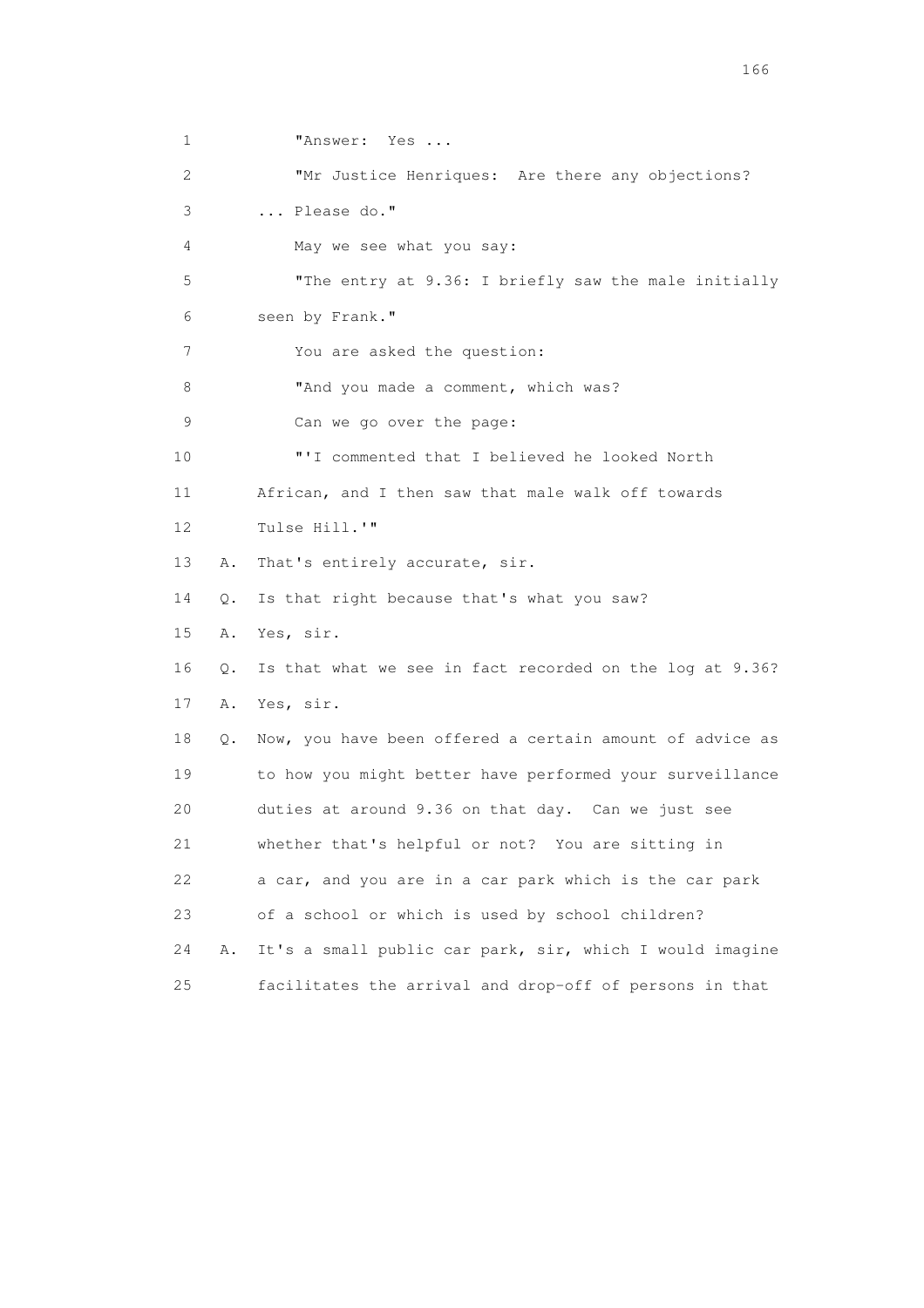1 "Answer: Yes ...

2 "Mr Justice Henriques: Are there any objections?

3 ... Please do."

4 May we see what you say:

5 "The entry at 9.36: I briefly saw the male initially

6 seen by Frank."

7 You are asked the question:

8 "And you made a comment, which was?

9 Can we go over the page:

10 "'I commented that I believed he looked North

11 African, and I then saw that male walk off towards

12 Tulse Hill.'"

13 A. That's entirely accurate, sir.

14 Q. Is that right because that's what you saw?

15 A. Yes, sir.

16 Q. Is that what we see in fact recorded on the log at 9.36?

17 A. Yes, sir.

18 Q. Now, you have been offered a certain amount of advice as

19 to how you might better have performed your surveillance

20 duties at around 9.36 on that day. Can we just see

21 whether that's helpful or not? You are sitting in

22 a car, and you are in a car park which is the car park

23 of a school or which is used by school children?

24 A. It's a small public car park, sir, which I would imagine

25 facilitates the arrival and drop-off of persons in that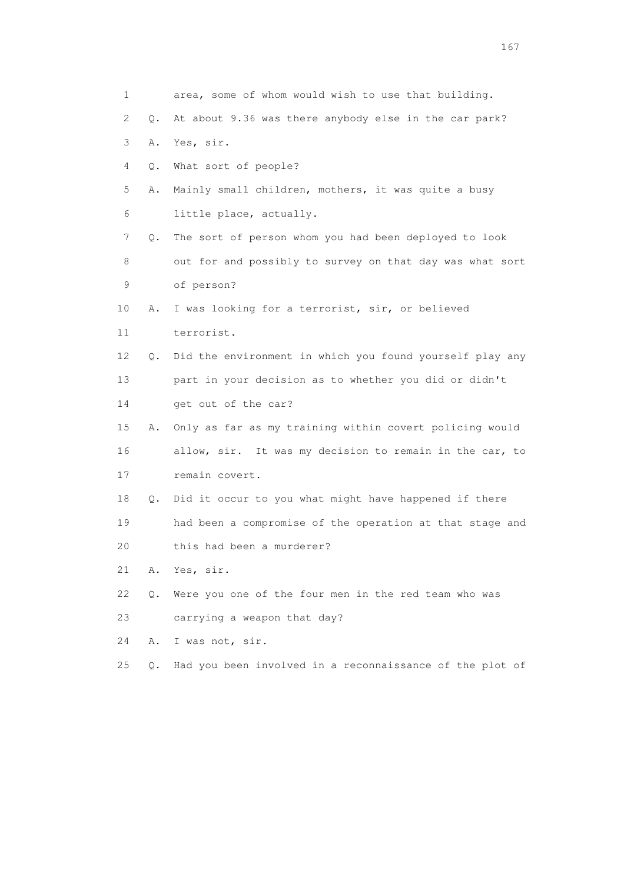1 area, some of whom would wish to use that building.

2 Q. At about 9.36 was there anybody else in the car park?

3 A. Yes, sir.

4 Q. What sort of people?

5 A. Mainly small children, mothers, it was quite a busy

6 little place, actually.

7 Q. The sort of person whom you had been deployed to look

8 out for and possibly to survey on that day was what sort

9 of person?

10 A. I was looking for a terrorist, sir, or believed

11 terrorist.

12 Q. Did the environment in which you found yourself play any

13 part in your decision as to whether you did or didn't

14 get out of the car?

15 A. Only as far as my training within covert policing would

16 allow, sir. It was my decision to remain in the car, to

17 remain covert.

18 Q. Did it occur to you what might have happened if there

19 had been a compromise of the operation at that stage and

20 this had been a murderer?

21 A. Yes, sir.

22 Q. Were you one of the four men in the red team who was

23 carrying a weapon that day?

24 A. I was not, sir.

25 Q. Had you been involved in a reconnaissance of the plot of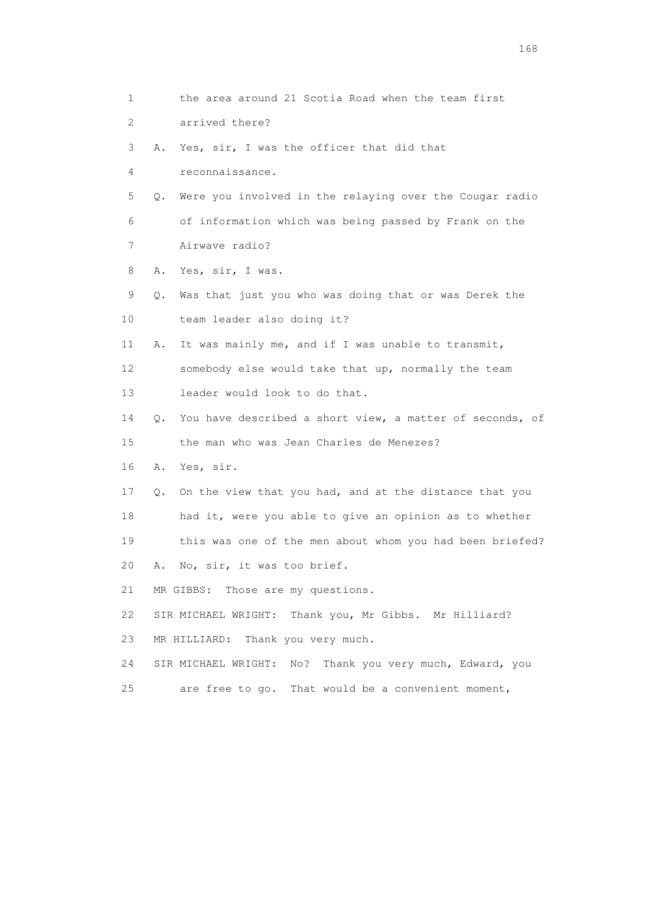1 the area around 21 Scotia Road when the team first

2 arrived there?

3 A. Yes, sir, I was the officer that did that

4 reconnaissance.

5 Q. Were you involved in the relaying over the Cougar radio

6 of information which was being passed by Frank on the

7 Airwave radio?

8 A. Yes, sir, I was.

9 Q. Was that just you who was doing that or was Derek the

10 team leader also doing it?

11 A. It was mainly me, and if I was unable to transmit,

12 somebody else would take that up, normally the team

13 leader would look to do that.

14 Q. You have described a short view, a matter of seconds, of

15 the man who was Jean Charles de Menezes?

16 A. Yes, sir.

17 Q. On the view that you had, and at the distance that you

18 had it, were you able to give an opinion as to whether

19 this was one of the men about whom you had been briefed?

20 A. No, sir, it was too brief.

21 MR GIBBS: Those are my questions.

22 SIR MICHAEL WRIGHT: Thank you, Mr Gibbs. Mr Hilliard?

23 MR HILLIARD: Thank you very much.

24 SIR MICHAEL WRIGHT: No? Thank you very much, Edward, you

25 are free to go. That would be a convenient moment,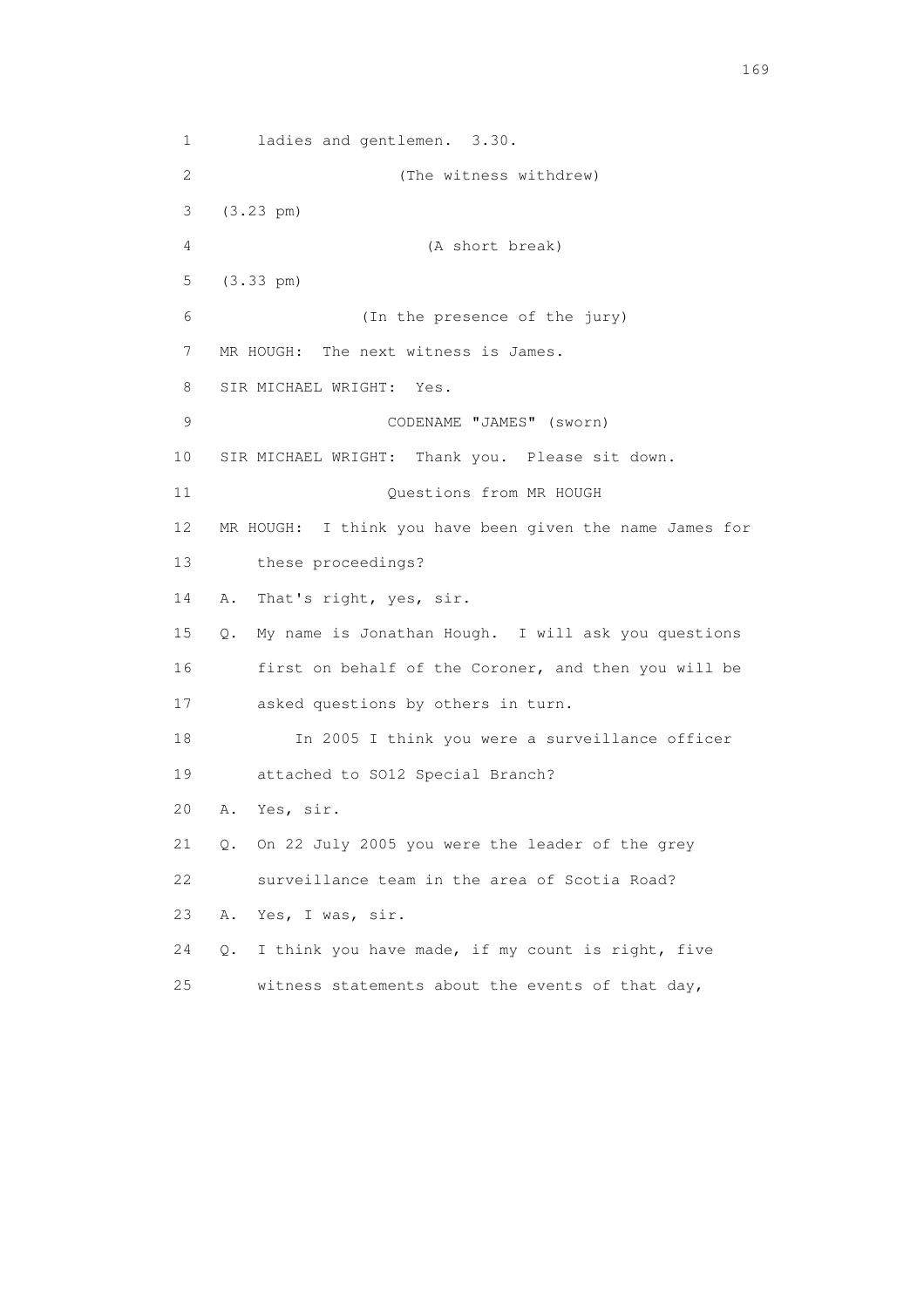1 ladies and gentlemen. 3.30.

2 (The witness withdrew)

3 (3.23 pm)

4 (A short break)

5 (3.33 pm)

6 (In the presence of the jury)

7 MR HOUGH: The next witness is James.

8 SIR MICHAEL WRIGHT: Yes.

9 CODENAME "JAMES" (sworn)

10 SIR MICHAEL WRIGHT: Thank you. Please sit down.

11 Questions from MR HOUGH

12 MR HOUGH: I think you have been given the name James for

13 these proceedings?

14 A. That's right, yes, sir.

15 Q. My name is Jonathan Hough. I will ask you questions

16 first on behalf of the Coroner, and then you will be

17 asked questions by others in turn.

18 In 2005 I think you were a surveillance officer

19 attached to SO12 Special Branch?

20 A. Yes, sir.

21 Q. On 22 July 2005 you were the leader of the grey

22 surveillance team in the area of Scotia Road?

23 A. Yes, I was, sir.

24 Q. I think you have made, if my count is right, five

25 witness statements about the events of that day,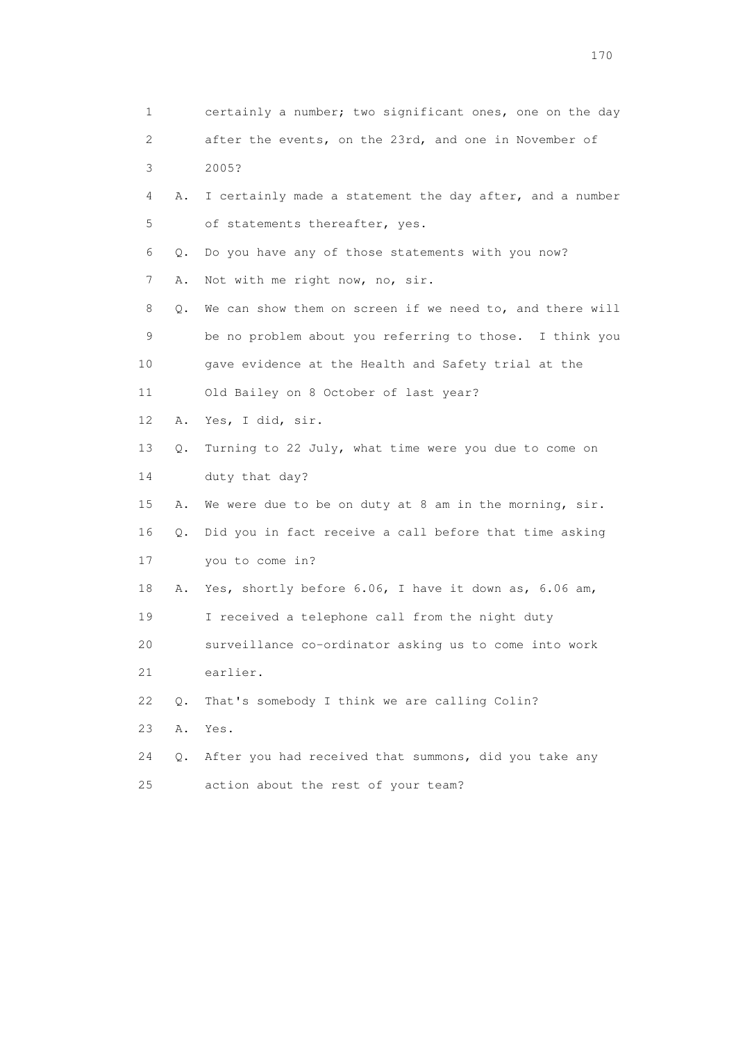1 certainly a number; two significant ones, one on the day
2 after the events, on the 23rd, and one in November of
3 2005?
4 A. I certainly made a statement the day after, and a number
5 of statements thereafter, yes.
6 Q. Do you have any of those statements with you now?
7 A. Not with me right now, no, sir.
8 Q. We can show them on screen if we need to, and there will
9 be no problem about you referring to those. I think you
10 gave evidence at the Health and Safety trial at the
11 Old Bailey on 8 October of last year?
12 A. Yes, I did, sir.
13 Q. Turning to 22 July, what time were you due to come on
14 duty that day?
15 A. We were due to be on duty at 8 am in the morning, sir.
16 Q. Did you in fact receive a call before that time asking
17 you to come in?
18 A. Yes, shortly before 6.06, I have it down as, 6.06 am,
19 I received a telephone call from the night duty
20 surveillance co-ordinator asking us to come into work
21 earlier.
22 Q. That's somebody I think we are calling Colin?
23 A. Yes.
24 Q. After you had received that summons, did you take any
25 action about the rest of your team?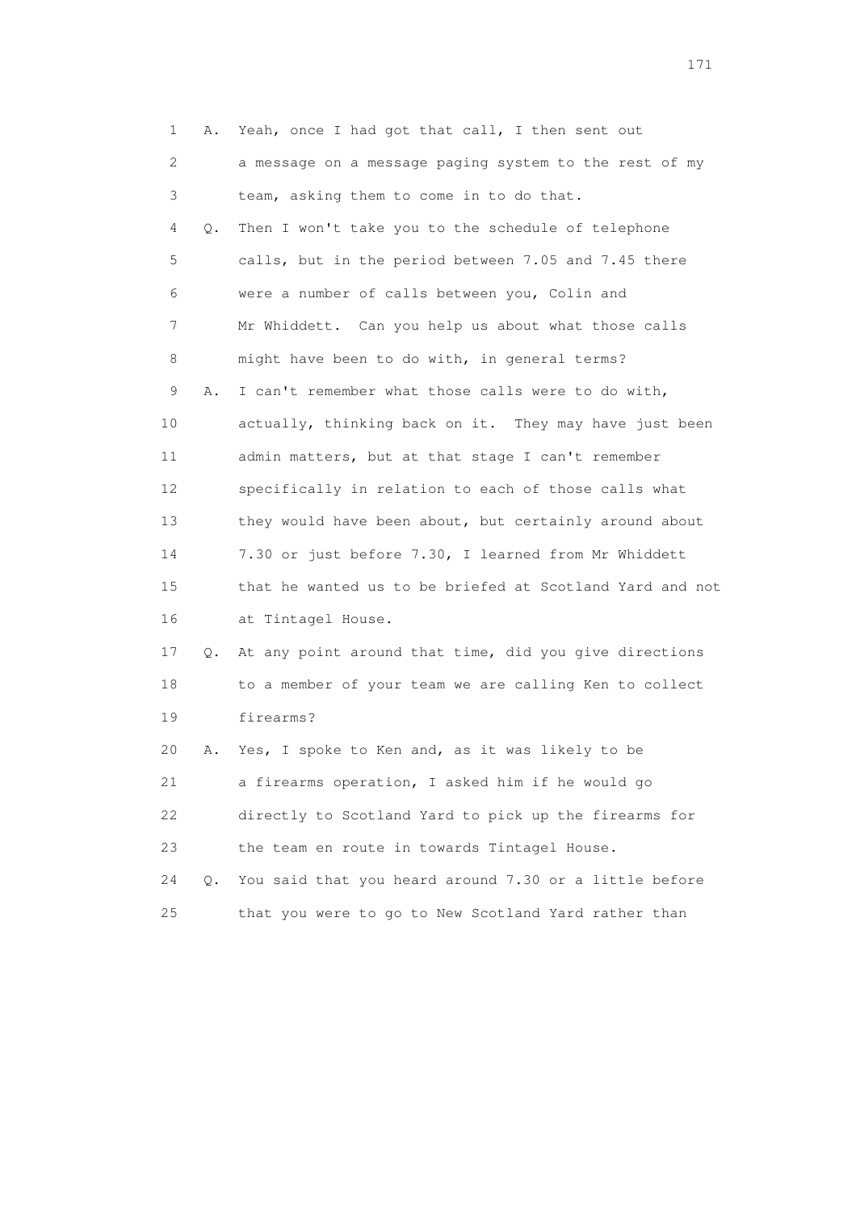1 A. Yeah, once I had got that call, I then sent out
2 a message on a message paging system to the rest of my
3 team, asking them to come in to do that.
4 Q. Then I won't take you to the schedule of telephone
5 calls, but in the period between 7.05 and 7.45 there
6 were a number of calls between you, Colin and
7 Mr Whiddett. Can you help us about what those calls
8 might have been to do with, in general terms?
9 A. I can't remember what those calls were to do with,
10 actually, thinking back on it. They may have just been
11 admin matters, but at that stage I can't remember
12 specifically in relation to each of those calls what
13 they would have been about, but certainly around about
14 7.30 or just before 7.30, I learned from Mr Whiddett
15 that he wanted us to be briefed at Scotland Yard and not
16 at Tintagel House.
17 Q. At any point around that time, did you give directions
18 to a member of your team we are calling Ken to collect
19 firearms?
20 A. Yes, I spoke to Ken and, as it was likely to be
21 a firearms operation, I asked him if he would go
22 directly to Scotland Yard to pick up the firearms for
23 the team en route in towards Tintagel House.
24 Q. You said that you heard around 7.30 or a little before
25 that you were to go to New Scotland Yard rather than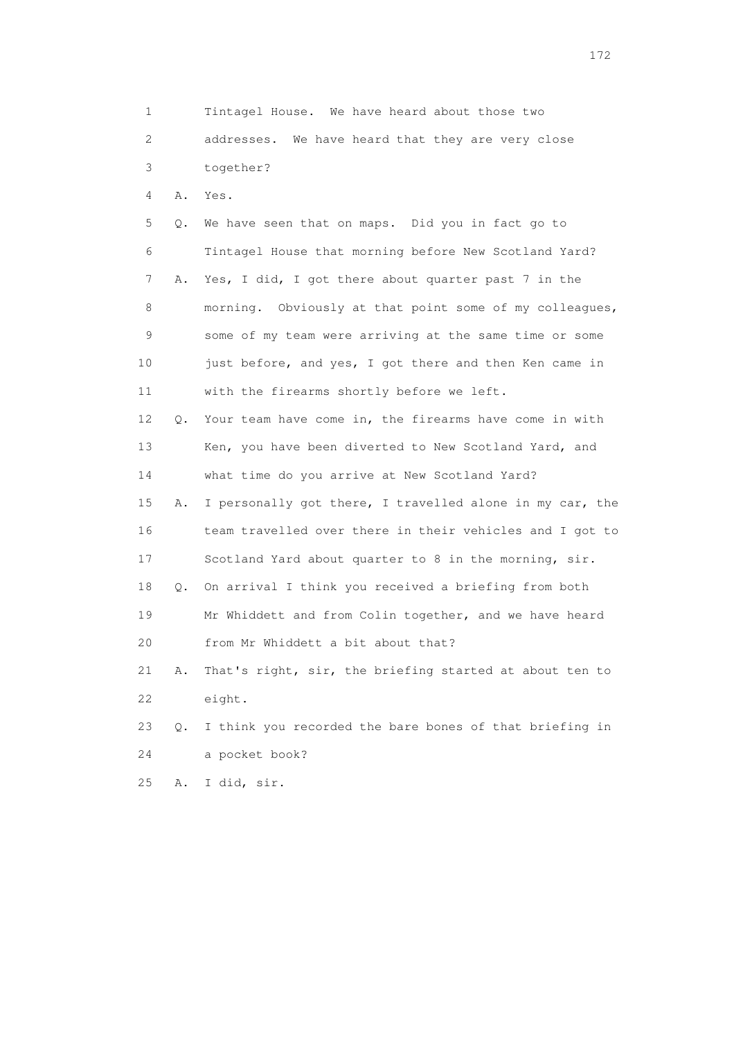1 Tintagel House. We have heard about those two
2 addresses. We have heard that they are very close
3 together?

4 A. Yes.

5 Q. We have seen that on maps. Did you in fact go to
6 Tintagel House that morning before New Scotland Yard?

7 A. Yes, I did, I got there about quarter past 7 in the
8 morning. Obviously at that point some of my colleagues,
9 some of my team were arriving at the same time or some
10 just before, and yes, I got there and then Ken came in
11 with the firearms shortly before we left.

12 Q. Your team have come in, the firearms have come in with
13 Ken, you have been diverted to New Scotland Yard, and
14 what time do you arrive at New Scotland Yard?

15 A. I personally got there, I travelled alone in my car, the
16 team travelled over there in their vehicles and I got to
17 Scotland Yard about quarter to 8 in the morning, sir.

18 Q. On arrival I think you received a briefing from both
19 Mr Whiddett and from Colin together, and we have heard
20 from Mr Whiddett a bit about that?

21 A. That's right, sir, the briefing started at about ten to
22 eight.

23 Q. I think you recorded the bare bones of that briefing in
24 a pocket book?

25 A. I did, sir.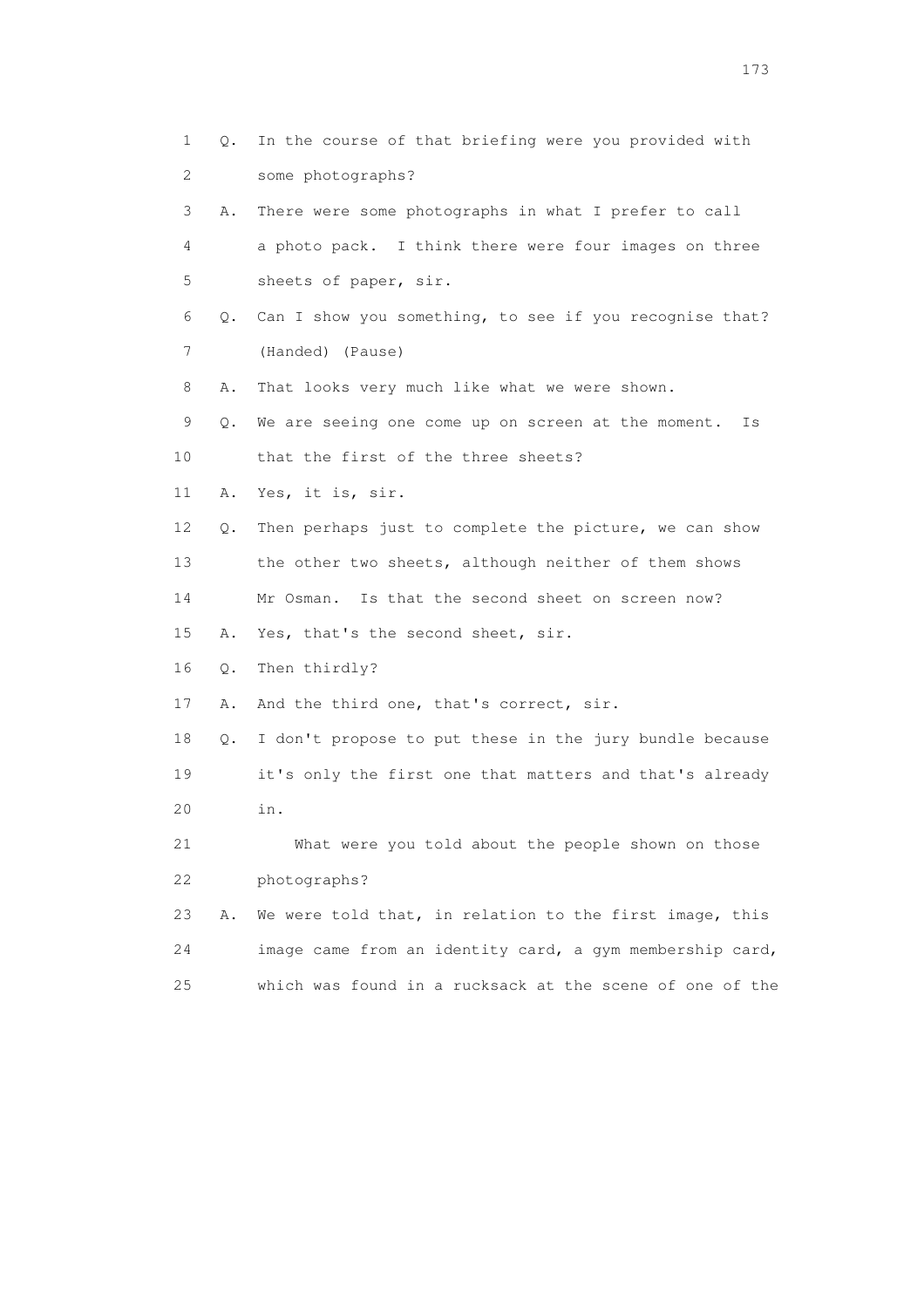1 Q. In the course of that briefing were you provided with
2 some photographs?

3 A. There were some photographs in what I prefer to call
4 a photo pack. I think there were four images on three
5 sheets of paper, sir.

6 Q. Can I show you something, to see if you recognise that?
7 (Handed) (Pause)

8 A. That looks very much like what we were shown.

9 Q. We are seeing one come up on screen at the moment. Is
10 that the first of the three sheets?

11 A. Yes, it is, sir.

12 Q. Then perhaps just to complete the picture, we can show
13 the other two sheets, although neither of them shows
14 Mr Osman. Is that the second sheet on screen now?

15 A. Yes, that's the second sheet, sir.

16 Q. Then thirdly?

17 A. And the third one, that's correct, sir.

18 Q. I don't propose to put these in the jury bundle because
19 it's only the first one that matters and that's already
20 in.

21 What were you told about the people shown on those
22 photographs?

23 A. We were told that, in relation to the first image, this
24 image came from an identity card, a gym membership card,
25 which was found in a rucksack at the scene of one of the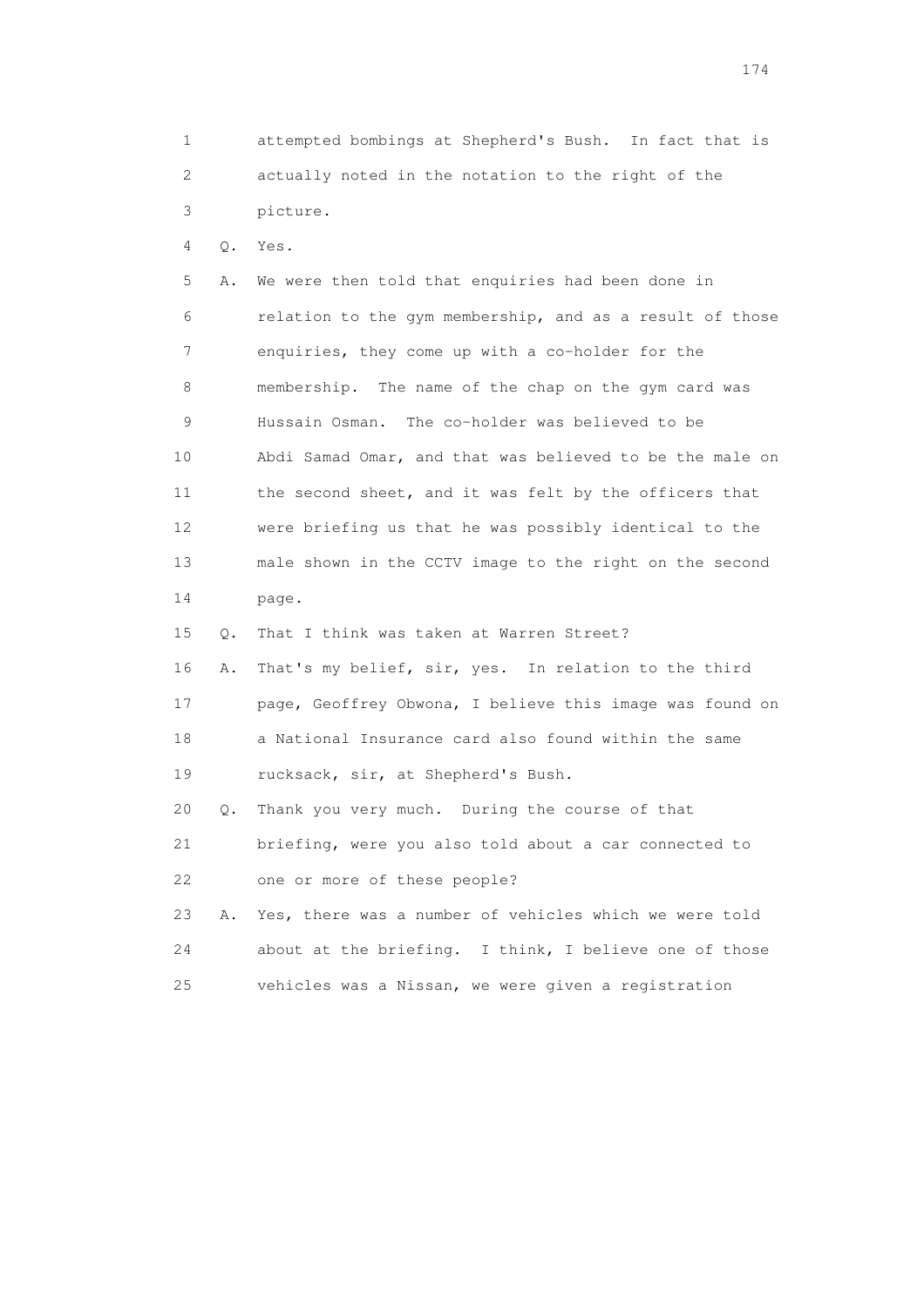1 attempted bombings at Shepherd's Bush. In fact that is
2 actually noted in the notation to the right of the
3 picture.

4 Q. Yes.

5 A. We were then told that enquiries had been done in
6 relation to the gym membership, and as a result of those
7 enquiries, they come up with a co-holder for the
8 membership. The name of the chap on the gym card was
9 Hussain Osman. The co-holder was believed to be
10 Abdi Samad Omar, and that was believed to be the male on
11 the second sheet, and it was felt by the officers that
12 were briefing us that he was possibly identical to the
13 male shown in the CCTV image to the right on the second
14 page.

15 Q. That I think was taken at Warren Street?

16 A. That's my belief, sir, yes. In relation to the third
17 page, Geoffrey Obwona, I believe this image was found on
18 a National Insurance card also found within the same
19 rucksack, sir, at Shepherd's Bush.

20 Q. Thank you very much. During the course of that
21 briefing, were you also told about a car connected to
22 one or more of these people?

23 A. Yes, there was a number of vehicles which we were told
24 about at the briefing. I think, I believe one of those
25 vehicles was a Nissan, we were given a registration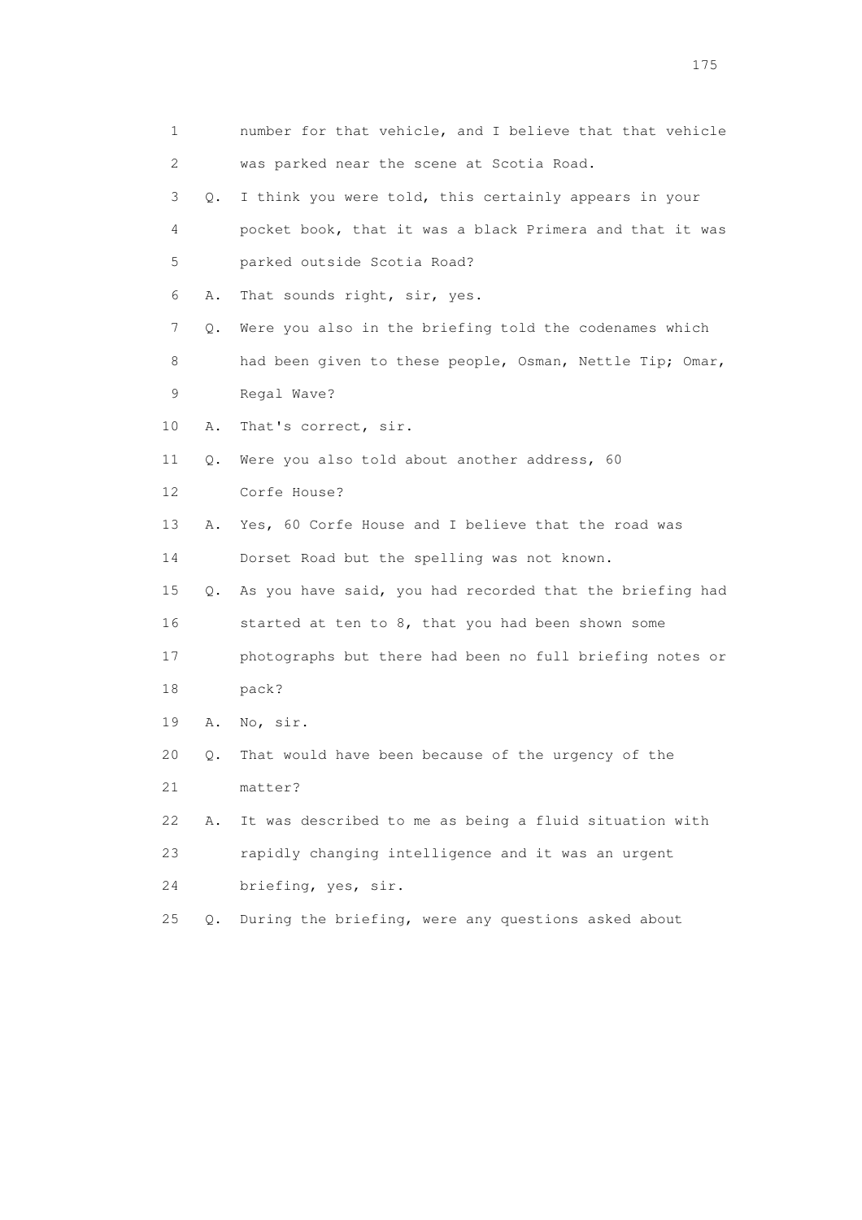1 number for that vehicle, and I believe that that vehicle
2 was parked near the scene at Scotia Road.
3 Q. I think you were told, this certainly appears in your
4 pocket book, that it was a black Primera and that it was
5 parked outside Scotia Road?
6 A. That sounds right, sir, yes.
7 Q. Were you also in the briefing told the codenames which
8 had been given to these people, Osman, Nettle Tip; Omar,
9 Regal Wave?
10 A. That's correct, sir.
11 Q. Were you also told about another address, 60
12 Corfe House?
13 A. Yes, 60 Corfe House and I believe that the road was
14 Dorset Road but the spelling was not known.
15 Q. As you have said, you had recorded that the briefing had
16 started at ten to 8, that you had been shown some
17 photographs but there had been no full briefing notes or
18 pack?
19 A. No, sir.
20 Q. That would have been because of the urgency of the
21 matter?
22 A. It was described to me as being a fluid situation with
23 rapidly changing intelligence and it was an urgent
24 briefing, yes, sir.
25 Q. During the briefing, were any questions asked about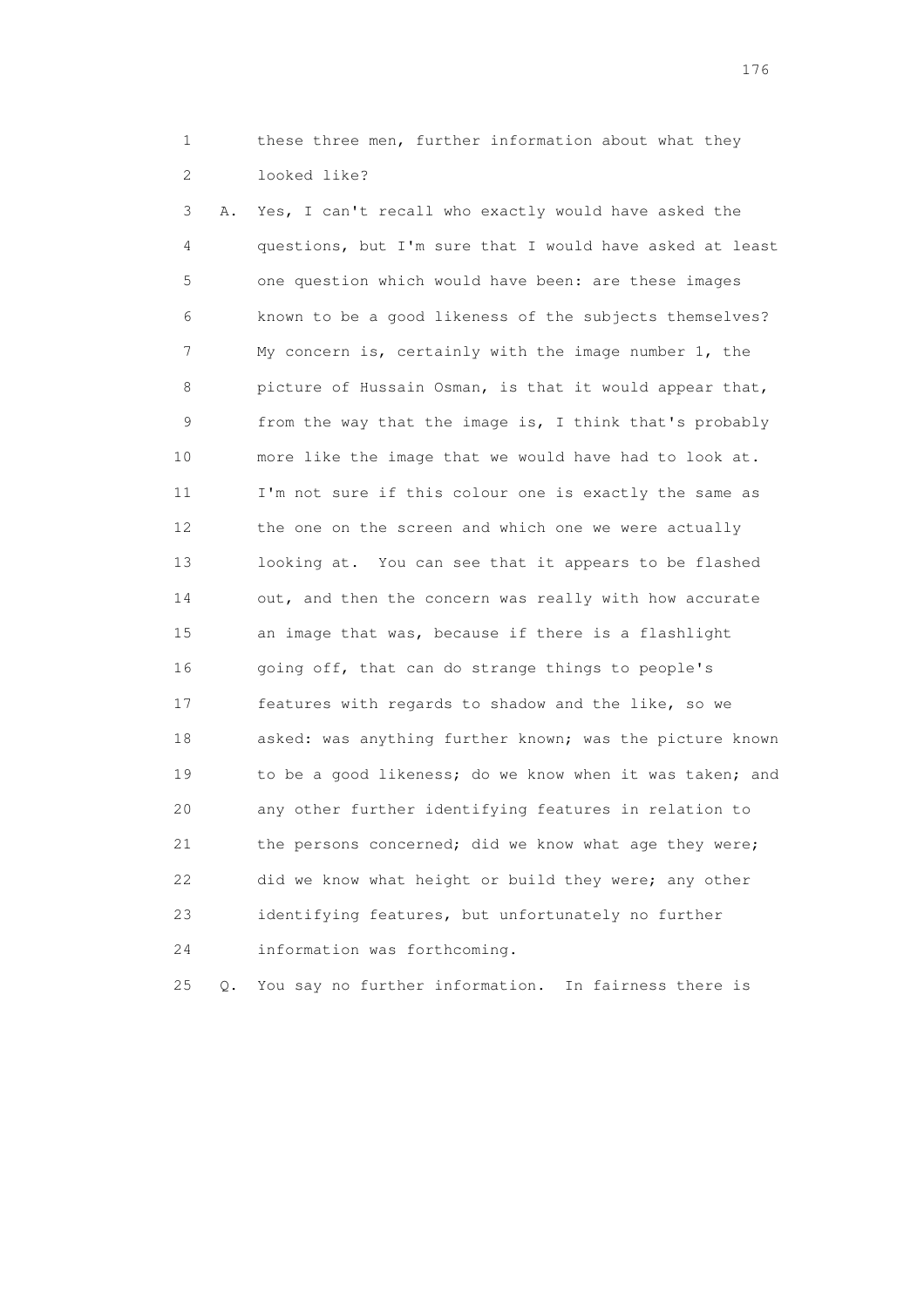1 these three men, further information about what they
2 looked like?

3 A. Yes, I can't recall who exactly would have asked the
4 questions, but I'm sure that I would have asked at least
5 one question which would have been: are these images
6 known to be a good likeness of the subjects themselves?
7 My concern is, certainly with the image number 1, the
8 picture of Hussain Osman, is that it would appear that,
9 from the way that the image is, I think that's probably
10 more like the image that we would have had to look at.
11 I'm not sure if this colour one is exactly the same as
12 the one on the screen and which one we were actually
13 looking at. You can see that it appears to be flashed
14 out, and then the concern was really with how accurate
15 an image that was, because if there is a flashlight
16 going off, that can do strange things to people's
17 features with regards to shadow and the like, so we
18 asked: was anything further known; was the picture known
19 to be a good likeness; do we know when it was taken; and
20 any other further identifying features in relation to
21 the persons concerned; did we know what age they were;
22 did we know what height or build they were; any other
23 identifying features, but unfortunately no further
24 information was forthcoming.

25 Q. You say no further information. In fairness there is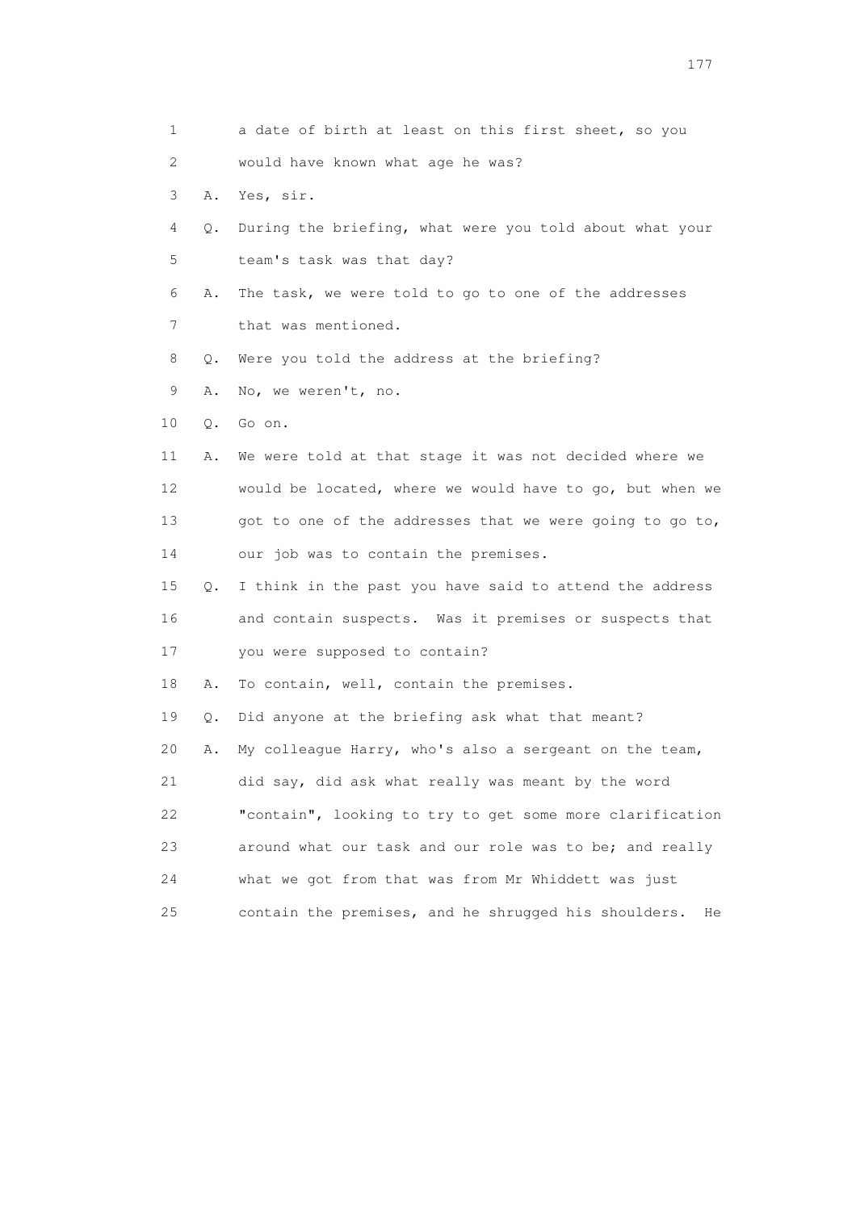1 a date of birth at least on this first sheet, so you
2 would have known what age he was?
3 A. Yes, sir.
4 Q. During the briefing, what were you told about what your
5 team's task was that day?
6 A. The task, we were told to go to one of the addresses
7 that was mentioned.
8 Q. Were you told the address at the briefing?
9 A. No, we weren't, no.
10 Q. Go on.
11 A. We were told at that stage it was not decided where we
12 would be located, where we would have to go, but when we
13 got to one of the addresses that we were going to go to,
14 our job was to contain the premises.
15 Q. I think in the past you have said to attend the address
16 and contain suspects. Was it premises or suspects that
17 you were supposed to contain?
18 A. To contain, well, contain the premises.
19 Q. Did anyone at the briefing ask what that meant?
20 A. My colleague Harry, who's also a sergeant on the team,
21 did say, did ask what really was meant by the word
22 "contain", looking to try to get some more clarification
23 around what our task and our role was to be; and really
24 what we got from that was from Mr Whiddett was just
25 contain the premises, and he shrugged his shoulders. He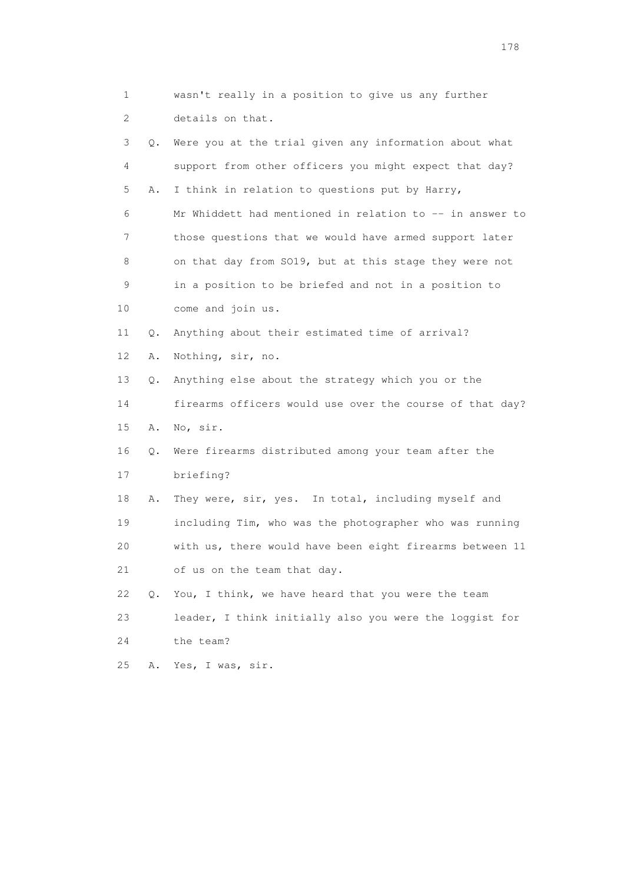1 wasn't really in a position to give us any further
2 details on that.
3 Q. Were you at the trial given any information about what
4 support from other officers you might expect that day?
5 A. I think in relation to questions put by Harry,
6 Mr Whiddett had mentioned in relation to -- in answer to
7 those questions that we would have armed support later
8 on that day from SO19, but at this stage they were not
9 in a position to be briefed and not in a position to
10 come and join us.
11 Q. Anything about their estimated time of arrival?
12 A. Nothing, sir, no.
13 Q. Anything else about the strategy which you or the
14 firearms officers would use over the course of that day?
15 A. No, sir.
16 Q. Were firearms distributed among your team after the
17 briefing?
18 A. They were, sir, yes. In total, including myself and
19 including Tim, who was the photographer who was running
20 with us, there would have been eight firearms between 11
21 of us on the team that day.
22 Q. You, I think, we have heard that you were the team
23 leader, I think initially also you were the loggist for
24 the team?
25 A. Yes, I was, sir.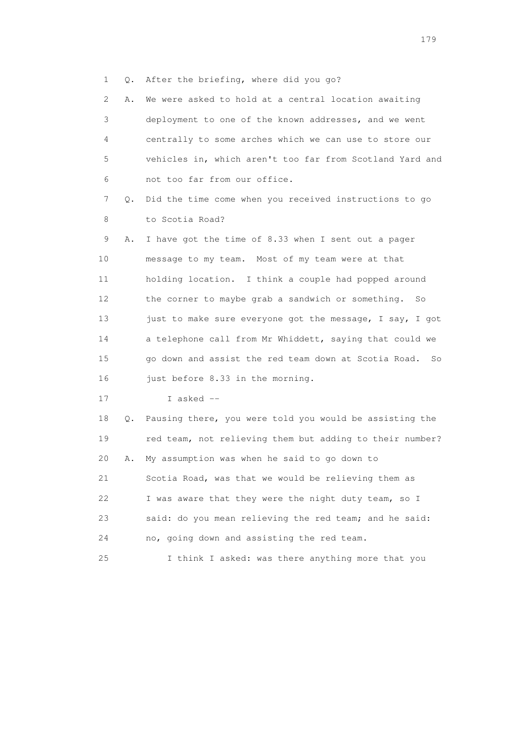1 Q. After the briefing, where did you go?

2 A. We were asked to hold at a central location awaiting

3 deployment to one of the known addresses, and we went

4 centrally to some arches which we can use to store our

5 vehicles in, which aren't too far from Scotland Yard and

6 not too far from our office.

7 Q. Did the time come when you received instructions to go

8 to Scotia Road?

9 A. I have got the time of 8.33 when I sent out a pager

10 message to my team. Most of my team were at that

11 holding location. I think a couple had popped around

12 the corner to maybe grab a sandwich or something. So

13 just to make sure everyone got the message, I say, I got

14 a telephone call from Mr Whiddett, saying that could we

15 go down and assist the red team down at Scotia Road. So

16 just before 8.33 in the morning.

17 I asked --

18 Q. Pausing there, you were told you would be assisting the

19 red team, not relieving them but adding to their number?

20 A. My assumption was when he said to go down to

21 Scotia Road, was that we would be relieving them as

22 I was aware that they were the night duty team, so I

23 said: do you mean relieving the red team; and he said:

24 no, going down and assisting the red team.

25 I think I asked: was there anything more that you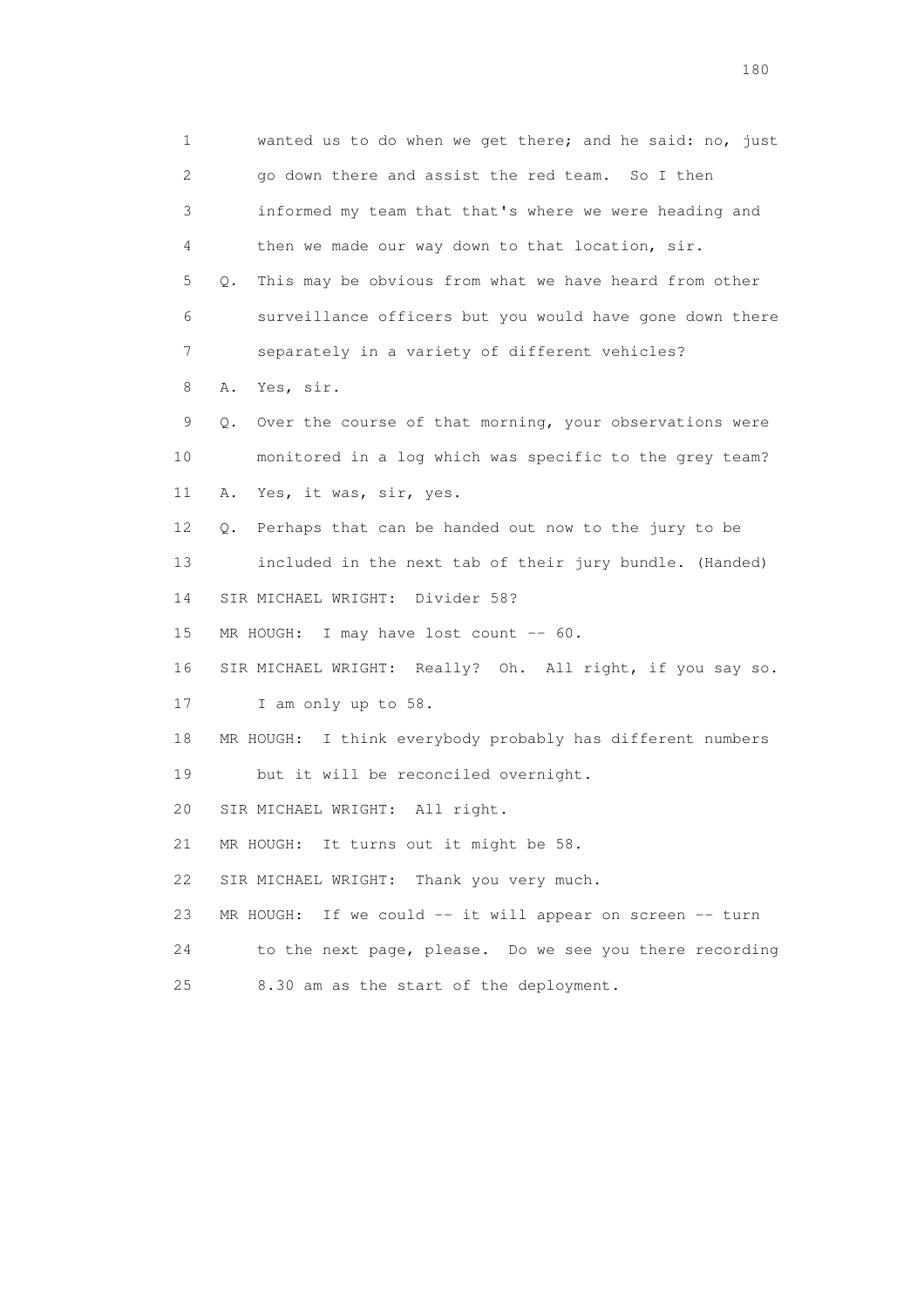1 wanted us to do when we get there; and he said: no, just
2 go down there and assist the red team. So I then
3 informed my team that that's where we were heading and
4 then we made our way down to that location, sir.
5 Q. This may be obvious from what we have heard from other
6 surveillance officers but you would have gone down there
7 separately in a variety of different vehicles?
8 A. Yes, sir.
9 Q. Over the course of that morning, your observations were
10 monitored in a log which was specific to the grey team?
11 A. Yes, it was, sir, yes.
12 Q. Perhaps that can be handed out now to the jury to be
13 included in the next tab of their jury bundle. (Handed)
14 SIR MICHAEL WRIGHT: Divider 58?
15 MR HOUGH: I may have lost count -- 60.
16 SIR MICHAEL WRIGHT: Really? Oh. All right, if you say so.
17 I am only up to 58.
18 MR HOUGH: I think everybody probably has different numbers
19 but it will be reconciled overnight.
20 SIR MICHAEL WRIGHT: All right.
21 MR HOUGH: It turns out it might be 58.
22 SIR MICHAEL WRIGHT: Thank you very much.
23 MR HOUGH: If we could -- it will appear on screen -- turn
24 to the next page, please. Do we see you there recording
25 8.30 am as the start of the deployment.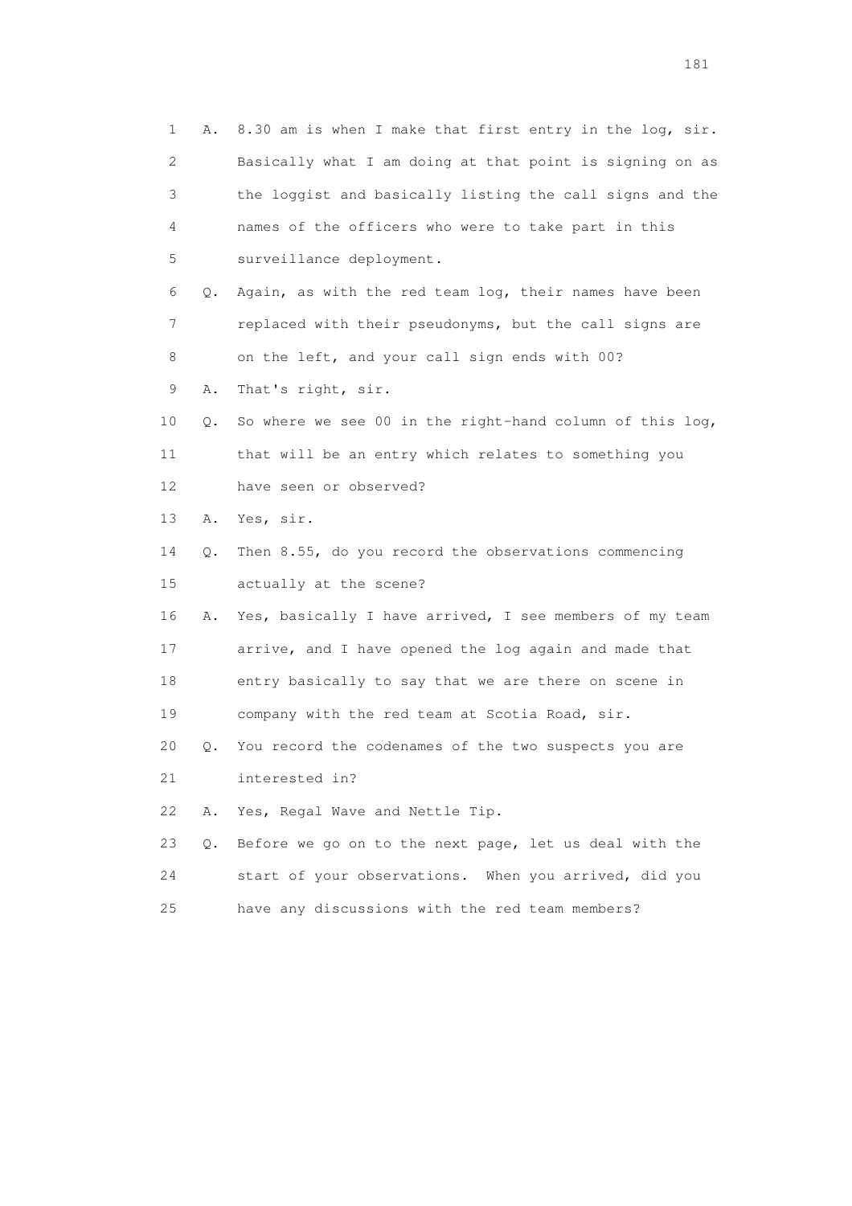1 A. 8.30 am is when I make that first entry in the log, sir.
2 Basically what I am doing at that point is signing on as
3 the loggist and basically listing the call signs and the
4 names of the officers who were to take part in this
5 surveillance deployment.

6 Q. Again, as with the red team log, their names have been
7 replaced with their pseudonyms, but the call signs are
8 on the left, and your call sign ends with 00?

9 A. That's right, sir.

10 Q. So where we see 00 in the right-hand column of this log,
11 that will be an entry which relates to something you
12 have seen or observed?

13 A. Yes, sir.

14 Q. Then 8.55, do you record the observations commencing
15 actually at the scene?

16 A. Yes, basically I have arrived, I see members of my team
17 arrive, and I have opened the log again and made that
18 entry basically to say that we are there on scene in
19 company with the red team at Scotia Road, sir.

20 Q. You record the codenames of the two suspects you are
21 interested in?

22 A. Yes, Regal Wave and Nettle Tip.

23 Q. Before we go on to the next page, let us deal with the
24 start of your observations. When you arrived, did you
25 have any discussions with the red team members?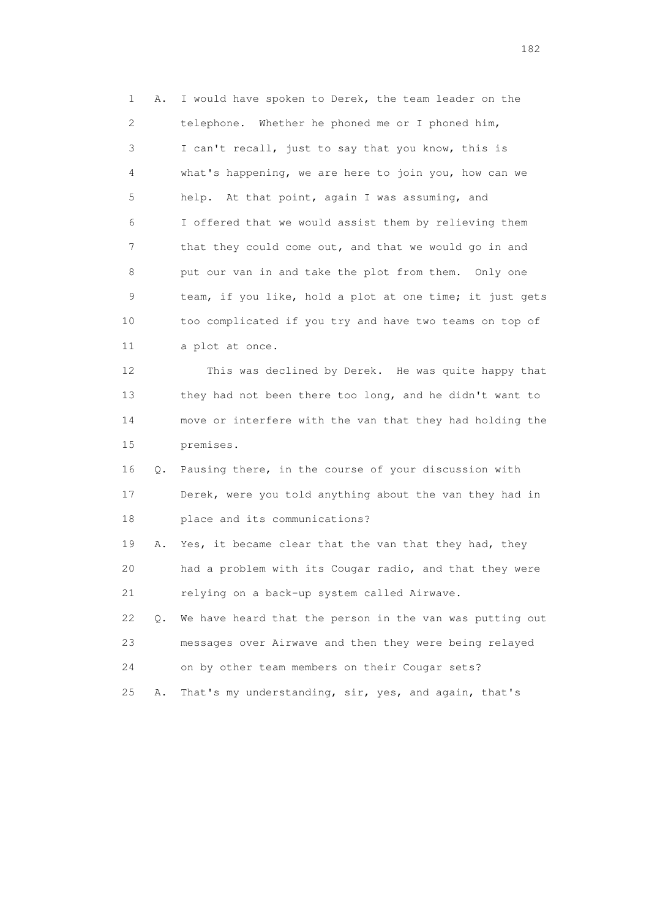1 A. I would have spoken to Derek, the team leader on the
2 telephone. Whether he phoned me or I phoned him,
3 I can't recall, just to say that you know, this is
4 what's happening, we are here to join you, how can we
5 help. At that point, again I was assuming, and
6 I offered that we would assist them by relieving them
7 that they could come out, and that we would go in and
8 put our van in and take the plot from them. Only one
9 team, if you like, hold a plot at one time; it just gets
10 too complicated if you try and have two teams on top of
11 a plot at once.

12 This was declined by Derek. He was quite happy that
13 they had not been there too long, and he didn't want to
14 move or interfere with the van that they had holding the
15 premises.

16 Q. Pausing there, in the course of your discussion with
17 Derek, were you told anything about the van they had in
18 place and its communications?

19 A. Yes, it became clear that the van that they had, they
20 had a problem with its Cougar radio, and that they were
21 relying on a back-up system called Airwave.

22 Q. We have heard that the person in the van was putting out
23 messages over Airwave and then they were being relayed
24 on by other team members on their Cougar sets?

25 A. That's my understanding, sir, yes, and again, that's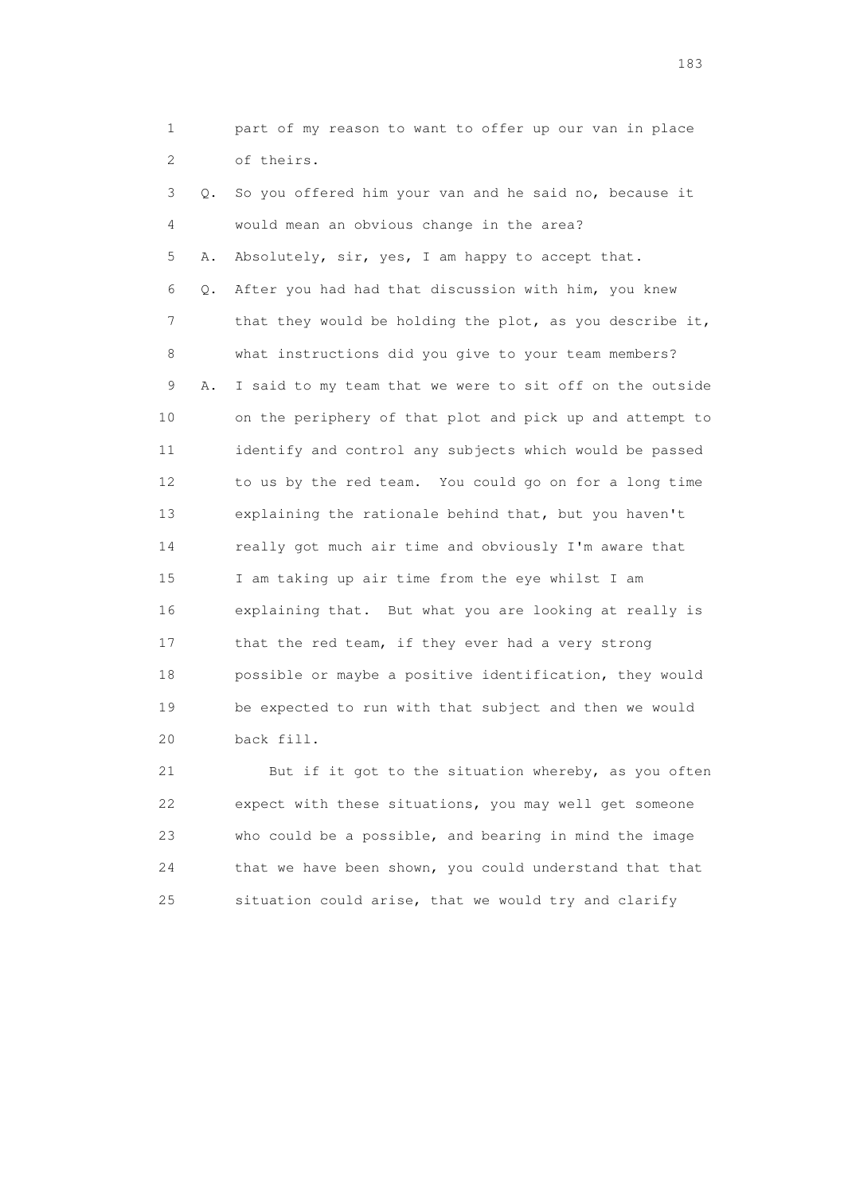1 part of my reason to want to offer up our van in place
2 of theirs.

3 Q. So you offered him your van and he said no, because it
4 would mean an obvious change in the area?

5 A. Absolutely, sir, yes, I am happy to accept that.

6 Q. After you had had that discussion with him, you knew
7 that they would be holding the plot, as you describe it,
8 what instructions did you give to your team members?

9 A. I said to my team that we were to sit off on the outside
10 on the periphery of that plot and pick up and attempt to
11 identify and control any subjects which would be passed
12 to us by the red team. You could go on for a long time
13 explaining the rationale behind that, but you haven't
14 really got much air time and obviously I'm aware that
15 I am taking up air time from the eye whilst I am
16 explaining that. But what you are looking at really is
17 that the red team, if they ever had a very strong
18 possible or maybe a positive identification, they would
19 be expected to run with that subject and then we would
20 back fill.

21 But if it got to the situation whereby, as you often
22 expect with these situations, you may well get someone
23 who could be a possible, and bearing in mind the image
24 that we have been shown, you could understand that that
25 situation could arise, that we would try and clarify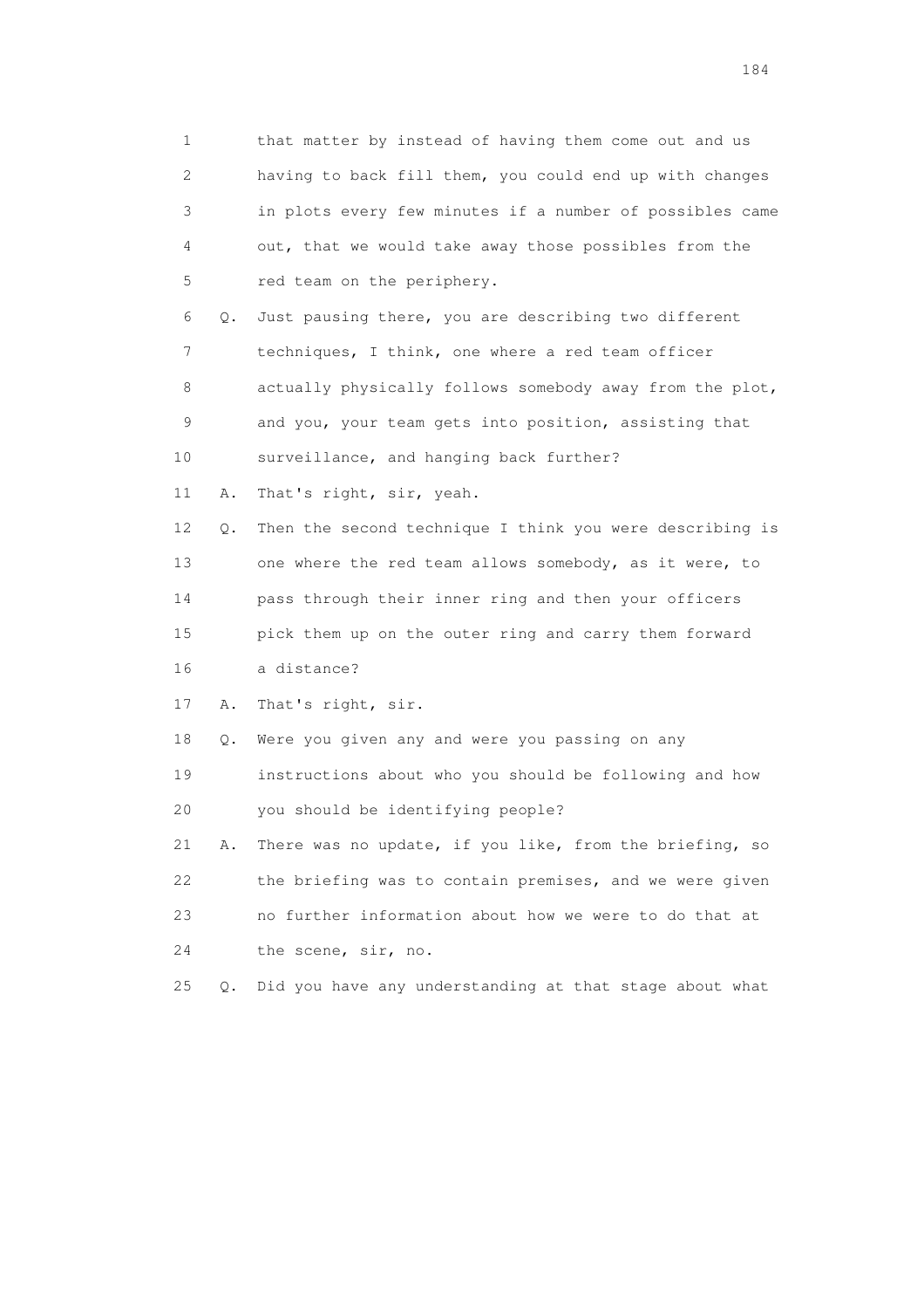1 that matter by instead of having them come out and us
2 having to back fill them, you could end up with changes
3 in plots every few minutes if a number of possibles came
4 out, that we would take away those possibles from the
5 red team on the periphery.

6 Q. Just pausing there, you are describing two different
7 techniques, I think, one where a red team officer
8 actually physically follows somebody away from the plot,
9 and you, your team gets into position, assisting that
10 surveillance, and hanging back further?

11 A. That's right, sir, yeah.

12 Q. Then the second technique I think you were describing is
13 one where the red team allows somebody, as it were, to
14 pass through their inner ring and then your officers
15 pick them up on the outer ring and carry them forward
16 a distance?

17 A. That's right, sir.

18 Q. Were you given any and were you passing on any
19 instructions about who you should be following and how
20 you should be identifying people?

21 A. There was no update, if you like, from the briefing, so
22 the briefing was to contain premises, and we were given
23 no further information about how we were to do that at
24 the scene, sir, no.

25 Q. Did you have any understanding at that stage about what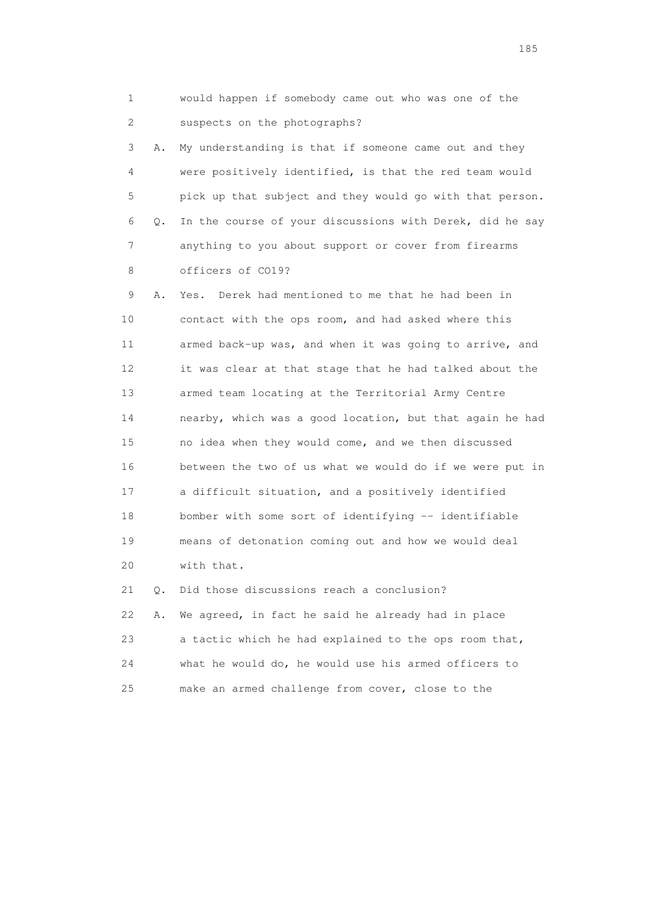1 would happen if somebody came out who was one of the
2 suspects on the photographs?

3 A. My understanding is that if someone came out and they
4 were positively identified, is that the red team would
5 pick up that subject and they would go with that person.

6 Q. In the course of your discussions with Derek, did he say
7 anything to you about support or cover from firearms
8 officers of CO19?

9 A. Yes. Derek had mentioned to me that he had been in
10 contact with the ops room, and had asked where this
11 armed back-up was, and when it was going to arrive, and
12 it was clear at that stage that he had talked about the
13 armed team locating at the Territorial Army Centre
14 nearby, which was a good location, but that again he had
15 no idea when they would come, and we then discussed
16 between the two of us what we would do if we were put in
17 a difficult situation, and a positively identified
18 bomber with some sort of identifying -- identifiable
19 means of detonation coming out and how we would deal
20 with that.

21 Q. Did those discussions reach a conclusion?

22 A. We agreed, in fact he said he already had in place
23 a tactic which he had explained to the ops room that,
24 what he would do, he would use his armed officers to
25 make an armed challenge from cover, close to the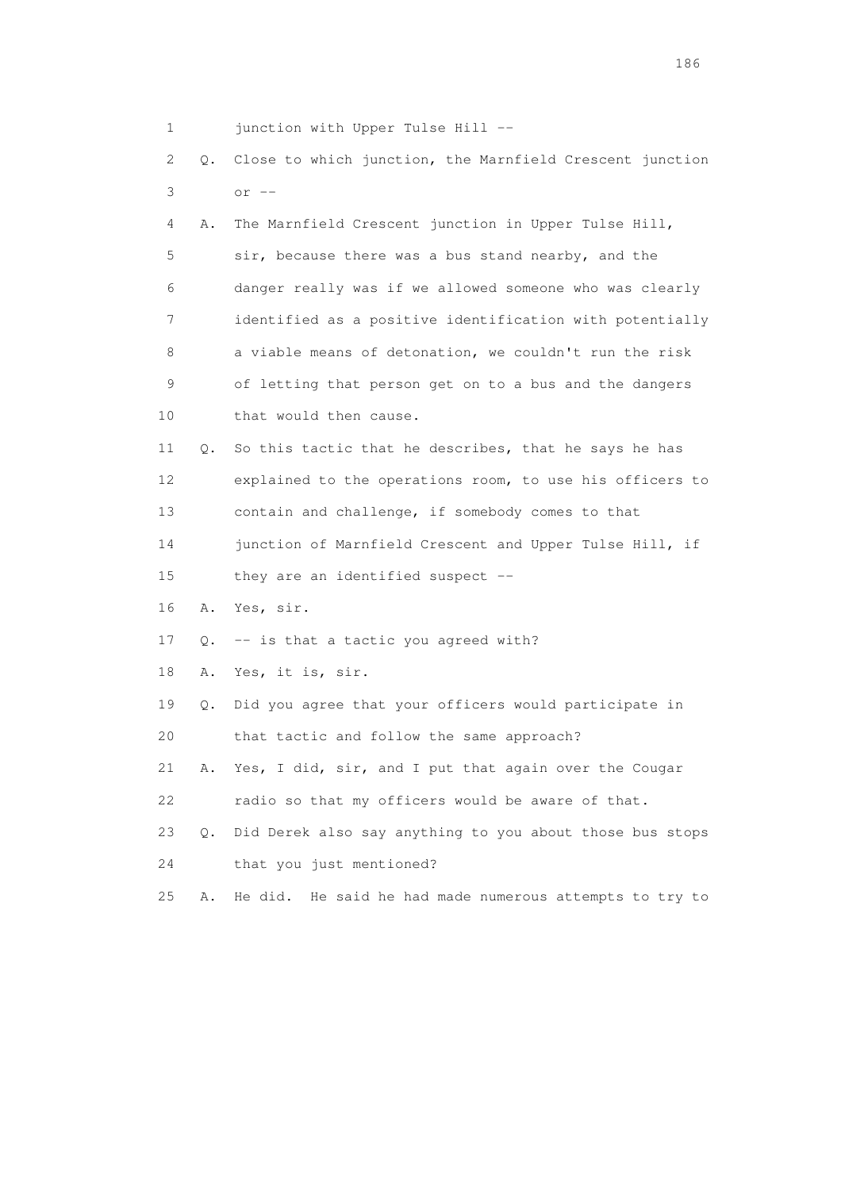1 junction with Upper Tulse Hill --

2 Q. Close to which junction, the Marnfield Crescent junction

3 or --

4 A. The Marnfield Crescent junction in Upper Tulse Hill,

5 sir, because there was a bus stand nearby, and the

6 danger really was if we allowed someone who was clearly

7 identified as a positive identification with potentially

8 a viable means of detonation, we couldn't run the risk

9 of letting that person get on to a bus and the dangers

10 that would then cause.

11 Q. So this tactic that he describes, that he says he has

12 explained to the operations room, to use his officers to

13 contain and challenge, if somebody comes to that

14 junction of Marnfield Crescent and Upper Tulse Hill, if

15 they are an identified suspect --

16 A. Yes, sir.

17 Q. -- is that a tactic you agreed with?

18 A. Yes, it is, sir.

19 Q. Did you agree that your officers would participate in

20 that tactic and follow the same approach?

21 A. Yes, I did, sir, and I put that again over the Cougar

22 radio so that my officers would be aware of that.

23 Q. Did Derek also say anything to you about those bus stops

24 that you just mentioned?

25 A. He did. He said he had made numerous attempts to try to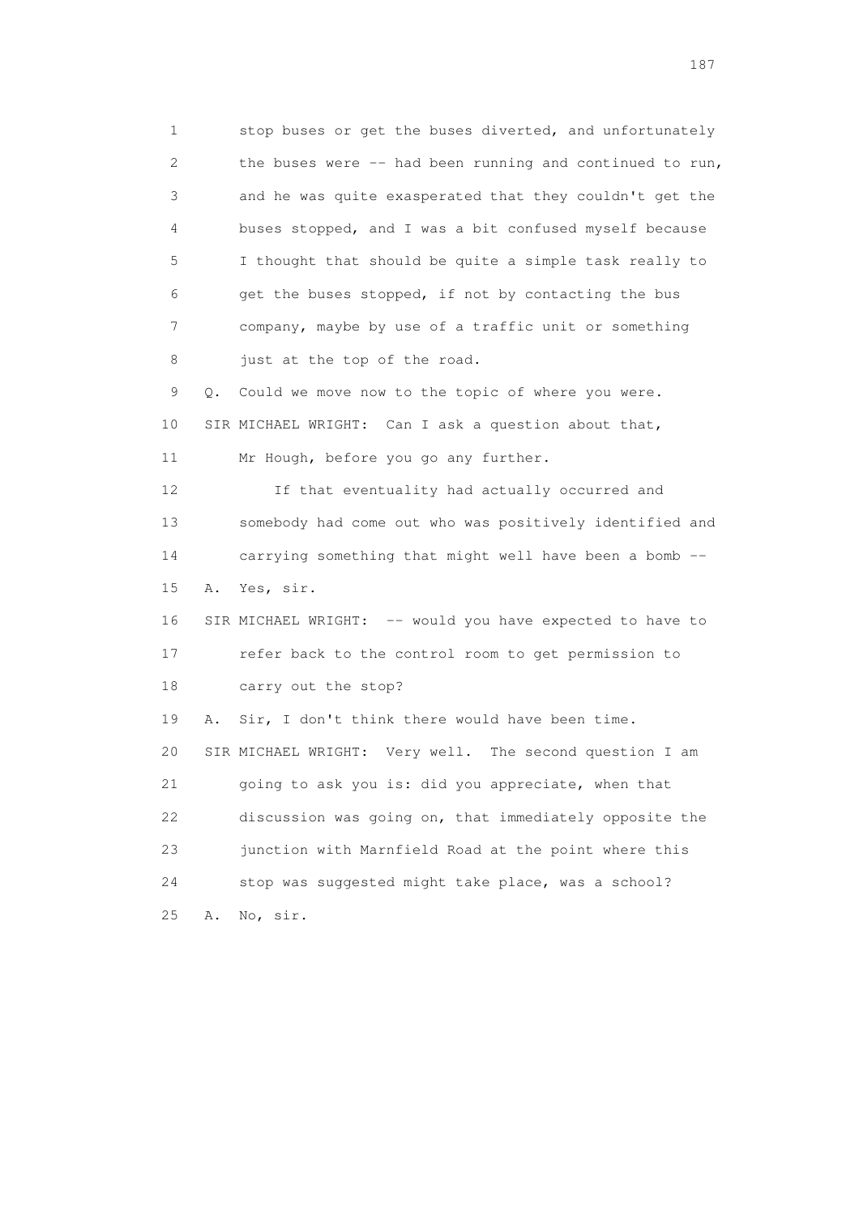1 stop buses or get the buses diverted, and unfortunately
2 the buses were -- had been running and continued to run,
3 and he was quite exasperated that they couldn't get the
4 buses stopped, and I was a bit confused myself because
5 I thought that should be quite a simple task really to
6 get the buses stopped, if not by contacting the bus
7 company, maybe by use of a traffic unit or something
8 just at the top of the road.

9 Q. Could we move now to the topic of where you were.

10 SIR MICHAEL WRIGHT: Can I ask a question about that,
11 Mr Hough, before you go any further.

12 If that eventuality had actually occurred and
13 somebody had come out who was positively identified and
14 carrying something that might well have been a bomb --

15 A. Yes, sir.

16 SIR MICHAEL WRIGHT: -- would you have expected to have to
17 refer back to the control room to get permission to
18 carry out the stop?

19 A. Sir, I don't think there would have been time.

20 SIR MICHAEL WRIGHT: Very well. The second question I am
21 going to ask you is: did you appreciate, when that
22 discussion was going on, that immediately opposite the
23 junction with Marnfield Road at the point where this
24 stop was suggested might take place, was a school?

25 A. No, sir.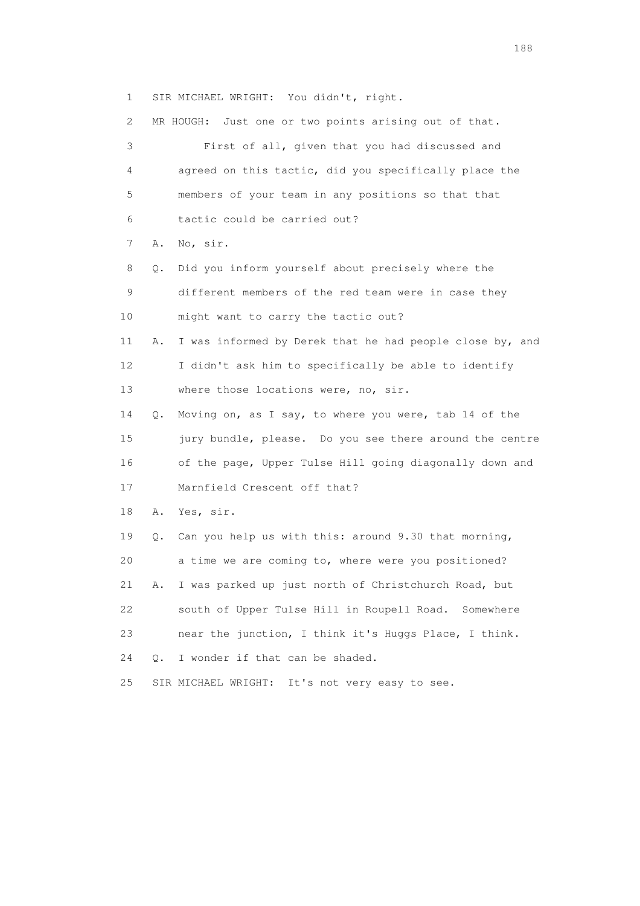1 SIR MICHAEL WRIGHT: You didn't, right.

2 MR HOUGH: Just one or two points arising out of that.

3 First of all, given that you had discussed and

4 agreed on this tactic, did you specifically place the

5 members of your team in any positions so that that

6 tactic could be carried out?

7 A. No, sir.

8 Q. Did you inform yourself about precisely where the

9 different members of the red team were in case they

10 might want to carry the tactic out?

11 A. I was informed by Derek that he had people close by, and

12 I didn't ask him to specifically be able to identify

13 where those locations were, no, sir.

14 Q. Moving on, as I say, to where you were, tab 14 of the

15 jury bundle, please. Do you see there around the centre

16 of the page, Upper Tulse Hill going diagonally down and

17 Marnfield Crescent off that?

18 A. Yes, sir.

19 Q. Can you help us with this: around 9.30 that morning,

20 a time we are coming to, where were you positioned?

21 A. I was parked up just north of Christchurch Road, but

22 south of Upper Tulse Hill in Roupell Road. Somewhere

23 near the junction, I think it's Huggs Place, I think.

24 Q. I wonder if that can be shaded.

25 SIR MICHAEL WRIGHT: It's not very easy to see.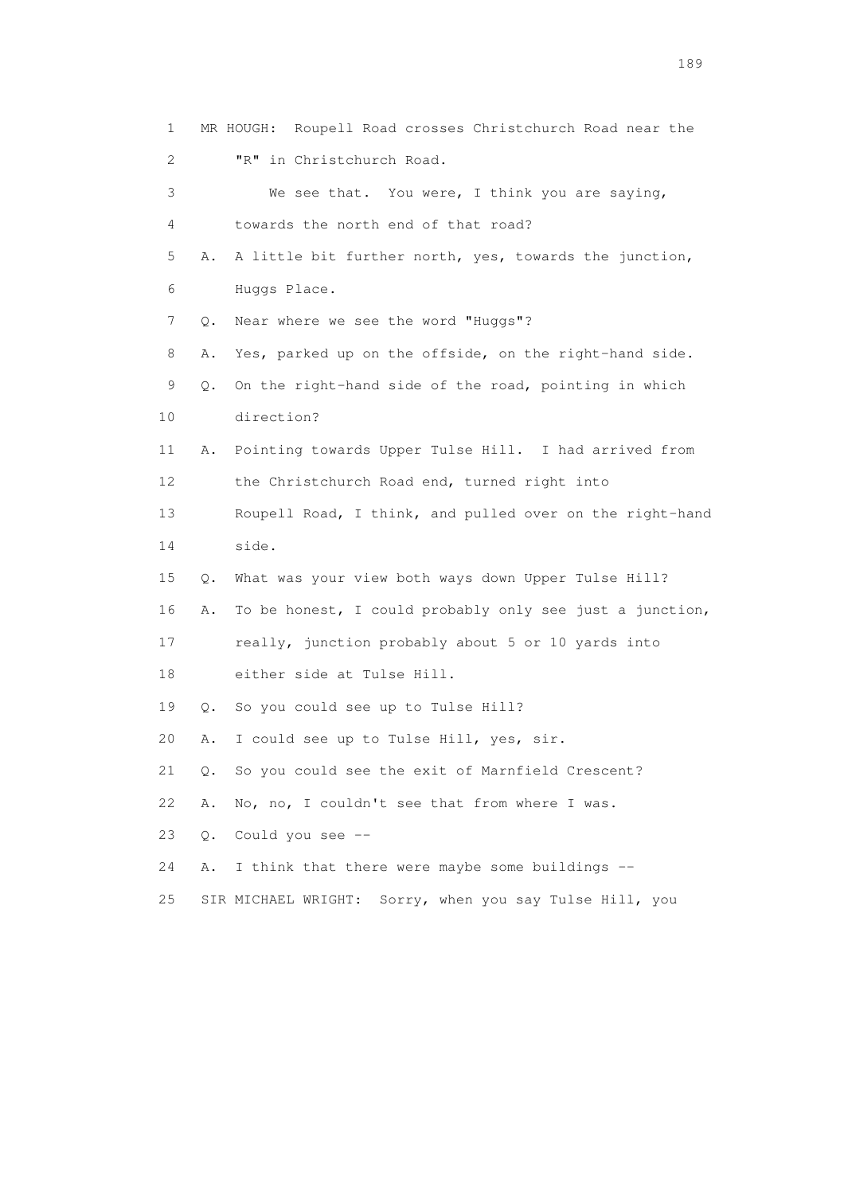1 MR HOUGH: Roupell Road crosses Christchurch Road near the
2 "R" in Christchurch Road.
3 We see that. You were, I think you are saying,
4 towards the north end of that road?
5 A. A little bit further north, yes, towards the junction,
6 Huggs Place.
7 Q. Near where we see the word "Huggs"?
8 A. Yes, parked up on the offside, on the right-hand side.
9 Q. On the right-hand side of the road, pointing in which
10 direction?
11 A. Pointing towards Upper Tulse Hill. I had arrived from
12 the Christchurch Road end, turned right into
13 Roupell Road, I think, and pulled over on the right-hand
14 side.
15 Q. What was your view both ways down Upper Tulse Hill?
16 A. To be honest, I could probably only see just a junction,
17 really, junction probably about 5 or 10 yards into
18 either side at Tulse Hill.
19 Q. So you could see up to Tulse Hill?
20 A. I could see up to Tulse Hill, yes, sir.
21 Q. So you could see the exit of Marnfield Crescent?
22 A. No, no, I couldn't see that from where I was.
23 Q. Could you see --
24 A. I think that there were maybe some buildings --
25 SIR MICHAEL WRIGHT: Sorry, when you say Tulse Hill, you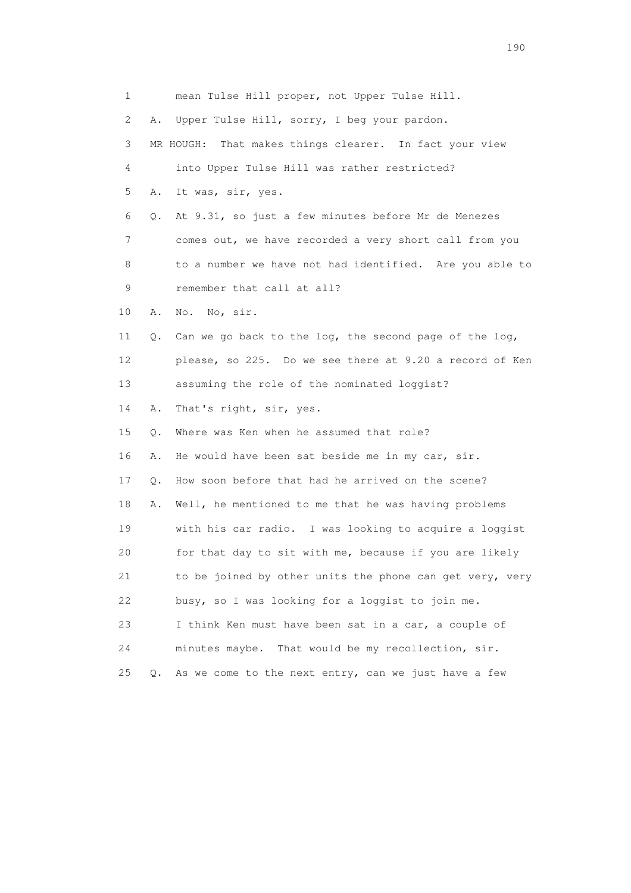1 mean Tulse Hill proper, not Upper Tulse Hill.

2 A. Upper Tulse Hill, sorry, I beg your pardon.

3 MR HOUGH: That makes things clearer. In fact your view

4 into Upper Tulse Hill was rather restricted?

5 A. It was, sir, yes.

6 Q. At 9.31, so just a few minutes before Mr de Menezes

7 comes out, we have recorded a very short call from you

8 to a number we have not had identified. Are you able to

9 remember that call at all?

10 A. No. No, sir.

11 Q. Can we go back to the log, the second page of the log,

12 please, so 225. Do we see there at 9.20 a record of Ken

13 assuming the role of the nominated loggist?

14 A. That's right, sir, yes.

15 Q. Where was Ken when he assumed that role?

16 A. He would have been sat beside me in my car, sir.

17 Q. How soon before that had he arrived on the scene?

18 A. Well, he mentioned to me that he was having problems

19 with his car radio. I was looking to acquire a loggist

20 for that day to sit with me, because if you are likely

21 to be joined by other units the phone can get very, very

22 busy, so I was looking for a loggist to join me.

23 I think Ken must have been sat in a car, a couple of

24 minutes maybe. That would be my recollection, sir.

25 Q. As we come to the next entry, can we just have a few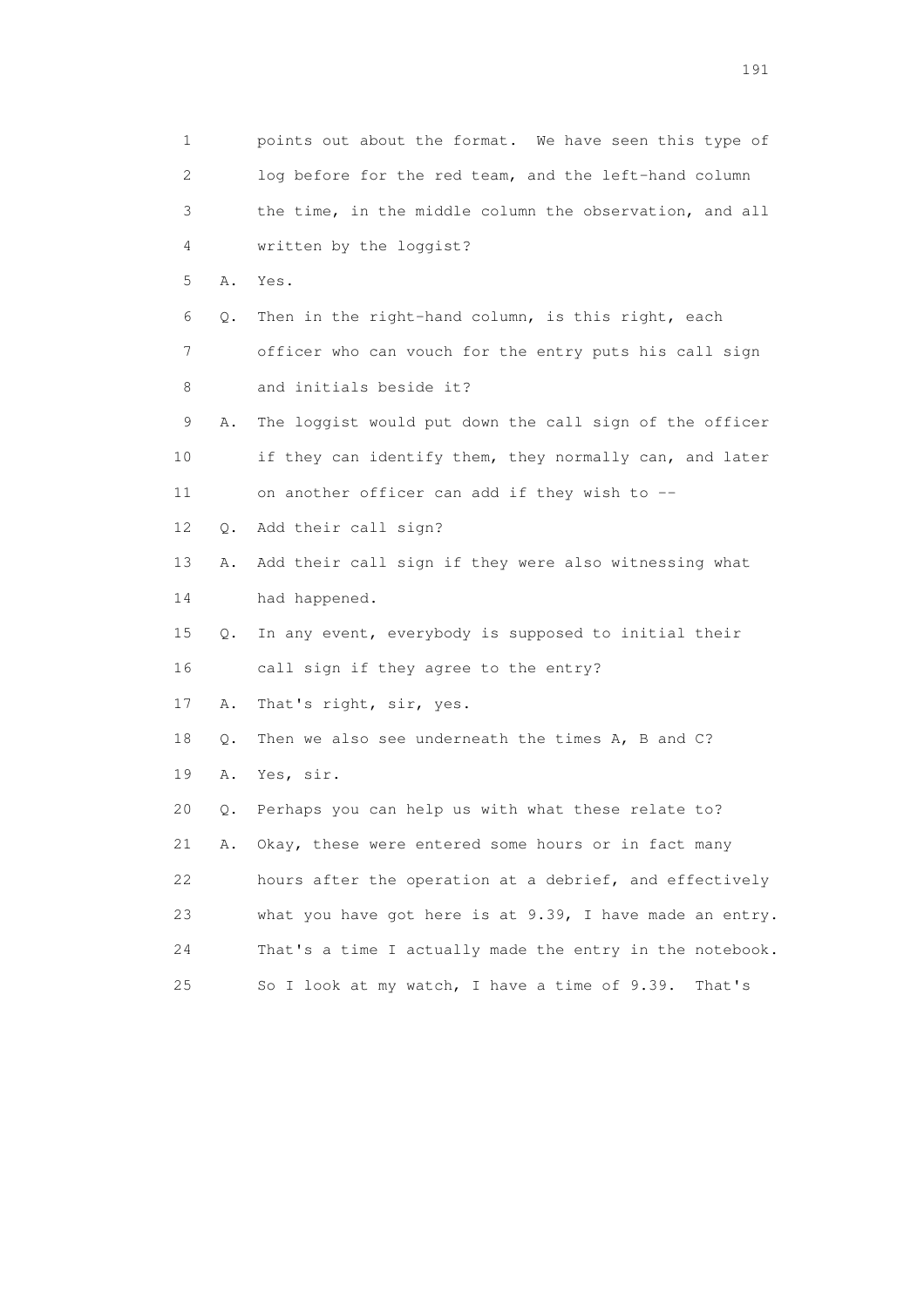1 points out about the format. We have seen this type of
2 log before for the red team, and the left-hand column
3 the time, in the middle column the observation, and all
4 written by the loggist?

5 A. Yes.

6 Q. Then in the right-hand column, is this right, each
7 officer who can vouch for the entry puts his call sign
8 and initials beside it?

9 A. The loggist would put down the call sign of the officer
10 if they can identify them, they normally can, and later
11 on another officer can add if they wish to --

12 Q. Add their call sign?

13 A. Add their call sign if they were also witnessing what
14 had happened.

15 Q. In any event, everybody is supposed to initial their
16 call sign if they agree to the entry?

17 A. That's right, sir, yes.

18 Q. Then we also see underneath the times A, B and C?

19 A. Yes, sir.

20 Q. Perhaps you can help us with what these relate to?

21 A. Okay, these were entered some hours or in fact many
22 hours after the operation at a debrief, and effectively
23 what you have got here is at 9.39, I have made an entry.
24 That's a time I actually made the entry in the notebook.
25 So I look at my watch, I have a time of 9.39. That's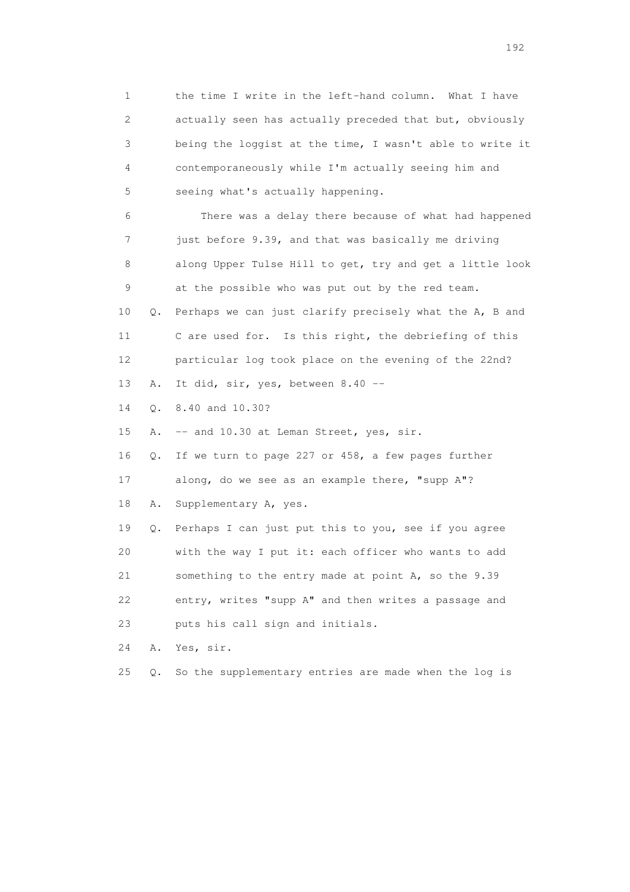1 the time I write in the left-hand column. What I have
2 actually seen has actually preceded that but, obviously
3 being the loggist at the time, I wasn't able to write it
4 contemporaneously while I'm actually seeing him and
5 seeing what's actually happening.

6 There was a delay there because of what had happened
7 just before 9.39, and that was basically me driving
8 along Upper Tulse Hill to get, try and get a little look
9 at the possible who was put out by the red team.

10 Q. Perhaps we can just clarify precisely what the A, B and
11 C are used for. Is this right, the debriefing of this
12 particular log took place on the evening of the 22nd?

13 A. It did, sir, yes, between 8.40 --

14 Q. 8.40 and 10.30?

15 A. -- and 10.30 at Leman Street, yes, sir.

16 Q. If we turn to page 227 or 458, a few pages further
17 along, do we see as an example there, "supp A"?

18 A. Supplementary A, yes.

19 Q. Perhaps I can just put this to you, see if you agree
20 with the way I put it: each officer who wants to add
21 something to the entry made at point A, so the 9.39
22 entry, writes "supp A" and then writes a passage and
23 puts his call sign and initials.

24 A. Yes, sir.

25 Q. So the supplementary entries are made when the log is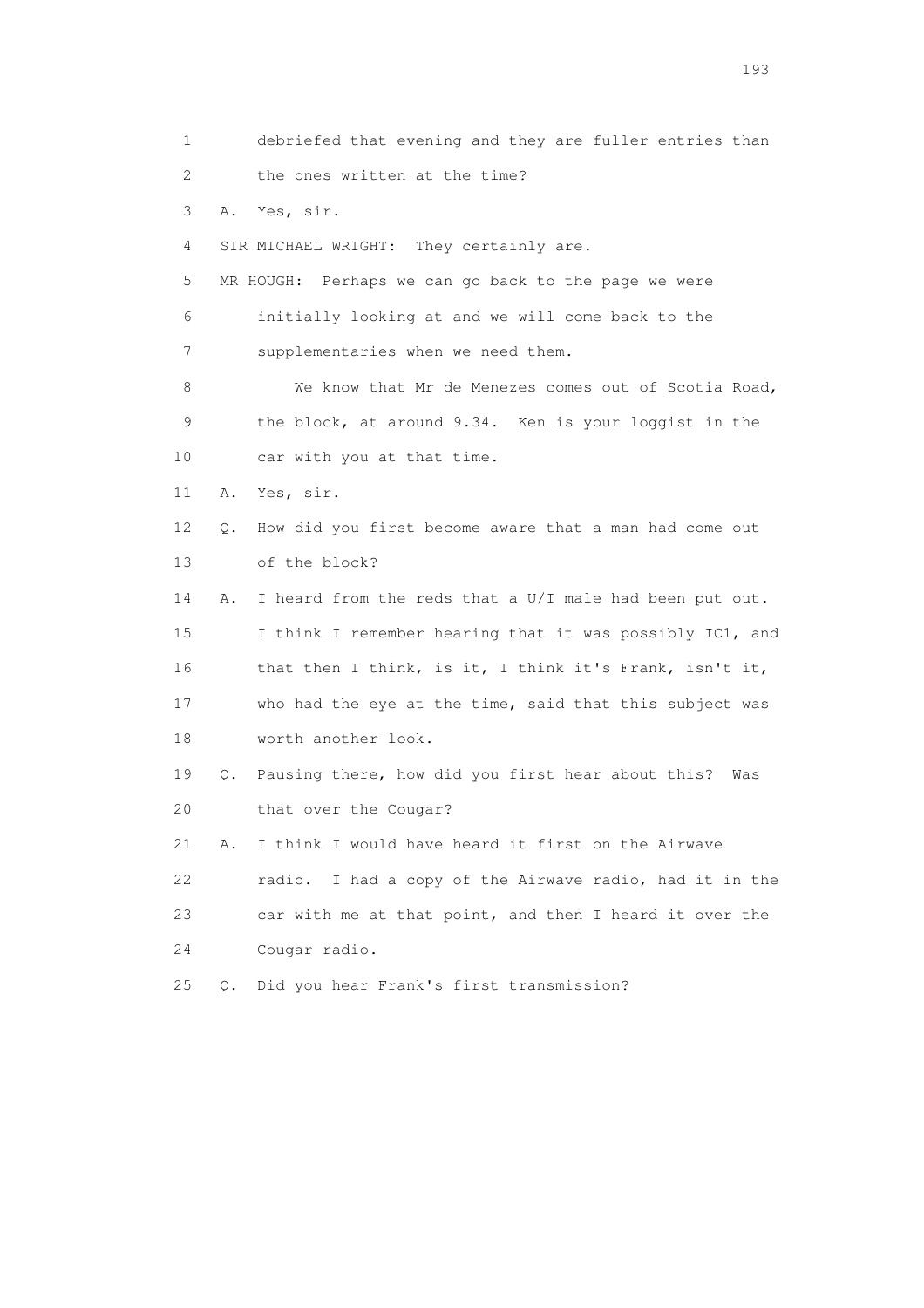1 debriefed that evening and they are fuller entries than

2 the ones written at the time?

3 A. Yes, sir.

4 SIR MICHAEL WRIGHT: They certainly are.

5 MR HOUGH: Perhaps we can go back to the page we were

6 initially looking at and we will come back to the

7 supplementaries when we need them.

8 We know that Mr de Menezes comes out of Scotia Road,

9 the block, at around 9.34. Ken is your loggist in the

10 car with you at that time.

11 A. Yes, sir.

12 Q. How did you first become aware that a man had come out

13 of the block?

14 A. I heard from the reds that a U/I male had been put out.

15 I think I remember hearing that it was possibly IC1, and

16 that then I think, is it, I think it's Frank, isn't it,

17 who had the eye at the time, said that this subject was

18 worth another look.

19 Q. Pausing there, how did you first hear about this? Was

20 that over the Cougar?

21 A. I think I would have heard it first on the Airwave

22 radio. I had a copy of the Airwave radio, had it in the

23 car with me at that point, and then I heard it over the

24 Cougar radio.

25 Q. Did you hear Frank's first transmission?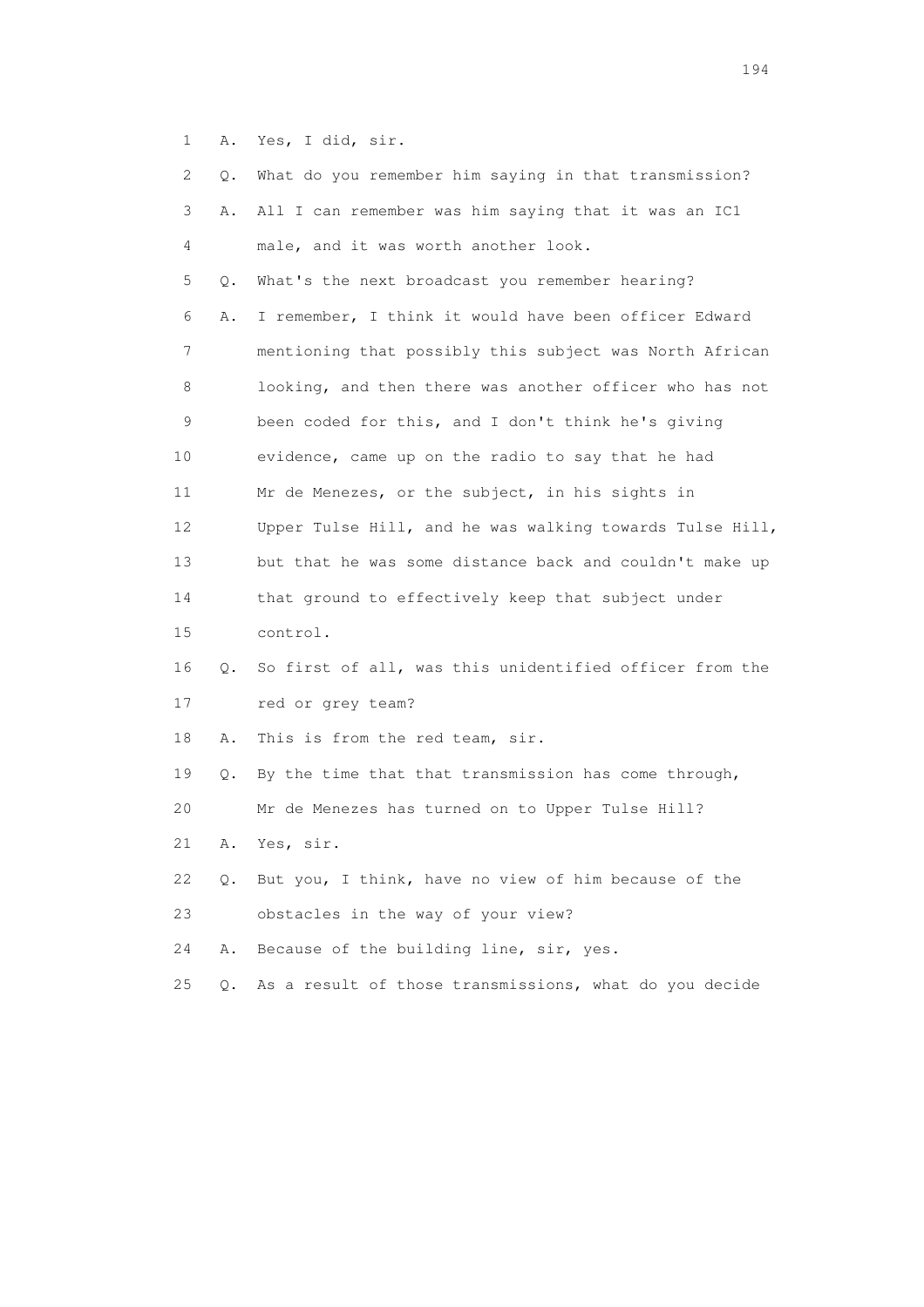1 A. Yes, I did, sir.

2 Q. What do you remember him saying in that transmission?

3 A. All I can remember was him saying that it was an IC1

4 male, and it was worth another look.

5 Q. What's the next broadcast you remember hearing?

6 A. I remember, I think it would have been officer Edward

7 mentioning that possibly this subject was North African

8 looking, and then there was another officer who has not

9 been coded for this, and I don't think he's giving

10 evidence, came up on the radio to say that he had

11 Mr de Menezes, or the subject, in his sights in

12 Upper Tulse Hill, and he was walking towards Tulse Hill,

13 but that he was some distance back and couldn't make up

14 that ground to effectively keep that subject under

15 control.

16 Q. So first of all, was this unidentified officer from the

17 red or grey team?

18 A. This is from the red team, sir.

19 Q. By the time that that transmission has come through,

20 Mr de Menezes has turned on to Upper Tulse Hill?

21 A. Yes, sir.

22 Q. But you, I think, have no view of him because of the

23 obstacles in the way of your view?

24 A. Because of the building line, sir, yes.

25 Q. As a result of those transmissions, what do you decide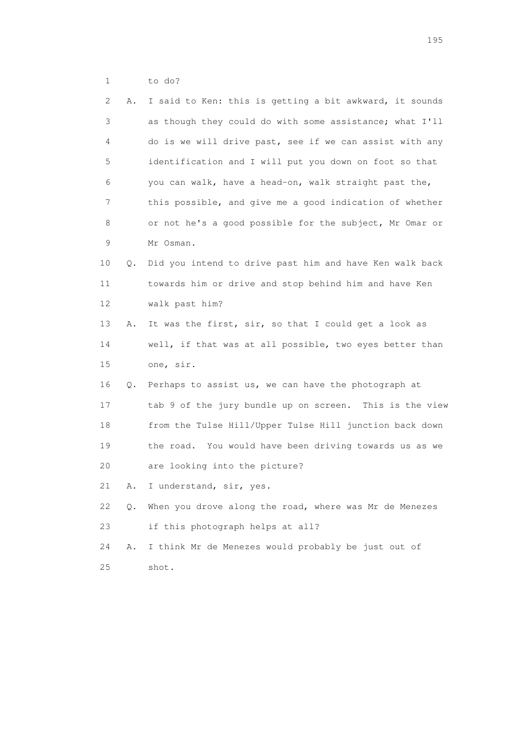1 to do?

2 A. I said to Ken: this is getting a bit awkward, it sounds
3 as though they could do with some assistance; what I'll
4 do is we will drive past, see if we can assist with any
5 identification and I will put you down on foot so that
6 you can walk, have a head-on, walk straight past the,
7 this possible, and give me a good indication of whether
8 or not he's a good possible for the subject, Mr Omar or
9 Mr Osman.

10 Q. Did you intend to drive past him and have Ken walk back
11 towards him or drive and stop behind him and have Ken
12 walk past him?

13 A. It was the first, sir, so that I could get a look as
14 well, if that was at all possible, two eyes better than
15 one, sir.

16 Q. Perhaps to assist us, we can have the photograph at
17 tab 9 of the jury bundle up on screen. This is the view
18 from the Tulse Hill/Upper Tulse Hill junction back down
19 the road. You would have been driving towards us as we
20 are looking into the picture?

21 A. I understand, sir, yes.

22 Q. When you drove along the road, where was Mr de Menezes
23 if this photograph helps at all?

24 A. I think Mr de Menezes would probably be just out of
25 shot.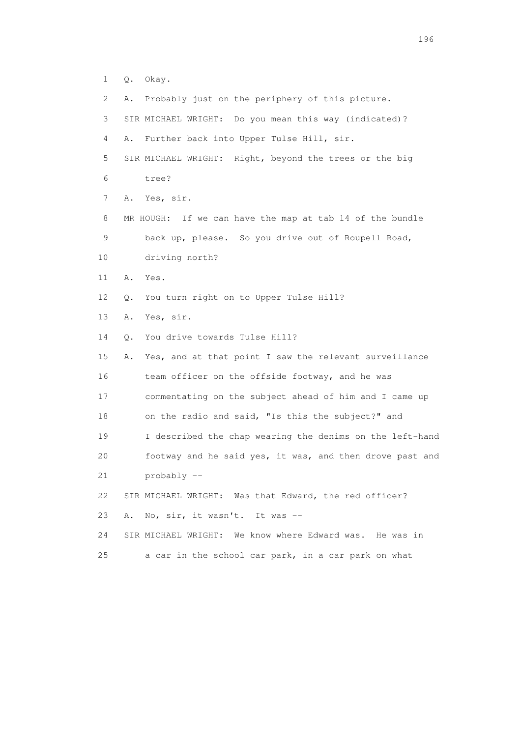1 Q. Okay.

2 A. Probably just on the periphery of this picture.

3 SIR MICHAEL WRIGHT: Do you mean this way (indicated)?

4 A. Further back into Upper Tulse Hill, sir.

5 SIR MICHAEL WRIGHT: Right, beyond the trees or the big

6 tree?

7 A. Yes, sir.

8 MR HOUGH: If we can have the map at tab 14 of the bundle

9 back up, please. So you drive out of Roupell Road,

10 driving north?

11 A. Yes.

12 Q. You turn right on to Upper Tulse Hill?

13 A. Yes, sir.

14 Q. You drive towards Tulse Hill?

15 A. Yes, and at that point I saw the relevant surveillance

16 team officer on the offside footway, and he was

17 commentating on the subject ahead of him and I came up

18 on the radio and said, "Is this the subject?" and

19 I described the chap wearing the denims on the left-hand

20 footway and he said yes, it was, and then drove past and

21 probably --

22 SIR MICHAEL WRIGHT: Was that Edward, the red officer?

23 A. No, sir, it wasn't. It was --

24 SIR MICHAEL WRIGHT: We know where Edward was. He was in

25 a car in the school car park, in a car park on what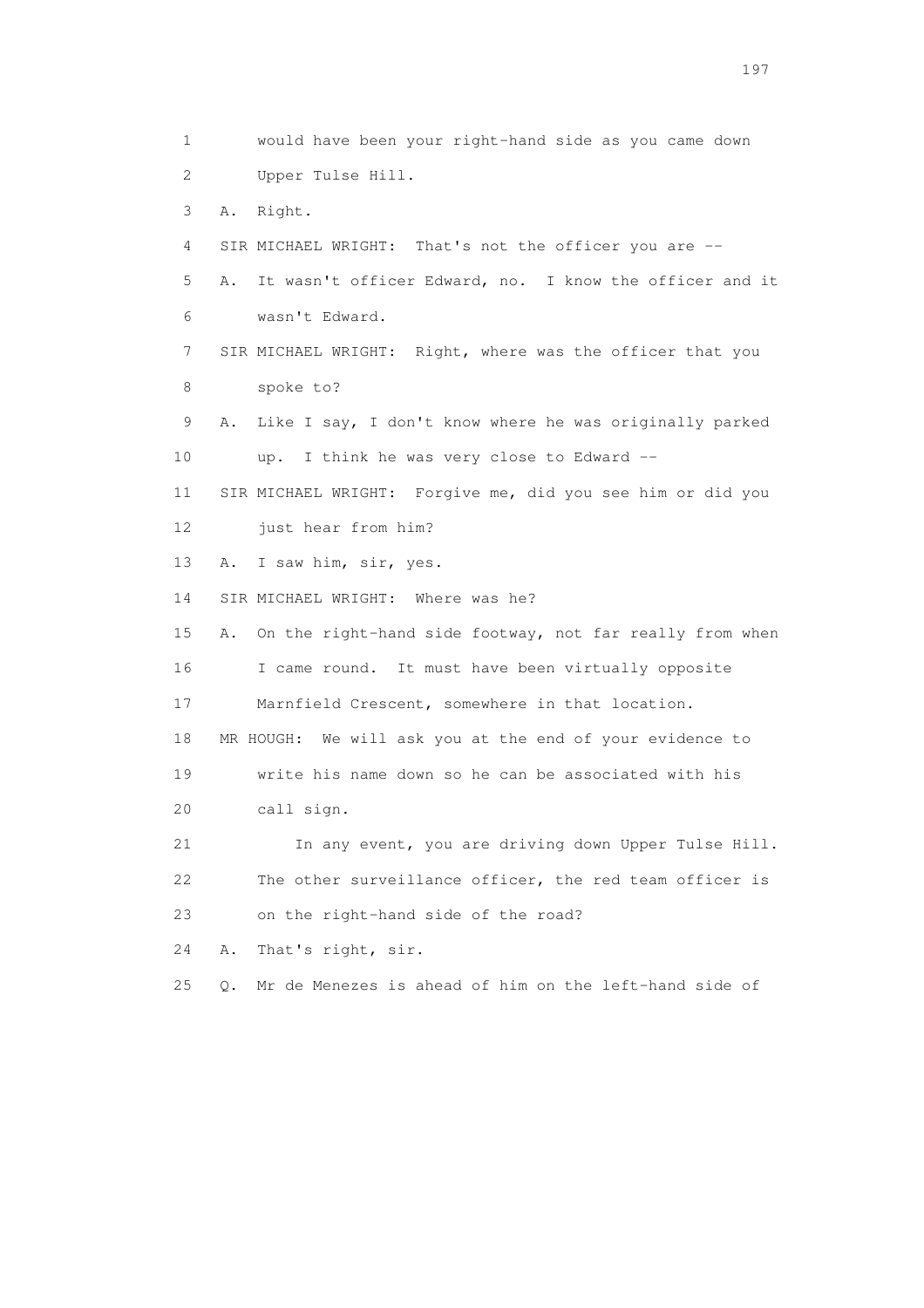1 would have been your right-hand side as you came down
2 Upper Tulse Hill.
3 A. Right.
4 SIR MICHAEL WRIGHT: That's not the officer you are --
5 A. It wasn't officer Edward, no. I know the officer and it
6 wasn't Edward.
7 SIR MICHAEL WRIGHT: Right, where was the officer that you
8 spoke to?
9 A. Like I say, I don't know where he was originally parked
10 up. I think he was very close to Edward --
11 SIR MICHAEL WRIGHT: Forgive me, did you see him or did you
12 just hear from him?
13 A. I saw him, sir, yes.
14 SIR MICHAEL WRIGHT: Where was he?
15 A. On the right-hand side footway, not far really from when
16 I came round. It must have been virtually opposite
17 Marnfield Crescent, somewhere in that location.
18 MR HOUGH: We will ask you at the end of your evidence to
19 write his name down so he can be associated with his
20 call sign.
21 In any event, you are driving down Upper Tulse Hill.
22 The other surveillance officer, the red team officer is
23 on the right-hand side of the road?
24 A. That's right, sir.
25 Q. Mr de Menezes is ahead of him on the left-hand side of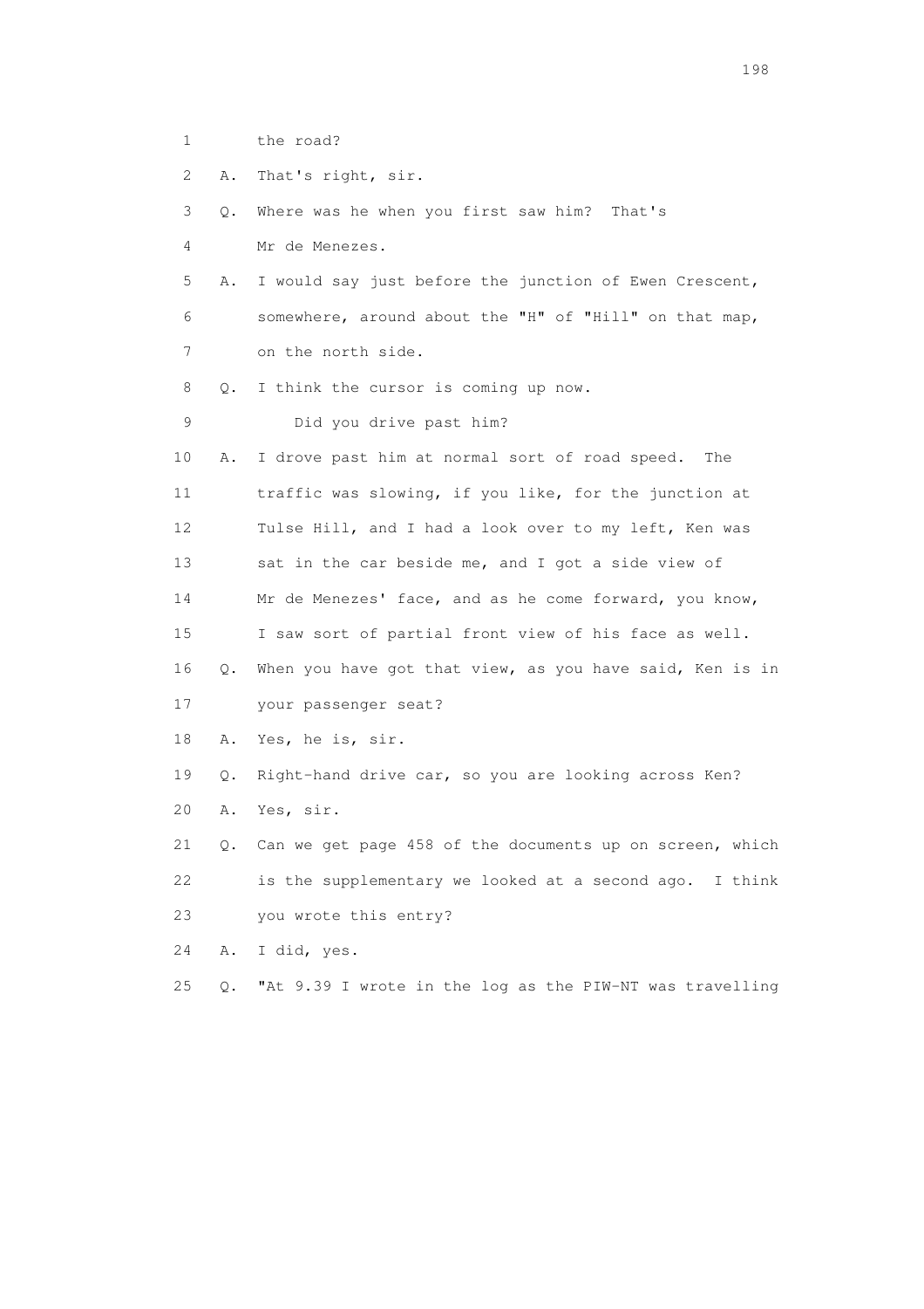1 the road?

2 A. That's right, sir.

3 Q. Where was he when you first saw him? That's

4 Mr de Menezes.

5 A. I would say just before the junction of Ewen Crescent,

6 somewhere, around about the "H" of "Hill" on that map,

7 on the north side.

8 Q. I think the cursor is coming up now.

9 Did you drive past him?

10 A. I drove past him at normal sort of road speed. The

11 traffic was slowing, if you like, for the junction at

12 Tulse Hill, and I had a look over to my left, Ken was

13 sat in the car beside me, and I got a side view of

14 Mr de Menezes' face, and as he come forward, you know,

15 I saw sort of partial front view of his face as well.

16 Q. When you have got that view, as you have said, Ken is in

17 your passenger seat?

18 A. Yes, he is, sir.

19 Q. Right-hand drive car, so you are looking across Ken?

20 A. Yes, sir.

21 Q. Can we get page 458 of the documents up on screen, which

22 is the supplementary we looked at a second ago. I think

23 you wrote this entry?

24 A. I did, yes.

25 Q. "At 9.39 I wrote in the log as the PIW-NT was travelling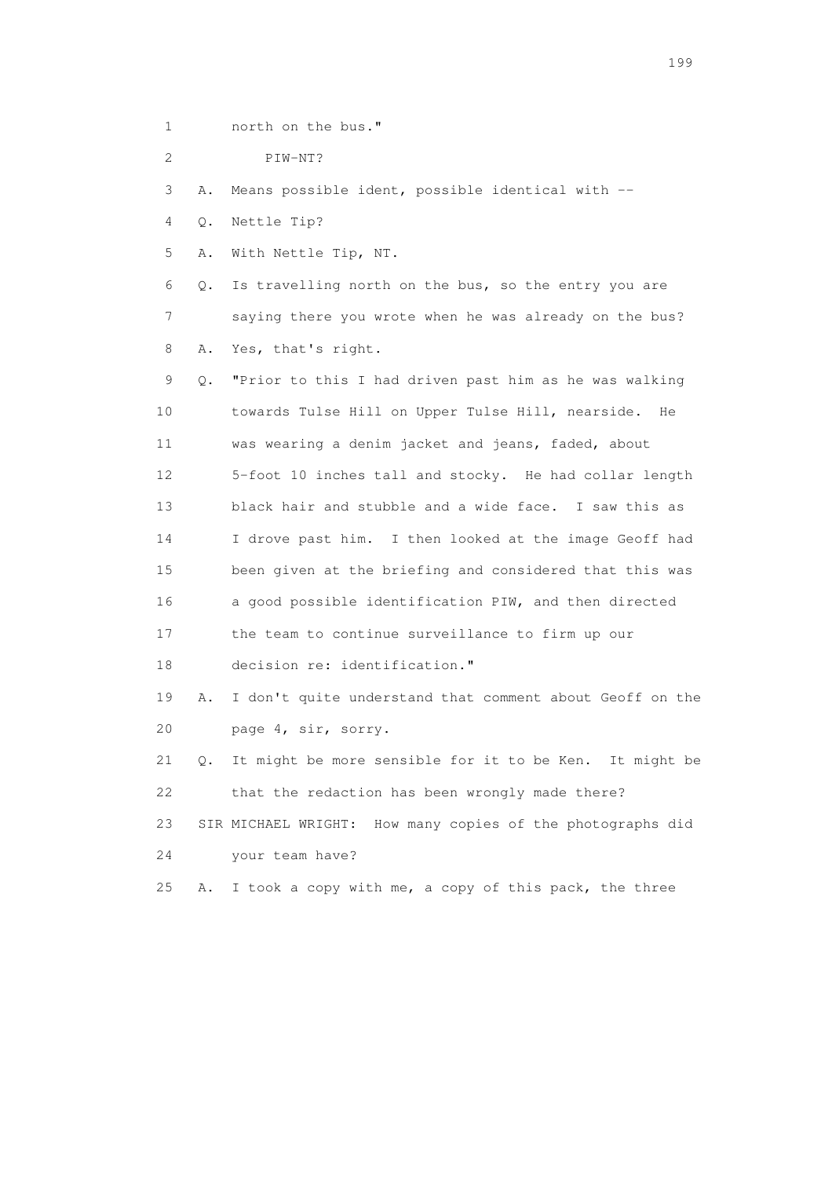1 north on the bus."

2 PIW-NT?

3 A. Means possible ident, possible identical with --

4 Q. Nettle Tip?

5 A. With Nettle Tip, NT.

6 Q. Is travelling north on the bus, so the entry you are

7 saying there you wrote when he was already on the bus?

8 A. Yes, that's right.

9 Q. "Prior to this I had driven past him as he was walking

10 towards Tulse Hill on Upper Tulse Hill, nearside. He

11 was wearing a denim jacket and jeans, faded, about

12 5-foot 10 inches tall and stocky. He had collar length

13 black hair and stubble and a wide face. I saw this as

14 I drove past him. I then looked at the image Geoff had

15 been given at the briefing and considered that this was

16 a good possible identification PIW, and then directed

17 the team to continue surveillance to firm up our

18 decision re: identification."

19 A. I don't quite understand that comment about Geoff on the

20 page 4, sir, sorry.

21 Q. It might be more sensible for it to be Ken. It might be

22 that the redaction has been wrongly made there?

23 SIR MICHAEL WRIGHT: How many copies of the photographs did

24 your team have?

25 A. I took a copy with me, a copy of this pack, the three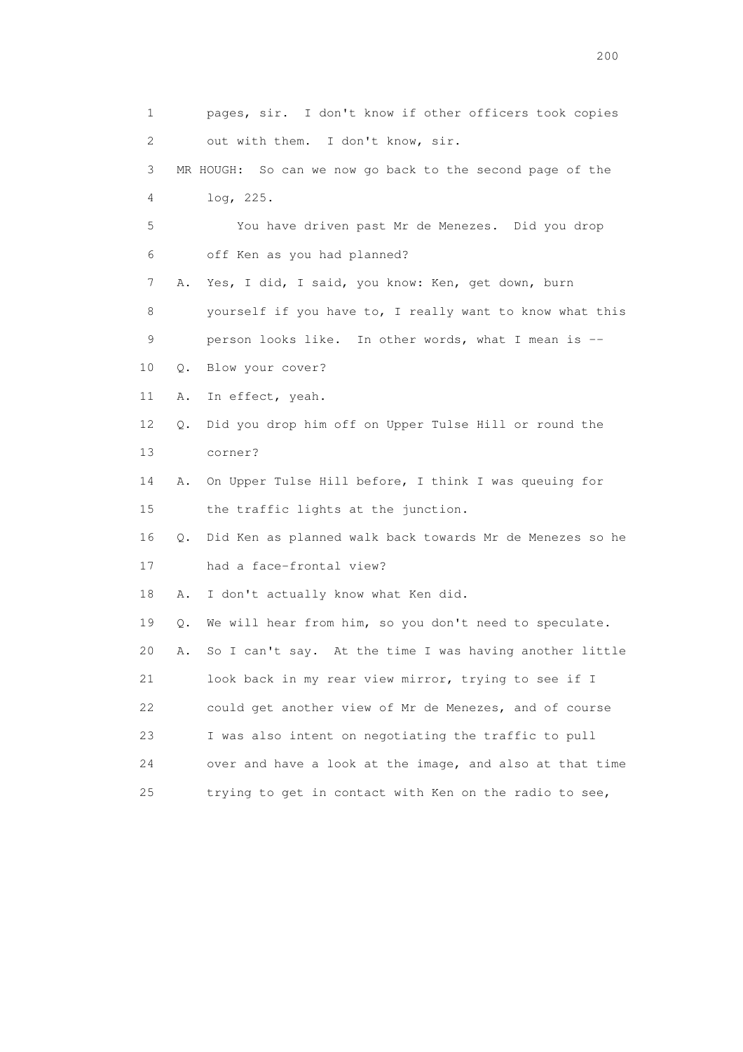1 pages, sir. I don't know if other officers took copies
2 out with them. I don't know, sir.

3 MR HOUGH: So can we now go back to the second page of the
4 log, 225.

5 You have driven past Mr de Menezes. Did you drop
6 off Ken as you had planned?

7 A. Yes, I did, I said, you know: Ken, get down, burn
8 yourself if you have to, I really want to know what this
9 person looks like. In other words, what I mean is --

10 Q. Blow your cover?

11 A. In effect, yeah.

12 Q. Did you drop him off on Upper Tulse Hill or round the
13 corner?

14 A. On Upper Tulse Hill before, I think I was queuing for
15 the traffic lights at the junction.

16 Q. Did Ken as planned walk back towards Mr de Menezes so he
17 had a face-frontal view?

18 A. I don't actually know what Ken did.

19 Q. We will hear from him, so you don't need to speculate.

20 A. So I can't say. At the time I was having another little
21 look back in my rear view mirror, trying to see if I
22 could get another view of Mr de Menezes, and of course
23 I was also intent on negotiating the traffic to pull
24 over and have a look at the image, and also at that time
25 trying to get in contact with Ken on the radio to see,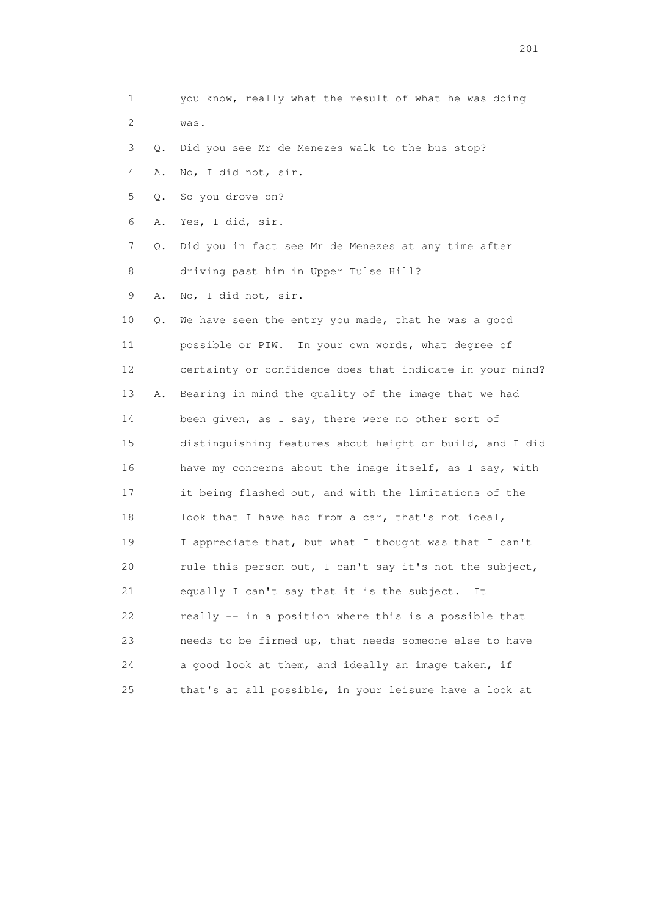1 you know, really what the result of what he was doing
2 was.

3 Q. Did you see Mr de Menezes walk to the bus stop?

4 A. No, I did not, sir.

5 Q. So you drove on?

6 A. Yes, I did, sir.

7 Q. Did you in fact see Mr de Menezes at any time after
8 driving past him in Upper Tulse Hill?

9 A. No, I did not, sir.

10 Q. We have seen the entry you made, that he was a good
11 possible or PIW. In your own words, what degree of
12 certainty or confidence does that indicate in your mind?

13 A. Bearing in mind the quality of the image that we had
14 been given, as I say, there were no other sort of
15 distinguishing features about height or build, and I did
16 have my concerns about the image itself, as I say, with
17 it being flashed out, and with the limitations of the
18 look that I have had from a car, that's not ideal,
19 I appreciate that, but what I thought was that I can't
20 rule this person out, I can't say it's not the subject,
21 equally I can't say that it is the subject. It
22 really -- in a position where this is a possible that
23 needs to be firmed up, that needs someone else to have
24 a good look at them, and ideally an image taken, if
25 that's at all possible, in your leisure have a look at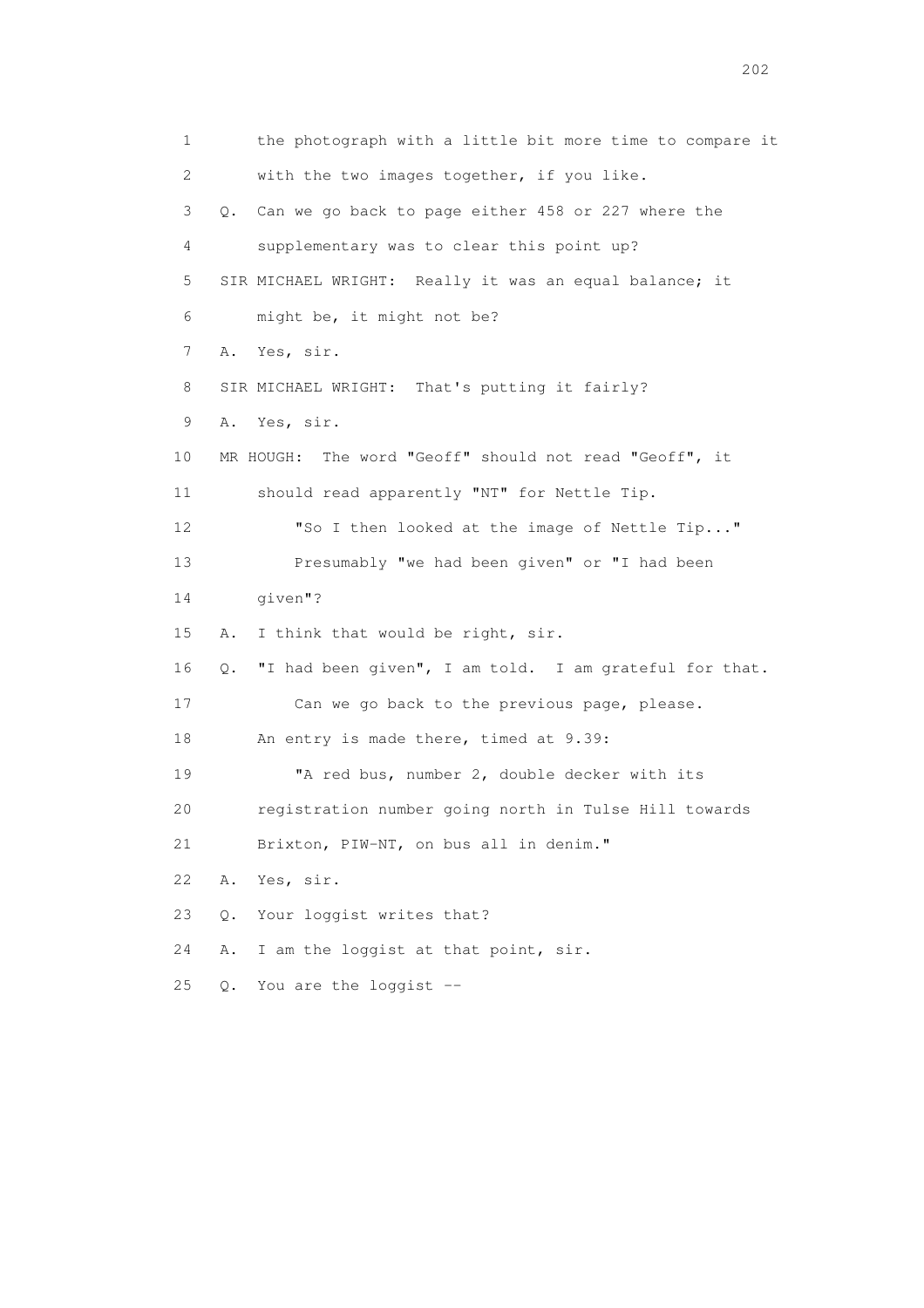1 the photograph with a little bit more time to compare it
2 with the two images together, if you like.
3 Q. Can we go back to page either 458 or 227 where the
4 supplementary was to clear this point up?
5 SIR MICHAEL WRIGHT: Really it was an equal balance; it
6 might be, it might not be?
7 A. Yes, sir.
8 SIR MICHAEL WRIGHT: That's putting it fairly?
9 A. Yes, sir.
10 MR HOUGH: The word "Geoff" should not read "Geoff", it
11 should read apparently "NT" for Nettle Tip.
12 "So I then looked at the image of Nettle Tip..."
13 Presumably "we had been given" or "I had been
14 given"?
15 A. I think that would be right, sir.
16 Q. "I had been given", I am told. I am grateful for that.
17 Can we go back to the previous page, please.
18 An entry is made there, timed at 9.39:
19 "A red bus, number 2, double decker with its
20 registration number going north in Tulse Hill towards
21 Brixton, PIW-NT, on bus all in denim."
22 A. Yes, sir.
23 Q. Your loggist writes that?
24 A. I am the loggist at that point, sir.
25 Q. You are the loggist --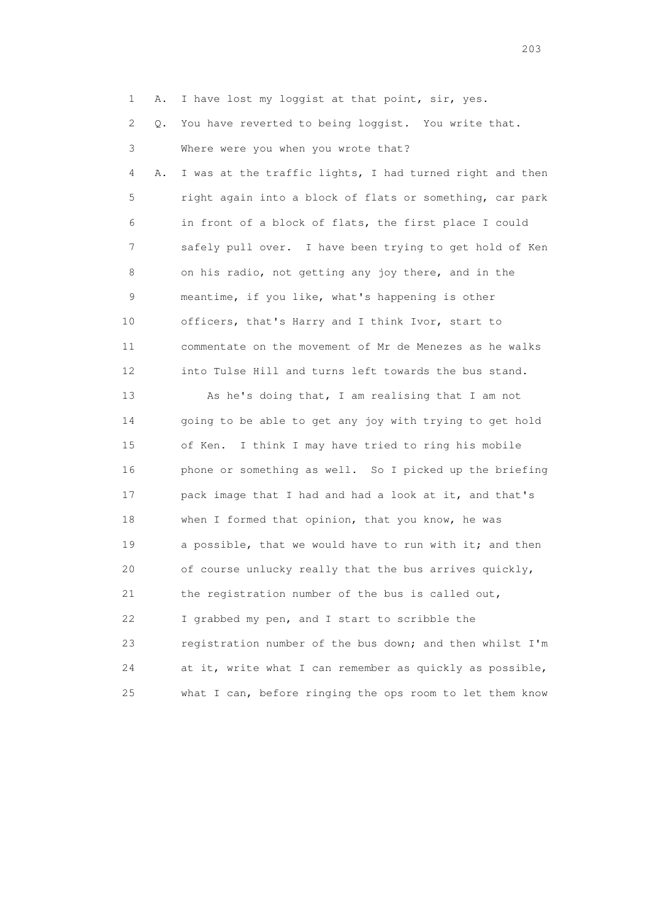1 A. I have lost my loggist at that point, sir, yes.

2 Q. You have reverted to being loggist. You write that.

3 Where were you when you wrote that?

4 A. I was at the traffic lights, I had turned right and then

5 right again into a block of flats or something, car park

6 in front of a block of flats, the first place I could

7 safely pull over. I have been trying to get hold of Ken

8 on his radio, not getting any joy there, and in the

9 meantime, if you like, what's happening is other

10 officers, that's Harry and I think Ivor, start to

11 commentate on the movement of Mr de Menezes as he walks

12 into Tulse Hill and turns left towards the bus stand.

13 As he's doing that, I am realising that I am not

14 going to be able to get any joy with trying to get hold

15 of Ken. I think I may have tried to ring his mobile

16 phone or something as well. So I picked up the briefing

17 pack image that I had and had a look at it, and that's

18 when I formed that opinion, that you know, he was

19 a possible, that we would have to run with it; and then

20 of course unlucky really that the bus arrives quickly,

21 the registration number of the bus is called out,

22 I grabbed my pen, and I start to scribble the

23 registration number of the bus down; and then whilst I'm

24 at it, write what I can remember as quickly as possible,

25 what I can, before ringing the ops room to let them know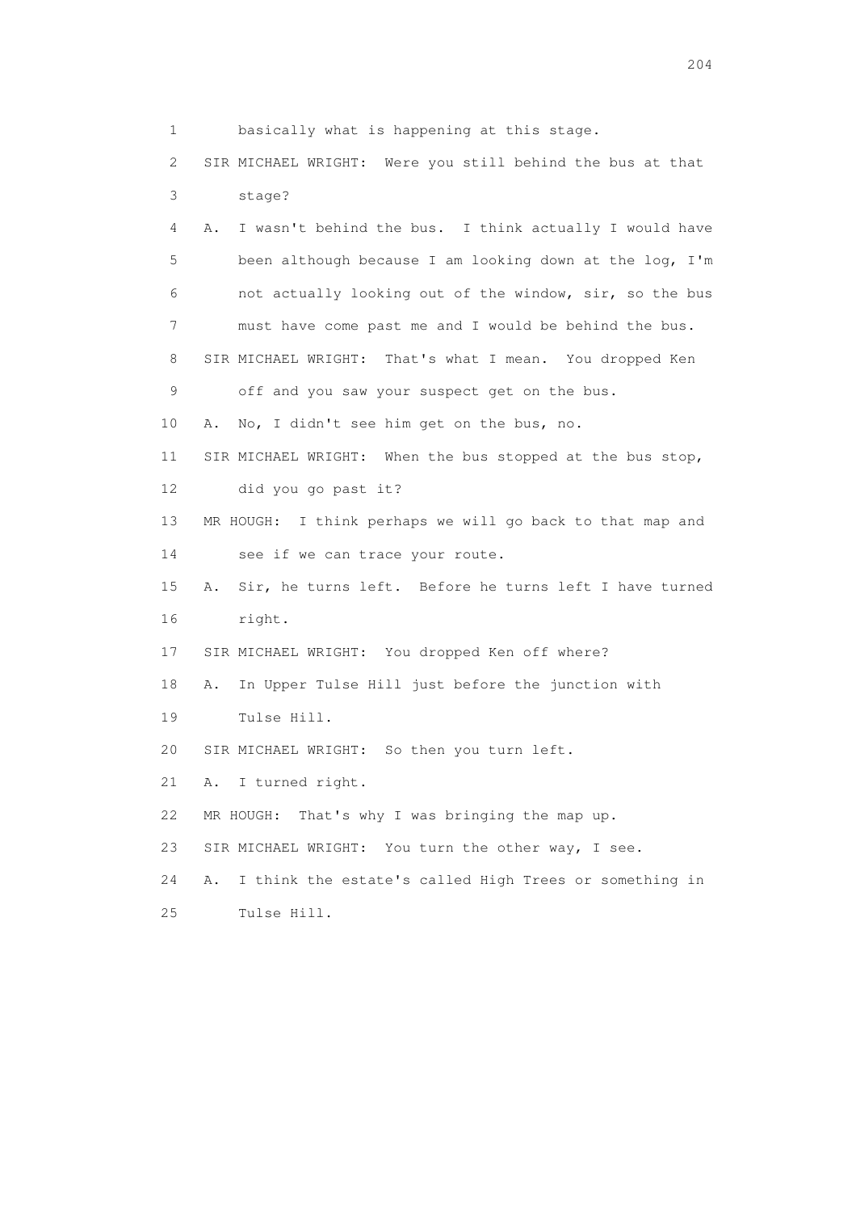1 basically what is happening at this stage.

2 SIR MICHAEL WRIGHT: Were you still behind the bus at that

3 stage?

4 A. I wasn't behind the bus. I think actually I would have

5 been although because I am looking down at the log, I'm

6 not actually looking out of the window, sir, so the bus

7 must have come past me and I would be behind the bus.

8 SIR MICHAEL WRIGHT: That's what I mean. You dropped Ken

9 off and you saw your suspect get on the bus.

10 A. No, I didn't see him get on the bus, no.

11 SIR MICHAEL WRIGHT: When the bus stopped at the bus stop,

12 did you go past it?

13 MR HOUGH: I think perhaps we will go back to that map and

14 see if we can trace your route.

15 A. Sir, he turns left. Before he turns left I have turned

16 right.

17 SIR MICHAEL WRIGHT: You dropped Ken off where?

18 A. In Upper Tulse Hill just before the junction with

19 Tulse Hill.

20 SIR MICHAEL WRIGHT: So then you turn left.

21 A. I turned right.

22 MR HOUGH: That's why I was bringing the map up.

23 SIR MICHAEL WRIGHT: You turn the other way, I see.

24 A. I think the estate's called High Trees or something in

25 Tulse Hill.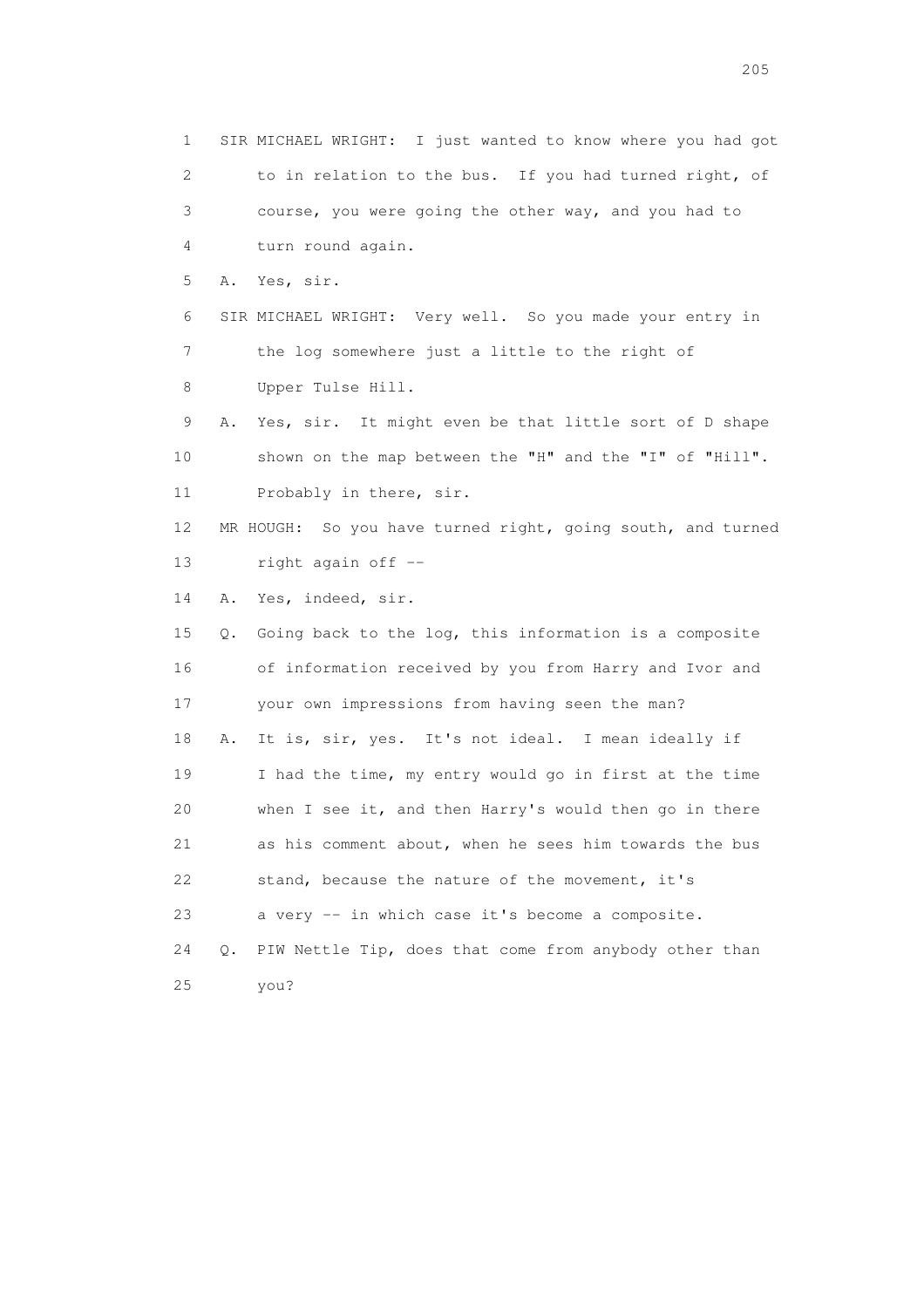1 SIR MICHAEL WRIGHT: I just wanted to know where you had got
2 to in relation to the bus. If you had turned right, of
3 course, you were going the other way, and you had to
4 turn round again.

5 A. Yes, sir.

6 SIR MICHAEL WRIGHT: Very well. So you made your entry in
7 the log somewhere just a little to the right of
8 Upper Tulse Hill.

9 A. Yes, sir. It might even be that little sort of D shape
10 shown on the map between the "H" and the "I" of "Hill".
11 Probably in there, sir.

12 MR HOUGH: So you have turned right, going south, and turned
13 right again off --

14 A. Yes, indeed, sir.

15 Q. Going back to the log, this information is a composite
16 of information received by you from Harry and Ivor and
17 your own impressions from having seen the man?

18 A. It is, sir, yes. It's not ideal. I mean ideally if
19 I had the time, my entry would go in first at the time
20 when I see it, and then Harry's would then go in there
21 as his comment about, when he sees him towards the bus
22 stand, because the nature of the movement, it's
23 a very -- in which case it's become a composite.

24 Q. PIW Nettle Tip, does that come from anybody other than
25 you?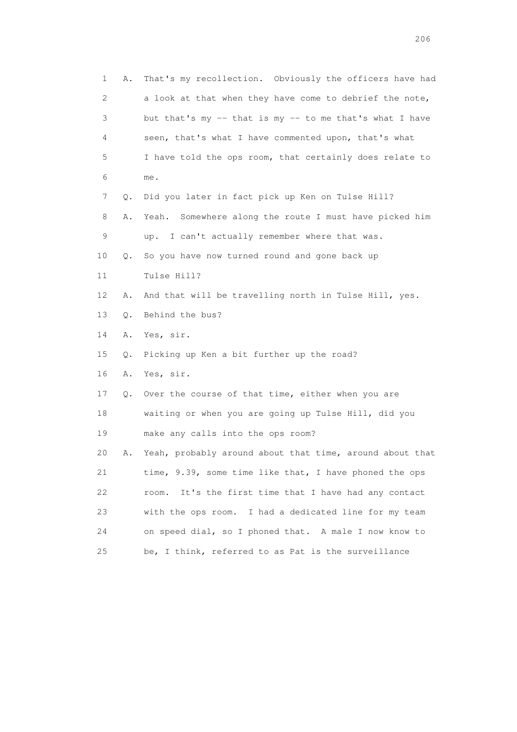1 A. That's my recollection. Obviously the officers have had
2 a look at that when they have come to debrief the note,
3 but that's my -- that is my -- to me that's what I have
4 seen, that's what I have commented upon, that's what
5 I have told the ops room, that certainly does relate to
6 me.
7 Q. Did you later in fact pick up Ken on Tulse Hill?
8 A. Yeah. Somewhere along the route I must have picked him
9 up. I can't actually remember where that was.
10 Q. So you have now turned round and gone back up
11 Tulse Hill?
12 A. And that will be travelling north in Tulse Hill, yes.
13 Q. Behind the bus?
14 A. Yes, sir.
15 Q. Picking up Ken a bit further up the road?
16 A. Yes, sir.
17 Q. Over the course of that time, either when you are
18 waiting or when you are going up Tulse Hill, did you
19 make any calls into the ops room?
20 A. Yeah, probably around about that time, around about that
21 time, 9.39, some time like that, I have phoned the ops
22 room. It's the first time that I have had any contact
23 with the ops room. I had a dedicated line for my team
24 on speed dial, so I phoned that. A male I now know to
25 be, I think, referred to as Pat is the surveillance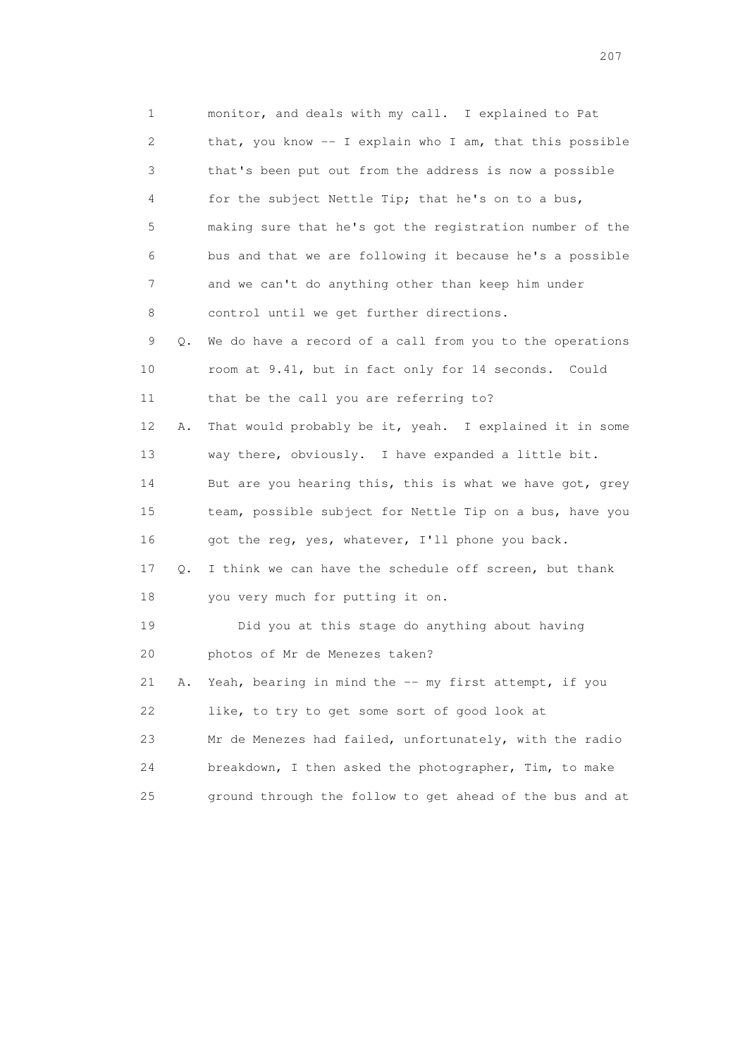1 monitor, and deals with my call. I explained to Pat
2 that, you know -- I explain who I am, that this possible
3 that's been put out from the address is now a possible
4 for the subject Nettle Tip; that he's on to a bus,
5 making sure that he's got the registration number of the
6 bus and that we are following it because he's a possible
7 and we can't do anything other than keep him under
8 control until we get further directions.

9 Q. We do have a record of a call from you to the operations
10 room at 9.41, but in fact only for 14 seconds. Could
11 that be the call you are referring to?

12 A. That would probably be it, yeah. I explained it in some
13 way there, obviously. I have expanded a little bit.
14 But are you hearing this, this is what we have got, grey
15 team, possible subject for Nettle Tip on a bus, have you
16 got the reg, yes, whatever, I'll phone you back.

17 Q. I think we can have the schedule off screen, but thank
18 you very much for putting it on.

19 Did you at this stage do anything about having
20 photos of Mr de Menezes taken?

21 A. Yeah, bearing in mind the -- my first attempt, if you
22 like, to try to get some sort of good look at
23 Mr de Menezes had failed, unfortunately, with the radio
24 breakdown, I then asked the photographer, Tim, to make
25 ground through the follow to get ahead of the bus and at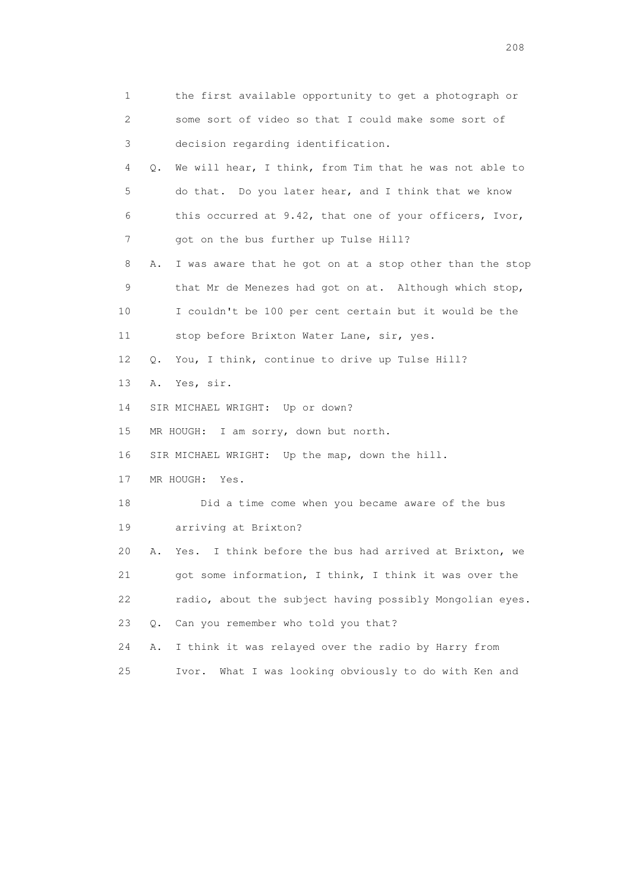1 the first available opportunity to get a photograph or
2 some sort of video so that I could make some sort of
3 decision regarding identification.

4 Q. We will hear, I think, from Tim that he was not able to
5 do that. Do you later hear, and I think that we know
6 this occurred at 9.42, that one of your officers, Ivor,
7 got on the bus further up Tulse Hill?

8 A. I was aware that he got on at a stop other than the stop
9 that Mr de Menezes had got on at. Although which stop,
10 I couldn't be 100 per cent certain but it would be the
11 stop before Brixton Water Lane, sir, yes.

12 Q. You, I think, continue to drive up Tulse Hill?

13 A. Yes, sir.

14 SIR MICHAEL WRIGHT: Up or down?

15 MR HOUGH: I am sorry, down but north.

16 SIR MICHAEL WRIGHT: Up the map, down the hill.

17 MR HOUGH: Yes.

18 Did a time come when you became aware of the bus
19 arriving at Brixton?

20 A. Yes. I think before the bus had arrived at Brixton, we
21 got some information, I think, I think it was over the
22 radio, about the subject having possibly Mongolian eyes.

23 Q. Can you remember who told you that?

24 A. I think it was relayed over the radio by Harry from
25 Ivor. What I was looking obviously to do with Ken and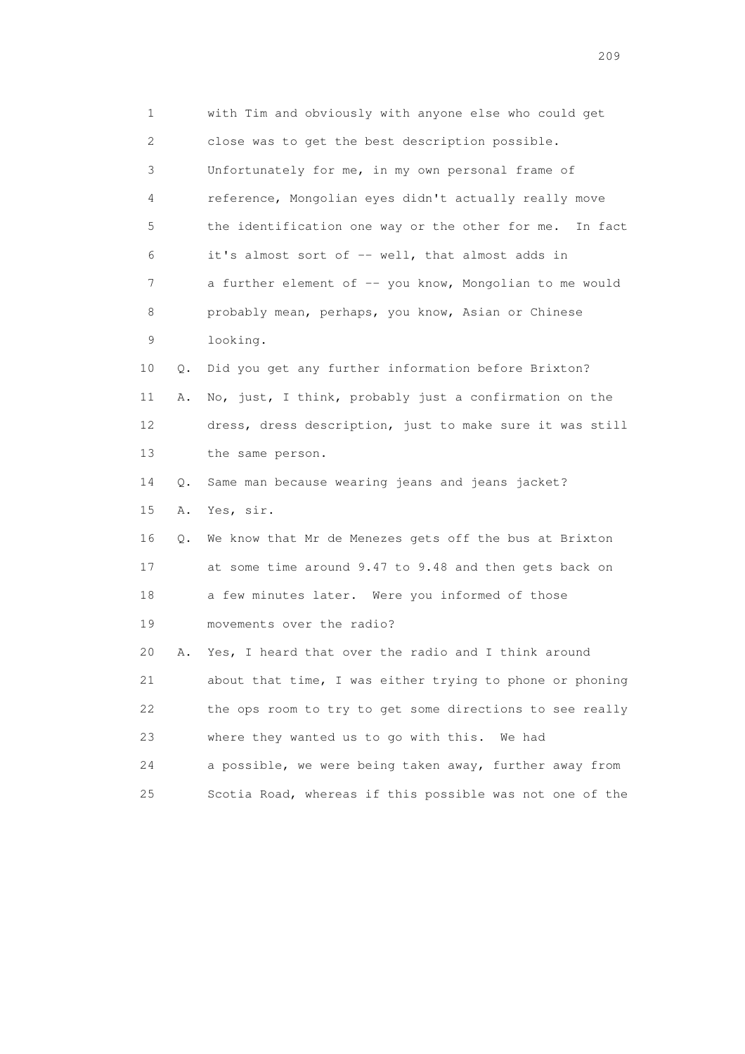1 with Tim and obviously with anyone else who could get
2 close was to get the best description possible.
3 Unfortunately for me, in my own personal frame of
4 reference, Mongolian eyes didn't actually really move
5 the identification one way or the other for me. In fact
6 it's almost sort of -- well, that almost adds in
7 a further element of -- you know, Mongolian to me would
8 probably mean, perhaps, you know, Asian or Chinese
9 looking.

10 Q. Did you get any further information before Brixton?

11 A. No, just, I think, probably just a confirmation on the
12 dress, dress description, just to make sure it was still
13 the same person.

14 Q. Same man because wearing jeans and jeans jacket?

15 A. Yes, sir.

16 Q. We know that Mr de Menezes gets off the bus at Brixton
17 at some time around 9.47 to 9.48 and then gets back on
18 a few minutes later. Were you informed of those
19 movements over the radio?

20 A. Yes, I heard that over the radio and I think around
21 about that time, I was either trying to phone or phoning
22 the ops room to try to get some directions to see really
23 where they wanted us to go with this. We had
24 a possible, we were being taken away, further away from
25 Scotia Road, whereas if this possible was not one of the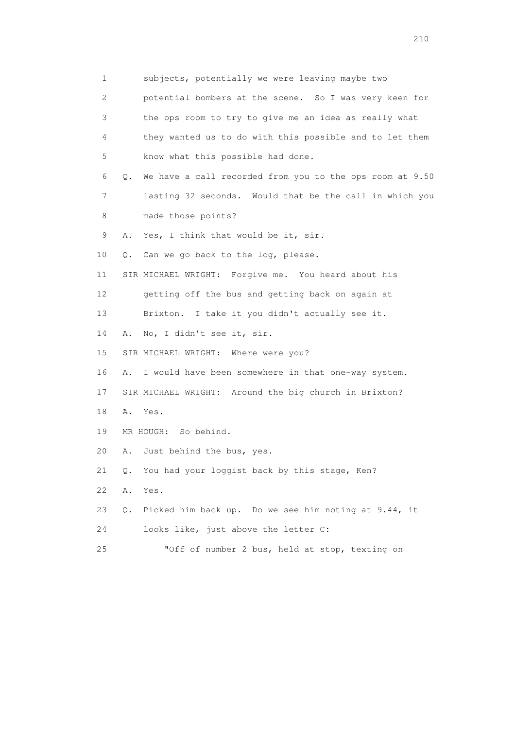1 subjects, potentially we were leaving maybe two
2 potential bombers at the scene. So I was very keen for
3 the ops room to try to give me an idea as really what
4 they wanted us to do with this possible and to let them
5 know what this possible had done.
6 Q. We have a call recorded from you to the ops room at 9.50
7 lasting 32 seconds. Would that be the call in which you
8 made those points?
9 A. Yes, I think that would be it, sir.
10 Q. Can we go back to the log, please.
11 SIR MICHAEL WRIGHT: Forgive me. You heard about his
12 getting off the bus and getting back on again at
13 Brixton. I take it you didn't actually see it.
14 A. No, I didn't see it, sir.
15 SIR MICHAEL WRIGHT: Where were you?
16 A. I would have been somewhere in that one-way system.
17 SIR MICHAEL WRIGHT: Around the big church in Brixton?
18 A. Yes.
19 MR HOUGH: So behind.
20 A. Just behind the bus, yes.
21 Q. You had your loggist back by this stage, Ken?
22 A. Yes.
23 Q. Picked him back up. Do we see him noting at 9.44, it
24 looks like, just above the letter C:
25 "Off of number 2 bus, held at stop, texting on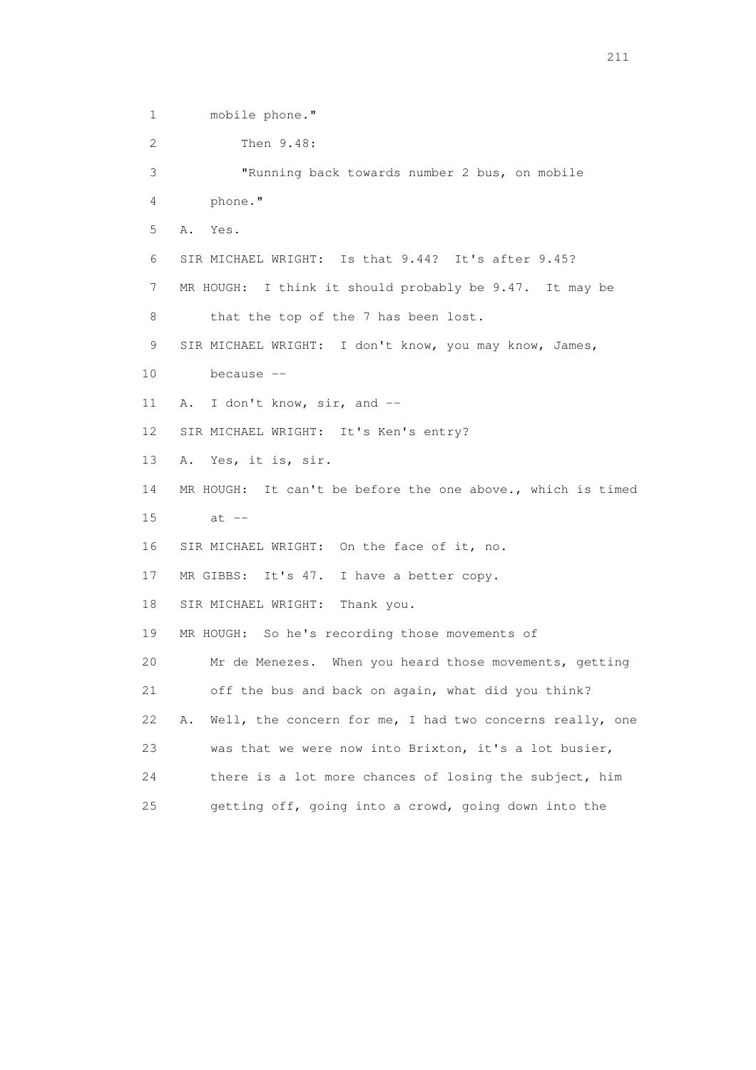1 mobile phone."

2 Then 9.48:

3 "Running back towards number 2 bus, on mobile

4 phone."

5 A. Yes.

6 SIR MICHAEL WRIGHT: Is that 9.44? It's after 9.45?

7 MR HOUGH: I think it should probably be 9.47. It may be

8 that the top of the 7 has been lost.

9 SIR MICHAEL WRIGHT: I don't know, you may know, James,

10 because --

11 A. I don't know, sir, and --

12 SIR MICHAEL WRIGHT: It's Ken's entry?

13 A. Yes, it is, sir.

14 MR HOUGH: It can't be before the one above., which is timed

15 at --

16 SIR MICHAEL WRIGHT: On the face of it, no.

17 MR GIBBS: It's 47. I have a better copy.

18 SIR MICHAEL WRIGHT: Thank you.

19 MR HOUGH: So he's recording those movements of

20 Mr de Menezes. When you heard those movements, getting

21 off the bus and back on again, what did you think?

22 A. Well, the concern for me, I had two concerns really, one

23 was that we were now into Brixton, it's a lot busier,

24 there is a lot more chances of losing the subject, him

25 getting off, going into a crowd, going down into the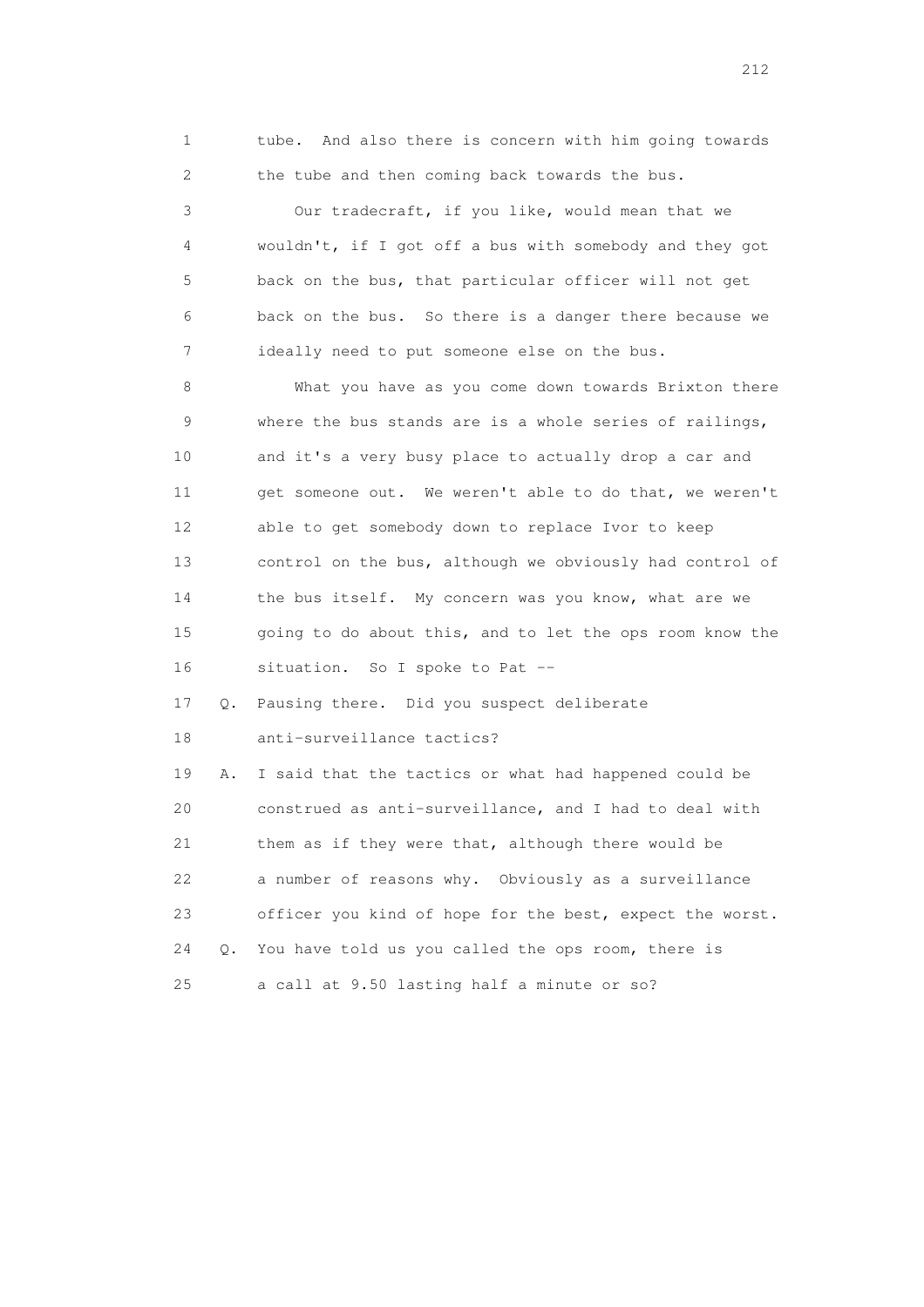1 tube. And also there is concern with him going towards
2 the tube and then coming back towards the bus.

3 Our tradecraft, if you like, would mean that we
4 wouldn't, if I got off a bus with somebody and they got
5 back on the bus, that particular officer will not get
6 back on the bus. So there is a danger there because we
7 ideally need to put someone else on the bus.

8 What you have as you come down towards Brixton there
9 where the bus stands are is a whole series of railings,
10 and it's a very busy place to actually drop a car and
11 get someone out. We weren't able to do that, we weren't
12 able to get somebody down to replace Ivor to keep
13 control on the bus, although we obviously had control of
14 the bus itself. My concern was you know, what are we
15 going to do about this, and to let the ops room know the
16 situation. So I spoke to Pat --

17 Q. Pausing there. Did you suspect deliberate
18 anti-surveillance tactics?

19 A. I said that the tactics or what had happened could be
20 construed as anti-surveillance, and I had to deal with
21 them as if they were that, although there would be
22 a number of reasons why. Obviously as a surveillance
23 officer you kind of hope for the best, expect the worst.

24 Q. You have told us you called the ops room, there is
25 a call at 9.50 lasting half a minute or so?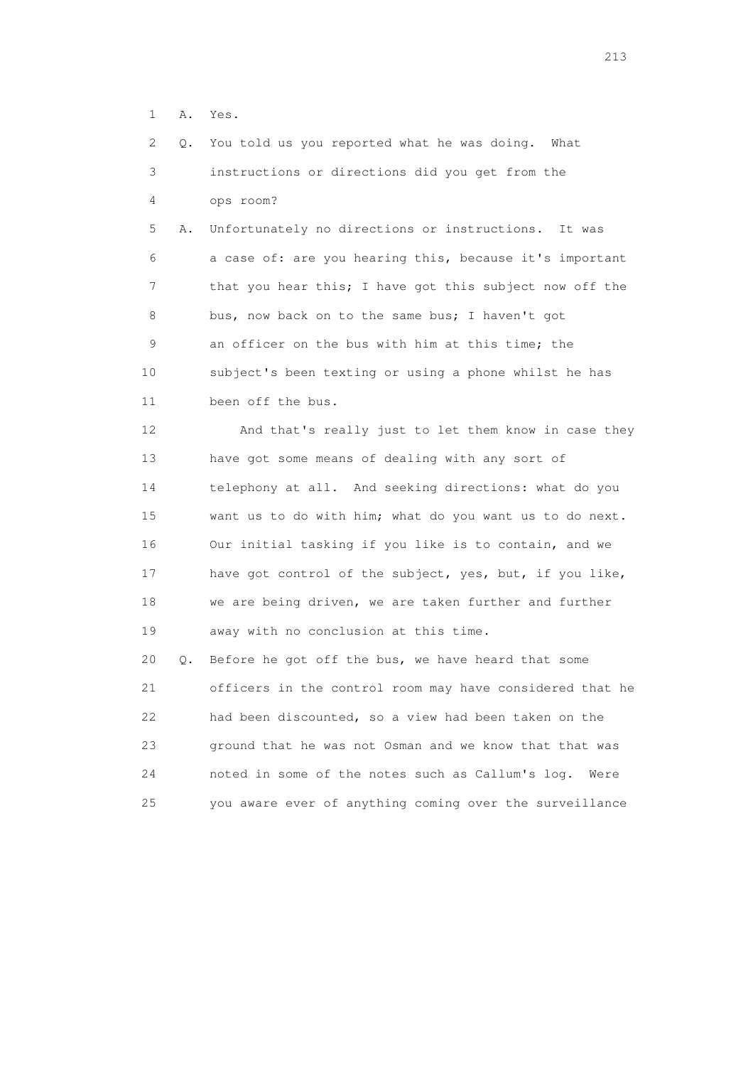1 A. Yes.

2 Q. You told us you reported what he was doing. What
3 instructions or directions did you get from the
4 ops room?

5 A. Unfortunately no directions or instructions. It was
6 a case of: are you hearing this, because it's important
7 that you hear this; I have got this subject now off the
8 bus, now back on to the same bus; I haven't got
9 an officer on the bus with him at this time; the
10 subject's been texting or using a phone whilst he has
11 been off the bus.

12 And that's really just to let them know in case they
13 have got some means of dealing with any sort of
14 telephony at all. And seeking directions: what do you
15 want us to do with him; what do you want us to do next.
16 Our initial tasking if you like is to contain, and we
17 have got control of the subject, yes, but, if you like,
18 we are being driven, we are taken further and further
19 away with no conclusion at this time.

20 Q. Before he got off the bus, we have heard that some
21 officers in the control room may have considered that he
22 had been discounted, so a view had been taken on the
23 ground that he was not Osman and we know that that was
24 noted in some of the notes such as Callum's log. Were
25 you aware ever of anything coming over the surveillance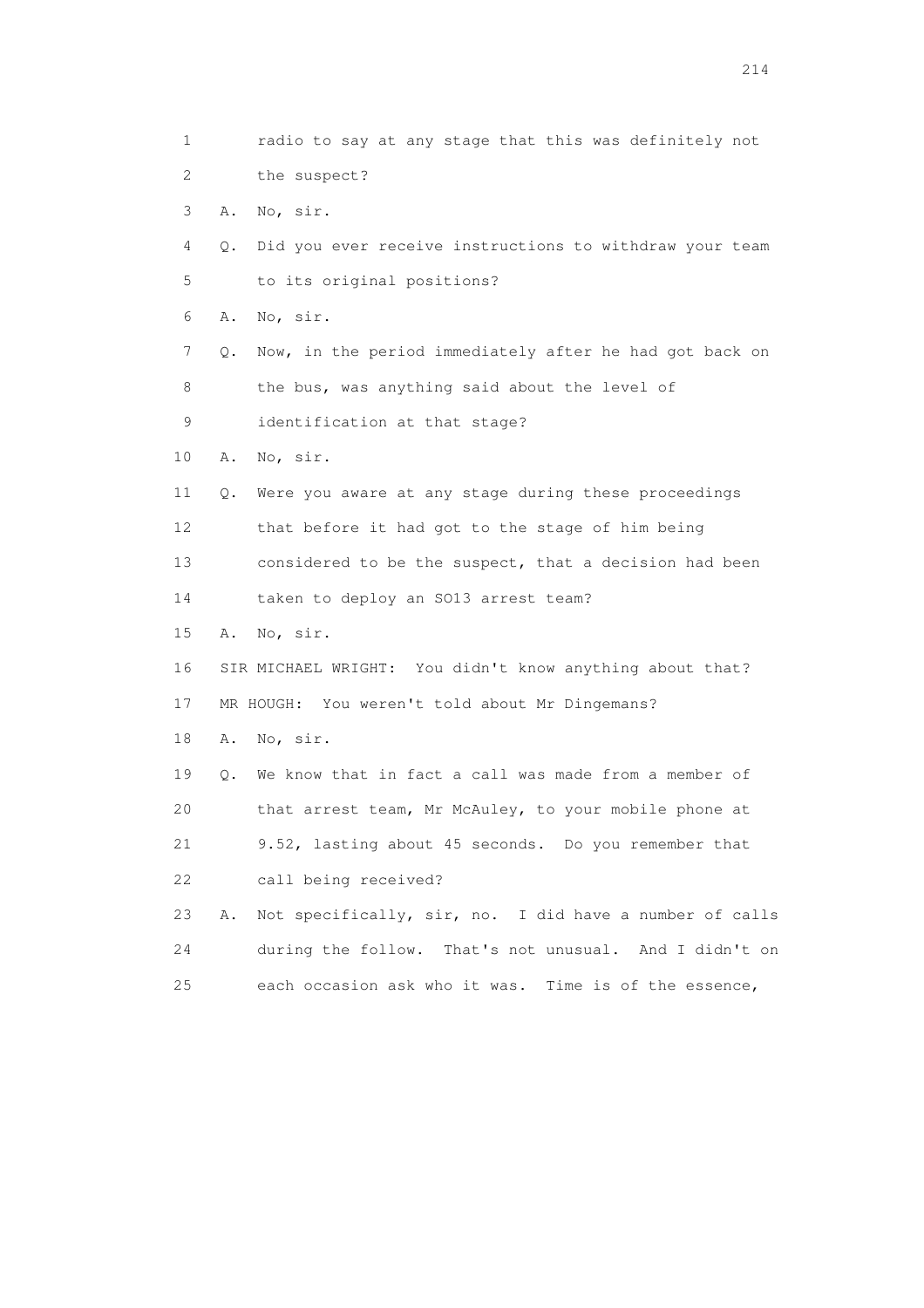1 radio to say at any stage that this was definitely not
2 the suspect?
3 A. No, sir.
4 Q. Did you ever receive instructions to withdraw your team
5 to its original positions?
6 A. No, sir.
7 Q. Now, in the period immediately after he had got back on
8 the bus, was anything said about the level of
9 identification at that stage?
10 A. No, sir.
11 Q. Were you aware at any stage during these proceedings
12 that before it had got to the stage of him being
13 considered to be the suspect, that a decision had been
14 taken to deploy an SO13 arrest team?
15 A. No, sir.
16 SIR MICHAEL WRIGHT: You didn't know anything about that?
17 MR HOUGH: You weren't told about Mr Dingemans?
18 A. No, sir.
19 Q. We know that in fact a call was made from a member of
20 that arrest team, Mr McAuley, to your mobile phone at
21 9.52, lasting about 45 seconds. Do you remember that
22 call being received?
23 A. Not specifically, sir, no. I did have a number of calls
24 during the follow. That's not unusual. And I didn't on
25 each occasion ask who it was. Time is of the essence,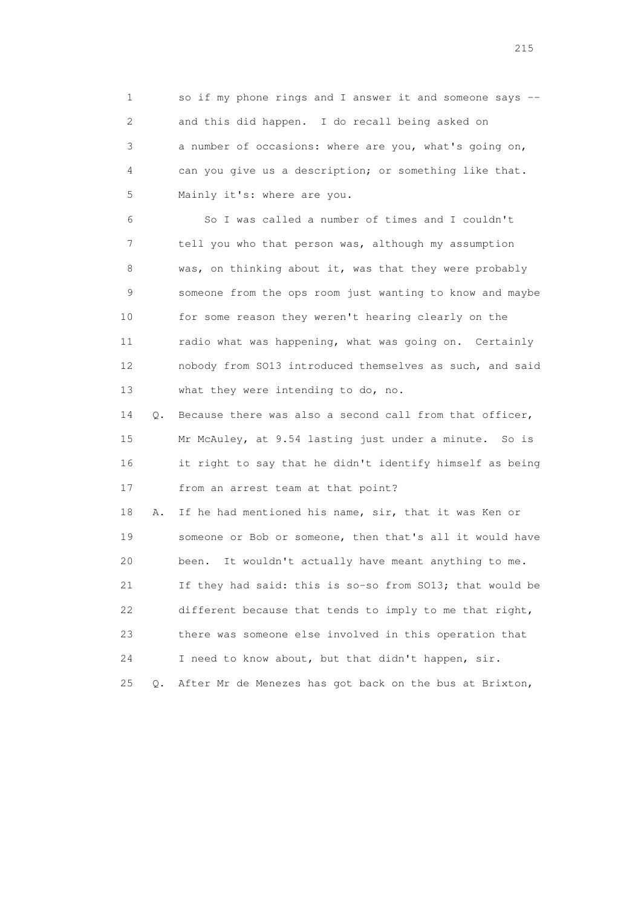1 so if my phone rings and I answer it and someone says --
2 and this did happen. I do recall being asked on
3 a number of occasions: where are you, what's going on,
4 can you give us a description; or something like that.
5 Mainly it's: where are you.

6 So I was called a number of times and I couldn't
7 tell you who that person was, although my assumption
8 was, on thinking about it, was that they were probably
9 someone from the ops room just wanting to know and maybe
10 for some reason they weren't hearing clearly on the
11 radio what was happening, what was going on. Certainly
12 nobody from SO13 introduced themselves as such, and said
13 what they were intending to do, no.

14 Q. Because there was also a second call from that officer,
15 Mr McAuley, at 9.54 lasting just under a minute. So is
16 it right to say that he didn't identify himself as being
17 from an arrest team at that point?

18 A. If he had mentioned his name, sir, that it was Ken or
19 someone or Bob or someone, then that's all it would have
20 been. It wouldn't actually have meant anything to me.
21 If they had said: this is so-so from SO13; that would be
22 different because that tends to imply to me that right,
23 there was someone else involved in this operation that
24 I need to know about, but that didn't happen, sir.

25 Q. After Mr de Menezes has got back on the bus at Brixton,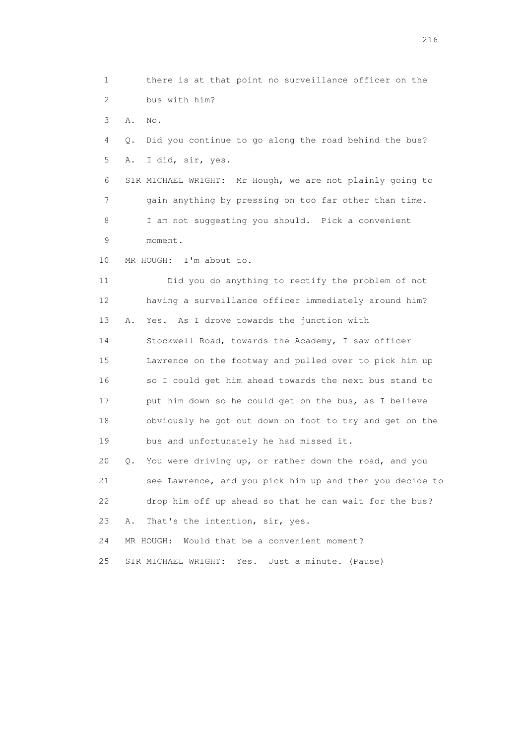1 there is at that point no surveillance officer on the
2 bus with him?

3 A. No.

4 Q. Did you continue to go along the road behind the bus?

5 A. I did, sir, yes.

6 SIR MICHAEL WRIGHT: Mr Hough, we are not plainly going to
7 gain anything by pressing on too far other than time.
8 I am not suggesting you should. Pick a convenient
9 moment.

10 MR HOUGH: I'm about to.

11 Did you do anything to rectify the problem of not
12 having a surveillance officer immediately around him?

13 A. Yes. As I drove towards the junction with
14 Stockwell Road, towards the Academy, I saw officer
15 Lawrence on the footway and pulled over to pick him up
16 so I could get him ahead towards the next bus stand to
17 put him down so he could get on the bus, as I believe
18 obviously he got out down on foot to try and get on the
19 bus and unfortunately he had missed it.

20 Q. You were driving up, or rather down the road, and you
21 see Lawrence, and you pick him up and then you decide to
22 drop him off up ahead so that he can wait for the bus?

23 A. That's the intention, sir, yes.

24 MR HOUGH: Would that be a convenient moment?

25 SIR MICHAEL WRIGHT: Yes. Just a minute. (Pause)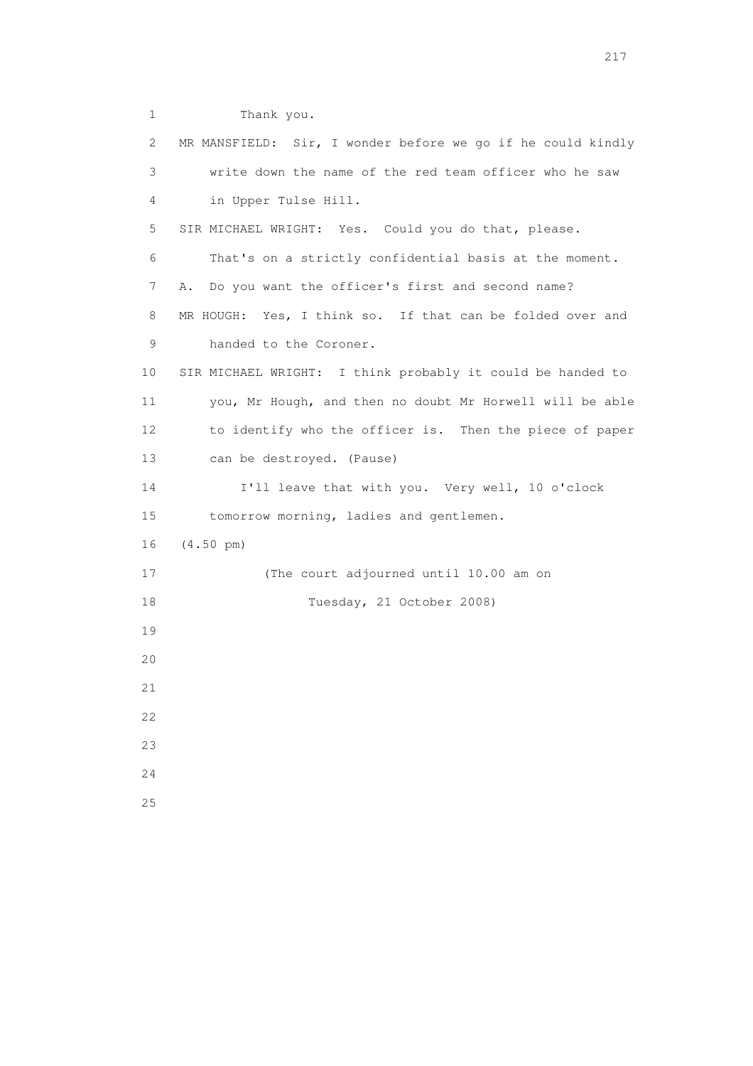1 Thank you.

2 MR MANSFIELD: Sir, I wonder before we go if he could kindly

3 write down the name of the red team officer who he saw

4 in Upper Tulse Hill.

5 SIR MICHAEL WRIGHT: Yes. Could you do that, please.

6 That's on a strictly confidential basis at the moment.

7 A. Do you want the officer's first and second name?

8 MR HOUGH: Yes, I think so. If that can be folded over and

9 handed to the Coroner.

10 SIR MICHAEL WRIGHT: I think probably it could be handed to

11 you, Mr Hough, and then no doubt Mr Horwell will be able

12 to identify who the officer is. Then the piece of paper

13 can be destroyed. (Pause)

14 I'll leave that with you. Very well, 10 o'clock

15 tomorrow morning, ladies and gentlemen.

16 (4.50 pm)

17 (The court adjourned until 10.00 am on

18 Tuesday, 21 October 2008)

19

20

21

22

23

24

25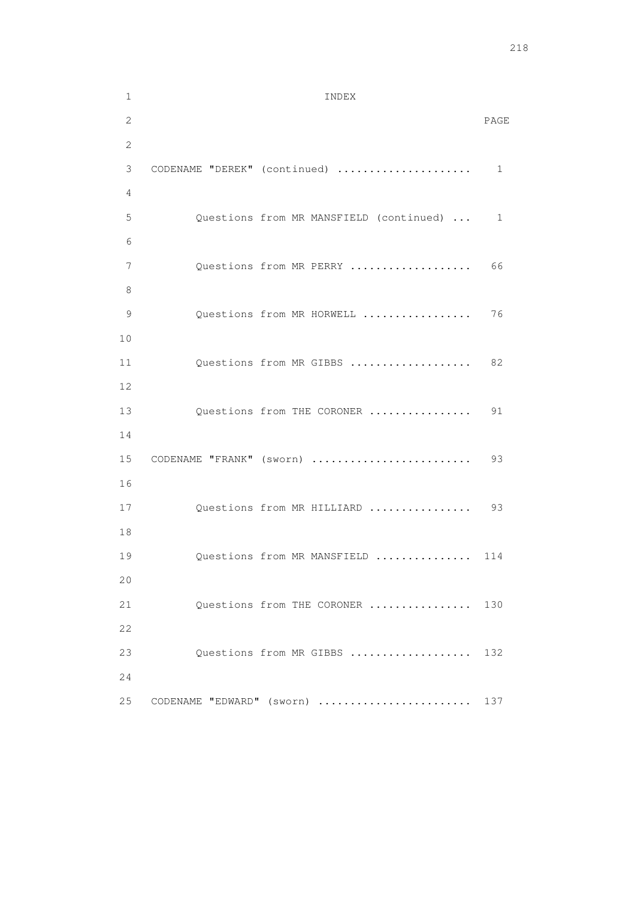# INDEX

| | PAGE |
|---|---|
| CODENAME "DEREK" (continued) | 1 |
| Questions from MR MANSFIELD (continued) | 1 |
| Questions from MR PERRY | 66 |
| Questions from MR HORWELL | 76 |
| Questions from MR GIBBS | 82 |
| Questions from THE CORONER | 91 |
| CODENAME "FRANK" (sworn) | 93 |
| Questions from MR HILLIARD | 93 |
| Questions from MR MANSFIELD | 114 |
| Questions from THE CORONER | 130 |
| Questions from MR GIBBS | 132 |
| CODENAME "EDWARD" (sworn) | 137 |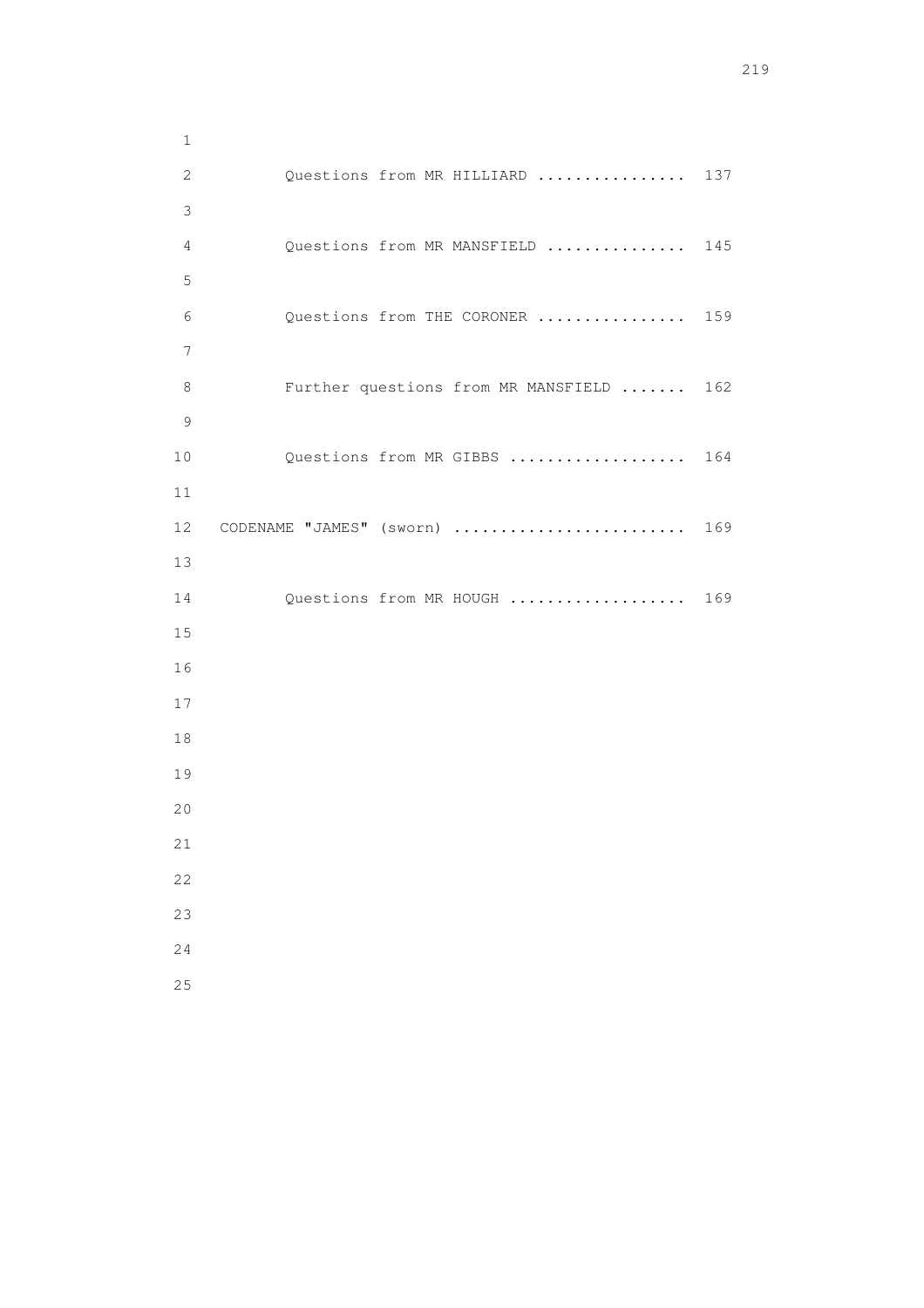Questions from MR HILLIARD ................ 137

Questions from MR MANSFIELD ............... 145

Questions from THE CORONER ................ 159

Further questions from MR MANSFIELD ....... 162

Questions from MR GIBBS ................... 164

CODENAME "JAMES" (sworn) ......................... 169

Questions from MR HOUGH ................... 169